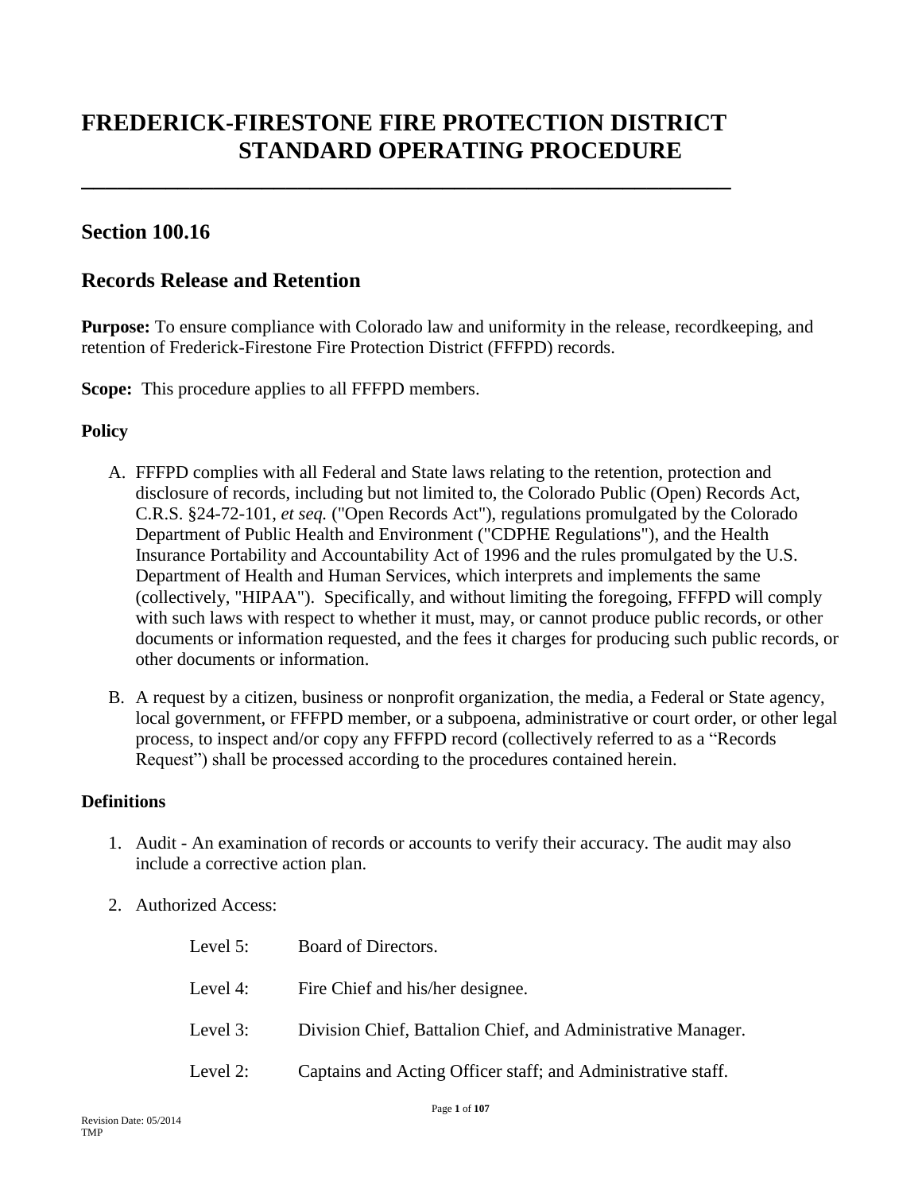# FREDERICK-FIRESTONE FIRE PROTECTION DISTRICT STANDARD OPERATING PROCEDURE

## Section 100.16

## Records Release and Retention

**Purpose:** To ensure compliance with Colorado law and uniformity in the release, recordkeeping, and retention of Frederick-Firestone Fire Protection District (FFFPD) records.

**Scope:** This procedure applies to all FFFPD members.

### Policy

A. FFFPD complies with all Federal and State laws relating to the retention, protection and disclosure of records, including but not limited to, the Colorado Public (Open) Records Act, C.R.S. §24-72-101, *et seq.* ("Open Records Act"), regulations promulgated by the Colorado Department of Public Health and Environment ("CDPHE Regulations"), and the Health Insurance Portability and Accountability Act of 1996 and the rules promulgated by the U.S. Department of Health and Human Services, which interprets and implements the same (collectively, "HIPAA"). Specifically, and without limiting the foregoing, FFFPD will comply with such laws with respect to whether it must, may, or cannot produce public records, or other documents or information requested, and the fees it charges for producing such public records, or other documents or information.

B. A request by a citizen, business or nonprofit organization, the media, a Federal or State agency, local government, or FFFPD member, or a subpoena, administrative or court order, or other legal process, to inspect and/or copy any FFFPD record (collectively referred to as a "Records Request") shall be processed according to the procedures contained herein.

### Definitions

1. Audit - An examination of records or accounts to verify their accuracy. The audit may also include a corrective action plan.

2. Authorized Access:

   Level 5: Board of Directors.

   Level 4: Fire Chief and his/her designee.

   Level 3: Division Chief, Battalion Chief, and Administrative Manager.

   Level 2: Captains and Acting Officer staff; and Administrative staff.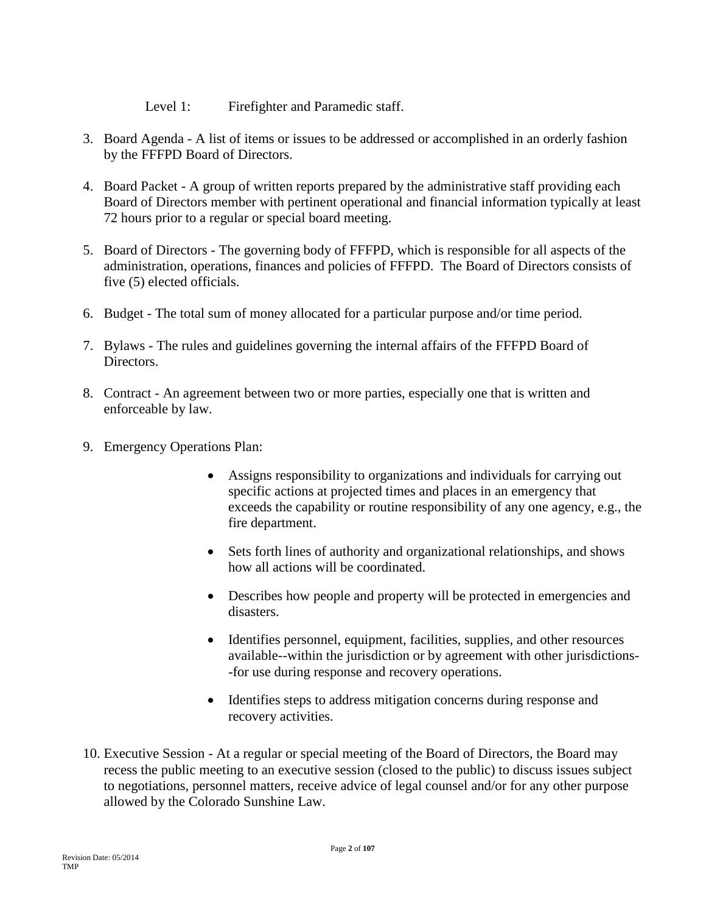Level 1: Firefighter and Paramedic staff.

3. Board Agenda - A list of items or issues to be addressed or accomplished in an orderly fashion by the FFFPD Board of Directors.

4. Board Packet - A group of written reports prepared by the administrative staff providing each Board of Directors member with pertinent operational and financial information typically at least 72 hours prior to a regular or special board meeting.

5. Board of Directors - The governing body of FFFPD, which is responsible for all aspects of the administration, operations, finances and policies of FFFPD. The Board of Directors consists of five (5) elected officials.

6. Budget - The total sum of money allocated for a particular purpose and/or time period.

7. Bylaws - The rules and guidelines governing the internal affairs of the FFFPD Board of Directors.

8. Contract - An agreement between two or more parties, especially one that is written and enforceable by law.

9. Emergency Operations Plan:

    - Assigns responsibility to organizations and individuals for carrying out specific actions at projected times and places in an emergency that exceeds the capability or routine responsibility of any one agency, e.g., the fire department.

    - Sets forth lines of authority and organizational relationships, and shows how all actions will be coordinated.

    - Describes how people and property will be protected in emergencies and disasters.

    - Identifies personnel, equipment, facilities, supplies, and other resources available--within the jurisdiction or by agreement with other jurisdictions--for use during response and recovery operations.

    - Identifies steps to address mitigation concerns during response and recovery activities.

10. Executive Session - At a regular or special meeting of the Board of Directors, the Board may recess the public meeting to an executive session (closed to the public) to discuss issues subject to negotiations, personnel matters, receive advice of legal counsel and/or for any other purpose allowed by the Colorado Sunshine Law.

Revision Date: 05/2014
TMP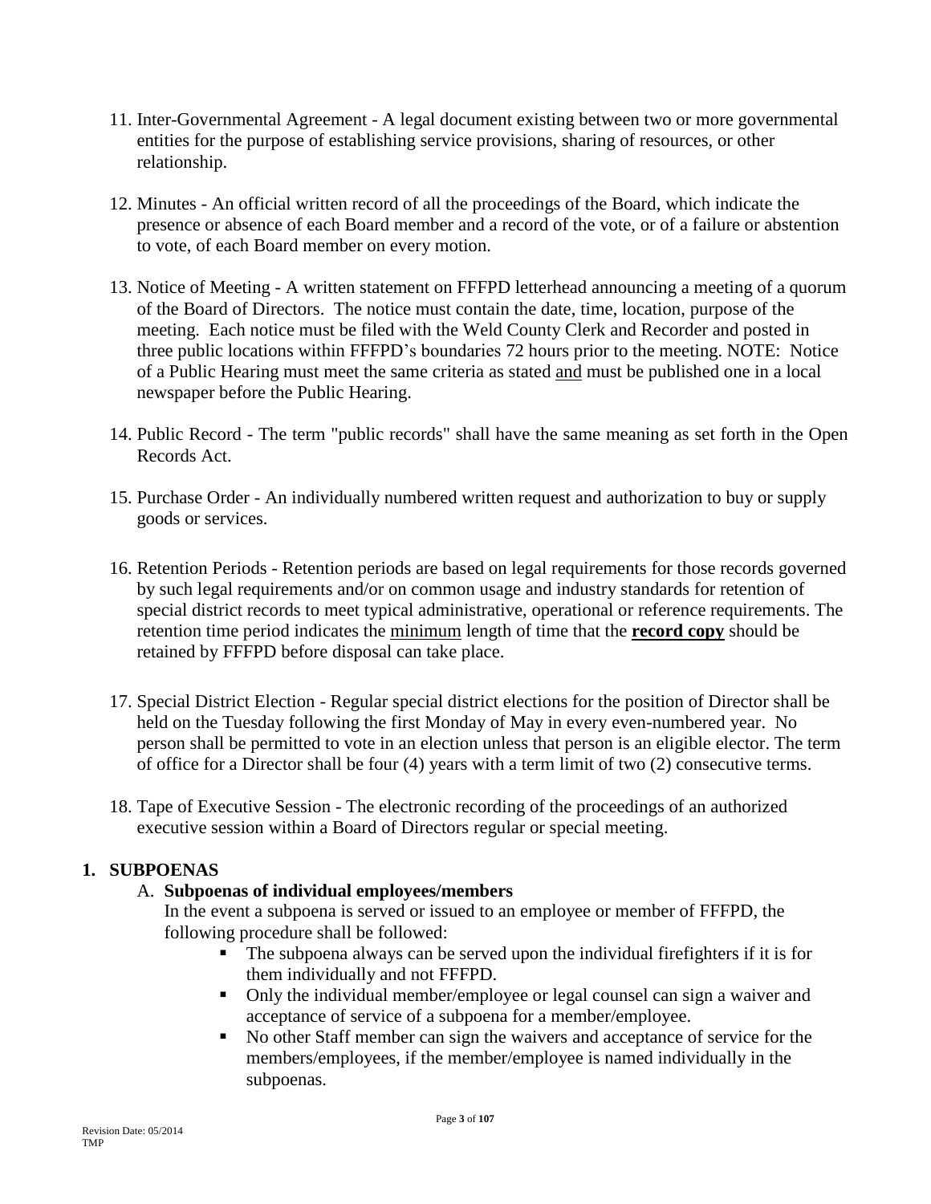11. Inter-Governmental Agreement - A legal document existing between two or more governmental entities for the purpose of establishing service provisions, sharing of resources, or other relationship.

12. Minutes - An official written record of all the proceedings of the Board, which indicate the presence or absence of each Board member and a record of the vote, or of a failure or abstention to vote, of each Board member on every motion.

13. Notice of Meeting - A written statement on FFFPD letterhead announcing a meeting of a quorum of the Board of Directors. The notice must contain the date, time, location, purpose of the meeting. Each notice must be filed with the Weld County Clerk and Recorder and posted in three public locations within FFFPD's boundaries 72 hours prior to the meeting. NOTE: Notice of a Public Hearing must meet the same criteria as stated <u>and</u> must be published one in a local newspaper before the Public Hearing.

14. Public Record - The term "public records" shall have the same meaning as set forth in the Open Records Act.

15. Purchase Order - An individually numbered written request and authorization to buy or supply goods or services.

16. Retention Periods - Retention periods are based on legal requirements for those records governed by such legal requirements and/or on common usage and industry standards for retention of special district records to meet typical administrative, operational or reference requirements. The retention time period indicates the <u>minimum</u> length of time that the **<u>record copy</u>** should be retained by FFFPD before disposal can take place.

17. Special District Election - Regular special district elections for the position of Director shall be held on the Tuesday following the first Monday of May in every even-numbered year. No person shall be permitted to vote in an election unless that person is an eligible elector. The term of office for a Director shall be four (4) years with a term limit of two (2) consecutive terms.

18. Tape of Executive Session - The electronic recording of the proceedings of an authorized executive session within a Board of Directors regular or special meeting.

## 1. SUBPOENAS

### A. Subpoenas of individual employees/members

In the event a subpoena is served or issued to an employee or member of FFFPD, the following procedure shall be followed:

- The subpoena always can be served upon the individual firefighters if it is for them individually and not FFFPD.
- Only the individual member/employee or legal counsel can sign a waiver and acceptance of service of a subpoena for a member/employee.
- No other Staff member can sign the waivers and acceptance of service for the members/employees, if the member/employee is named individually in the subpoenas.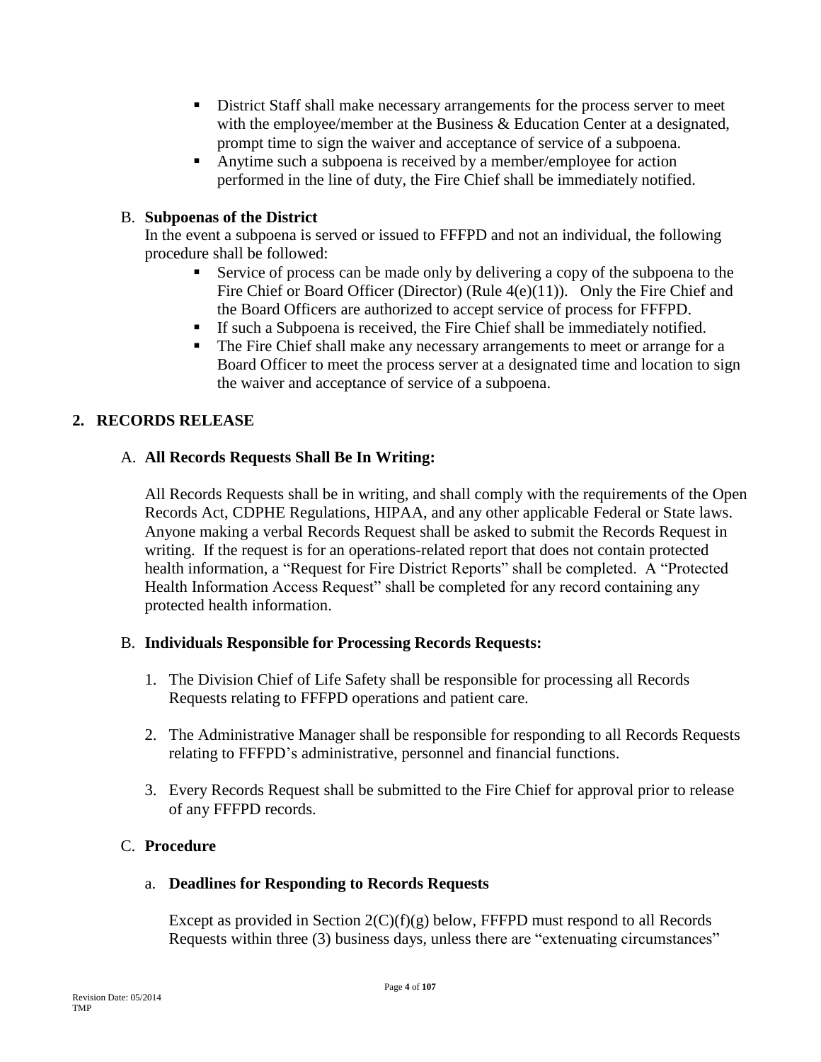- District Staff shall make necessary arrangements for the process server to meet with the employee/member at the Business & Education Center at a designated, prompt time to sign the waiver and acceptance of service of a subpoena.
- Anytime such a subpoena is received by a member/employee for action performed in the line of duty, the Fire Chief shall be immediately notified.

B. **Subpoenas of the District**

In the event a subpoena is served or issued to FFFPD and not an individual, the following procedure shall be followed:

- Service of process can be made only by delivering a copy of the subpoena to the Fire Chief or Board Officer (Director) (Rule 4(e)(11)). Only the Fire Chief and the Board Officers are authorized to accept service of process for FFFPD.
- If such a Subpoena is received, the Fire Chief shall be immediately notified.
- The Fire Chief shall make any necessary arrangements to meet or arrange for a Board Officer to meet the process server at a designated time and location to sign the waiver and acceptance of service of a subpoena.

## 2. RECORDS RELEASE

A. **All Records Requests Shall Be In Writing:**

All Records Requests shall be in writing, and shall comply with the requirements of the Open Records Act, CDPHE Regulations, HIPAA, and any other applicable Federal or State laws. Anyone making a verbal Records Request shall be asked to submit the Records Request in writing. If the request is for an operations-related report that does not contain protected health information, a "Request for Fire District Reports" shall be completed. A "Protected Health Information Access Request" shall be completed for any record containing any protected health information.

B. **Individuals Responsible for Processing Records Requests:**

1. The Division Chief of Life Safety shall be responsible for processing all Records Requests relating to FFFPD operations and patient care.

2. The Administrative Manager shall be responsible for responding to all Records Requests relating to FFFPD's administrative, personnel and financial functions.

3. Every Records Request shall be submitted to the Fire Chief for approval prior to release of any FFFPD records.

C. **Procedure**

a. **Deadlines for Responding to Records Requests**

Except as provided in Section 2(C)(f)(g) below, FFFPD must respond to all Records Requests within three (3) business days, unless there are "extenuating circumstances"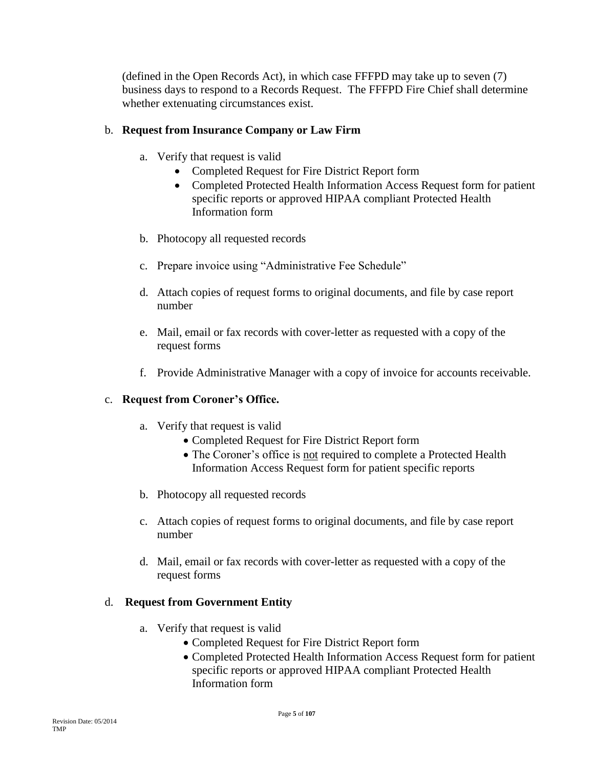(defined in the Open Records Act), in which case FFFPD may take up to seven (7) business days to respond to a Records Request. The FFFPD Fire Chief shall determine whether extenuating circumstances exist.

b. **Request from Insurance Company or Law Firm**

   a. Verify that request is valid
      - Completed Request for Fire District Report form
      - Completed Protected Health Information Access Request form for patient specific reports or approved HIPAA compliant Protected Health Information form

   b. Photocopy all requested records

   c. Prepare invoice using "Administrative Fee Schedule"

   d. Attach copies of request forms to original documents, and file by case report number

   e. Mail, email or fax records with cover-letter as requested with a copy of the request forms

   f. Provide Administrative Manager with a copy of invoice for accounts receivable.

c. **Request from Coroner's Office.**

   a. Verify that request is valid
      - Completed Request for Fire District Report form
      - The Coroner's office is <u>not</u> required to complete a Protected Health Information Access Request form for patient specific reports

   b. Photocopy all requested records

   c. Attach copies of request forms to original documents, and file by case report number

   d. Mail, email or fax records with cover-letter as requested with a copy of the request forms

d. **Request from Government Entity**

   a. Verify that request is valid
      - Completed Request for Fire District Report form
      - Completed Protected Health Information Access Request form for patient specific reports or approved HIPAA compliant Protected Health Information form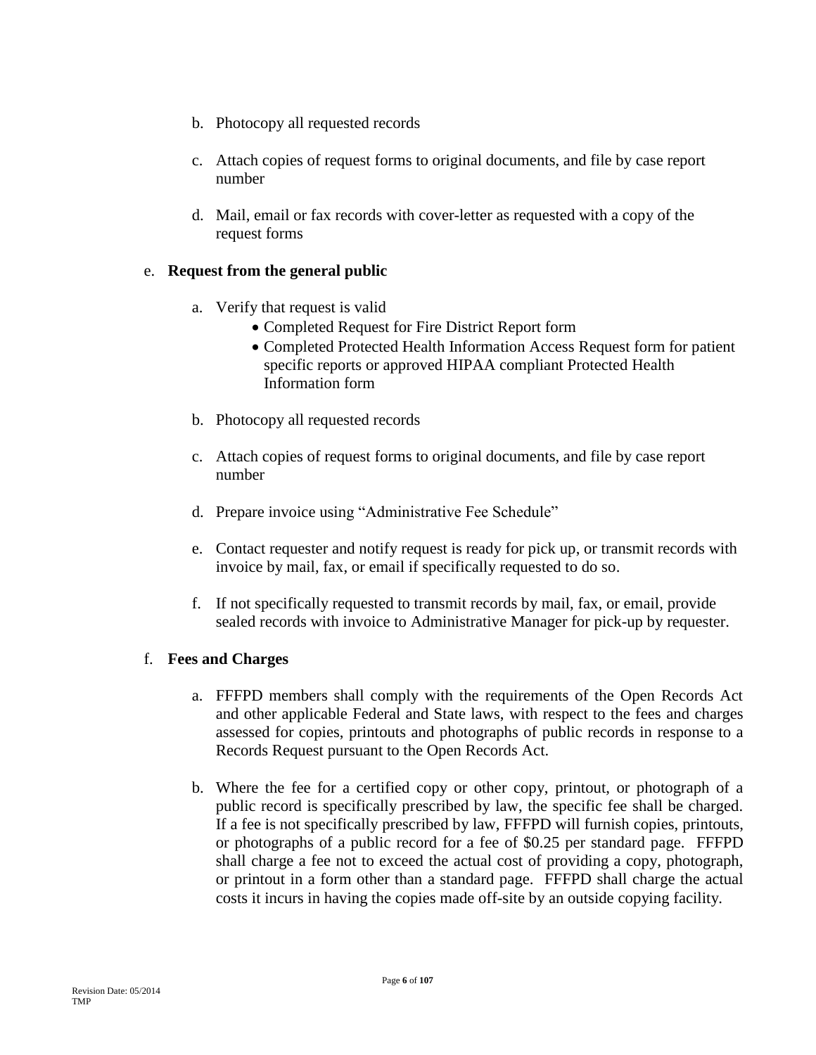b. Photocopy all requested records

c. Attach copies of request forms to original documents, and file by case report number

d. Mail, email or fax records with cover-letter as requested with a copy of the request forms

e. **Request from the general public**

   a. Verify that request is valid
      - Completed Request for Fire District Report form
      - Completed Protected Health Information Access Request form for patient specific reports or approved HIPAA compliant Protected Health Information form

   b. Photocopy all requested records

   c. Attach copies of request forms to original documents, and file by case report number

   d. Prepare invoice using "Administrative Fee Schedule"

   e. Contact requester and notify request is ready for pick up, or transmit records with invoice by mail, fax, or email if specifically requested to do so.

   f. If not specifically requested to transmit records by mail, fax, or email, provide sealed records with invoice to Administrative Manager for pick-up by requester.

f. **Fees and Charges**

   a. FFFPD members shall comply with the requirements of the Open Records Act and other applicable Federal and State laws, with respect to the fees and charges assessed for copies, printouts and photographs of public records in response to a Records Request pursuant to the Open Records Act.

   b. Where the fee for a certified copy or other copy, printout, or photograph of a public record is specifically prescribed by law, the specific fee shall be charged. If a fee is not specifically prescribed by law, FFFPD will furnish copies, printouts, or photographs of a public record for a fee of $0.25 per standard page. FFFPD shall charge a fee not to exceed the actual cost of providing a copy, photograph, or printout in a form other than a standard page. FFFPD shall charge the actual costs it incurs in having the copies made off-site by an outside copying facility.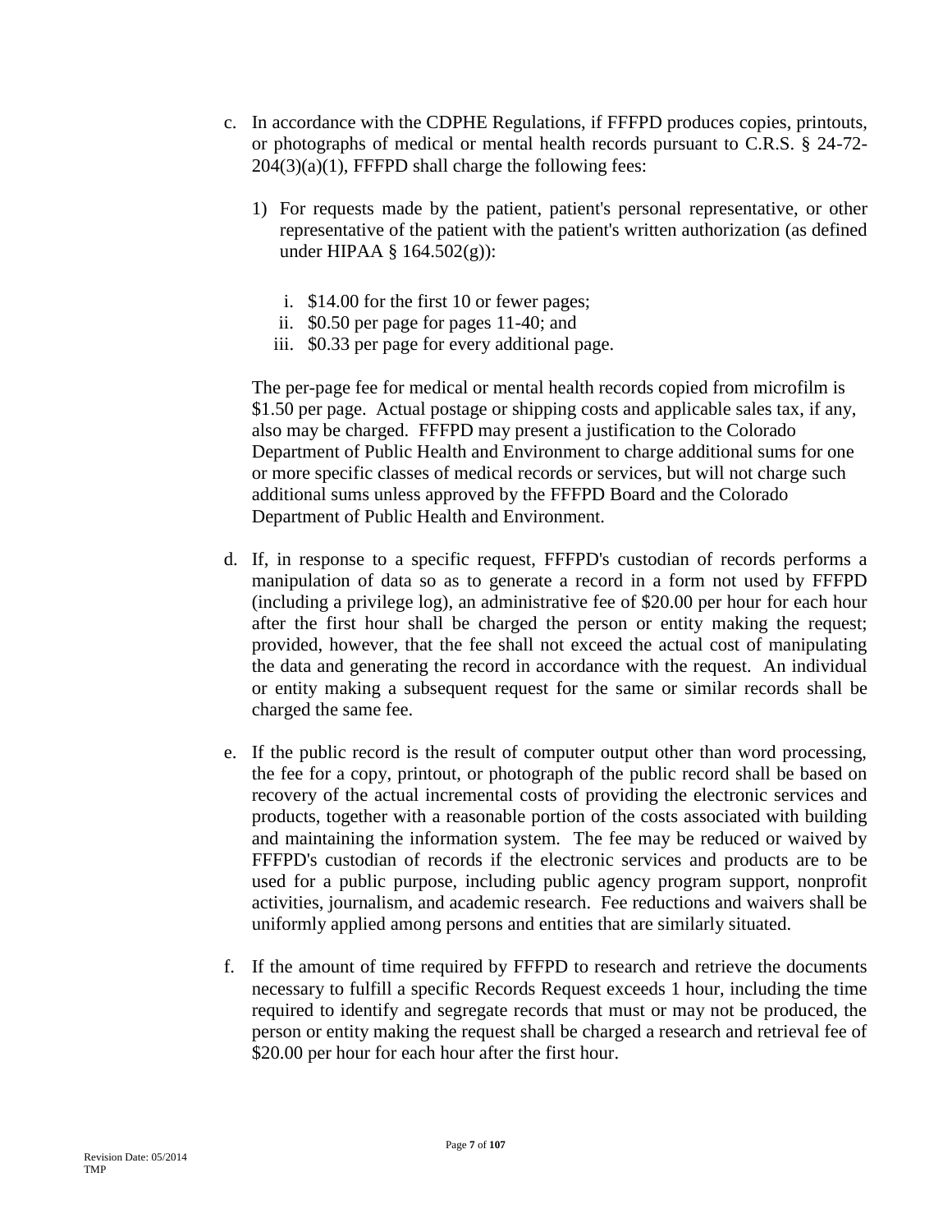c. In accordance with the CDPHE Regulations, if FFFPD produces copies, printouts, or photographs of medical or mental health records pursuant to C.R.S. § 24-72-204(3)(a)(1), FFFPD shall charge the following fees:

   1) For requests made by the patient, patient's personal representative, or other representative of the patient with the patient's written authorization (as defined under HIPAA § 164.502(g)):

      i. $14.00 for the first 10 or fewer pages;
      ii. $0.50 per page for pages 11-40; and
      iii. $0.33 per page for every additional page.

   The per-page fee for medical or mental health records copied from microfilm is $1.50 per page. Actual postage or shipping costs and applicable sales tax, if any, also may be charged. FFFPD may present a justification to the Colorado Department of Public Health and Environment to charge additional sums for one or more specific classes of medical records or services, but will not charge such additional sums unless approved by the FFFPD Board and the Colorado Department of Public Health and Environment.

d. If, in response to a specific request, FFFPD's custodian of records performs a manipulation of data so as to generate a record in a form not used by FFFPD (including a privilege log), an administrative fee of $20.00 per hour for each hour after the first hour shall be charged the person or entity making the request; provided, however, that the fee shall not exceed the actual cost of manipulating the data and generating the record in accordance with the request. An individual or entity making a subsequent request for the same or similar records shall be charged the same fee.

e. If the public record is the result of computer output other than word processing, the fee for a copy, printout, or photograph of the public record shall be based on recovery of the actual incremental costs of providing the electronic services and products, together with a reasonable portion of the costs associated with building and maintaining the information system. The fee may be reduced or waived by FFFPD's custodian of records if the electronic services and products are to be used for a public purpose, including public agency program support, nonprofit activities, journalism, and academic research. Fee reductions and waivers shall be uniformly applied among persons and entities that are similarly situated.

f. If the amount of time required by FFFPD to research and retrieve the documents necessary to fulfill a specific Records Request exceeds 1 hour, including the time required to identify and segregate records that must or may not be produced, the person or entity making the request shall be charged a research and retrieval fee of $20.00 per hour for each hour after the first hour.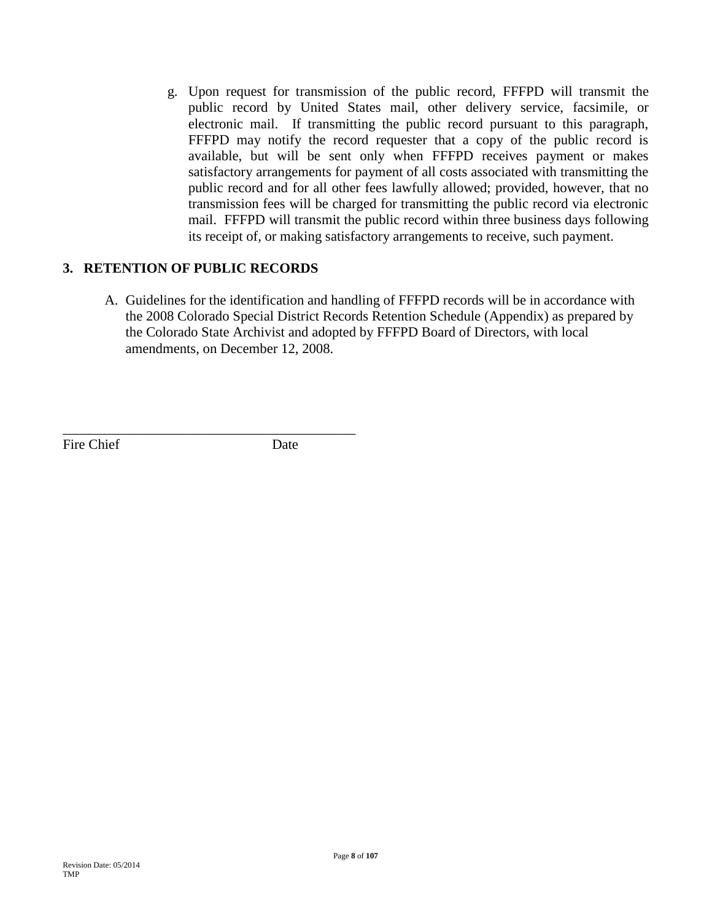g. Upon request for transmission of the public record, FFFPD will transmit the public record by United States mail, other delivery service, facsimile, or electronic mail. If transmitting the public record pursuant to this paragraph, FFFPD may notify the record requester that a copy of the public record is available, but will be sent only when FFFPD receives payment or makes satisfactory arrangements for payment of all costs associated with transmitting the public record and for all other fees lawfully allowed; provided, however, that no transmission fees will be charged for transmitting the public record via electronic mail. FFFPD will transmit the public record within three business days following its receipt of, or making satisfactory arrangements to receive, such payment.

## 3. RETENTION OF PUBLIC RECORDS

A. Guidelines for the identification and handling of FFFPD records will be in accordance with the 2008 Colorado Special District Records Retention Schedule (Appendix) as prepared by the Colorado State Archivist and adopted by FFFPD Board of Directors, with local amendments, on December 12, 2008.

\_\_\_\_\_\_\_\_\_\_\_\_\_\_\_\_\_\_\_\_\_\_\_\_\_\_\_\_\_\_\_\_\_\_\_\_\_\_\_\_\_\_\_\_

Fire Chief Date

Revision Date: 05/2014
TMP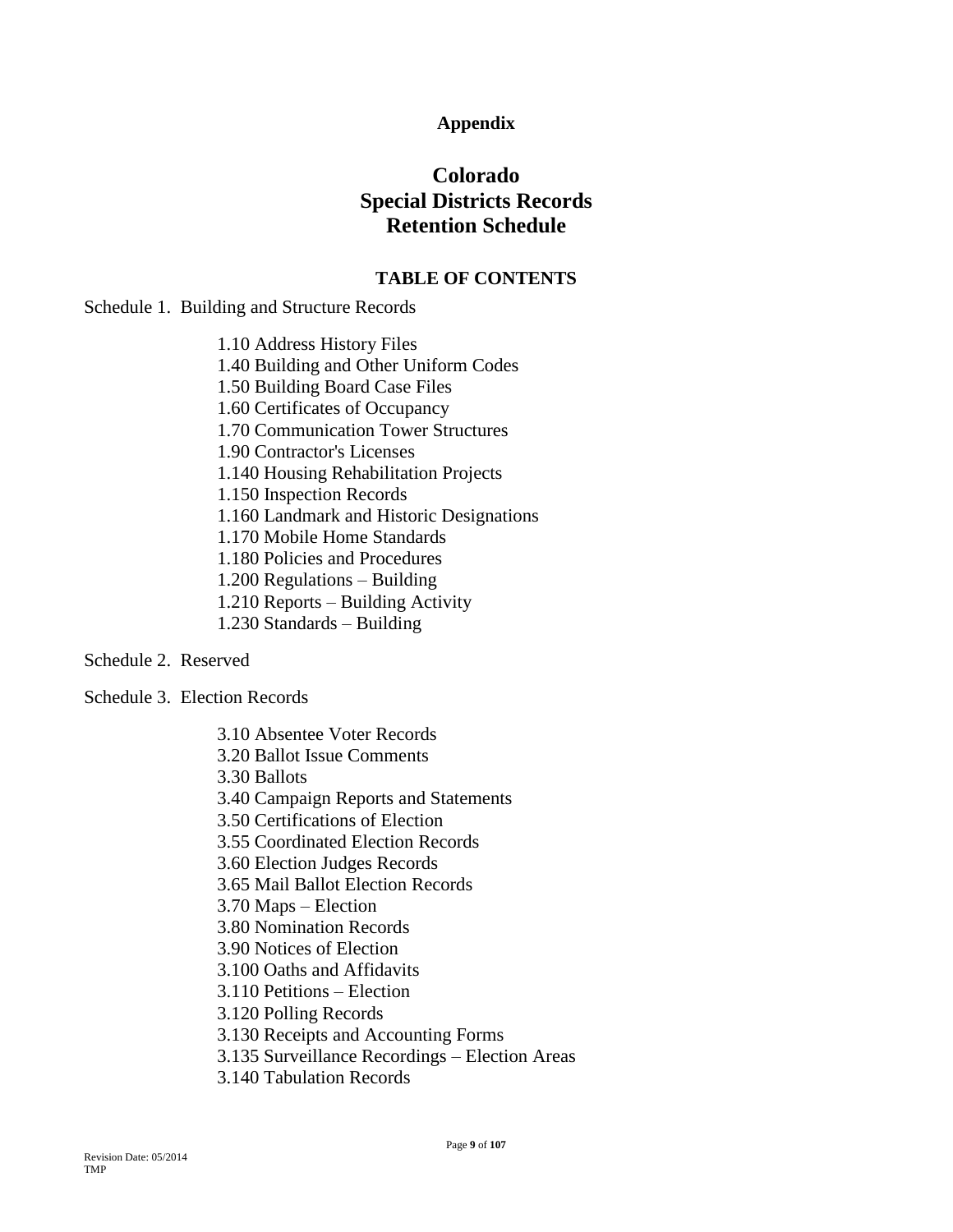## Appendix

# Colorado Special Districts Records Retention Schedule

### TABLE OF CONTENTS

Schedule 1. Building and Structure Records

- 1.10 Address History Files
- 1.40 Building and Other Uniform Codes
- 1.50 Building Board Case Files
- 1.60 Certificates of Occupancy
- 1.70 Communication Tower Structures
- 1.90 Contractor's Licenses
- 1.140 Housing Rehabilitation Projects
- 1.150 Inspection Records
- 1.160 Landmark and Historic Designations
- 1.170 Mobile Home Standards
- 1.180 Policies and Procedures
- 1.200 Regulations – Building
- 1.210 Reports – Building Activity
- 1.230 Standards – Building

Schedule 2. Reserved

Schedule 3. Election Records

- 3.10 Absentee Voter Records
- 3.20 Ballot Issue Comments
- 3.30 Ballots
- 3.40 Campaign Reports and Statements
- 3.50 Certifications of Election
- 3.55 Coordinated Election Records
- 3.60 Election Judges Records
- 3.65 Mail Ballot Election Records
- 3.70 Maps – Election
- 3.80 Nomination Records
- 3.90 Notices of Election
- 3.100 Oaths and Affidavits
- 3.110 Petitions – Election
- 3.120 Polling Records
- 3.130 Receipts and Accounting Forms
- 3.135 Surveillance Recordings – Election Areas
- 3.140 Tabulation Records

Revision Date: 05/2014
TMP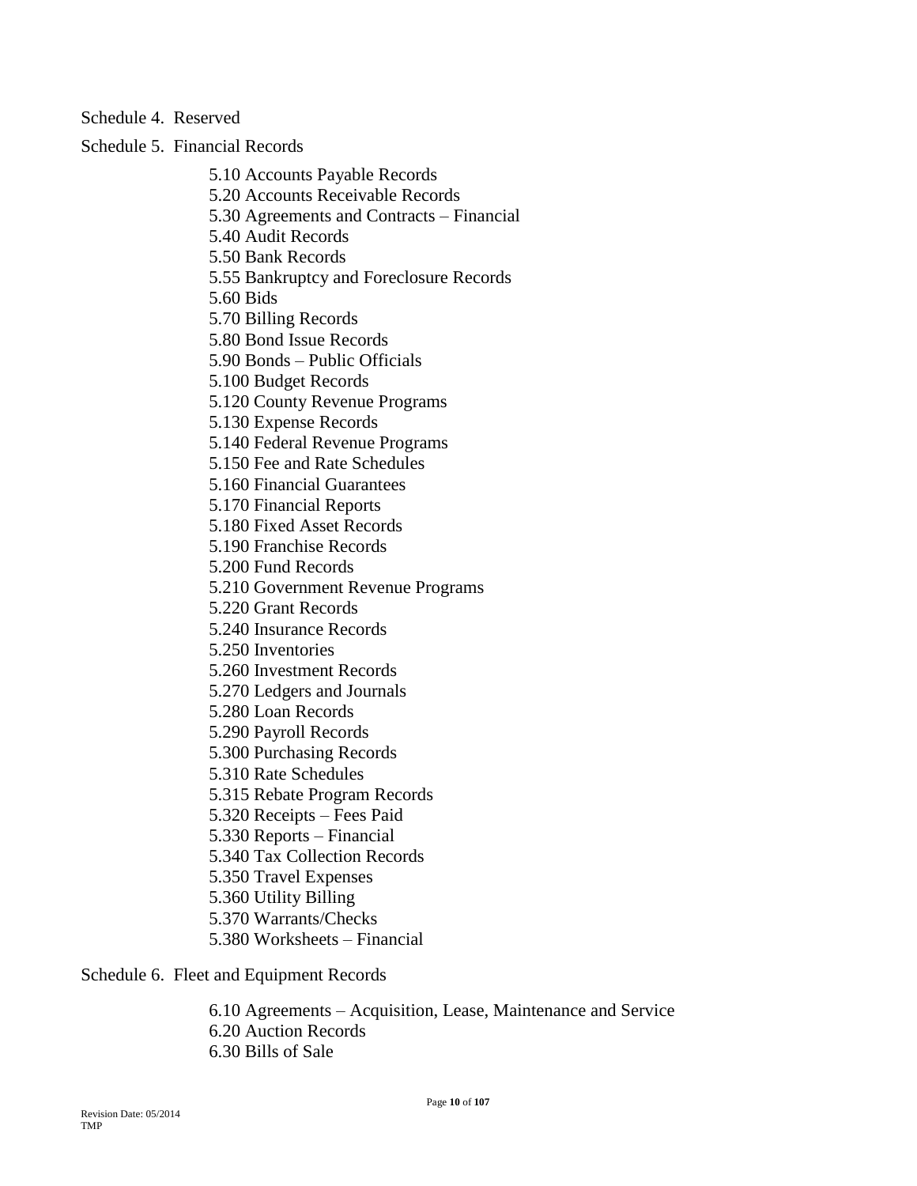Schedule 4. Reserved

Schedule 5. Financial Records

- 5.10 Accounts Payable Records
- 5.20 Accounts Receivable Records
- 5.30 Agreements and Contracts – Financial
- 5.40 Audit Records
- 5.50 Bank Records
- 5.55 Bankruptcy and Foreclosure Records
- 5.60 Bids
- 5.70 Billing Records
- 5.80 Bond Issue Records
- 5.90 Bonds – Public Officials
- 5.100 Budget Records
- 5.120 County Revenue Programs
- 5.130 Expense Records
- 5.140 Federal Revenue Programs
- 5.150 Fee and Rate Schedules
- 5.160 Financial Guarantees
- 5.170 Financial Reports
- 5.180 Fixed Asset Records
- 5.190 Franchise Records
- 5.200 Fund Records
- 5.210 Government Revenue Programs
- 5.220 Grant Records
- 5.240 Insurance Records
- 5.250 Inventories
- 5.260 Investment Records
- 5.270 Ledgers and Journals
- 5.280 Loan Records
- 5.290 Payroll Records
- 5.300 Purchasing Records
- 5.310 Rate Schedules
- 5.315 Rebate Program Records
- 5.320 Receipts – Fees Paid
- 5.330 Reports – Financial
- 5.340 Tax Collection Records
- 5.350 Travel Expenses
- 5.360 Utility Billing
- 5.370 Warrants/Checks
- 5.380 Worksheets – Financial

Schedule 6. Fleet and Equipment Records

- 6.10 Agreements – Acquisition, Lease, Maintenance and Service
- 6.20 Auction Records
- 6.30 Bills of Sale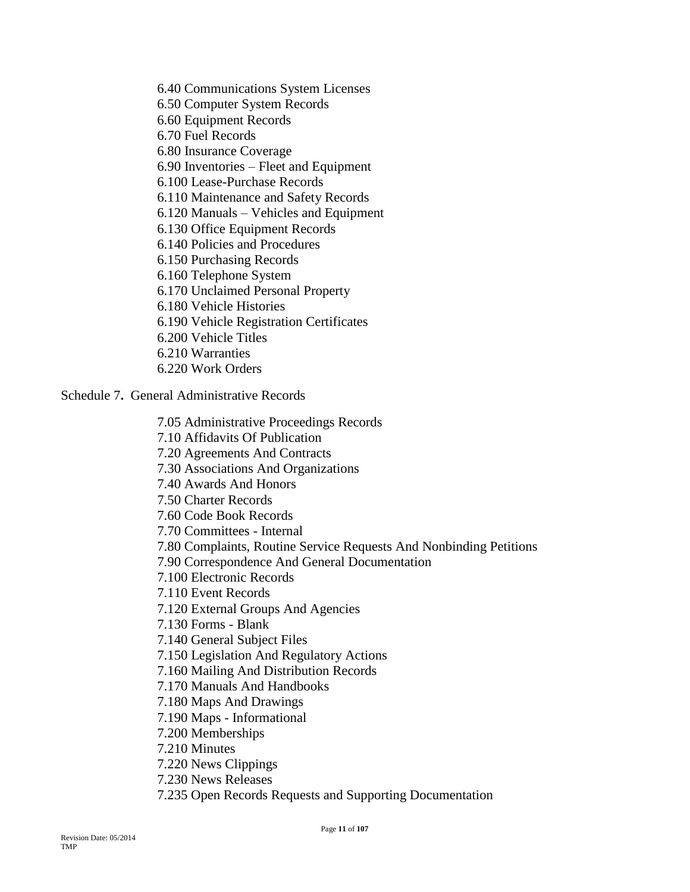6.40 Communications System Licenses
6.50 Computer System Records
6.60 Equipment Records
6.70 Fuel Records
6.80 Insurance Coverage
6.90 Inventories – Fleet and Equipment
6.100 Lease-Purchase Records
6.110 Maintenance and Safety Records
6.120 Manuals – Vehicles and Equipment
6.130 Office Equipment Records
6.140 Policies and Procedures
6.150 Purchasing Records
6.160 Telephone System
6.170 Unclaimed Personal Property
6.180 Vehicle Histories
6.190 Vehicle Registration Certificates
6.200 Vehicle Titles
6.210 Warranties
6.220 Work Orders

Schedule 7**.** General Administrative Records

7.05 Administrative Proceedings Records
7.10 Affidavits Of Publication
7.20 Agreements And Contracts
7.30 Associations And Organizations
7.40 Awards And Honors
7.50 Charter Records
7.60 Code Book Records
7.70 Committees - Internal
7.80 Complaints, Routine Service Requests And Nonbinding Petitions
7.90 Correspondence And General Documentation
7.100 Electronic Records
7.110 Event Records
7.120 External Groups And Agencies
7.130 Forms - Blank
7.140 General Subject Files
7.150 Legislation And Regulatory Actions
7.160 Mailing And Distribution Records
7.170 Manuals And Handbooks
7.180 Maps And Drawings
7.190 Maps - Informational
7.200 Memberships
7.210 Minutes
7.220 News Clippings
7.230 News Releases
7.235 Open Records Requests and Supporting Documentation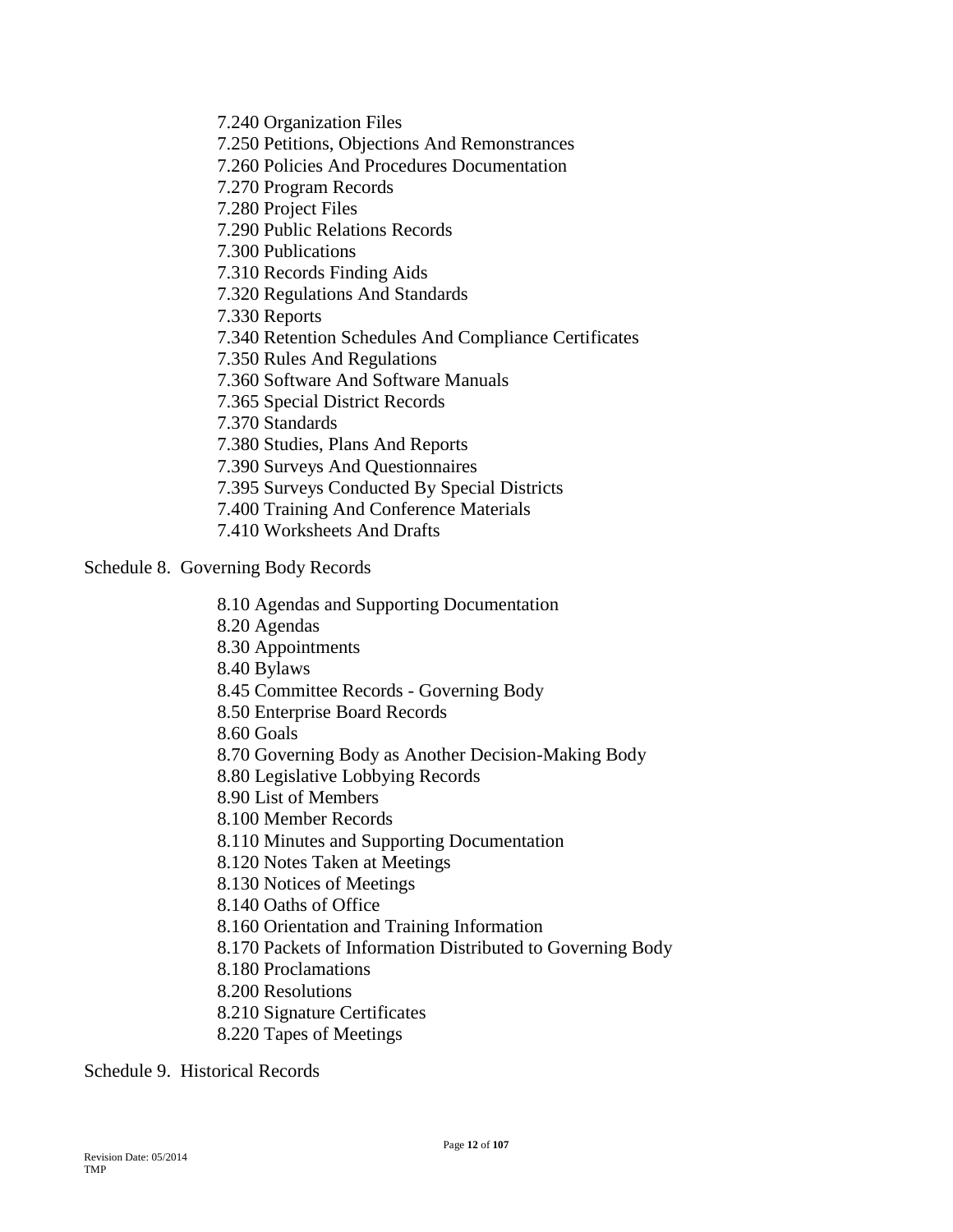7.240 Organization Files
7.250 Petitions, Objections And Remonstrances
7.260 Policies And Procedures Documentation
7.270 Program Records
7.280 Project Files
7.290 Public Relations Records
7.300 Publications
7.310 Records Finding Aids
7.320 Regulations And Standards
7.330 Reports
7.340 Retention Schedules And Compliance Certificates
7.350 Rules And Regulations
7.360 Software And Software Manuals
7.365 Special District Records
7.370 Standards
7.380 Studies, Plans And Reports
7.390 Surveys And Questionnaires
7.395 Surveys Conducted By Special Districts
7.400 Training And Conference Materials
7.410 Worksheets And Drafts

Schedule 8. Governing Body Records

8.10 Agendas and Supporting Documentation
8.20 Agendas
8.30 Appointments
8.40 Bylaws
8.45 Committee Records - Governing Body
8.50 Enterprise Board Records
8.60 Goals
8.70 Governing Body as Another Decision-Making Body
8.80 Legislative Lobbying Records
8.90 List of Members
8.100 Member Records
8.110 Minutes and Supporting Documentation
8.120 Notes Taken at Meetings
8.130 Notices of Meetings
8.140 Oaths of Office
8.160 Orientation and Training Information
8.170 Packets of Information Distributed to Governing Body
8.180 Proclamations
8.200 Resolutions
8.210 Signature Certificates
8.220 Tapes of Meetings

Schedule 9. Historical Records

Revision Date: 05/2014
TMP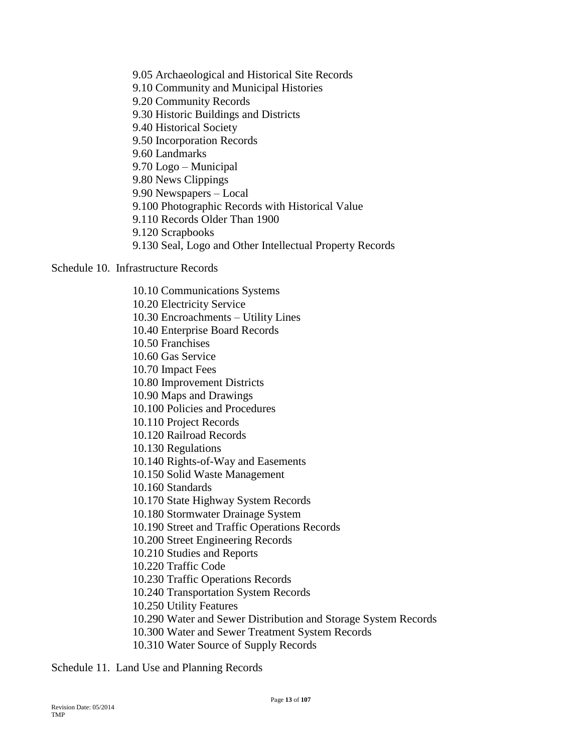- 9.05 Archaeological and Historical Site Records
- 9.10 Community and Municipal Histories
- 9.20 Community Records
- 9.30 Historic Buildings and Districts
- 9.40 Historical Society
- 9.50 Incorporation Records
- 9.60 Landmarks
- 9.70 Logo – Municipal
- 9.80 News Clippings
- 9.90 Newspapers – Local
- 9.100 Photographic Records with Historical Value
- 9.110 Records Older Than 1900
- 9.120 Scrapbooks
- 9.130 Seal, Logo and Other Intellectual Property Records

Schedule 10. Infrastructure Records

- 10.10 Communications Systems
- 10.20 Electricity Service
- 10.30 Encroachments – Utility Lines
- 10.40 Enterprise Board Records
- 10.50 Franchises
- 10.60 Gas Service
- 10.70 Impact Fees
- 10.80 Improvement Districts
- 10.90 Maps and Drawings
- 10.100 Policies and Procedures
- 10.110 Project Records
- 10.120 Railroad Records
- 10.130 Regulations
- 10.140 Rights-of-Way and Easements
- 10.150 Solid Waste Management
- 10.160 Standards
- 10.170 State Highway System Records
- 10.180 Stormwater Drainage System
- 10.190 Street and Traffic Operations Records
- 10.200 Street Engineering Records
- 10.210 Studies and Reports
- 10.220 Traffic Code
- 10.230 Traffic Operations Records
- 10.240 Transportation System Records
- 10.250 Utility Features
- 10.290 Water and Sewer Distribution and Storage System Records
- 10.300 Water and Sewer Treatment System Records
- 10.310 Water Source of Supply Records

Schedule 11. Land Use and Planning Records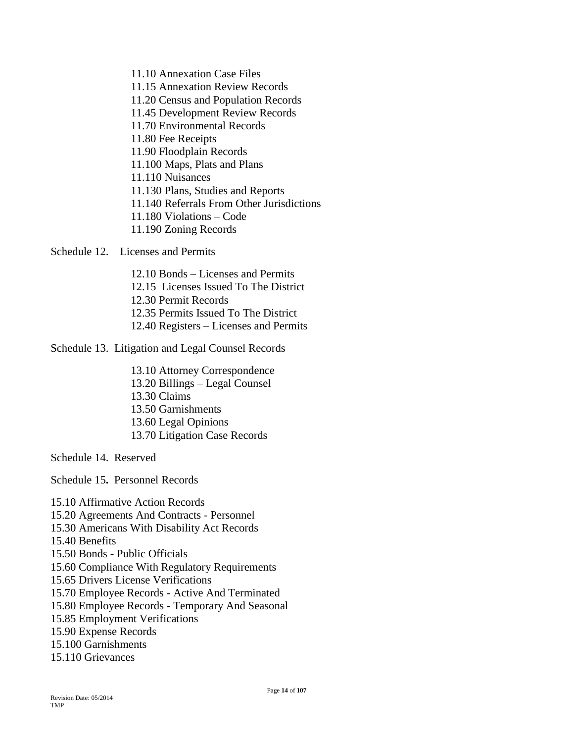11.10 Annexation Case Files
11.15 Annexation Review Records
11.20 Census and Population Records
11.45 Development Review Records
11.70 Environmental Records
11.80 Fee Receipts
11.90 Floodplain Records
11.100 Maps, Plats and Plans
11.110 Nuisances
11.130 Plans, Studies and Reports
11.140 Referrals From Other Jurisdictions
11.180 Violations – Code
11.190 Zoning Records

Schedule 12. Licenses and Permits

12.10 Bonds – Licenses and Permits
12.15 Licenses Issued To The District
12.30 Permit Records
12.35 Permits Issued To The District
12.40 Registers – Licenses and Permits

Schedule 13. Litigation and Legal Counsel Records

13.10 Attorney Correspondence
13.20 Billings – Legal Counsel
13.30 Claims
13.50 Garnishments
13.60 Legal Opinions
13.70 Litigation Case Records

Schedule 14. Reserved

Schedule 15. Personnel Records

15.10 Affirmative Action Records
15.20 Agreements And Contracts - Personnel
15.30 Americans With Disability Act Records
15.40 Benefits
15.50 Bonds - Public Officials
15.60 Compliance With Regulatory Requirements
15.65 Drivers License Verifications
15.70 Employee Records - Active And Terminated
15.80 Employee Records - Temporary And Seasonal
15.85 Employment Verifications
15.90 Expense Records
15.100 Garnishments
15.110 Grievances

Revision Date: 05/2014
TMP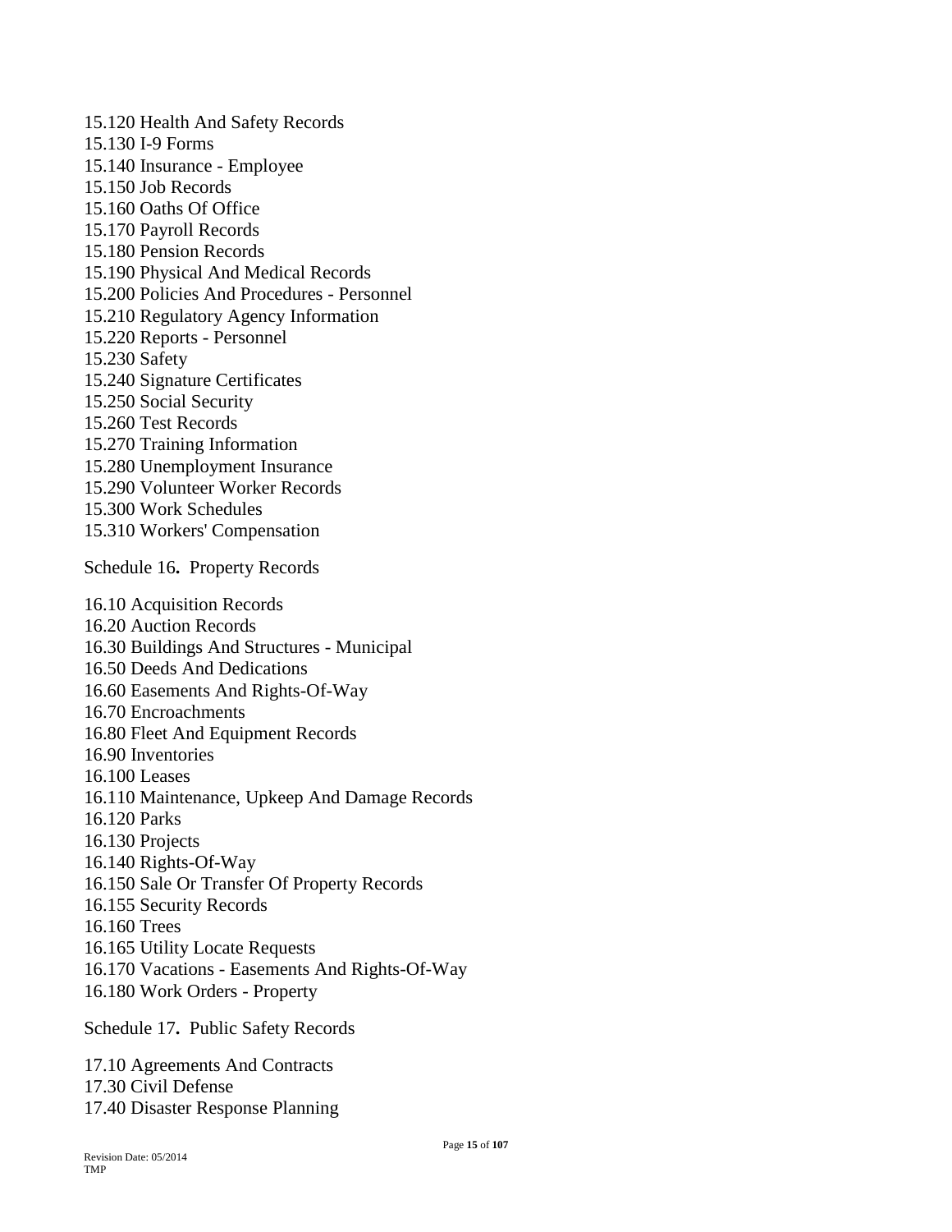15.120 Health And Safety Records
15.130 I-9 Forms
15.140 Insurance - Employee
15.150 Job Records
15.160 Oaths Of Office
15.170 Payroll Records
15.180 Pension Records
15.190 Physical And Medical Records
15.200 Policies And Procedures - Personnel
15.210 Regulatory Agency Information
15.220 Reports - Personnel
15.230 Safety
15.240 Signature Certificates
15.250 Social Security
15.260 Test Records
15.270 Training Information
15.280 Unemployment Insurance
15.290 Volunteer Worker Records
15.300 Work Schedules
15.310 Workers' Compensation

Schedule 16**.** Property Records

16.10 Acquisition Records
16.20 Auction Records
16.30 Buildings And Structures - Municipal
16.50 Deeds And Dedications
16.60 Easements And Rights-Of-Way
16.70 Encroachments
16.80 Fleet And Equipment Records
16.90 Inventories
16.100 Leases
16.110 Maintenance, Upkeep And Damage Records
16.120 Parks
16.130 Projects
16.140 Rights-Of-Way
16.150 Sale Or Transfer Of Property Records
16.155 Security Records
16.160 Trees
16.165 Utility Locate Requests
16.170 Vacations - Easements And Rights-Of-Way
16.180 Work Orders - Property

Schedule 17**.** Public Safety Records

17.10 Agreements And Contracts
17.30 Civil Defense
17.40 Disaster Response Planning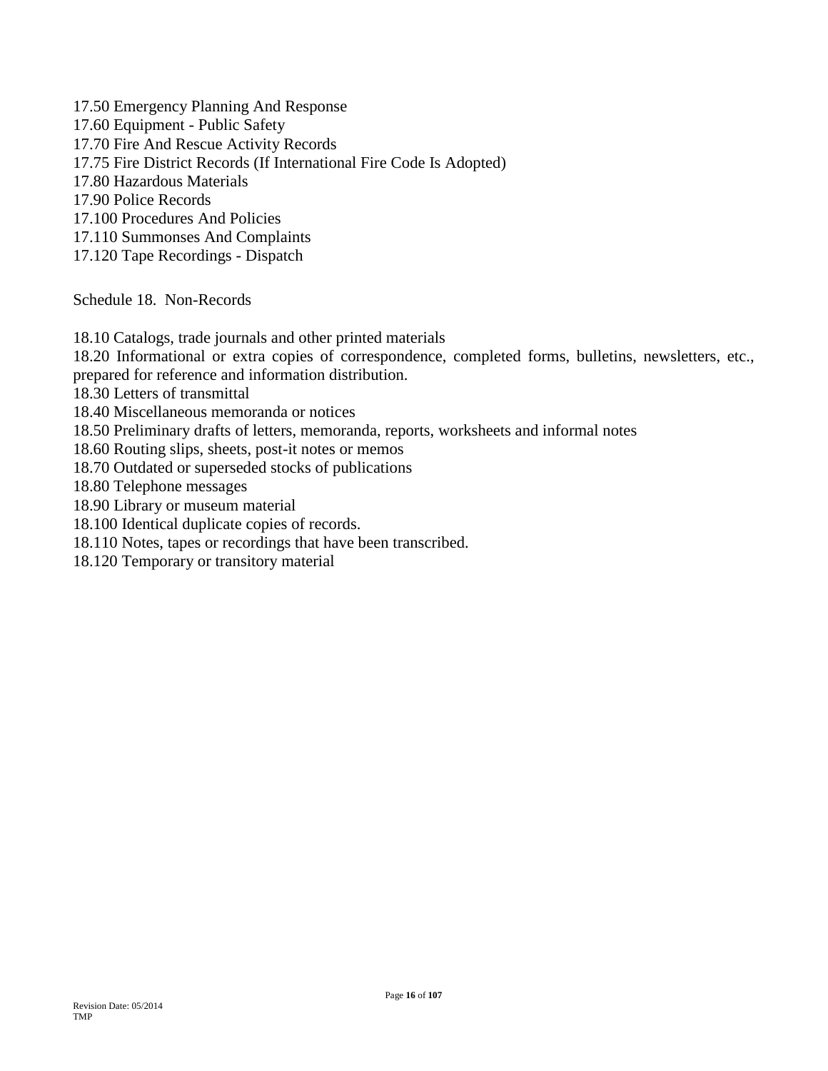17.50 Emergency Planning And Response
17.60 Equipment - Public Safety
17.70 Fire And Rescue Activity Records
17.75 Fire District Records (If International Fire Code Is Adopted)
17.80 Hazardous Materials
17.90 Police Records
17.100 Procedures And Policies
17.110 Summonses And Complaints
17.120 Tape Recordings - Dispatch

Schedule 18. Non-Records

18.10 Catalogs, trade journals and other printed materials
18.20 Informational or extra copies of correspondence, completed forms, bulletins, newsletters, etc., prepared for reference and information distribution.
18.30 Letters of transmittal
18.40 Miscellaneous memoranda or notices
18.50 Preliminary drafts of letters, memoranda, reports, worksheets and informal notes
18.60 Routing slips, sheets, post-it notes or memos
18.70 Outdated or superseded stocks of publications
18.80 Telephone messages
18.90 Library or museum material
18.100 Identical duplicate copies of records.
18.110 Notes, tapes or recordings that have been transcribed.
18.120 Temporary or transitory material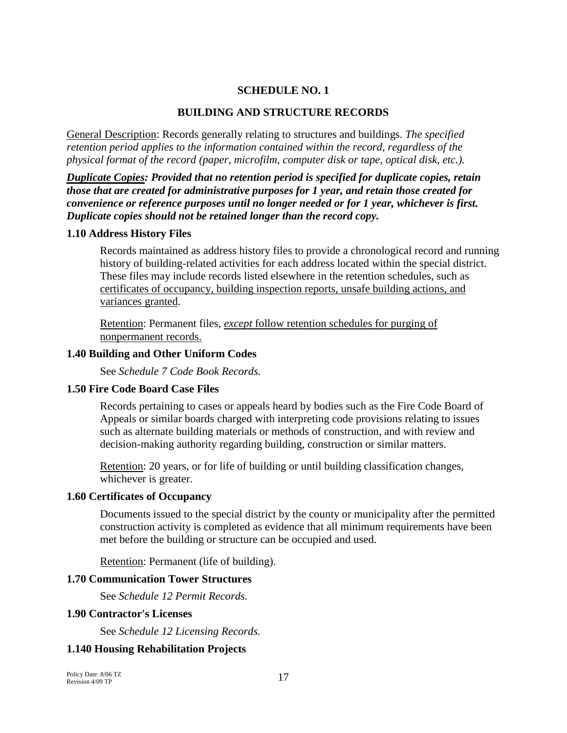## SCHEDULE NO. 1

## BUILDING AND STRUCTURE RECORDS

General Description: Records generally relating to structures and buildings. *The specified retention period applies to the information contained within the record, regardless of the physical format of the record (paper, microfilm, computer disk or tape, optical disk, etc.).*

***Duplicate Copies: Provided that no retention period is specified for duplicate copies, retain those that are created for administrative purposes for 1 year, and retain those created for convenience or reference purposes until no longer needed or for 1 year, whichever is first. Duplicate copies should not be retained longer than the record copy.***

### 1.10 Address History Files

Records maintained as address history files to provide a chronological record and running history of building-related activities for each address located within the special district. These files may include records listed elsewhere in the retention schedules, such as certificates of occupancy, building inspection reports, unsafe building actions, and variances granted.

Retention: Permanent files, *except* follow retention schedules for purging of nonpermanent records.

### 1.40 Building and Other Uniform Codes

See *Schedule 7 Code Book Records.*

### 1.50 Fire Code Board Case Files

Records pertaining to cases or appeals heard by bodies such as the Fire Code Board of Appeals or similar boards charged with interpreting code provisions relating to issues such as alternate building materials or methods of construction, and with review and decision-making authority regarding building, construction or similar matters.

Retention: 20 years, or for life of building or until building classification changes, whichever is greater.

### 1.60 Certificates of Occupancy

Documents issued to the special district by the county or municipality after the permitted construction activity is completed as evidence that all minimum requirements have been met before the building or structure can be occupied and used.

Retention: Permanent (life of building).

### 1.70 Communication Tower Structures

See *Schedule 12 Permit Records.*

### 1.90 Contractor's Licenses

See *Schedule 12 Licensing Records.*

### 1.140 Housing Rehabilitation Projects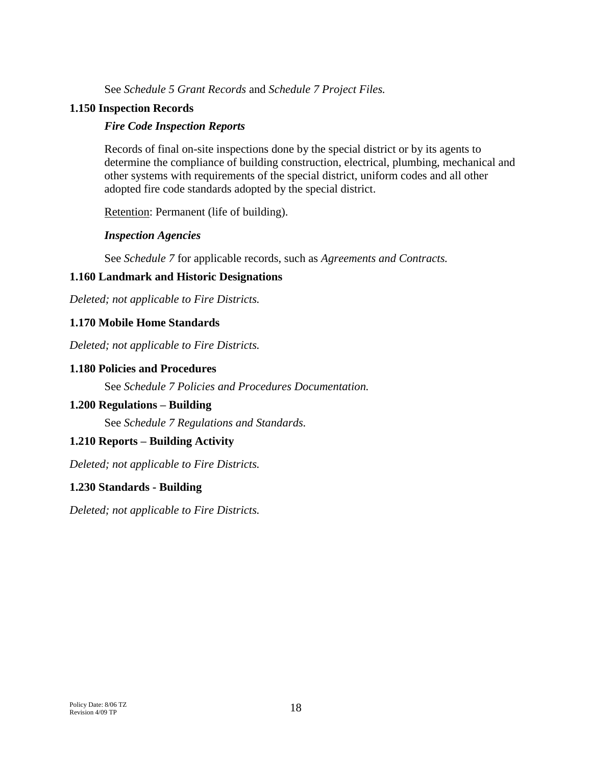See *Schedule 5 Grant Records* and *Schedule 7 Project Files.*

### 1.150 Inspection Records

***Fire Code Inspection Reports***

Records of final on-site inspections done by the special district or by its agents to determine the compliance of building construction, electrical, plumbing, mechanical and other systems with requirements of the special district, uniform codes and all other adopted fire code standards adopted by the special district.

Retention: Permanent (life of building).

***Inspection Agencies***

See *Schedule 7* for applicable records, such as *Agreements and Contracts.*

### 1.160 Landmark and Historic Designations

*Deleted; not applicable to Fire Districts.*

### 1.170 Mobile Home Standards

*Deleted; not applicable to Fire Districts.*

### 1.180 Policies and Procedures

See *Schedule 7 Policies and Procedures Documentation.*

### 1.200 Regulations – Building

See *Schedule 7 Regulations and Standards.*

### 1.210 Reports – Building Activity

*Deleted; not applicable to Fire Districts.*

### 1.230 Standards - Building

*Deleted; not applicable to Fire Districts.*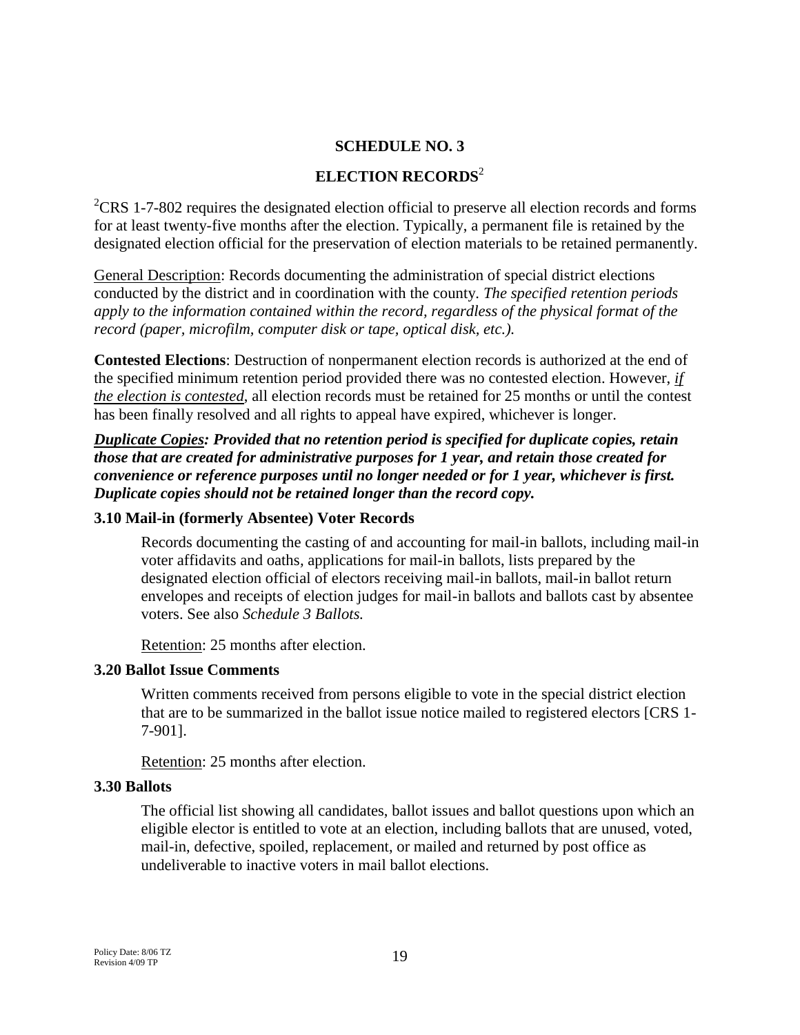## SCHEDULE NO. 3

## ELECTION RECORDS[2]

[2]CRS 1-7-802 requires the designated election official to preserve all election records and forms for at least twenty-five months after the election. Typically, a permanent file is retained by the designated election official for the preservation of election materials to be retained permanently.

General Description: Records documenting the administration of special district elections conducted by the district and in coordination with the county. *The specified retention periods apply to the information contained within the record, regardless of the physical format of the record (paper, microfilm, computer disk or tape, optical disk, etc.).*

**Contested Elections**: Destruction of nonpermanent election records is authorized at the end of the specified minimum retention period provided there was no contested election. However, *if the election is contested*, all election records must be retained for 25 months or until the contest has been finally resolved and all rights to appeal have expired, whichever is longer.

***Duplicate Copies:* *Provided that no retention period is specified for duplicate copies, retain those that are created for administrative purposes for 1 year, and retain those created for convenience or reference purposes until no longer needed or for 1 year, whichever is first. Duplicate copies should not be retained longer than the record copy.***

### 3.10 Mail-in (formerly Absentee) Voter Records

Records documenting the casting of and accounting for mail-in ballots, including mail-in voter affidavits and oaths, applications for mail-in ballots, lists prepared by the designated election official of electors receiving mail-in ballots, mail-in ballot return envelopes and receipts of election judges for mail-in ballots and ballots cast by absentee voters. See also *Schedule 3 Ballots.*

Retention: 25 months after election.

### 3.20 Ballot Issue Comments

Written comments received from persons eligible to vote in the special district election that are to be summarized in the ballot issue notice mailed to registered electors [CRS 1-7-901].

Retention: 25 months after election.

### 3.30 Ballots

The official list showing all candidates, ballot issues and ballot questions upon which an eligible elector is entitled to vote at an election, including ballots that are unused, voted, mail-in, defective, spoiled, replacement, or mailed and returned by post office as undeliverable to inactive voters in mail ballot elections.

Policy Date: 8/06 TZ
Revision 4/09 TP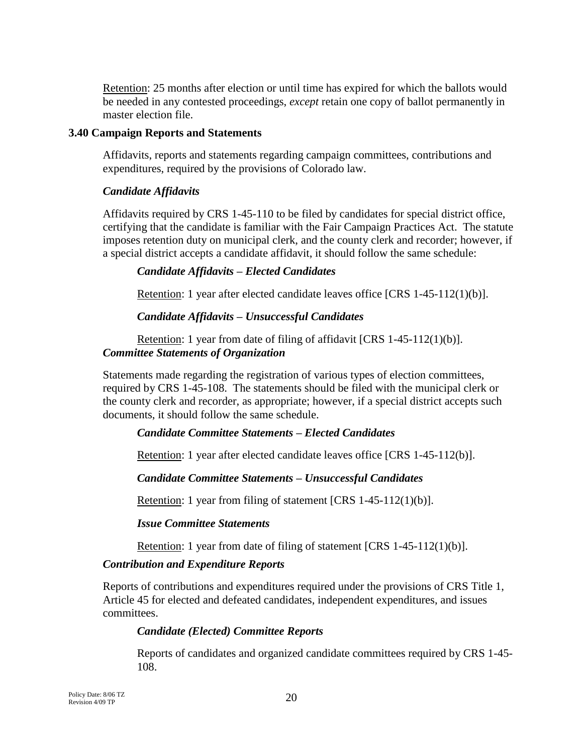Retention: 25 months after election or until time has expired for which the ballots would be needed in any contested proceedings, *except* retain one copy of ballot permanently in master election file.

### 3.40 Campaign Reports and Statements

Affidavits, reports and statements regarding campaign committees, contributions and expenditures, required by the provisions of Colorado law.

***Candidate Affidavits***

Affidavits required by CRS 1-45-110 to be filed by candidates for special district office, certifying that the candidate is familiar with the Fair Campaign Practices Act. The statute imposes retention duty on municipal clerk, and the county clerk and recorder; however, if a special district accepts a candidate affidavit, it should follow the same schedule:

***Candidate Affidavits – Elected Candidates***

Retention: 1 year after elected candidate leaves office [CRS 1-45-112(1)(b)].

***Candidate Affidavits – Unsuccessful Candidates***

Retention: 1 year from date of filing of affidavit [CRS 1-45-112(1)(b)].

***Committee Statements of Organization***

Statements made regarding the registration of various types of election committees, required by CRS 1-45-108. The statements should be filed with the municipal clerk or the county clerk and recorder, as appropriate; however, if a special district accepts such documents, it should follow the same schedule.

***Candidate Committee Statements – Elected Candidates***

Retention: 1 year after elected candidate leaves office [CRS 1-45-112(b)].

***Candidate Committee Statements – Unsuccessful Candidates***

Retention: 1 year from filing of statement [CRS 1-45-112(1)(b)].

***Issue Committee Statements***

Retention: 1 year from date of filing of statement [CRS 1-45-112(1)(b)].

***Contribution and Expenditure Reports***

Reports of contributions and expenditures required under the provisions of CRS Title 1, Article 45 for elected and defeated candidates, independent expenditures, and issues committees.

***Candidate (Elected) Committee Reports***

Reports of candidates and organized candidate committees required by CRS 1-45-108.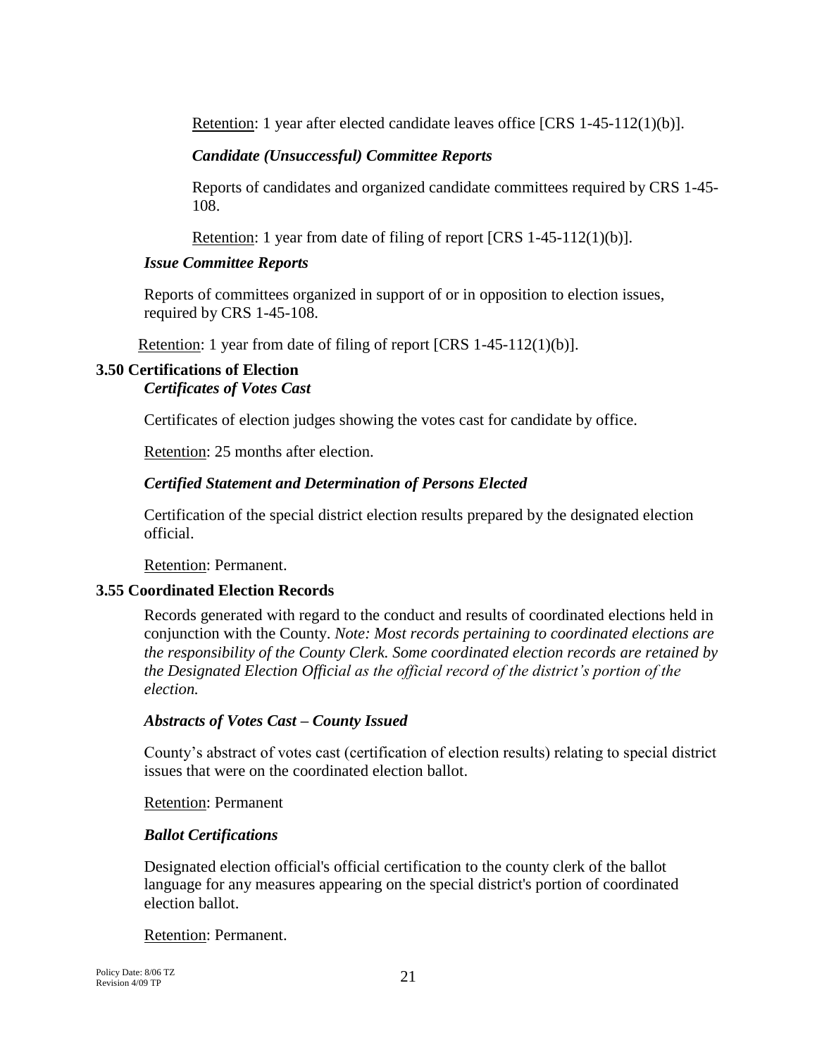Retention: 1 year after elected candidate leaves office [CRS 1-45-112(1)(b)].

***Candidate (Unsuccessful) Committee Reports***

Reports of candidates and organized candidate committees required by CRS 1-45-108.

Retention: 1 year from date of filing of report [CRS 1-45-112(1)(b)].

***Issue Committee Reports***

Reports of committees organized in support of or in opposition to election issues, required by CRS 1-45-108.

Retention: 1 year from date of filing of report [CRS 1-45-112(1)(b)].

**3.50 Certifications of Election**

***Certificates of Votes Cast***

Certificates of election judges showing the votes cast for candidate by office.

Retention: 25 months after election.

***Certified Statement and Determination of Persons Elected***

Certification of the special district election results prepared by the designated election official.

Retention: Permanent.

**3.55 Coordinated Election Records**

Records generated with regard to the conduct and results of coordinated elections held in conjunction with the County. *Note: Most records pertaining to coordinated elections are the responsibility of the County Clerk. Some coordinated election records are retained by the Designated Election Official as the official record of the district's portion of the election.*

***Abstracts of Votes Cast – County Issued***

County's abstract of votes cast (certification of election results) relating to special district issues that were on the coordinated election ballot.

Retention: Permanent

***Ballot Certifications***

Designated election official's official certification to the county clerk of the ballot language for any measures appearing on the special district's portion of coordinated election ballot.

Retention: Permanent.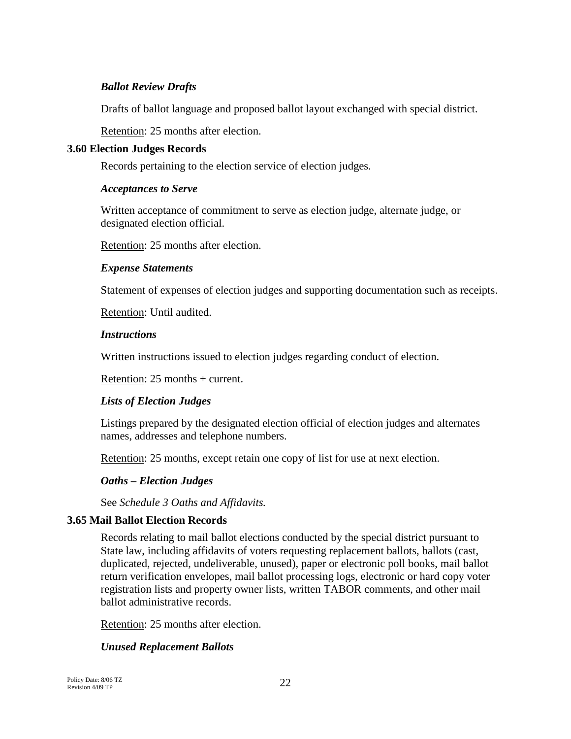*Ballot Review Drafts*

Drafts of ballot language and proposed ballot layout exchanged with special district.

Retention: 25 months after election.

**3.60 Election Judges Records**

Records pertaining to the election service of election judges.

*Acceptances to Serve*

Written acceptance of commitment to serve as election judge, alternate judge, or designated election official.

Retention: 25 months after election.

*Expense Statements*

Statement of expenses of election judges and supporting documentation such as receipts.

Retention: Until audited.

*Instructions*

Written instructions issued to election judges regarding conduct of election.

Retention: 25 months + current.

*Lists of Election Judges*

Listings prepared by the designated election official of election judges and alternates names, addresses and telephone numbers.

Retention: 25 months, except retain one copy of list for use at next election.

*Oaths – Election Judges*

See *Schedule 3 Oaths and Affidavits.*

**3.65 Mail Ballot Election Records**

Records relating to mail ballot elections conducted by the special district pursuant to State law, including affidavits of voters requesting replacement ballots, ballots (cast, duplicated, rejected, undeliverable, unused), paper or electronic poll books, mail ballot return verification envelopes, mail ballot processing logs, electronic or hard copy voter registration lists and property owner lists, written TABOR comments, and other mail ballot administrative records.

Retention: 25 months after election.

*Unused Replacement Ballots*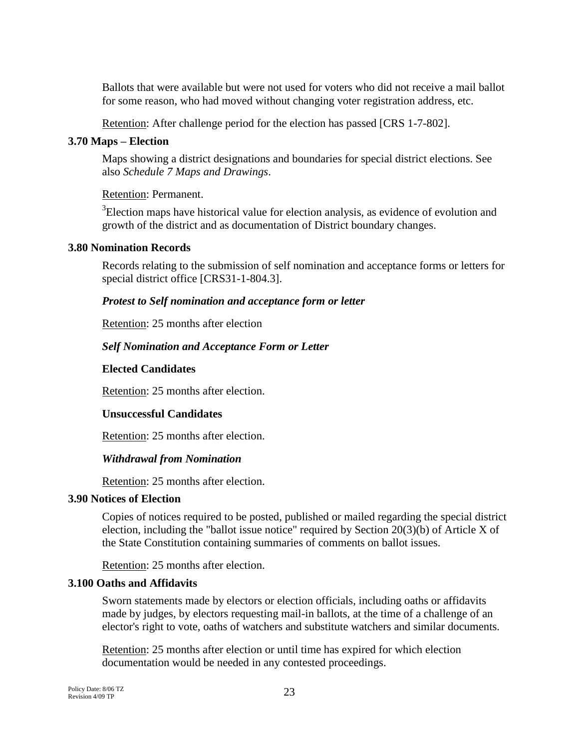Ballots that were available but were not used for voters who did not receive a mail ballot for some reason, who had moved without changing voter registration address, etc.

Retention: After challenge period for the election has passed [CRS 1-7-802].

### 3.70 Maps – Election

Maps showing a district designations and boundaries for special district elections. See also *Schedule 7 Maps and Drawings*.

Retention: Permanent.

[3]Election maps have historical value for election analysis, as evidence of evolution and growth of the district and as documentation of District boundary changes.

### 3.80 Nomination Records

Records relating to the submission of self nomination and acceptance forms or letters for special district office [CRS31-1-804.3].

***Protest to Self nomination and acceptance form or letter***

Retention: 25 months after election

***Self Nomination and Acceptance Form or Letter***

**Elected Candidates**

Retention: 25 months after election.

**Unsuccessful Candidates**

Retention: 25 months after election.

***Withdrawal from Nomination***

Retention: 25 months after election.

### 3.90 Notices of Election

Copies of notices required to be posted, published or mailed regarding the special district election, including the "ballot issue notice" required by Section 20(3)(b) of Article X of the State Constitution containing summaries of comments on ballot issues.

Retention: 25 months after election.

### 3.100 Oaths and Affidavits

Sworn statements made by electors or election officials, including oaths or affidavits made by judges, by electors requesting mail-in ballots, at the time of a challenge of an elector's right to vote, oaths of watchers and substitute watchers and similar documents.

Retention: 25 months after election or until time has expired for which election documentation would be needed in any contested proceedings.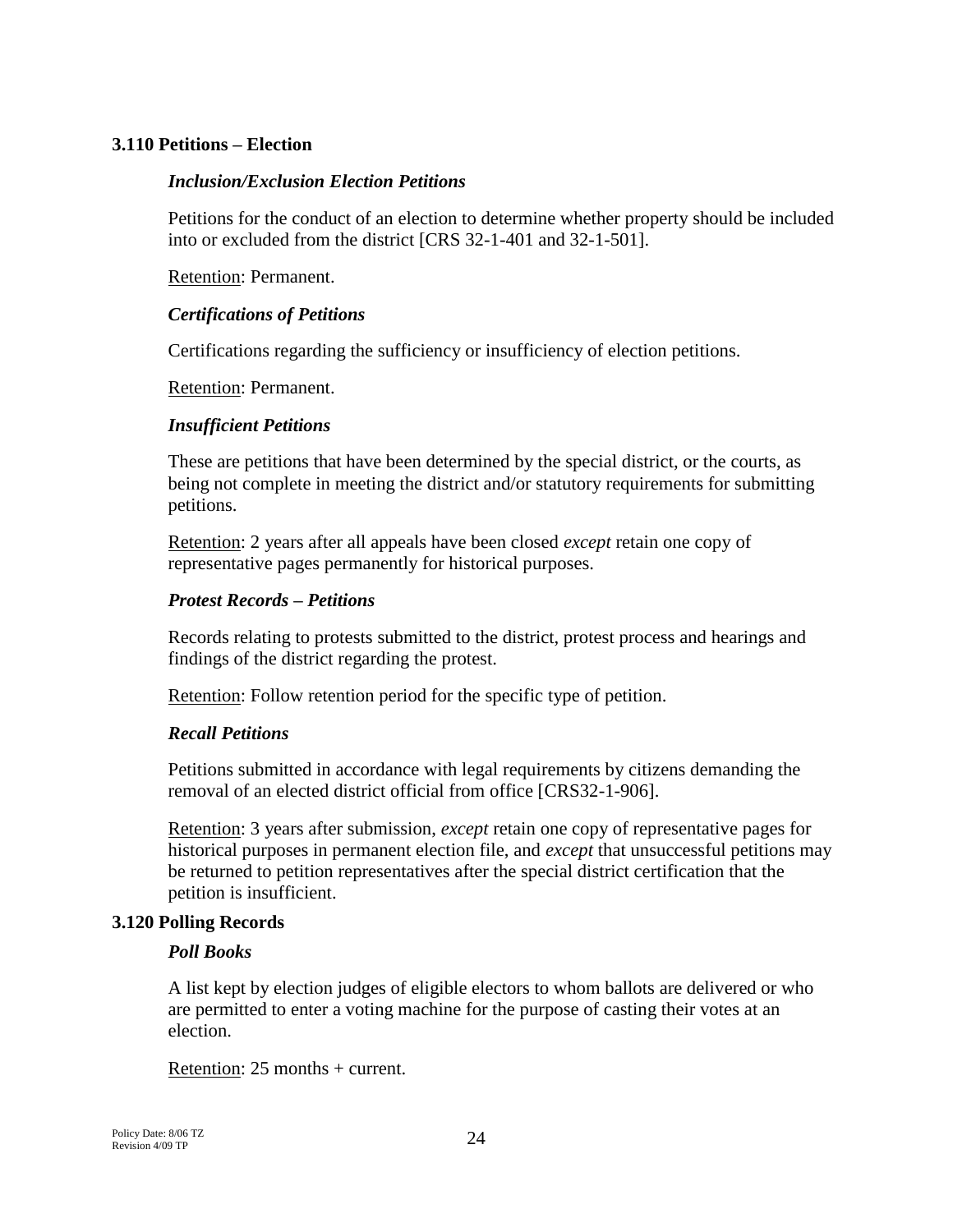### 3.110 Petitions – Election

#### *Inclusion/Exclusion Election Petitions*

Petitions for the conduct of an election to determine whether property should be included into or excluded from the district [CRS 32-1-401 and 32-1-501].

<u>Retention</u>: Permanent.

#### *Certifications of Petitions*

Certifications regarding the sufficiency or insufficiency of election petitions.

<u>Retention</u>: Permanent.

#### *Insufficient Petitions*

These are petitions that have been determined by the special district, or the courts, as being not complete in meeting the district and/or statutory requirements for submitting petitions.

<u>Retention</u>: 2 years after all appeals have been closed *except* retain one copy of representative pages permanently for historical purposes.

#### *Protest Records – Petitions*

Records relating to protests submitted to the district, protest process and hearings and findings of the district regarding the protest.

<u>Retention</u>: Follow retention period for the specific type of petition.

#### *Recall Petitions*

Petitions submitted in accordance with legal requirements by citizens demanding the removal of an elected district official from office [CRS32-1-906].

<u>Retention</u>: 3 years after submission, *except* retain one copy of representative pages for historical purposes in permanent election file, and *except* that unsuccessful petitions may be returned to petition representatives after the special district certification that the petition is insufficient.

### 3.120 Polling Records

#### *Poll Books*

A list kept by election judges of eligible electors to whom ballots are delivered or who are permitted to enter a voting machine for the purpose of casting their votes at an election.

<u>Retention</u>: 25 months + current.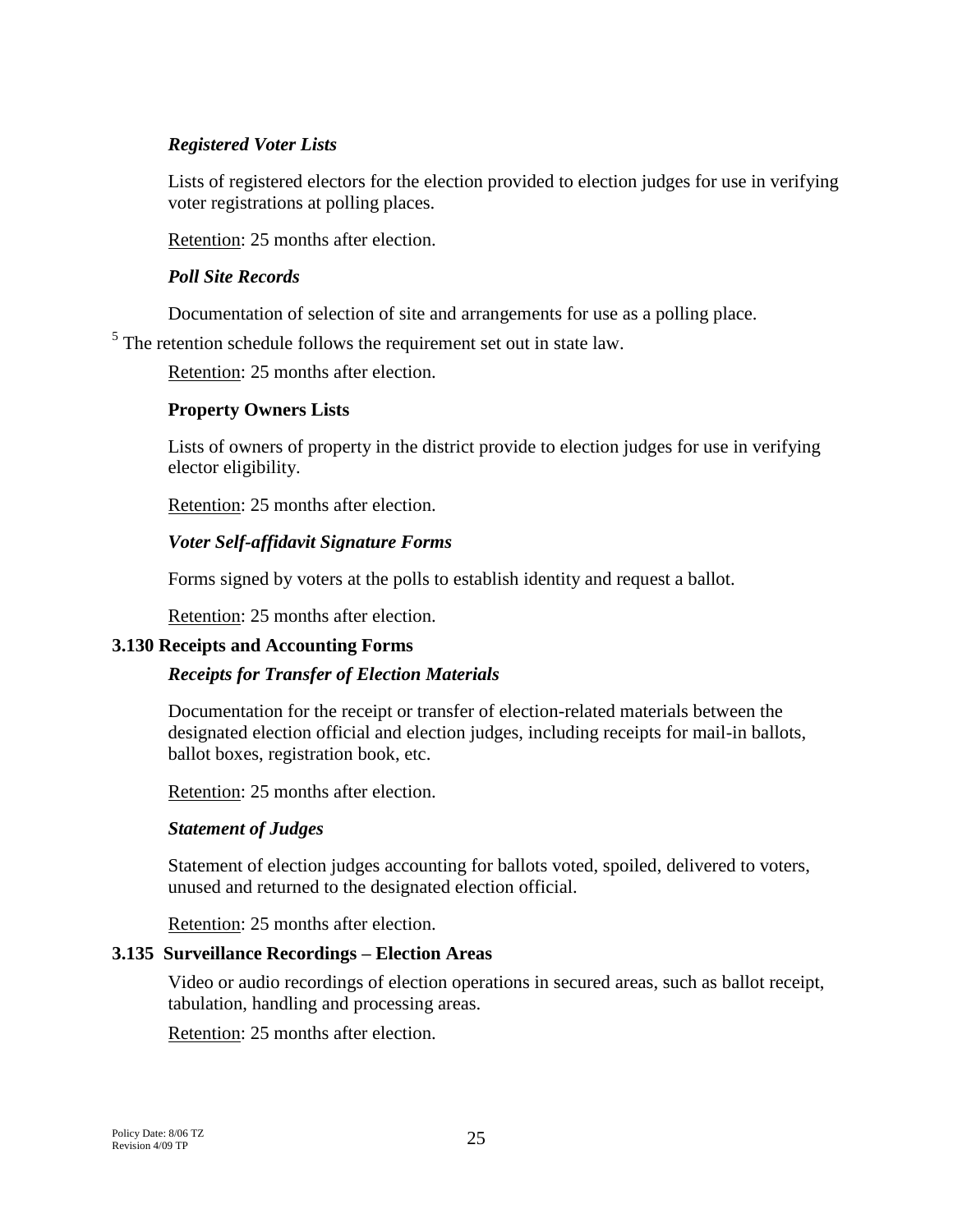### *Registered Voter Lists*

Lists of registered electors for the election provided to election judges for use in verifying voter registrations at polling places.

Retention: 25 months after election.

### *Poll Site Records*

Documentation of selection of site and arrangements for use as a polling place.

[5] The retention schedule follows the requirement set out in state law.

Retention: 25 months after election.

### **Property Owners Lists**

Lists of owners of property in the district provide to election judges for use in verifying elector eligibility.

Retention: 25 months after election.

### *Voter Self-affidavit Signature Forms*

Forms signed by voters at the polls to establish identity and request a ballot.

Retention: 25 months after election.

## **3.130 Receipts and Accounting Forms**

### *Receipts for Transfer of Election Materials*

Documentation for the receipt or transfer of election-related materials between the designated election official and election judges, including receipts for mail-in ballots, ballot boxes, registration book, etc.

Retention: 25 months after election.

### *Statement of Judges*

Statement of election judges accounting for ballots voted, spoiled, delivered to voters, unused and returned to the designated election official.

Retention: 25 months after election.

## **3.135 Surveillance Recordings – Election Areas**

Video or audio recordings of election operations in secured areas, such as ballot receipt, tabulation, handling and processing areas.

Retention: 25 months after election.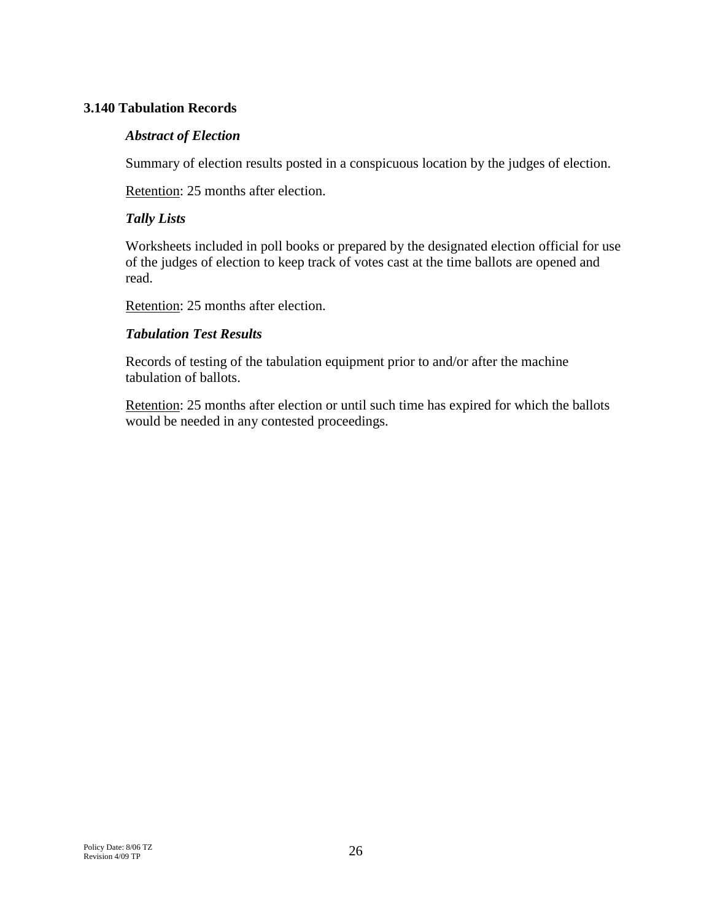### 3.140 Tabulation Records

***Abstract of Election***

Summary of election results posted in a conspicuous location by the judges of election.

<u>Retention</u>: 25 months after election.

***Tally Lists***

Worksheets included in poll books or prepared by the designated election official for use of the judges of election to keep track of votes cast at the time ballots are opened and read.

<u>Retention</u>: 25 months after election.

***Tabulation Test Results***

Records of testing of the tabulation equipment prior to and/or after the machine tabulation of ballots.

<u>Retention</u>: 25 months after election or until such time has expired for which the ballots would be needed in any contested proceedings.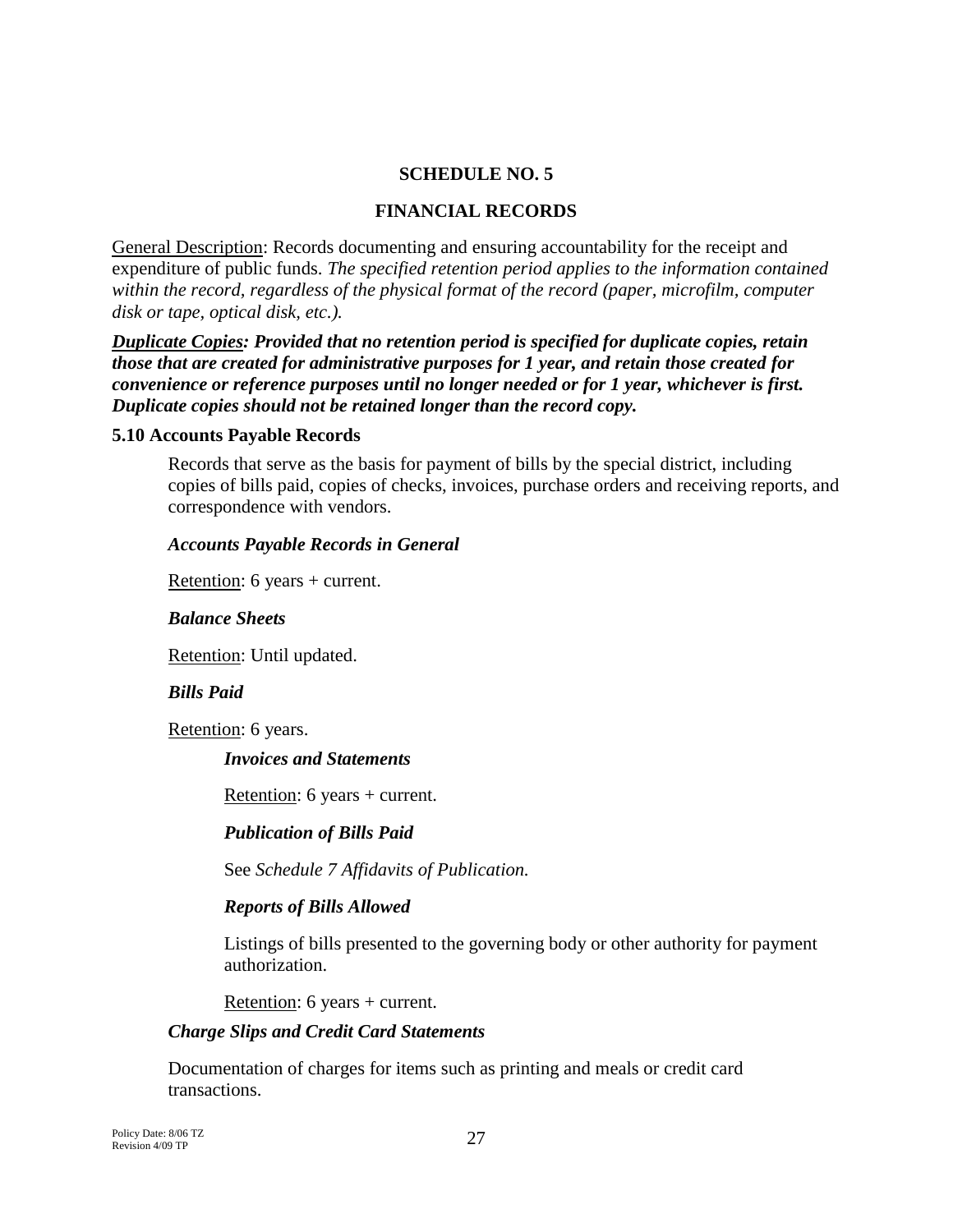# SCHEDULE NO. 5

## FINANCIAL RECORDS

General Description: Records documenting and ensuring accountability for the receipt and expenditure of public funds. *The specified retention period applies to the information contained within the record, regardless of the physical format of the record (paper, microfilm, computer disk or tape, optical disk, etc.).*

***Duplicate Copies: Provided that no retention period is specified for duplicate copies, retain those that are created for administrative purposes for 1 year, and retain those created for convenience or reference purposes until no longer needed or for 1 year, whichever is first. Duplicate copies should not be retained longer than the record copy.***

### 5.10 Accounts Payable Records

Records that serve as the basis for payment of bills by the special district, including copies of bills paid, copies of checks, invoices, purchase orders and receiving reports, and correspondence with vendors.

***Accounts Payable Records in General***

Retention: 6 years + current.

***Balance Sheets***

Retention: Until updated.

***Bills Paid***

Retention: 6 years.

***Invoices and Statements***

Retention: 6 years + current.

***Publication of Bills Paid***

See *Schedule 7 Affidavits of Publication.*

***Reports of Bills Allowed***

Listings of bills presented to the governing body or other authority for payment authorization.

Retention: 6 years + current.

***Charge Slips and Credit Card Statements***

Documentation of charges for items such as printing and meals or credit card transactions.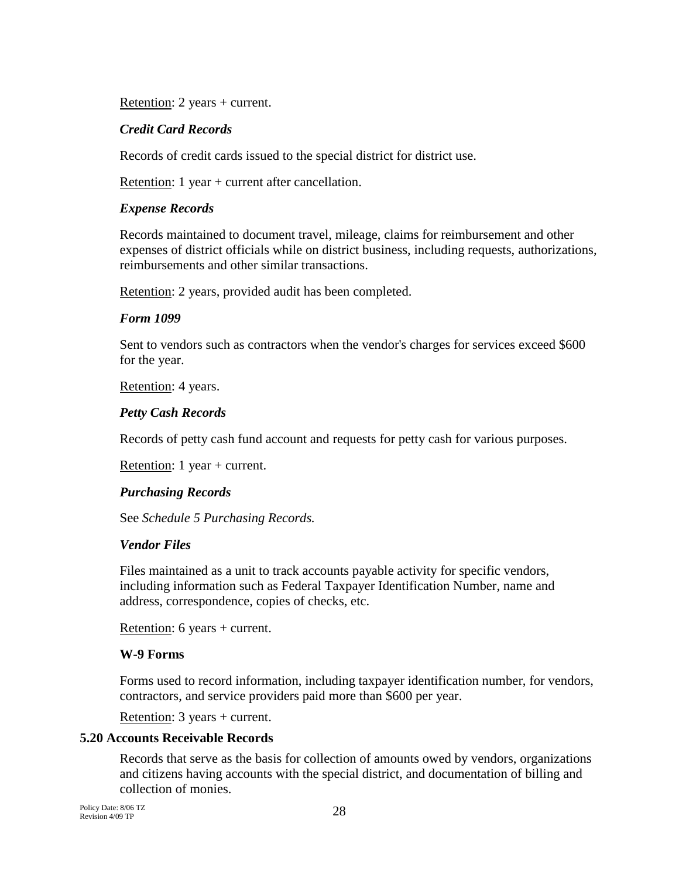Retention: 2 years + current.

***Credit Card Records***

Records of credit cards issued to the special district for district use.

Retention: 1 year + current after cancellation.

***Expense Records***

Records maintained to document travel, mileage, claims for reimbursement and other expenses of district officials while on district business, including requests, authorizations, reimbursements and other similar transactions.

Retention: 2 years, provided audit has been completed.

***Form 1099***

Sent to vendors such as contractors when the vendor's charges for services exceed $600 for the year.

Retention: 4 years.

***Petty Cash Records***

Records of petty cash fund account and requests for petty cash for various purposes.

Retention: 1 year + current.

***Purchasing Records***

See *Schedule 5 Purchasing Records.*

***Vendor Files***

Files maintained as a unit to track accounts payable activity for specific vendors, including information such as Federal Taxpayer Identification Number, name and address, correspondence, copies of checks, etc.

Retention: 6 years + current.

**W-9 Forms**

Forms used to record information, including taxpayer identification number, for vendors, contractors, and service providers paid more than $600 per year.

Retention: 3 years + current.

### 5.20 Accounts Receivable Records

Records that serve as the basis for collection of amounts owed by vendors, organizations and citizens having accounts with the special district, and documentation of billing and collection of monies.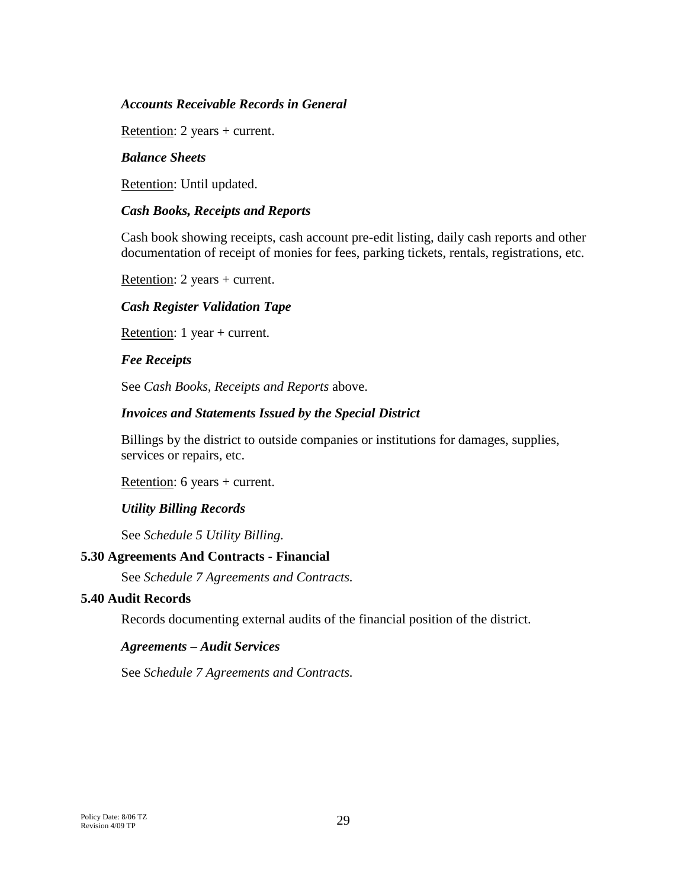***Accounts Receivable Records in General***

Retention: 2 years + current.

***Balance Sheets***

Retention: Until updated.

***Cash Books, Receipts and Reports***

Cash book showing receipts, cash account pre-edit listing, daily cash reports and other documentation of receipt of monies for fees, parking tickets, rentals, registrations, etc.

Retention: 2 years + current.

***Cash Register Validation Tape***

Retention: 1 year + current.

***Fee Receipts***

See *Cash Books, Receipts and Reports* above.

***Invoices and Statements Issued by the Special District***

Billings by the district to outside companies or institutions for damages, supplies, services or repairs, etc.

Retention: 6 years + current.

***Utility Billing Records***

See *Schedule 5 Utility Billing.*

### 5.30 Agreements And Contracts - Financial

See *Schedule 7 Agreements and Contracts.*

### 5.40 Audit Records

Records documenting external audits of the financial position of the district.

***Agreements – Audit Services***

See *Schedule 7 Agreements and Contracts.*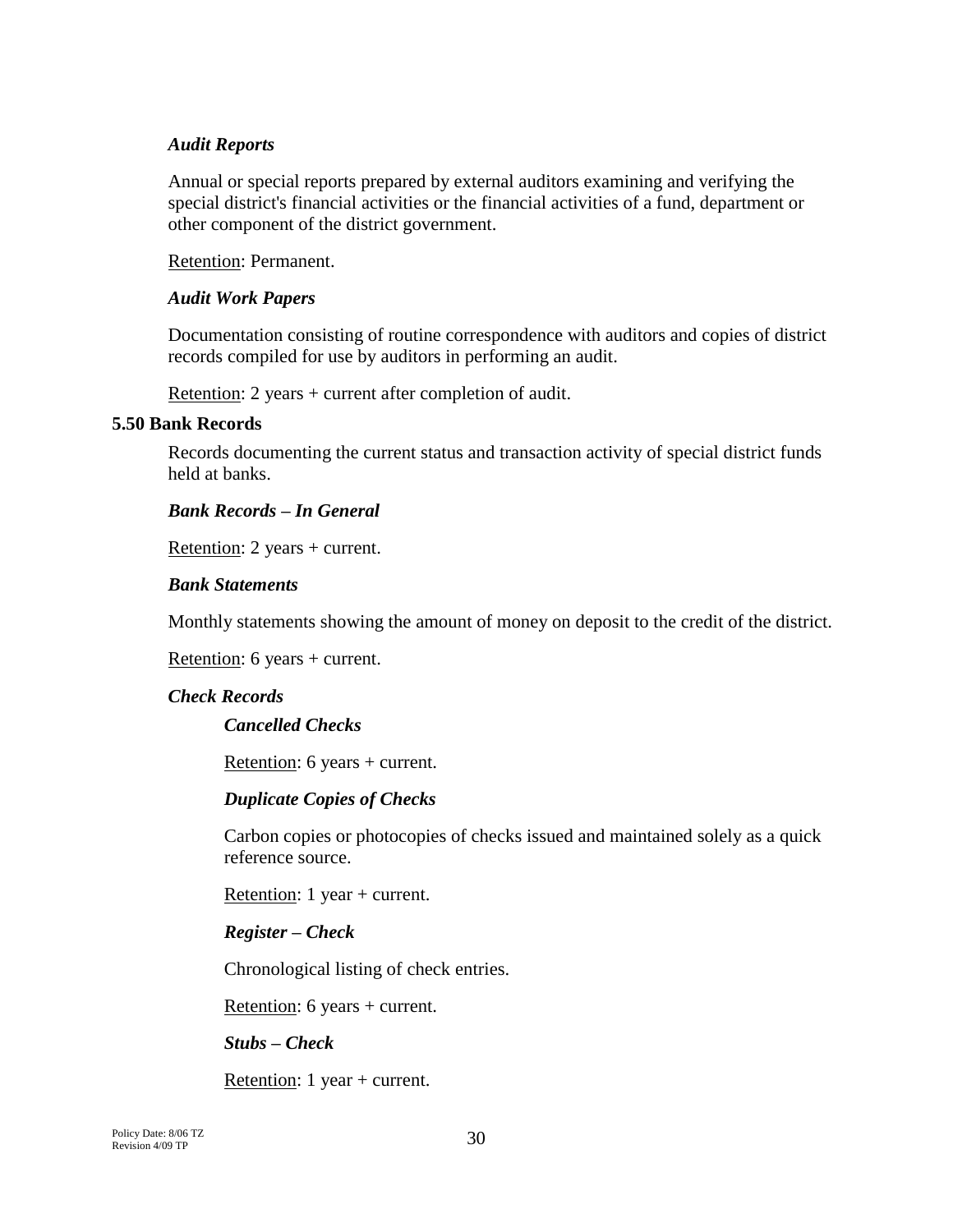***Audit Reports***

Annual or special reports prepared by external auditors examining and verifying the special district's financial activities or the financial activities of a fund, department or other component of the district government.

Retention: Permanent.

***Audit Work Papers***

Documentation consisting of routine correspondence with auditors and copies of district records compiled for use by auditors in performing an audit.

Retention: 2 years + current after completion of audit.

**5.50 Bank Records**

Records documenting the current status and transaction activity of special district funds held at banks.

***Bank Records – In General***

Retention: 2 years + current.

***Bank Statements***

Monthly statements showing the amount of money on deposit to the credit of the district.

Retention: 6 years + current.

***Check Records***

***Cancelled Checks***

Retention: 6 years + current.

***Duplicate Copies of Checks***

Carbon copies or photocopies of checks issued and maintained solely as a quick reference source.

Retention: 1 year + current.

***Register – Check***

Chronological listing of check entries.

Retention: 6 years + current.

***Stubs – Check***

Retention: 1 year + current.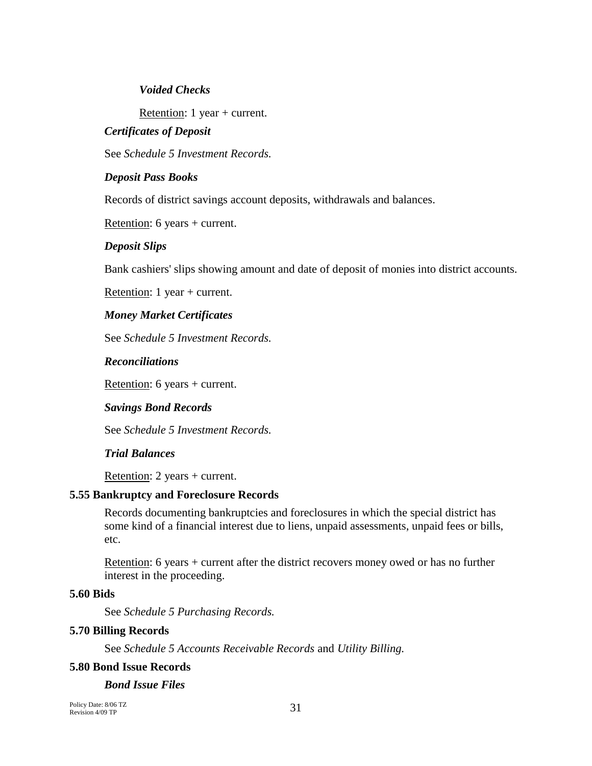#### *Voided Checks*

Retention: 1 year + current.

#### *Certificates of Deposit*

See *Schedule 5 Investment Records.*

#### *Deposit Pass Books*

Records of district savings account deposits, withdrawals and balances.

Retention: 6 years + current.

#### *Deposit Slips*

Bank cashiers' slips showing amount and date of deposit of monies into district accounts.

Retention: 1 year + current.

#### *Money Market Certificates*

See *Schedule 5 Investment Records.*

#### *Reconciliations*

Retention: 6 years + current.

#### *Savings Bond Records*

See *Schedule 5 Investment Records.*

#### *Trial Balances*

Retention: 2 years + current.

### 5.55 Bankruptcy and Foreclosure Records

Records documenting bankruptcies and foreclosures in which the special district has some kind of a financial interest due to liens, unpaid assessments, unpaid fees or bills, etc.

Retention: 6 years + current after the district recovers money owed or has no further interest in the proceeding.

### 5.60 Bids

See *Schedule 5 Purchasing Records.*

### 5.70 Billing Records

See *Schedule 5 Accounts Receivable Records* and *Utility Billing.*

### 5.80 Bond Issue Records

#### *Bond Issue Files*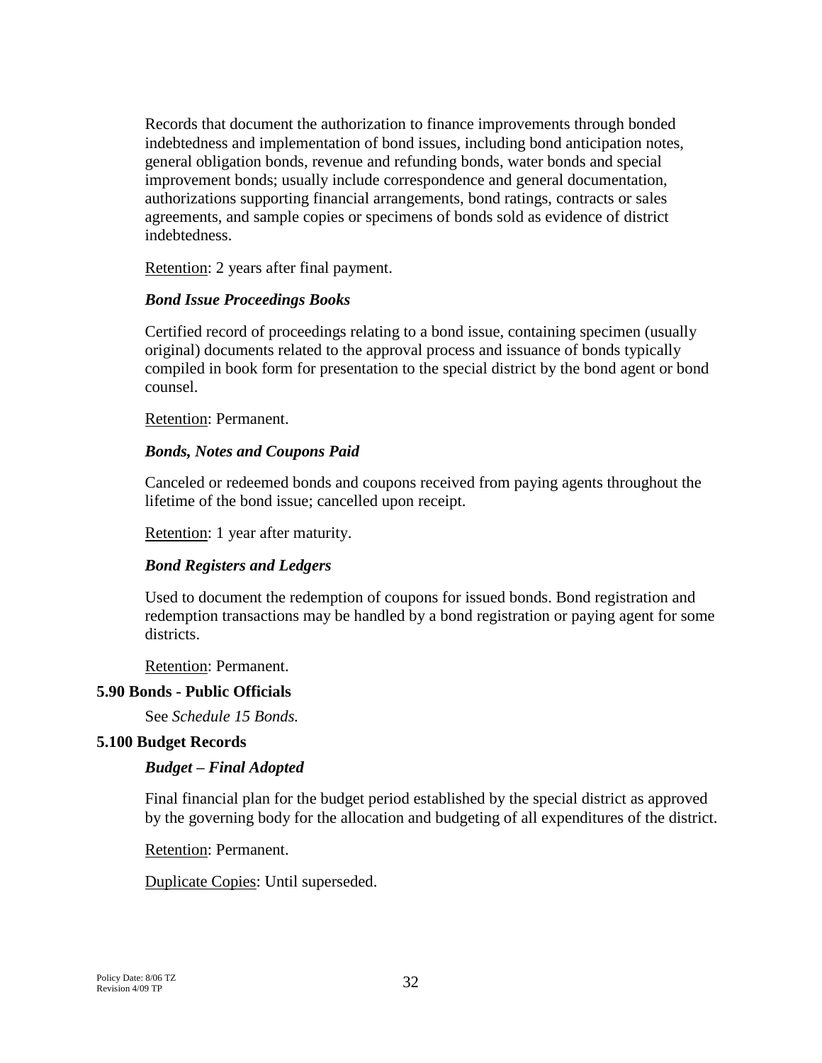Records that document the authorization to finance improvements through bonded indebtedness and implementation of bond issues, including bond anticipation notes, general obligation bonds, revenue and refunding bonds, water bonds and special improvement bonds; usually include correspondence and general documentation, authorizations supporting financial arrangements, bond ratings, contracts or sales agreements, and sample copies or specimens of bonds sold as evidence of district indebtedness.

Retention: 2 years after final payment.

***Bond Issue Proceedings Books***

Certified record of proceedings relating to a bond issue, containing specimen (usually original) documents related to the approval process and issuance of bonds typically compiled in book form for presentation to the special district by the bond agent or bond counsel.

Retention: Permanent.

***Bonds, Notes and Coupons Paid***

Canceled or redeemed bonds and coupons received from paying agents throughout the lifetime of the bond issue; cancelled upon receipt.

Retention: 1 year after maturity.

***Bond Registers and Ledgers***

Used to document the redemption of coupons for issued bonds. Bond registration and redemption transactions may be handled by a bond registration or paying agent for some districts.

Retention: Permanent.

**5.90 Bonds - Public Officials**

See *Schedule 15 Bonds.*

**5.100 Budget Records**

***Budget – Final Adopted***

Final financial plan for the budget period established by the special district as approved by the governing body for the allocation and budgeting of all expenditures of the district.

Retention: Permanent.

Duplicate Copies: Until superseded.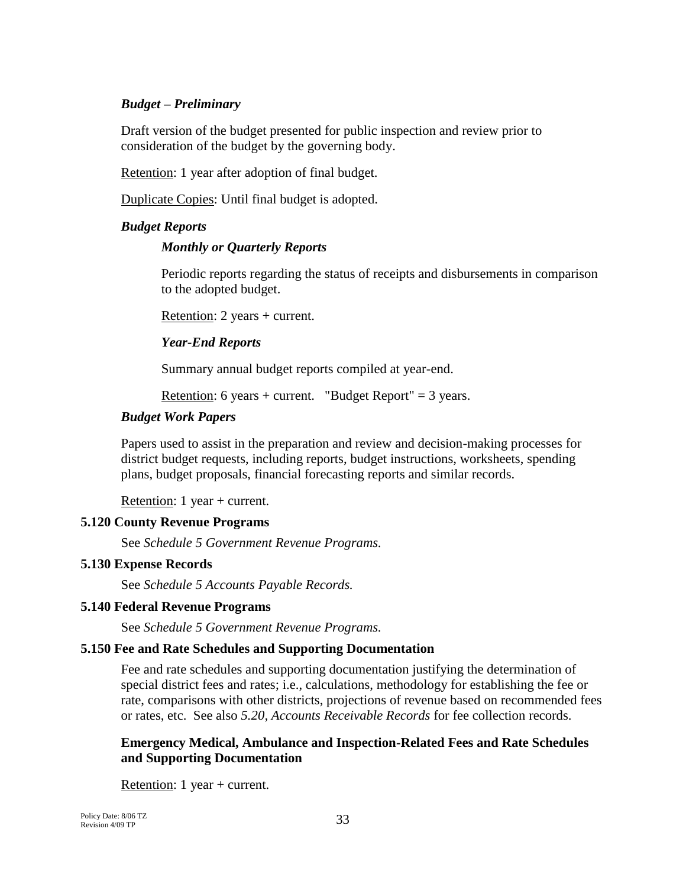***Budget – Preliminary***

Draft version of the budget presented for public inspection and review prior to consideration of the budget by the governing body.

Retention: 1 year after adoption of final budget.

Duplicate Copies: Until final budget is adopted.

***Budget Reports***

***Monthly or Quarterly Reports***

Periodic reports regarding the status of receipts and disbursements in comparison to the adopted budget.

Retention: 2 years + current.

***Year-End Reports***

Summary annual budget reports compiled at year-end.

Retention: 6 years + current. "Budget Report" = 3 years.

***Budget Work Papers***

Papers used to assist in the preparation and review and decision-making processes for district budget requests, including reports, budget instructions, worksheets, spending plans, budget proposals, financial forecasting reports and similar records.

Retention: 1 year + current.

**5.120 County Revenue Programs**

See *Schedule 5 Government Revenue Programs.*

**5.130 Expense Records**

See *Schedule 5 Accounts Payable Records.*

**5.140 Federal Revenue Programs**

See *Schedule 5 Government Revenue Programs.*

**5.150 Fee and Rate Schedules and Supporting Documentation**

Fee and rate schedules and supporting documentation justifying the determination of special district fees and rates; i.e., calculations, methodology for establishing the fee or rate, comparisons with other districts, projections of revenue based on recommended fees or rates, etc. See also *5.20, Accounts Receivable Records* for fee collection records.

**Emergency Medical, Ambulance and Inspection-Related Fees and Rate Schedules and Supporting Documentation**

Retention: 1 year + current.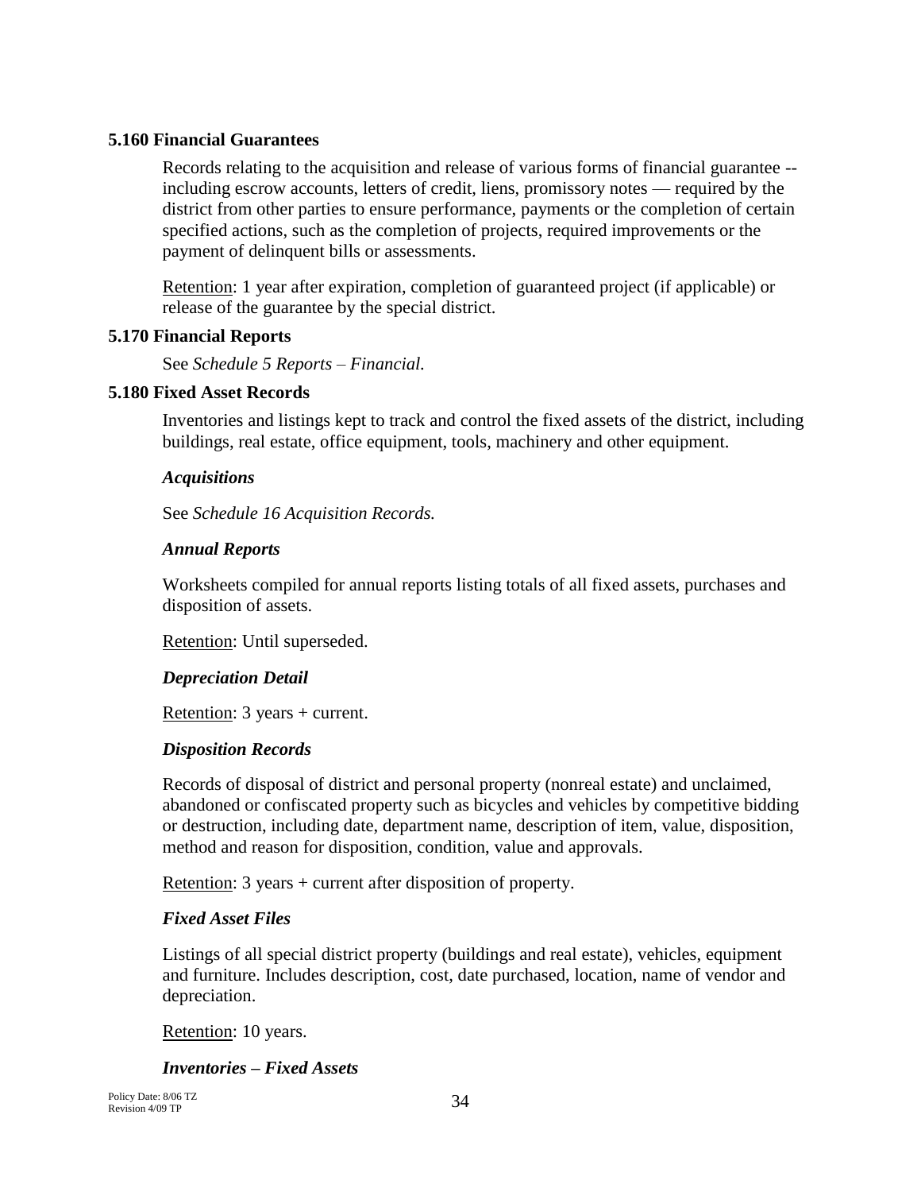### 5.160 Financial Guarantees

Records relating to the acquisition and release of various forms of financial guarantee -- including escrow accounts, letters of credit, liens, promissory notes — required by the district from other parties to ensure performance, payments or the completion of certain specified actions, such as the completion of projects, required improvements or the payment of delinquent bills or assessments.

Retention: 1 year after expiration, completion of guaranteed project (if applicable) or release of the guarantee by the special district.

### 5.170 Financial Reports

See *Schedule 5 Reports – Financial.*

### 5.180 Fixed Asset Records

Inventories and listings kept to track and control the fixed assets of the district, including buildings, real estate, office equipment, tools, machinery and other equipment.

***Acquisitions***

See *Schedule 16 Acquisition Records.*

***Annual Reports***

Worksheets compiled for annual reports listing totals of all fixed assets, purchases and disposition of assets.

Retention: Until superseded.

***Depreciation Detail***

Retention: 3 years + current.

***Disposition Records***

Records of disposal of district and personal property (nonreal estate) and unclaimed, abandoned or confiscated property such as bicycles and vehicles by competitive bidding or destruction, including date, department name, description of item, value, disposition, method and reason for disposition, condition, value and approvals.

Retention: 3 years + current after disposition of property.

***Fixed Asset Files***

Listings of all special district property (buildings and real estate), vehicles, equipment and furniture. Includes description, cost, date purchased, location, name of vendor and depreciation.

Retention: 10 years.

***Inventories – Fixed Assets***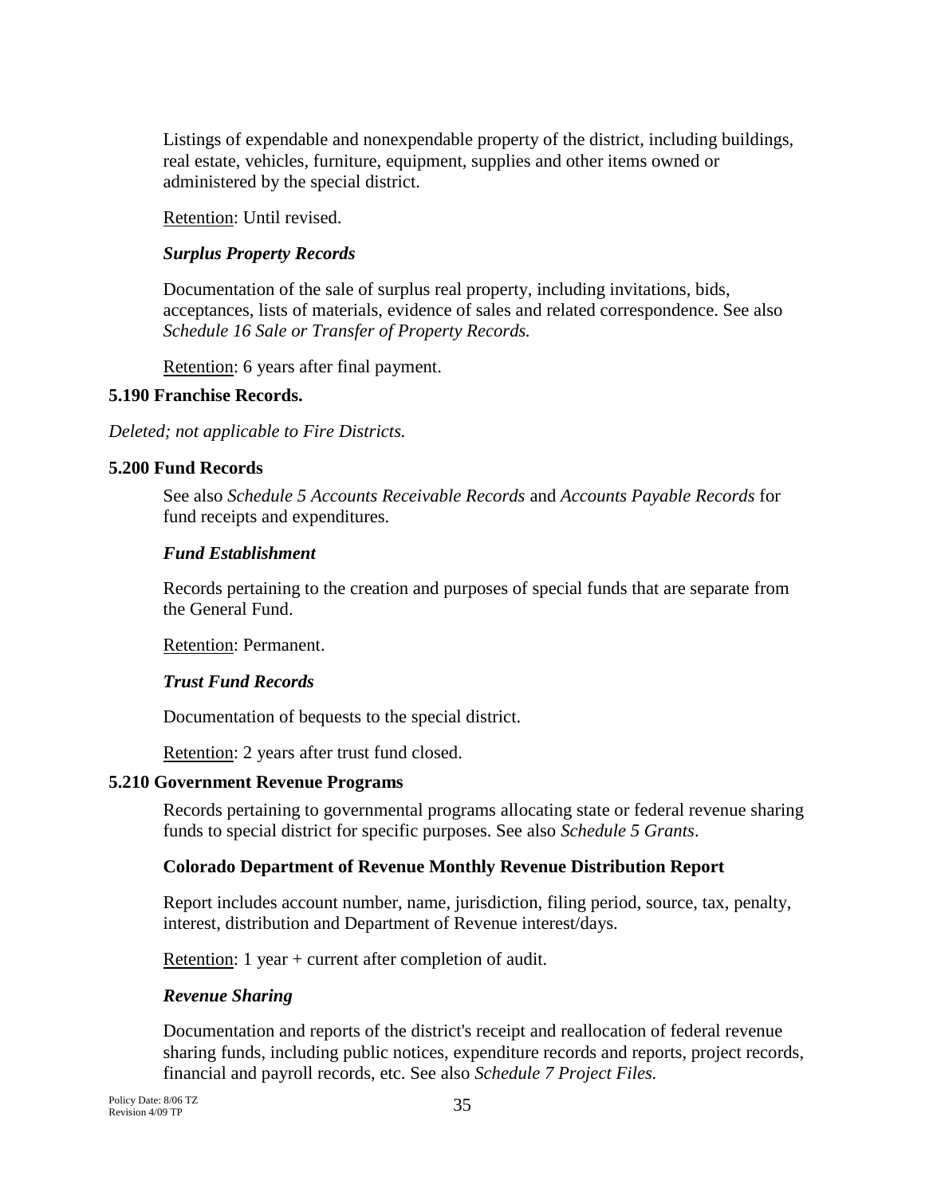Listings of expendable and nonexpendable property of the district, including buildings, real estate, vehicles, furniture, equipment, supplies and other items owned or administered by the special district.

Retention: Until revised.

***Surplus Property Records***

Documentation of the sale of surplus real property, including invitations, bids, acceptances, lists of materials, evidence of sales and related correspondence. See also *Schedule 16 Sale or Transfer of Property Records.*

Retention: 6 years after final payment.

**5.190 Franchise Records.**

*Deleted; not applicable to Fire Districts.*

**5.200 Fund Records**

See also *Schedule 5 Accounts Receivable Records* and *Accounts Payable Records* for fund receipts and expenditures.

***Fund Establishment***

Records pertaining to the creation and purposes of special funds that are separate from the General Fund.

Retention: Permanent.

***Trust Fund Records***

Documentation of bequests to the special district.

Retention: 2 years after trust fund closed.

**5.210 Government Revenue Programs**

Records pertaining to governmental programs allocating state or federal revenue sharing funds to special district for specific purposes. See also *Schedule 5 Grants*.

**Colorado Department of Revenue Monthly Revenue Distribution Report**

Report includes account number, name, jurisdiction, filing period, source, tax, penalty, interest, distribution and Department of Revenue interest/days.

Retention: 1 year + current after completion of audit.

***Revenue Sharing***

Documentation and reports of the district's receipt and reallocation of federal revenue sharing funds, including public notices, expenditure records and reports, project records, financial and payroll records, etc. See also *Schedule 7 Project Files.*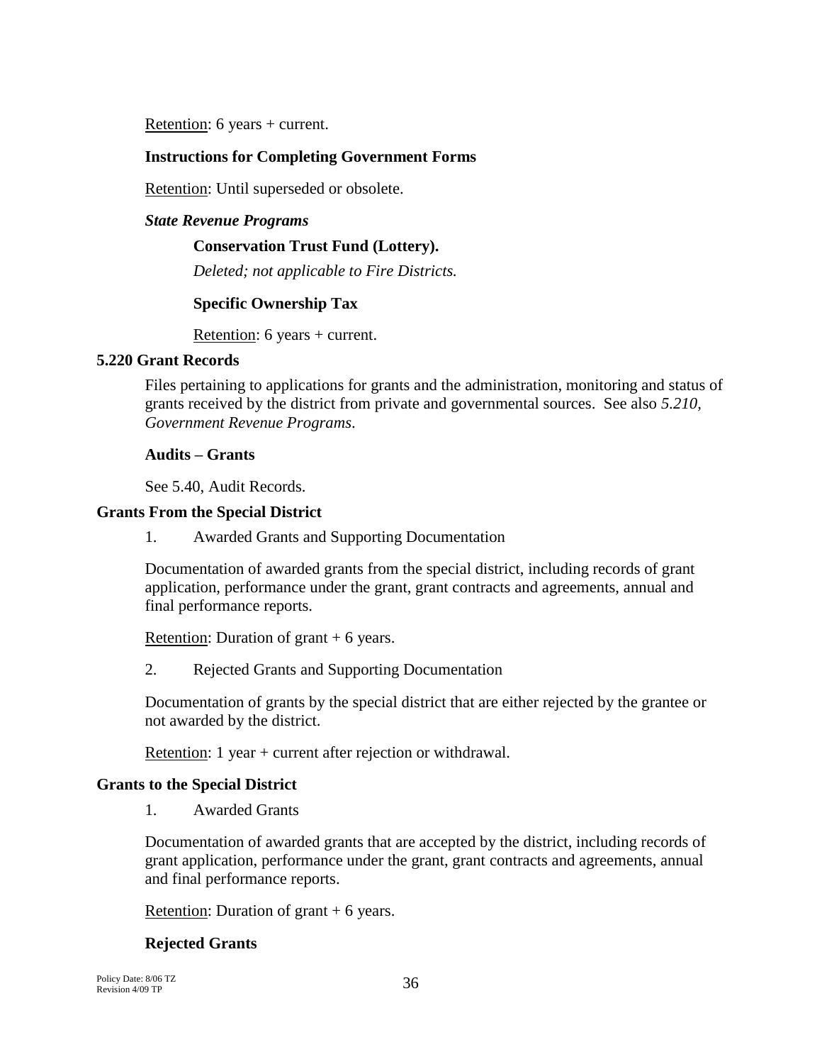Retention: 6 years + current.

**Instructions for Completing Government Forms**

Retention: Until superseded or obsolete.

***State Revenue Programs***

**Conservation Trust Fund (Lottery).**

*Deleted; not applicable to Fire Districts.*

**Specific Ownership Tax**

Retention: 6 years + current.

## 5.220 Grant Records

Files pertaining to applications for grants and the administration, monitoring and status of grants received by the district from private and governmental sources. See also *5.210, Government Revenue Programs*.

**Audits – Grants**

See 5.40, Audit Records.

**Grants From the Special District**

1. Awarded Grants and Supporting Documentation

Documentation of awarded grants from the special district, including records of grant application, performance under the grant, grant contracts and agreements, annual and final performance reports.

Retention: Duration of grant + 6 years.

2. Rejected Grants and Supporting Documentation

Documentation of grants by the special district that are either rejected by the grantee or not awarded by the district.

Retention: 1 year + current after rejection or withdrawal.

**Grants to the Special District**

1. Awarded Grants

Documentation of awarded grants that are accepted by the district, including records of grant application, performance under the grant, grant contracts and agreements, annual and final performance reports.

Retention: Duration of grant + 6 years.

**Rejected Grants**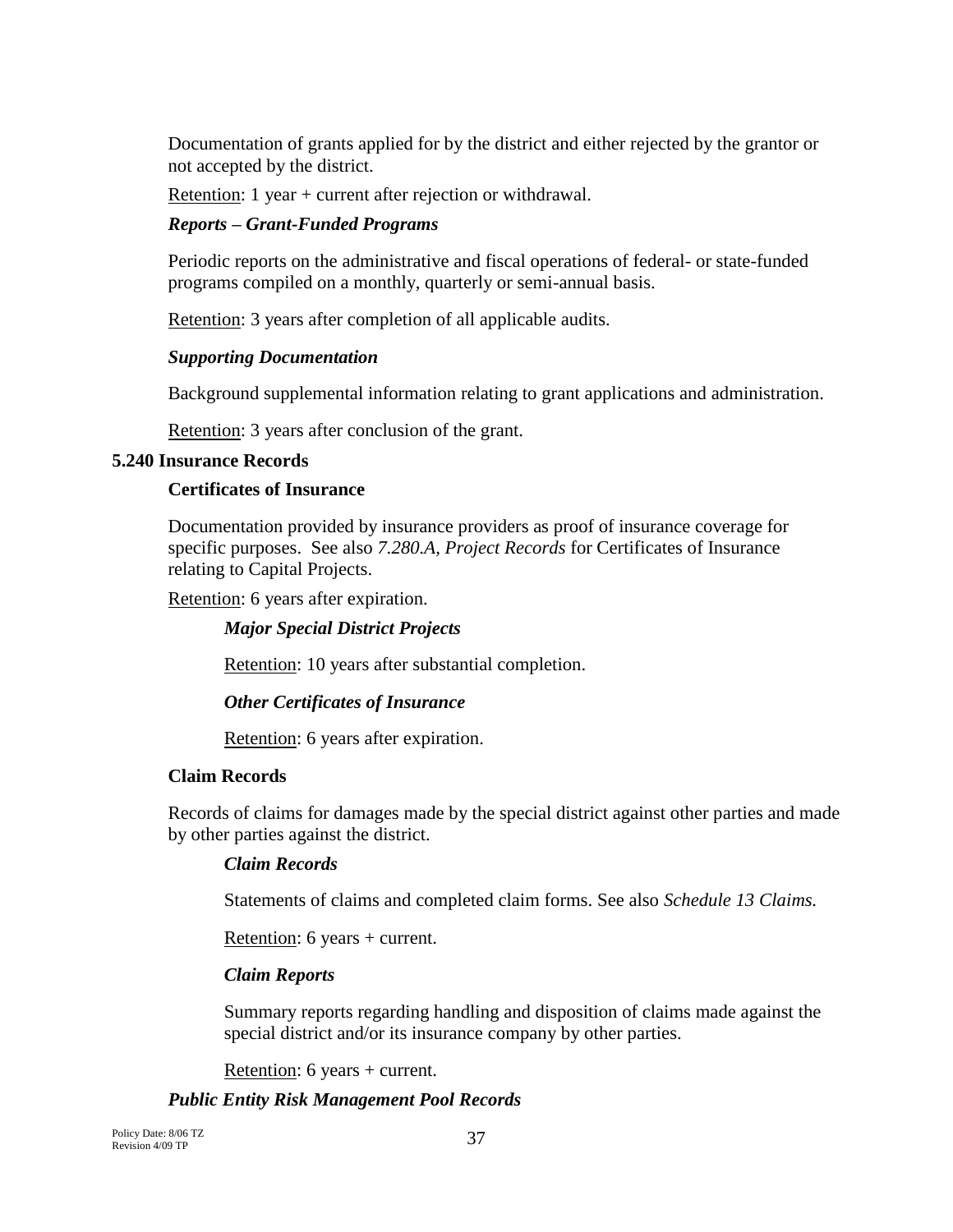Documentation of grants applied for by the district and either rejected by the grantor or not accepted by the district.

Retention: 1 year + current after rejection or withdrawal.

***Reports – Grant-Funded Programs***

Periodic reports on the administrative and fiscal operations of federal- or state-funded programs compiled on a monthly, quarterly or semi-annual basis.

Retention: 3 years after completion of all applicable audits.

***Supporting Documentation***

Background supplemental information relating to grant applications and administration.

Retention: 3 years after conclusion of the grant.

## 5.240 Insurance Records

### Certificates of Insurance

Documentation provided by insurance providers as proof of insurance coverage for specific purposes. See also *7.280.A, Project Records* for Certificates of Insurance relating to Capital Projects.

Retention: 6 years after expiration.

***Major Special District Projects***

Retention: 10 years after substantial completion.

***Other Certificates of Insurance***

Retention: 6 years after expiration.

### Claim Records

Records of claims for damages made by the special district against other parties and made by other parties against the district.

***Claim Records***

Statements of claims and completed claim forms. See also *Schedule 13 Claims.*

Retention: 6 years + current.

***Claim Reports***

Summary reports regarding handling and disposition of claims made against the special district and/or its insurance company by other parties.

Retention: 6 years + current.

***Public Entity Risk Management Pool Records***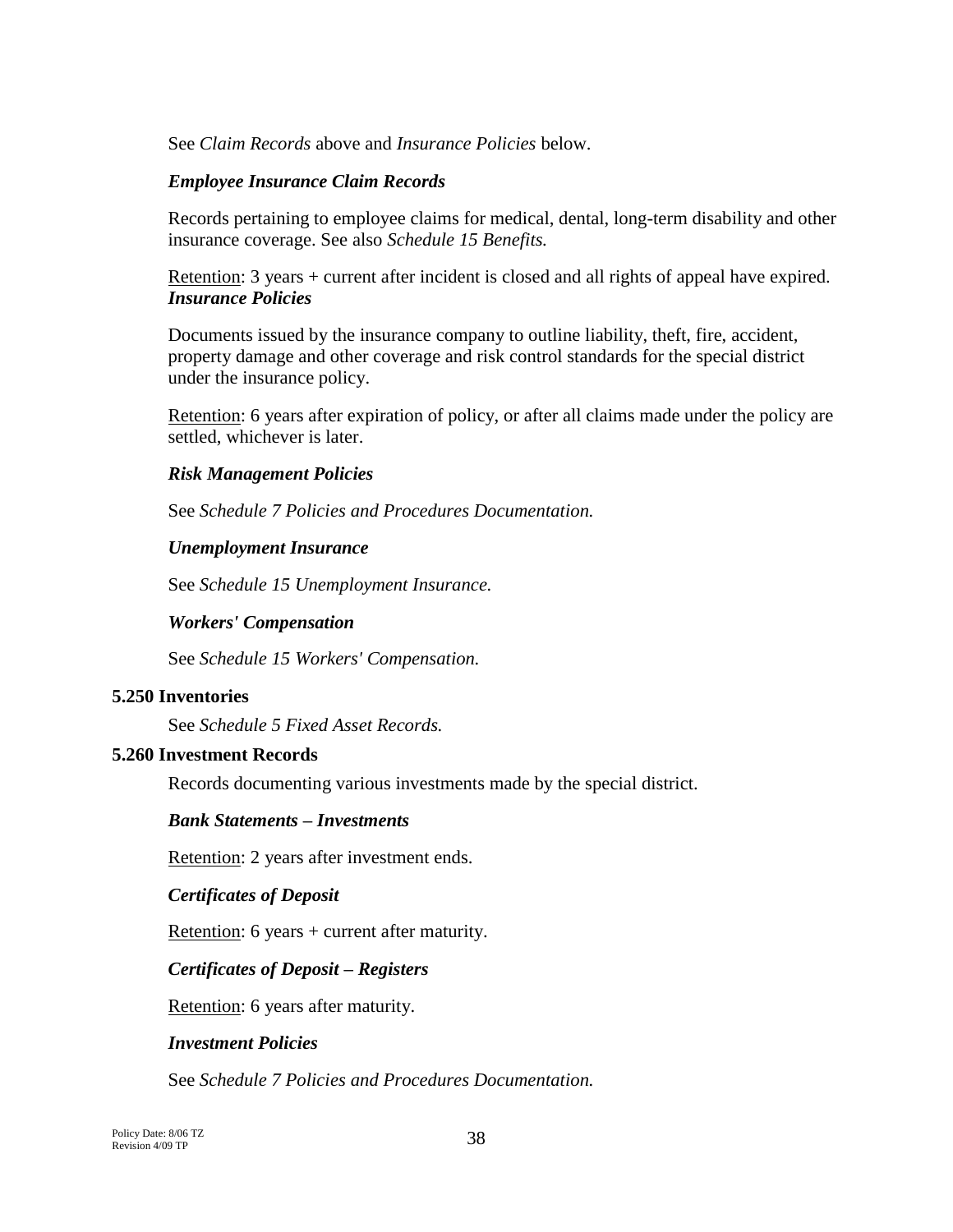See *Claim Records* above and *Insurance Policies* below.

***Employee Insurance Claim Records***

Records pertaining to employee claims for medical, dental, long-term disability and other insurance coverage. See also *Schedule 15 Benefits.*

Retention: 3 years + current after incident is closed and all rights of appeal have expired.

***Insurance Policies***

Documents issued by the insurance company to outline liability, theft, fire, accident, property damage and other coverage and risk control standards for the special district under the insurance policy.

Retention: 6 years after expiration of policy, or after all claims made under the policy are settled, whichever is later.

***Risk Management Policies***

See *Schedule 7 Policies and Procedures Documentation.*

***Unemployment Insurance***

See *Schedule 15 Unemployment Insurance.*

***Workers' Compensation***

See *Schedule 15 Workers' Compensation.*

**5.250 Inventories**

See *Schedule 5 Fixed Asset Records.*

**5.260 Investment Records**

Records documenting various investments made by the special district.

***Bank Statements – Investments***

Retention: 2 years after investment ends.

***Certificates of Deposit***

Retention: 6 years + current after maturity.

***Certificates of Deposit – Registers***

Retention: 6 years after maturity.

***Investment Policies***

See *Schedule 7 Policies and Procedures Documentation.*

Policy Date: 8/06 TZ
Revision 4/09 TP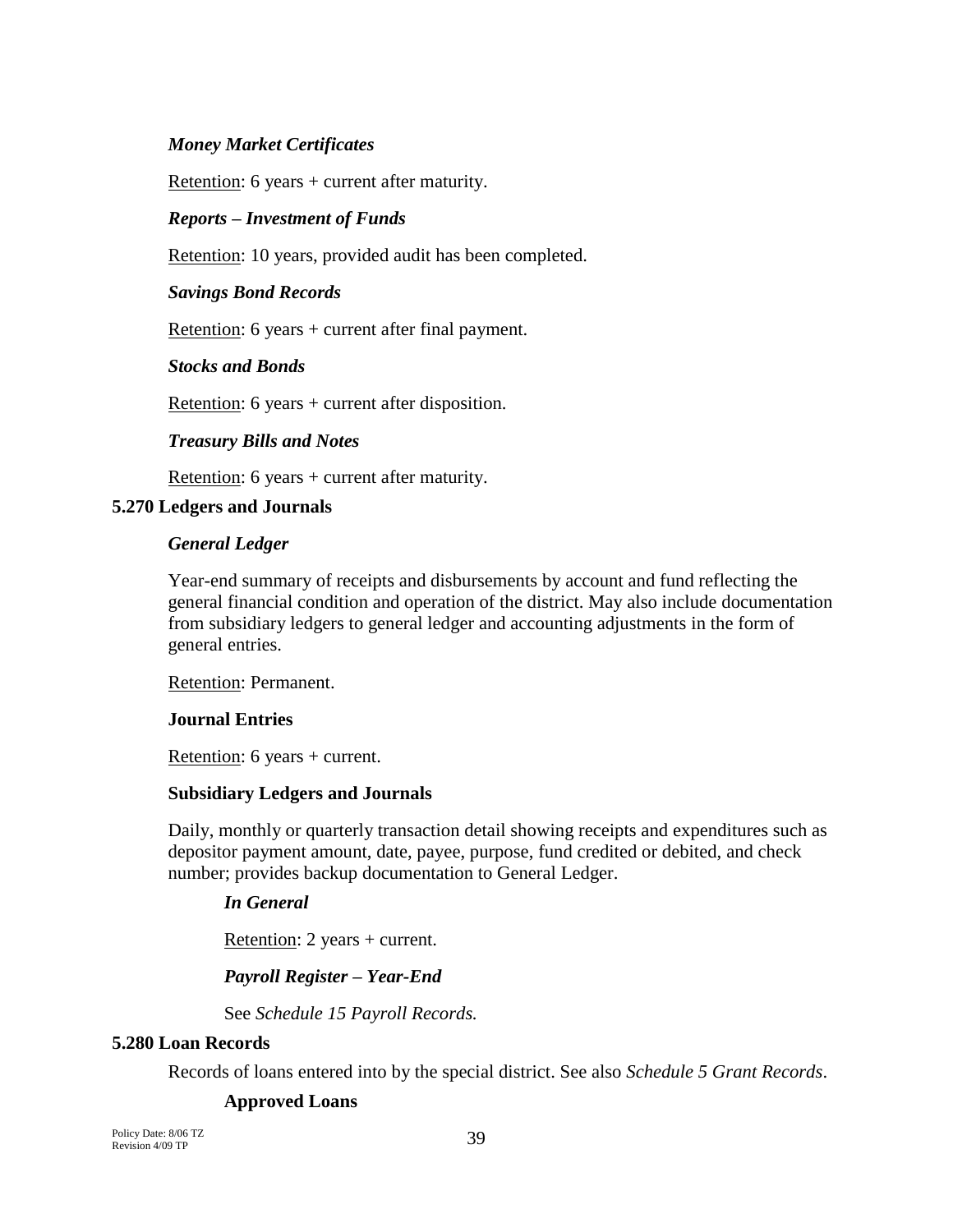***Money Market Certificates***

Retention: 6 years + current after maturity.

***Reports – Investment of Funds***

Retention: 10 years, provided audit has been completed.

***Savings Bond Records***

Retention: 6 years + current after final payment.

***Stocks and Bonds***

Retention: 6 years + current after disposition.

***Treasury Bills and Notes***

Retention: 6 years + current after maturity.

**5.270 Ledgers and Journals**

***General Ledger***

Year-end summary of receipts and disbursements by account and fund reflecting the general financial condition and operation of the district. May also include documentation from subsidiary ledgers to general ledger and accounting adjustments in the form of general entries.

Retention: Permanent.

**Journal Entries**

Retention: 6 years + current.

**Subsidiary Ledgers and Journals**

Daily, monthly or quarterly transaction detail showing receipts and expenditures such as depositor payment amount, date, payee, purpose, fund credited or debited, and check number; provides backup documentation to General Ledger.

***In General***

Retention: 2 years + current.

***Payroll Register – Year-End***

See *Schedule 15 Payroll Records.*

**5.280 Loan Records**

Records of loans entered into by the special district. See also *Schedule 5 Grant Records*.

**Approved Loans**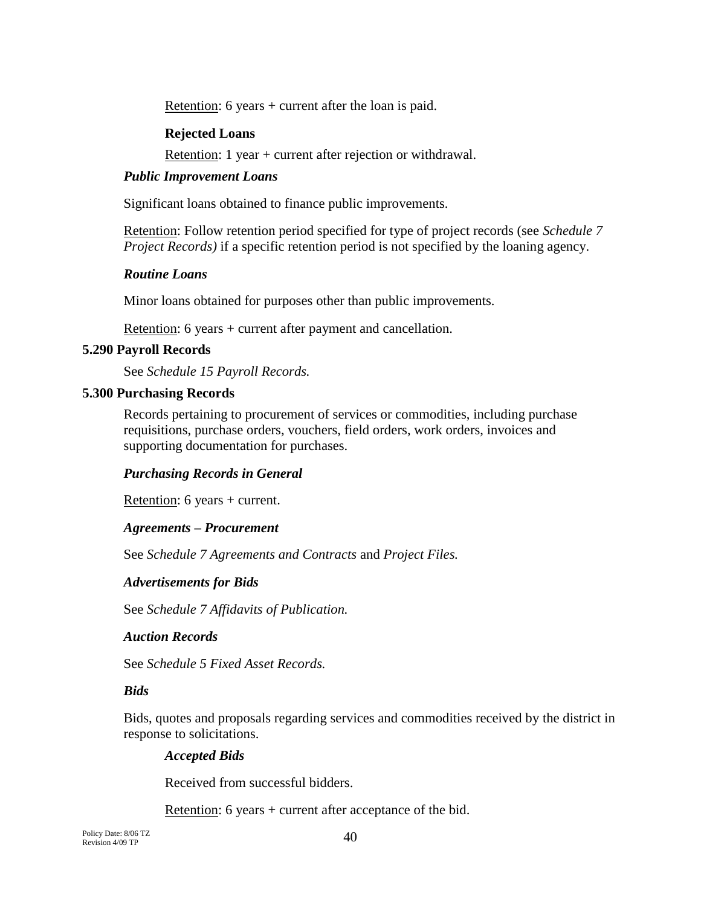Retention: 6 years + current after the loan is paid.

**Rejected Loans**

Retention: 1 year + current after rejection or withdrawal.

***Public Improvement Loans***

Significant loans obtained to finance public improvements.

Retention: Follow retention period specified for type of project records (see *Schedule 7 Project Records)* if a specific retention period is not specified by the loaning agency.

***Routine Loans***

Minor loans obtained for purposes other than public improvements.

Retention: 6 years + current after payment and cancellation.

**5.290 Payroll Records**

See *Schedule 15 Payroll Records.*

**5.300 Purchasing Records**

Records pertaining to procurement of services or commodities, including purchase requisitions, purchase orders, vouchers, field orders, work orders, invoices and supporting documentation for purchases.

***Purchasing Records in General***

Retention: 6 years + current.

***Agreements – Procurement***

See *Schedule 7 Agreements and Contracts* and *Project Files.*

***Advertisements for Bids***

See *Schedule 7 Affidavits of Publication.*

***Auction Records***

See *Schedule 5 Fixed Asset Records.*

***Bids***

Bids, quotes and proposals regarding services and commodities received by the district in response to solicitations.

***Accepted Bids***

Received from successful bidders.

Retention: 6 years + current after acceptance of the bid.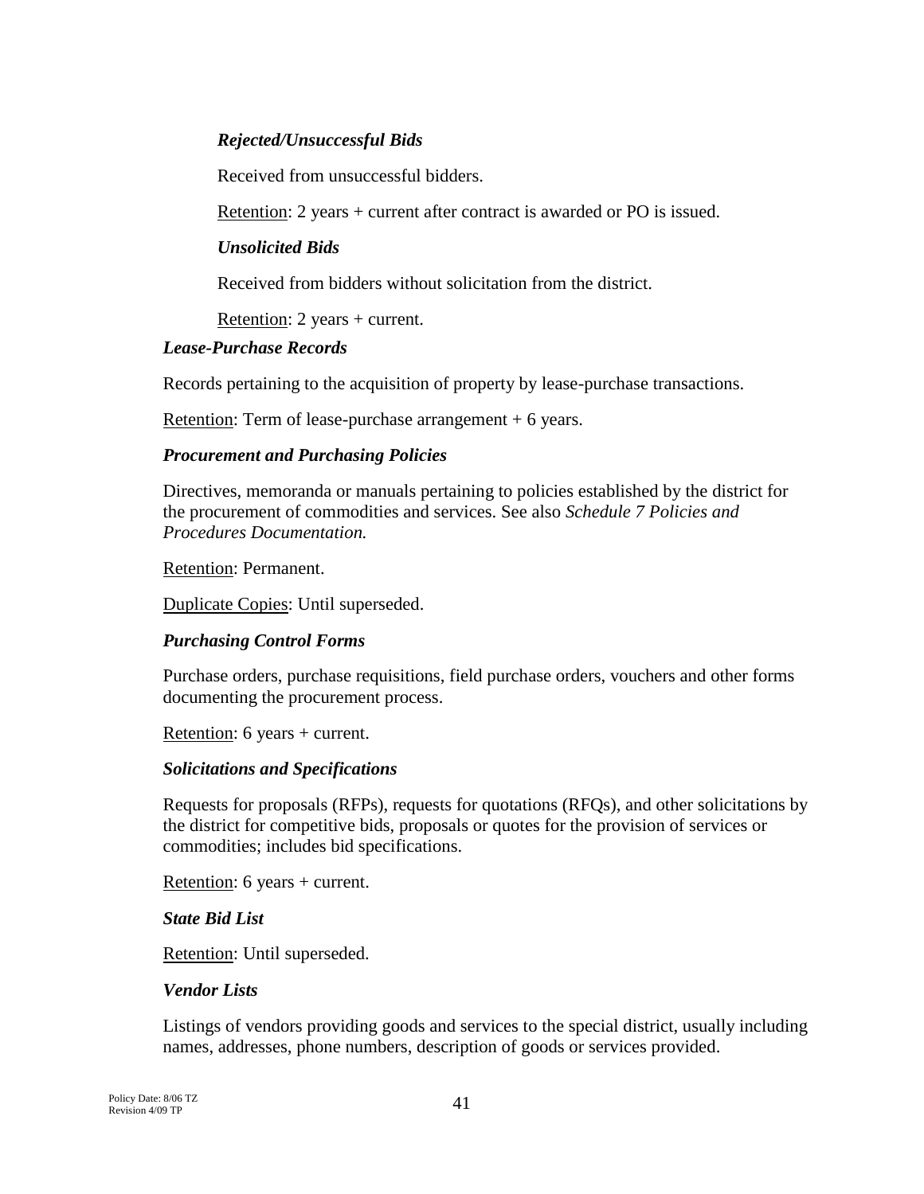#### *Rejected/Unsuccessful Bids*

Received from unsuccessful bidders.

Retention: 2 years + current after contract is awarded or PO is issued.

#### *Unsolicited Bids*

Received from bidders without solicitation from the district.

Retention: 2 years + current.

### *Lease-Purchase Records*

Records pertaining to the acquisition of property by lease-purchase transactions.

Retention: Term of lease-purchase arrangement + 6 years.

### *Procurement and Purchasing Policies*

Directives, memoranda or manuals pertaining to policies established by the district for the procurement of commodities and services. See also *Schedule 7 Policies and Procedures Documentation.*

Retention: Permanent.

Duplicate Copies: Until superseded.

### *Purchasing Control Forms*

Purchase orders, purchase requisitions, field purchase orders, vouchers and other forms documenting the procurement process.

Retention: 6 years + current.

### *Solicitations and Specifications*

Requests for proposals (RFPs), requests for quotations (RFQs), and other solicitations by the district for competitive bids, proposals or quotes for the provision of services or commodities; includes bid specifications.

Retention: 6 years + current.

### *State Bid List*

Retention: Until superseded.

### *Vendor Lists*

Listings of vendors providing goods and services to the special district, usually including names, addresses, phone numbers, description of goods or services provided.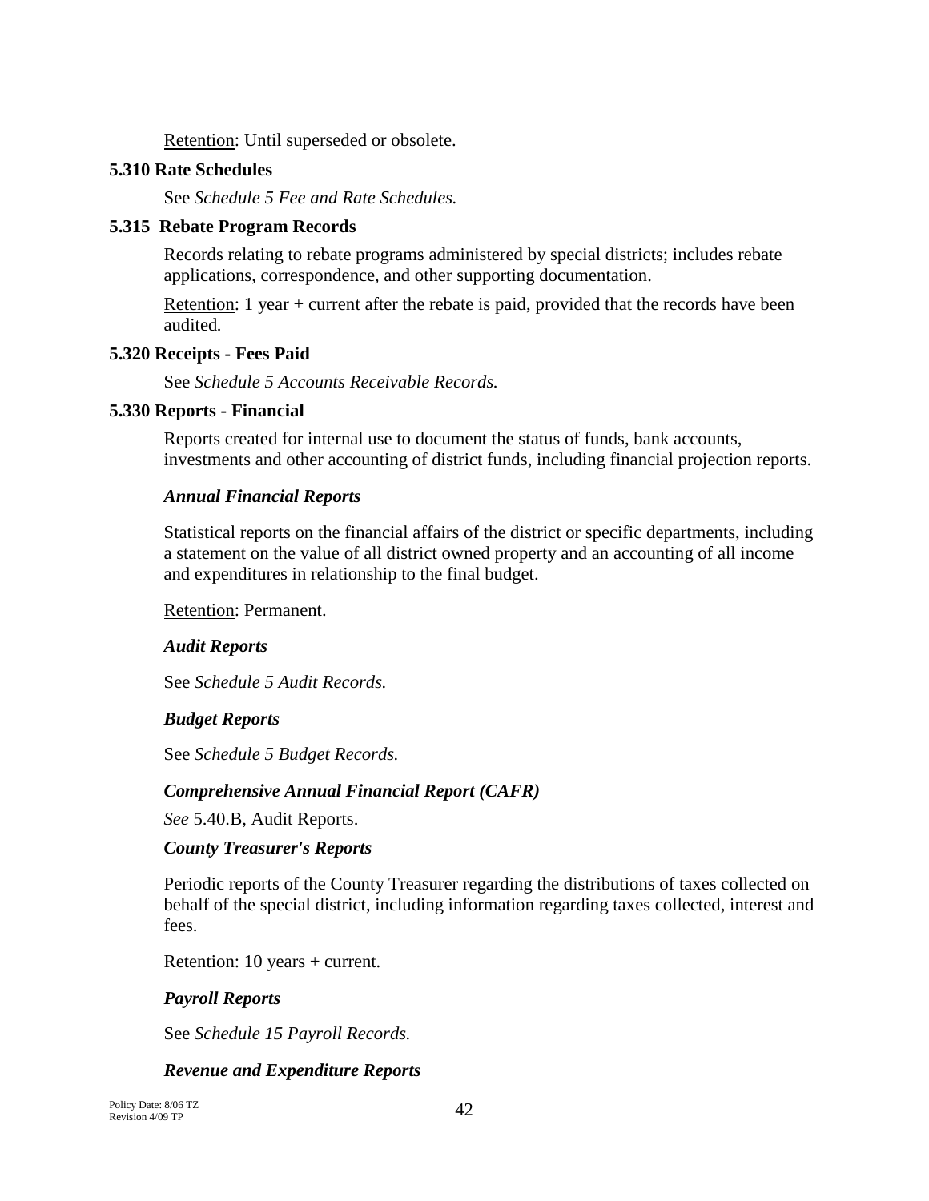Retention: Until superseded or obsolete.

### 5.310 Rate Schedules

See *Schedule 5 Fee and Rate Schedules.*

### 5.315 Rebate Program Records

Records relating to rebate programs administered by special districts; includes rebate applications, correspondence, and other supporting documentation.

Retention: 1 year + current after the rebate is paid, provided that the records have been audited*.*

### 5.320 Receipts - Fees Paid

See *Schedule 5 Accounts Receivable Records.*

### 5.330 Reports - Financial

Reports created for internal use to document the status of funds, bank accounts, investments and other accounting of district funds, including financial projection reports.

***Annual Financial Reports***

Statistical reports on the financial affairs of the district or specific departments, including a statement on the value of all district owned property and an accounting of all income and expenditures in relationship to the final budget.

Retention: Permanent.

***Audit Reports***

See *Schedule 5 Audit Records.*

***Budget Reports***

See *Schedule 5 Budget Records.*

***Comprehensive Annual Financial Report (CAFR)***

*See* 5.40.B, Audit Reports.

***County Treasurer's Reports***

Periodic reports of the County Treasurer regarding the distributions of taxes collected on behalf of the special district, including information regarding taxes collected, interest and fees.

Retention: 10 years + current.

***Payroll Reports***

See *Schedule 15 Payroll Records.*

***Revenue and Expenditure Reports***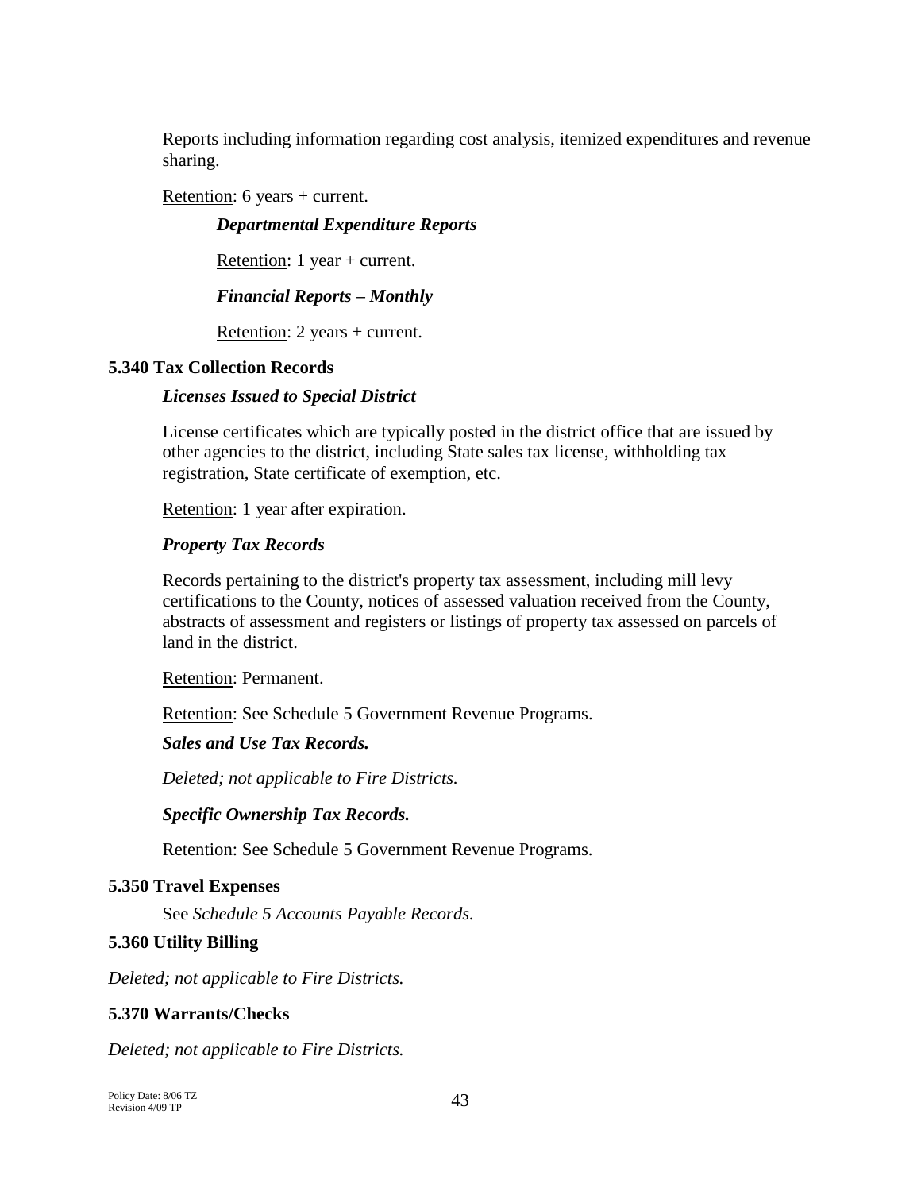Reports including information regarding cost analysis, itemized expenditures and revenue sharing.

Retention: 6 years + current.

***Departmental Expenditure Reports***

Retention: 1 year + current.

***Financial Reports – Monthly***

Retention: 2 years + current.

**5.340 Tax Collection Records**

***Licenses Issued to Special District***

License certificates which are typically posted in the district office that are issued by other agencies to the district, including State sales tax license, withholding tax registration, State certificate of exemption, etc.

Retention: 1 year after expiration.

***Property Tax Records***

Records pertaining to the district's property tax assessment, including mill levy certifications to the County, notices of assessed valuation received from the County, abstracts of assessment and registers or listings of property tax assessed on parcels of land in the district.

Retention: Permanent.

Retention: See Schedule 5 Government Revenue Programs.

***Sales and Use Tax Records.***

*Deleted; not applicable to Fire Districts.*

***Specific Ownership Tax Records.***

Retention: See Schedule 5 Government Revenue Programs.

**5.350 Travel Expenses**

See *Schedule 5 Accounts Payable Records.*

**5.360 Utility Billing**

*Deleted; not applicable to Fire Districts.*

**5.370 Warrants/Checks**

*Deleted; not applicable to Fire Districts.*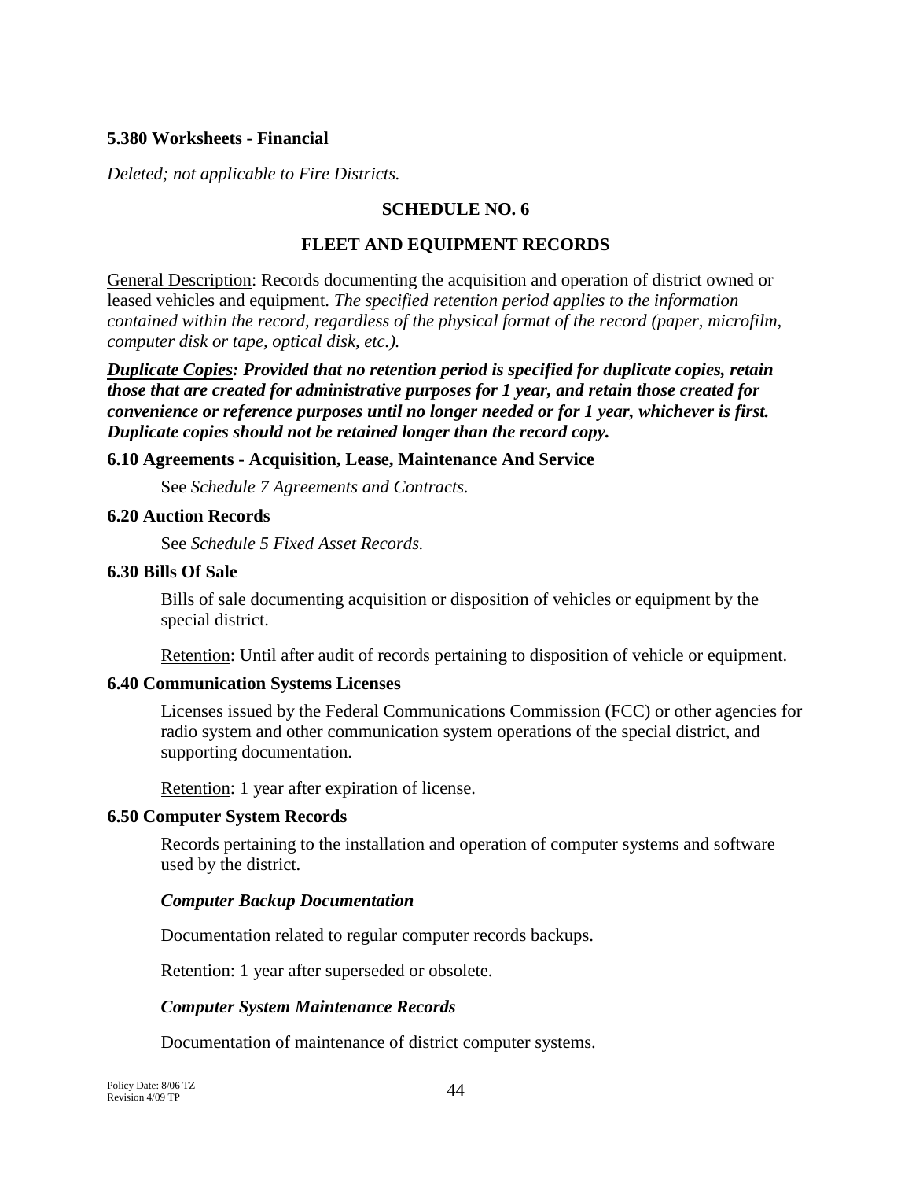**5.380 Worksheets - Financial**

*Deleted; not applicable to Fire Districts.*

## SCHEDULE NO. 6

## FLEET AND EQUIPMENT RECORDS

General Description: Records documenting the acquisition and operation of district owned or leased vehicles and equipment. *The specified retention period applies to the information contained within the record, regardless of the physical format of the record (paper, microfilm, computer disk or tape, optical disk, etc.).*

***Duplicate Copies: Provided that no retention period is specified for duplicate copies, retain those that are created for administrative purposes for 1 year, and retain those created for convenience or reference purposes until no longer needed or for 1 year, whichever is first. Duplicate copies should not be retained longer than the record copy.***

**6.10 Agreements - Acquisition, Lease, Maintenance And Service**

See *Schedule 7 Agreements and Contracts.*

**6.20 Auction Records**

See *Schedule 5 Fixed Asset Records.*

**6.30 Bills Of Sale**

Bills of sale documenting acquisition or disposition of vehicles or equipment by the special district.

Retention: Until after audit of records pertaining to disposition of vehicle or equipment.

**6.40 Communication Systems Licenses**

Licenses issued by the Federal Communications Commission (FCC) or other agencies for radio system and other communication system operations of the special district, and supporting documentation.

Retention: 1 year after expiration of license.

**6.50 Computer System Records**

Records pertaining to the installation and operation of computer systems and software used by the district.

***Computer Backup Documentation***

Documentation related to regular computer records backups.

Retention: 1 year after superseded or obsolete.

***Computer System Maintenance Records***

Documentation of maintenance of district computer systems.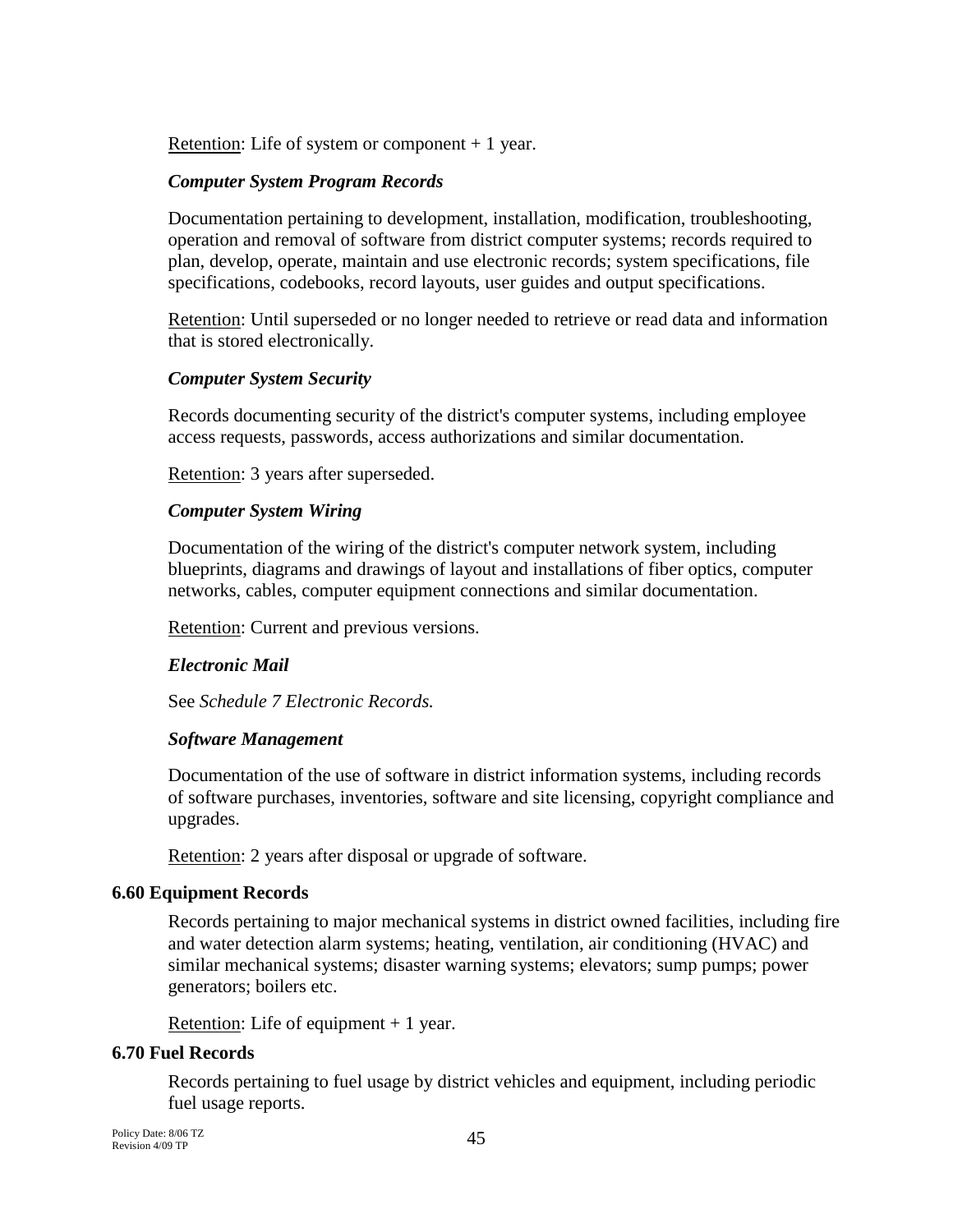Retention: Life of system or component + 1 year.

***Computer System Program Records***

Documentation pertaining to development, installation, modification, troubleshooting, operation and removal of software from district computer systems; records required to plan, develop, operate, maintain and use electronic records; system specifications, file specifications, codebooks, record layouts, user guides and output specifications.

Retention: Until superseded or no longer needed to retrieve or read data and information that is stored electronically.

***Computer System Security***

Records documenting security of the district's computer systems, including employee access requests, passwords, access authorizations and similar documentation.

Retention: 3 years after superseded.

***Computer System Wiring***

Documentation of the wiring of the district's computer network system, including blueprints, diagrams and drawings of layout and installations of fiber optics, computer networks, cables, computer equipment connections and similar documentation.

Retention: Current and previous versions.

***Electronic Mail***

See *Schedule 7 Electronic Records.*

***Software Management***

Documentation of the use of software in district information systems, including records of software purchases, inventories, software and site licensing, copyright compliance and upgrades.

Retention: 2 years after disposal or upgrade of software.

### 6.60 Equipment Records

Records pertaining to major mechanical systems in district owned facilities, including fire and water detection alarm systems; heating, ventilation, air conditioning (HVAC) and similar mechanical systems; disaster warning systems; elevators; sump pumps; power generators; boilers etc.

Retention: Life of equipment + 1 year.

### 6.70 Fuel Records

Records pertaining to fuel usage by district vehicles and equipment, including periodic fuel usage reports.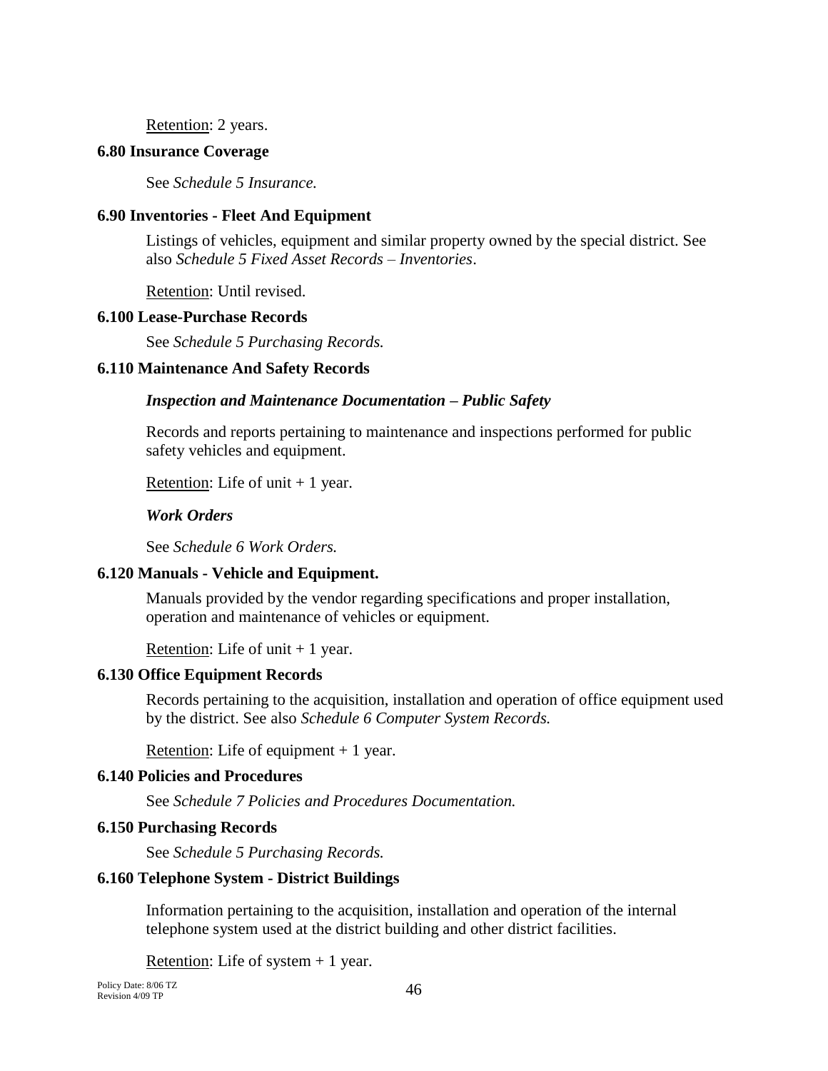Retention: 2 years.

### 6.80 Insurance Coverage

See *Schedule 5 Insurance.*

### 6.90 Inventories - Fleet And Equipment

Listings of vehicles, equipment and similar property owned by the special district. See also *Schedule 5 Fixed Asset Records – Inventories*.

Retention: Until revised.

### 6.100 Lease-Purchase Records

See *Schedule 5 Purchasing Records.*

### 6.110 Maintenance And Safety Records

***Inspection and Maintenance Documentation – Public Safety***

Records and reports pertaining to maintenance and inspections performed for public safety vehicles and equipment.

Retention: Life of unit + 1 year.

***Work Orders***

See *Schedule 6 Work Orders.*

### 6.120 Manuals - Vehicle and Equipment.

Manuals provided by the vendor regarding specifications and proper installation, operation and maintenance of vehicles or equipment.

Retention: Life of unit + 1 year.

### 6.130 Office Equipment Records

Records pertaining to the acquisition, installation and operation of office equipment used by the district. See also *Schedule 6 Computer System Records.*

Retention: Life of equipment + 1 year.

### 6.140 Policies and Procedures

See *Schedule 7 Policies and Procedures Documentation.*

### 6.150 Purchasing Records

See *Schedule 5 Purchasing Records.*

### 6.160 Telephone System - District Buildings

Information pertaining to the acquisition, installation and operation of the internal telephone system used at the district building and other district facilities.

Retention: Life of system + 1 year.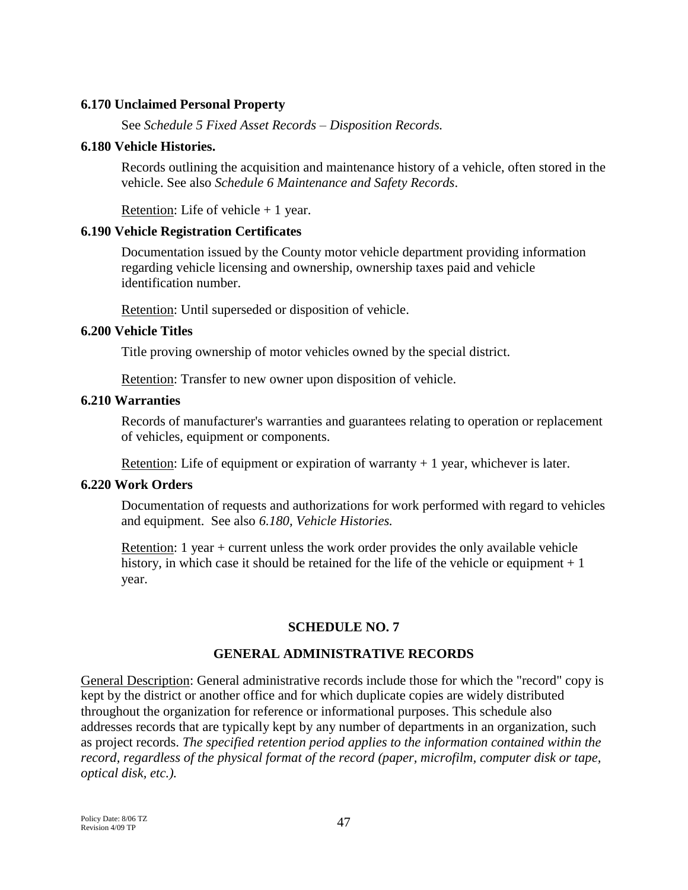### 6.170 Unclaimed Personal Property

See *Schedule 5 Fixed Asset Records – Disposition Records.*

### 6.180 Vehicle Histories.

Records outlining the acquisition and maintenance history of a vehicle, often stored in the vehicle. See also *Schedule 6 Maintenance and Safety Records*.

<u>Retention</u>: Life of vehicle + 1 year.

### 6.190 Vehicle Registration Certificates

Documentation issued by the County motor vehicle department providing information regarding vehicle licensing and ownership, ownership taxes paid and vehicle identification number.

<u>Retention</u>: Until superseded or disposition of vehicle.

### 6.200 Vehicle Titles

Title proving ownership of motor vehicles owned by the special district.

<u>Retention</u>: Transfer to new owner upon disposition of vehicle.

### 6.210 Warranties

Records of manufacturer's warranties and guarantees relating to operation or replacement of vehicles, equipment or components.

<u>Retention</u>: Life of equipment or expiration of warranty + 1 year, whichever is later.

### 6.220 Work Orders

Documentation of requests and authorizations for work performed with regard to vehicles and equipment. See also *6.180, Vehicle Histories.*

<u>Retention</u>: 1 year + current unless the work order provides the only available vehicle history, in which case it should be retained for the life of the vehicle or equipment + 1 year.

## SCHEDULE NO. 7

## GENERAL ADMINISTRATIVE RECORDS

<u>General Description</u>: General administrative records include those for which the "record" copy is kept by the district or another office and for which duplicate copies are widely distributed throughout the organization for reference or informational purposes. This schedule also addresses records that are typically kept by any number of departments in an organization, such as project records. *The specified retention period applies to the information contained within the record, regardless of the physical format of the record (paper, microfilm, computer disk or tape, optical disk, etc.).*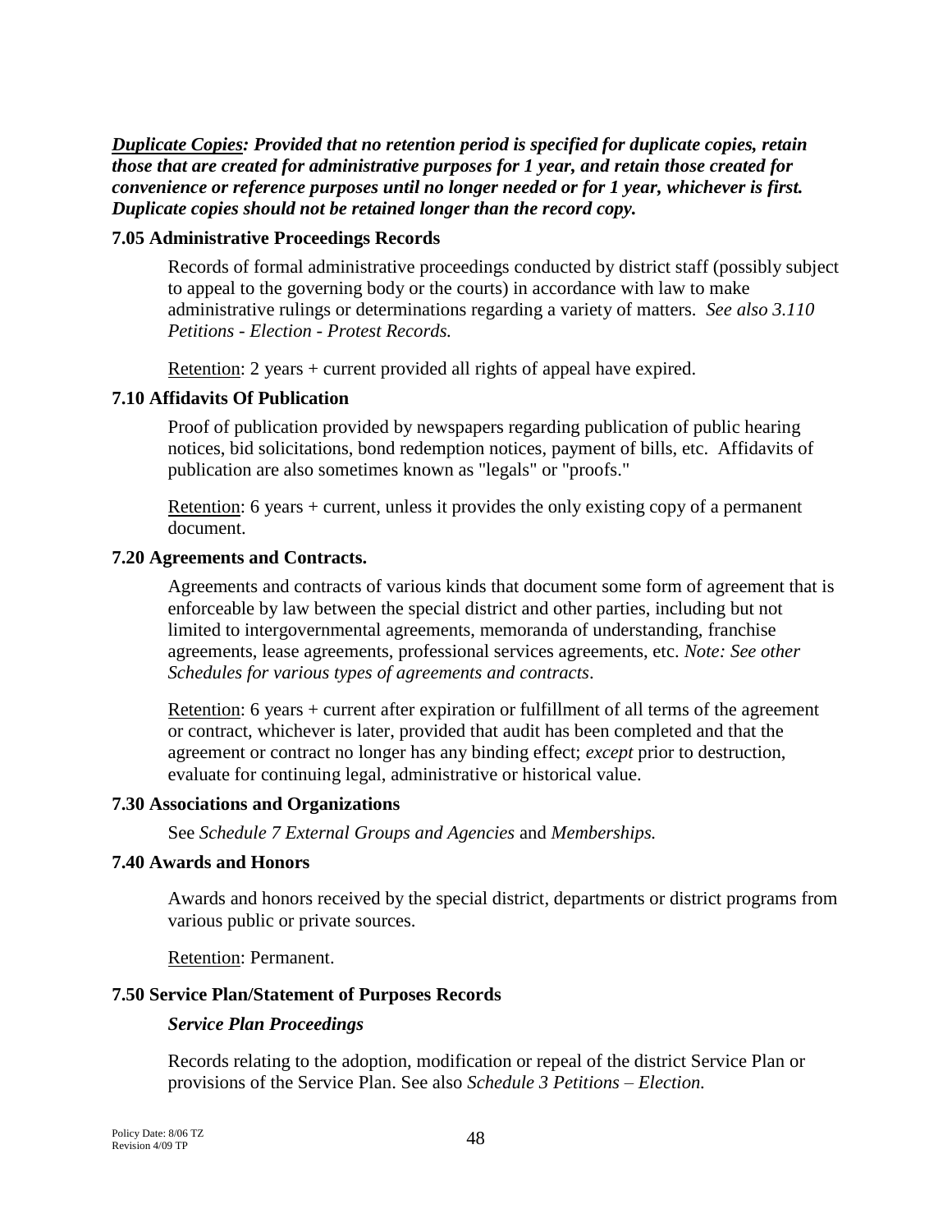***Duplicate Copies*: Provided that no retention period is specified for duplicate copies, retain those that are created for administrative purposes for 1 year, and retain those created for convenience or reference purposes until no longer needed or for 1 year, whichever is first. Duplicate copies should not be retained longer than the record copy.**

### 7.05 Administrative Proceedings Records

Records of formal administrative proceedings conducted by district staff (possibly subject to appeal to the governing body or the courts) in accordance with law to make administrative rulings or determinations regarding a variety of matters. *See also 3.110 Petitions - Election - Protest Records.*

Retention: 2 years + current provided all rights of appeal have expired.

### 7.10 Affidavits Of Publication

Proof of publication provided by newspapers regarding publication of public hearing notices, bid solicitations, bond redemption notices, payment of bills, etc. Affidavits of publication are also sometimes known as "legals" or "proofs."

Retention: 6 years + current, unless it provides the only existing copy of a permanent document.

### 7.20 Agreements and Contracts.

Agreements and contracts of various kinds that document some form of agreement that is enforceable by law between the special district and other parties, including but not limited to intergovernmental agreements, memoranda of understanding, franchise agreements, lease agreements, professional services agreements, etc. *Note: See other Schedules for various types of agreements and contracts*.

Retention: 6 years + current after expiration or fulfillment of all terms of the agreement or contract, whichever is later, provided that audit has been completed and that the agreement or contract no longer has any binding effect; *except* prior to destruction, evaluate for continuing legal, administrative or historical value.

### 7.30 Associations and Organizations

See *Schedule 7 External Groups and Agencies* and *Memberships.*

### 7.40 Awards and Honors

Awards and honors received by the special district, departments or district programs from various public or private sources.

Retention: Permanent.

### 7.50 Service Plan/Statement of Purposes Records

#### *Service Plan Proceedings*

Records relating to the adoption, modification or repeal of the district Service Plan or provisions of the Service Plan. See also *Schedule 3 Petitions – Election.*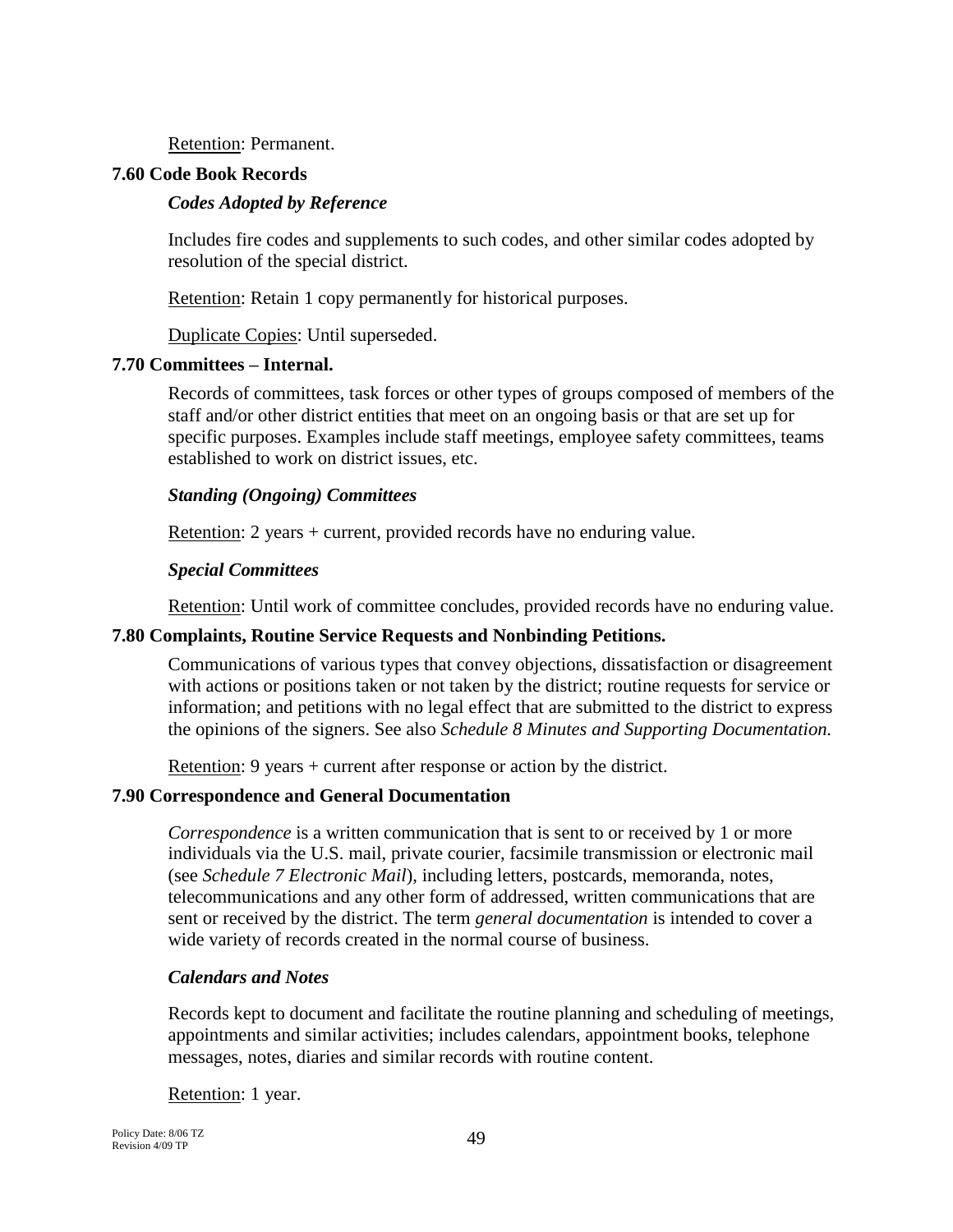Retention: Permanent.

### 7.60 Code Book Records

#### *Codes Adopted by Reference*

Includes fire codes and supplements to such codes, and other similar codes adopted by resolution of the special district.

Retention: Retain 1 copy permanently for historical purposes.

Duplicate Copies: Until superseded.

### 7.70 Committees – Internal.

Records of committees, task forces or other types of groups composed of members of the staff and/or other district entities that meet on an ongoing basis or that are set up for specific purposes. Examples include staff meetings, employee safety committees, teams established to work on district issues, etc.

#### *Standing (Ongoing) Committees*

Retention: 2 years + current, provided records have no enduring value.

#### *Special Committees*

Retention: Until work of committee concludes, provided records have no enduring value.

### 7.80 Complaints, Routine Service Requests and Nonbinding Petitions.

Communications of various types that convey objections, dissatisfaction or disagreement with actions or positions taken or not taken by the district; routine requests for service or information; and petitions with no legal effect that are submitted to the district to express the opinions of the signers. See also *Schedule 8 Minutes and Supporting Documentation.*

Retention: 9 years + current after response or action by the district.

### 7.90 Correspondence and General Documentation

*Correspondence* is a written communication that is sent to or received by 1 or more individuals via the U.S. mail, private courier, facsimile transmission or electronic mail (see *Schedule 7 Electronic Mail*), including letters, postcards, memoranda, notes, telecommunications and any other form of addressed, written communications that are sent or received by the district. The term *general documentation* is intended to cover a wide variety of records created in the normal course of business.

#### *Calendars and Notes*

Records kept to document and facilitate the routine planning and scheduling of meetings, appointments and similar activities; includes calendars, appointment books, telephone messages, notes, diaries and similar records with routine content.

Retention: 1 year.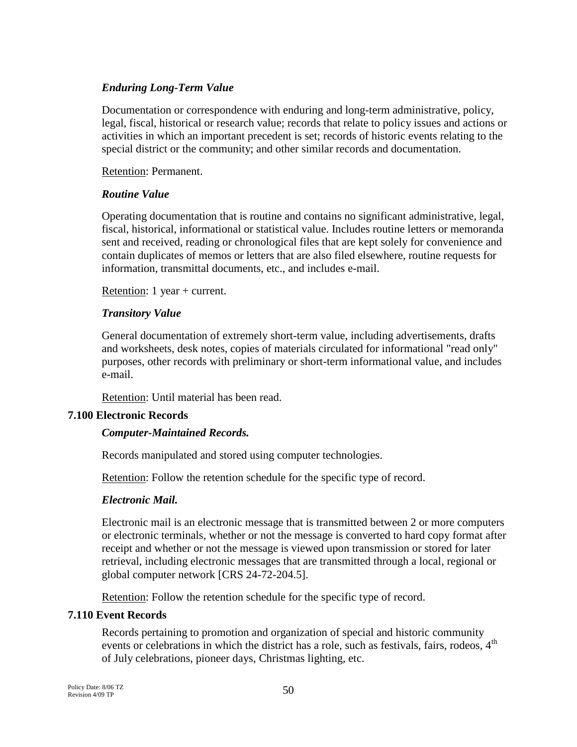***Enduring Long-Term Value***

Documentation or correspondence with enduring and long-term administrative, policy, legal, fiscal, historical or research value; records that relate to policy issues and actions or activities in which an important precedent is set; records of historic events relating to the special district or the community; and other similar records and documentation.

<u>Retention</u>: Permanent.

***Routine Value***

Operating documentation that is routine and contains no significant administrative, legal, fiscal, historical, informational or statistical value. Includes routine letters or memoranda sent and received, reading or chronological files that are kept solely for convenience and contain duplicates of memos or letters that are also filed elsewhere, routine requests for information, transmittal documents, etc., and includes e-mail.

<u>Retention</u>: 1 year + current.

***Transitory Value***

General documentation of extremely short-term value, including advertisements, drafts and worksheets, desk notes, copies of materials circulated for informational "read only" purposes, other records with preliminary or short-term informational value, and includes e-mail.

<u>Retention</u>: Until material has been read.

**7.100 Electronic Records**

***Computer-Maintained Records.***

Records manipulated and stored using computer technologies.

<u>Retention</u>: Follow the retention schedule for the specific type of record.

***Electronic Mail.***

Electronic mail is an electronic message that is transmitted between 2 or more computers or electronic terminals, whether or not the message is converted to hard copy format after receipt and whether or not the message is viewed upon transmission or stored for later retrieval, including electronic messages that are transmitted through a local, regional or global computer network [CRS 24-72-204.5].

<u>Retention</u>: Follow the retention schedule for the specific type of record.

**7.110 Event Records**

Records pertaining to promotion and organization of special and historic community events or celebrations in which the district has a role, such as festivals, fairs, rodeos, 4th of July celebrations, pioneer days, Christmas lighting, etc.

Policy Date: 8/06 TZ
Revision 4/09 TP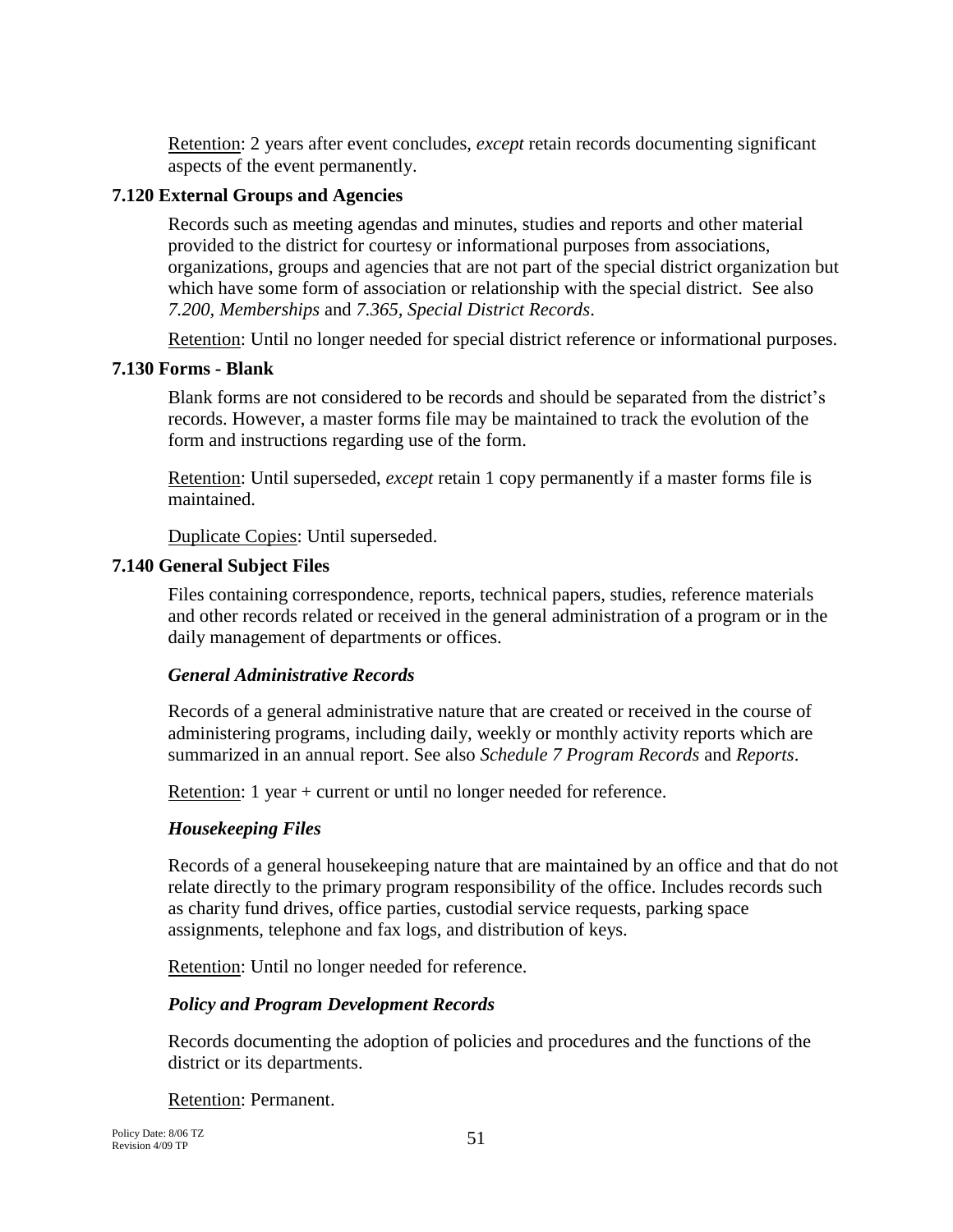Retention: 2 years after event concludes, *except* retain records documenting significant aspects of the event permanently.

**7.120 External Groups and Agencies**

Records such as meeting agendas and minutes, studies and reports and other material provided to the district for courtesy or informational purposes from associations, organizations, groups and agencies that are not part of the special district organization but which have some form of association or relationship with the special district. See also *7.200, Memberships* and *7.365, Special District Records*.

Retention: Until no longer needed for special district reference or informational purposes.

**7.130 Forms - Blank**

Blank forms are not considered to be records and should be separated from the district's records. However, a master forms file may be maintained to track the evolution of the form and instructions regarding use of the form.

Retention: Until superseded, *except* retain 1 copy permanently if a master forms file is maintained.

Duplicate Copies: Until superseded.

**7.140 General Subject Files**

Files containing correspondence, reports, technical papers, studies, reference materials and other records related or received in the general administration of a program or in the daily management of departments or offices.

***General Administrative Records***

Records of a general administrative nature that are created or received in the course of administering programs, including daily, weekly or monthly activity reports which are summarized in an annual report. See also *Schedule 7 Program Records* and *Reports*.

Retention: 1 year + current or until no longer needed for reference.

***Housekeeping Files***

Records of a general housekeeping nature that are maintained by an office and that do not relate directly to the primary program responsibility of the office. Includes records such as charity fund drives, office parties, custodial service requests, parking space assignments, telephone and fax logs, and distribution of keys.

Retention: Until no longer needed for reference.

***Policy and Program Development Records***

Records documenting the adoption of policies and procedures and the functions of the district or its departments.

Retention: Permanent.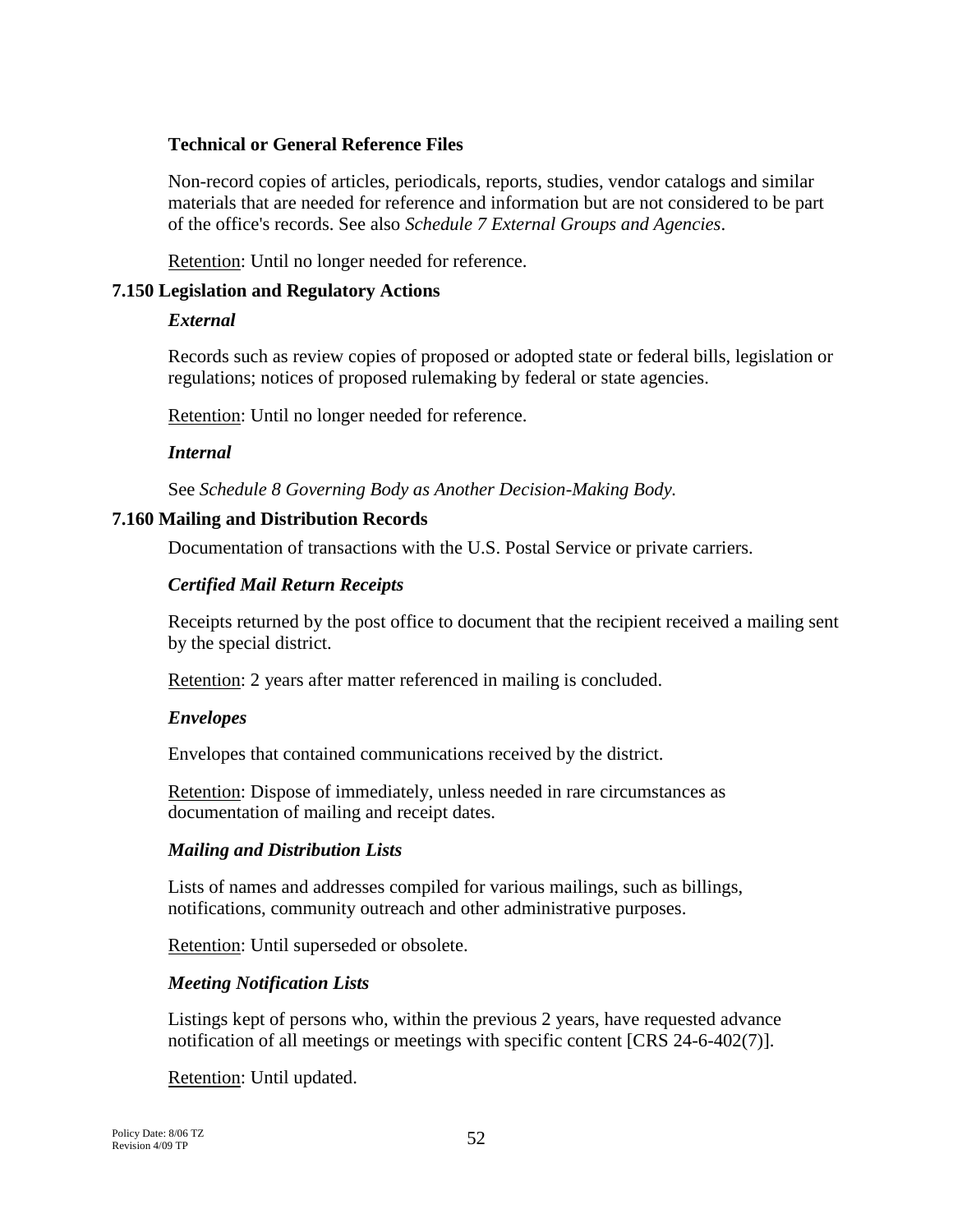**Technical or General Reference Files**

Non-record copies of articles, periodicals, reports, studies, vendor catalogs and similar materials that are needed for reference and information but are not considered to be part of the office's records. See also *Schedule 7 External Groups and Agencies*.

Retention: Until no longer needed for reference.

## 7.150 Legislation and Regulatory Actions

***External***

Records such as review copies of proposed or adopted state or federal bills, legislation or regulations; notices of proposed rulemaking by federal or state agencies.

Retention: Until no longer needed for reference.

***Internal***

See *Schedule 8 Governing Body as Another Decision-Making Body.*

## 7.160 Mailing and Distribution Records

Documentation of transactions with the U.S. Postal Service or private carriers.

***Certified Mail Return Receipts***

Receipts returned by the post office to document that the recipient received a mailing sent by the special district.

Retention: 2 years after matter referenced in mailing is concluded.

***Envelopes***

Envelopes that contained communications received by the district.

Retention: Dispose of immediately, unless needed in rare circumstances as documentation of mailing and receipt dates.

***Mailing and Distribution Lists***

Lists of names and addresses compiled for various mailings, such as billings, notifications, community outreach and other administrative purposes.

Retention: Until superseded or obsolete.

***Meeting Notification Lists***

Listings kept of persons who, within the previous 2 years, have requested advance notification of all meetings or meetings with specific content [CRS 24-6-402(7)].

Retention: Until updated.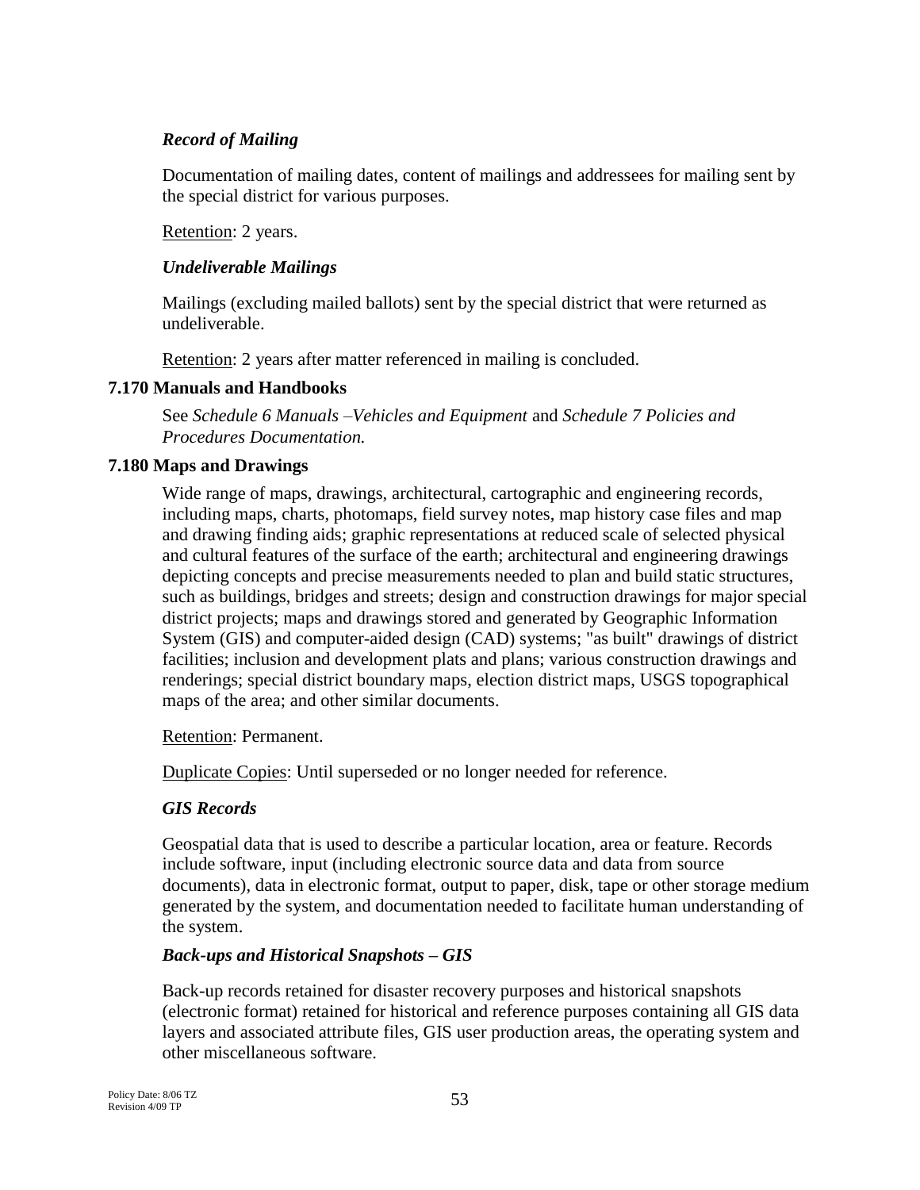*Record of Mailing*

Documentation of mailing dates, content of mailings and addressees for mailing sent by the special district for various purposes.

Retention: 2 years.

*Undeliverable Mailings*

Mailings (excluding mailed ballots) sent by the special district that were returned as undeliverable.

Retention: 2 years after matter referenced in mailing is concluded.

**7.170 Manuals and Handbooks**

See *Schedule 6 Manuals –Vehicles and Equipment* and *Schedule 7 Policies and Procedures Documentation.*

**7.180 Maps and Drawings**

Wide range of maps, drawings, architectural, cartographic and engineering records, including maps, charts, photomaps, field survey notes, map history case files and map and drawing finding aids; graphic representations at reduced scale of selected physical and cultural features of the surface of the earth; architectural and engineering drawings depicting concepts and precise measurements needed to plan and build static structures, such as buildings, bridges and streets; design and construction drawings for major special district projects; maps and drawings stored and generated by Geographic Information System (GIS) and computer-aided design (CAD) systems; "as built" drawings of district facilities; inclusion and development plats and plans; various construction drawings and renderings; special district boundary maps, election district maps, USGS topographical maps of the area; and other similar documents.

Retention: Permanent.

Duplicate Copies: Until superseded or no longer needed for reference.

*GIS Records*

Geospatial data that is used to describe a particular location, area or feature. Records include software, input (including electronic source data and data from source documents), data in electronic format, output to paper, disk, tape or other storage medium generated by the system, and documentation needed to facilitate human understanding of the system.

***Back-ups and Historical Snapshots – GIS***

Back-up records retained for disaster recovery purposes and historical snapshots (electronic format) retained for historical and reference purposes containing all GIS data layers and associated attribute files, GIS user production areas, the operating system and other miscellaneous software.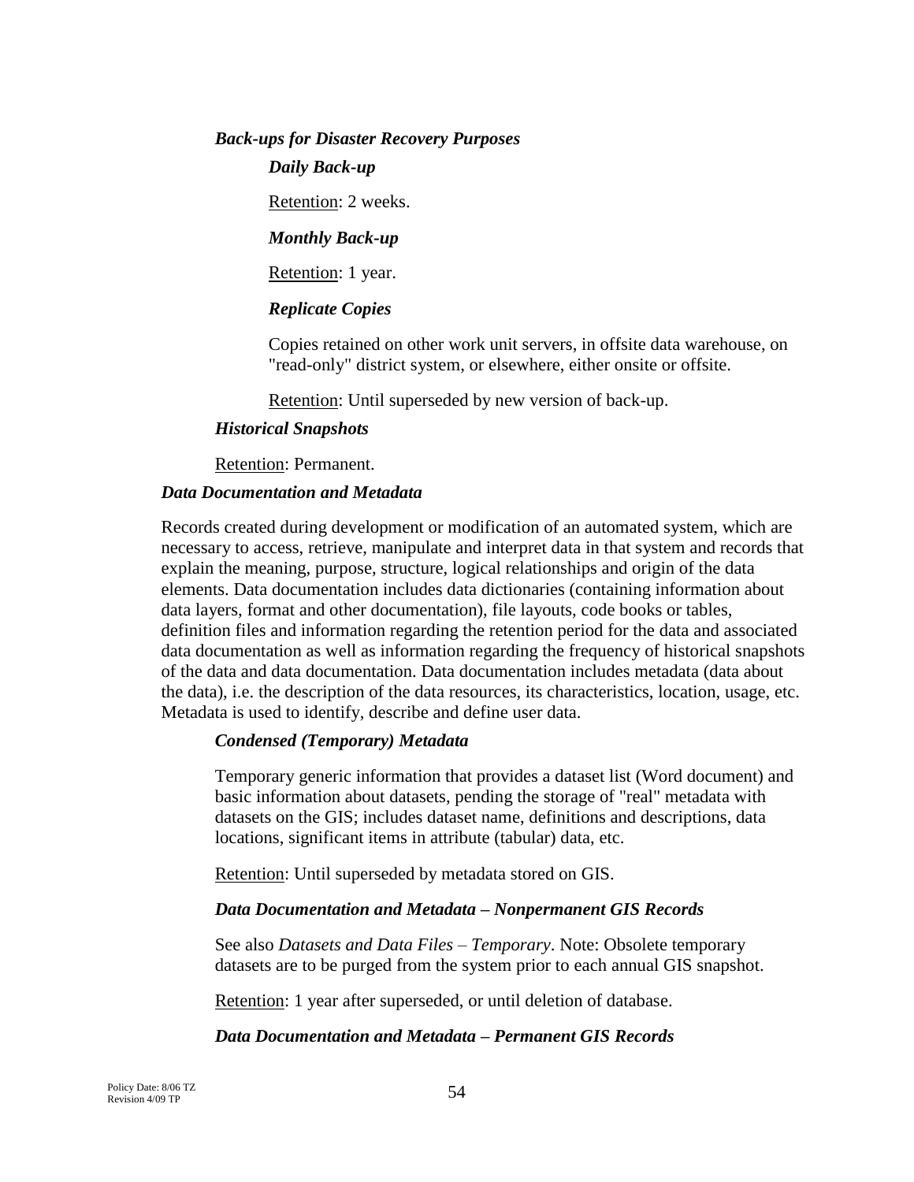***Back-ups for Disaster Recovery Purposes***

***Daily Back-up***

Retention: 2 weeks.

***Monthly Back-up***

Retention: 1 year.

***Replicate Copies***

Copies retained on other work unit servers, in offsite data warehouse, on "read-only" district system, or elsewhere, either onsite or offsite.

Retention: Until superseded by new version of back-up.

***Historical Snapshots***

Retention: Permanent.

***Data Documentation and Metadata***

Records created during development or modification of an automated system, which are necessary to access, retrieve, manipulate and interpret data in that system and records that explain the meaning, purpose, structure, logical relationships and origin of the data elements. Data documentation includes data dictionaries (containing information about data layers, format and other documentation), file layouts, code books or tables, definition files and information regarding the retention period for the data and associated data documentation as well as information regarding the frequency of historical snapshots of the data and data documentation. Data documentation includes metadata (data about the data), i.e. the description of the data resources, its characteristics, location, usage, etc. Metadata is used to identify, describe and define user data.

***Condensed (Temporary) Metadata***

Temporary generic information that provides a dataset list (Word document) and basic information about datasets, pending the storage of "real" metadata with datasets on the GIS; includes dataset name, definitions and descriptions, data locations, significant items in attribute (tabular) data, etc.

Retention: Until superseded by metadata stored on GIS.

***Data Documentation and Metadata – Nonpermanent GIS Records***

See also *Datasets and Data Files – Temporary*. Note: Obsolete temporary datasets are to be purged from the system prior to each annual GIS snapshot.

Retention: 1 year after superseded, or until deletion of database.

***Data Documentation and Metadata – Permanent GIS Records***

Policy Date: 8/06 TZ
Revision 4/09 TP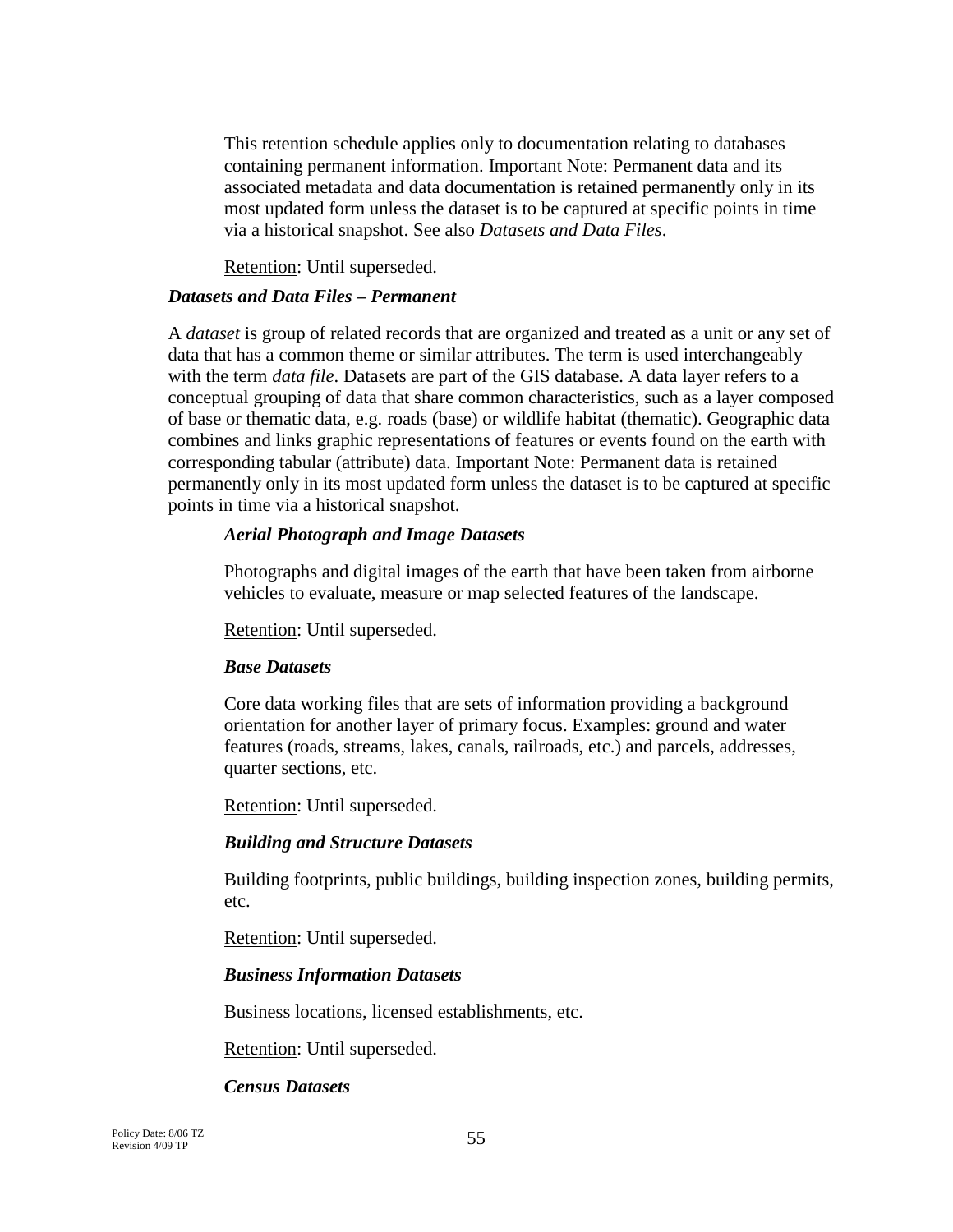This retention schedule applies only to documentation relating to databases containing permanent information. Important Note: Permanent data and its associated metadata and data documentation is retained permanently only in its most updated form unless the dataset is to be captured at specific points in time via a historical snapshot. See also *Datasets and Data Files*.

Retention: Until superseded.

### ***Datasets and Data Files – Permanent***

A *dataset* is group of related records that are organized and treated as a unit or any set of data that has a common theme or similar attributes. The term is used interchangeably with the term *data file*. Datasets are part of the GIS database. A data layer refers to a conceptual grouping of data that share common characteristics, such as a layer composed of base or thematic data, e.g. roads (base) or wildlife habitat (thematic). Geographic data combines and links graphic representations of features or events found on the earth with corresponding tabular (attribute) data. Important Note: Permanent data is retained permanently only in its most updated form unless the dataset is to be captured at specific points in time via a historical snapshot.

#### ***Aerial Photograph and Image Datasets***

Photographs and digital images of the earth that have been taken from airborne vehicles to evaluate, measure or map selected features of the landscape.

Retention: Until superseded.

#### ***Base Datasets***

Core data working files that are sets of information providing a background orientation for another layer of primary focus. Examples: ground and water features (roads, streams, lakes, canals, railroads, etc.) and parcels, addresses, quarter sections, etc.

Retention: Until superseded.

#### ***Building and Structure Datasets***

Building footprints, public buildings, building inspection zones, building permits, etc.

Retention: Until superseded.

#### ***Business Information Datasets***

Business locations, licensed establishments, etc.

Retention: Until superseded.

#### ***Census Datasets***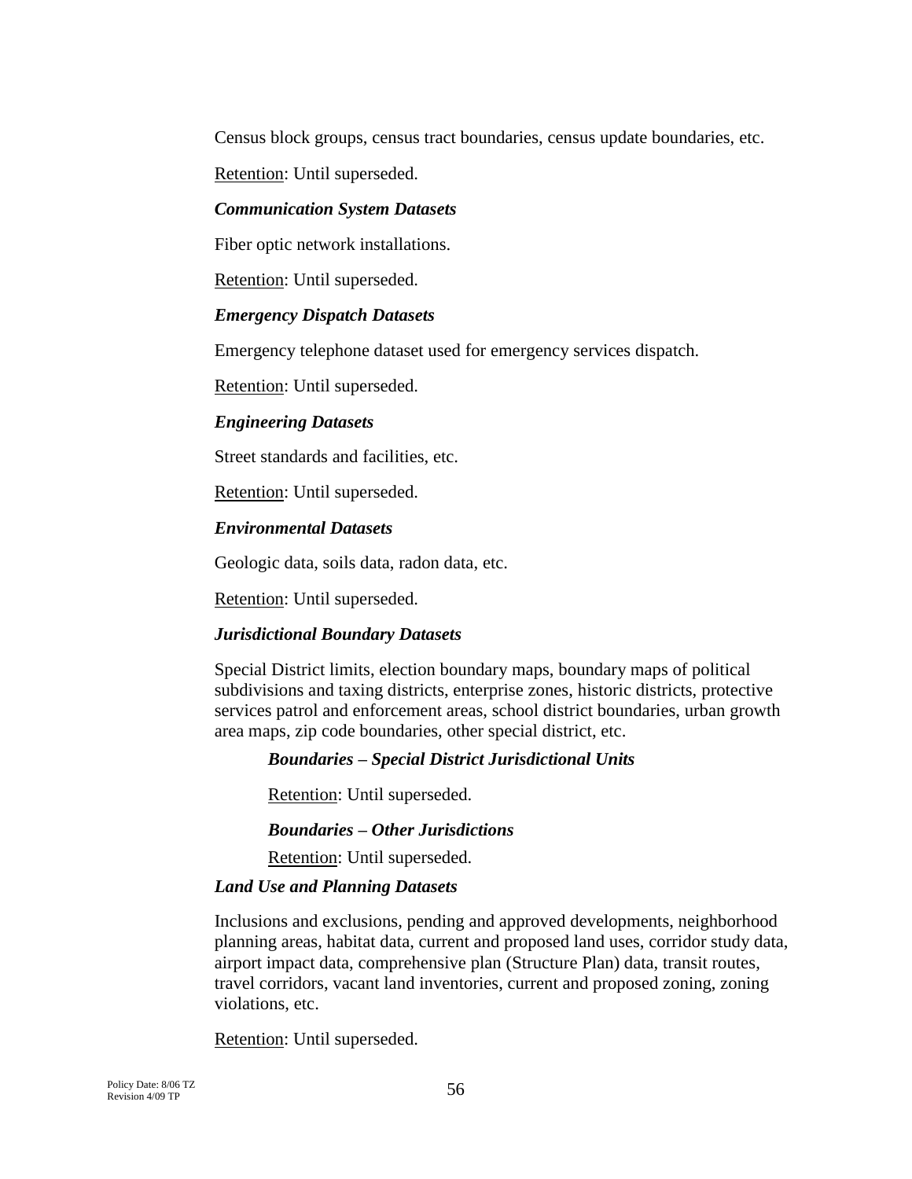Census block groups, census tract boundaries, census update boundaries, etc.

Retention: Until superseded.

***Communication System Datasets***

Fiber optic network installations.

Retention: Until superseded.

***Emergency Dispatch Datasets***

Emergency telephone dataset used for emergency services dispatch.

Retention: Until superseded.

***Engineering Datasets***

Street standards and facilities, etc.

Retention: Until superseded.

***Environmental Datasets***

Geologic data, soils data, radon data, etc.

Retention: Until superseded.

***Jurisdictional Boundary Datasets***

Special District limits, election boundary maps, boundary maps of political subdivisions and taxing districts, enterprise zones, historic districts, protective services patrol and enforcement areas, school district boundaries, urban growth area maps, zip code boundaries, other special district, etc.

> ***Boundaries – Special District Jurisdictional Units***
>
> Retention: Until superseded.
>
> ***Boundaries – Other Jurisdictions***
>
> Retention: Until superseded.

***Land Use and Planning Datasets***

Inclusions and exclusions, pending and approved developments, neighborhood planning areas, habitat data, current and proposed land uses, corridor study data, airport impact data, comprehensive plan (Structure Plan) data, transit routes, travel corridors, vacant land inventories, current and proposed zoning, zoning violations, etc.

Retention: Until superseded.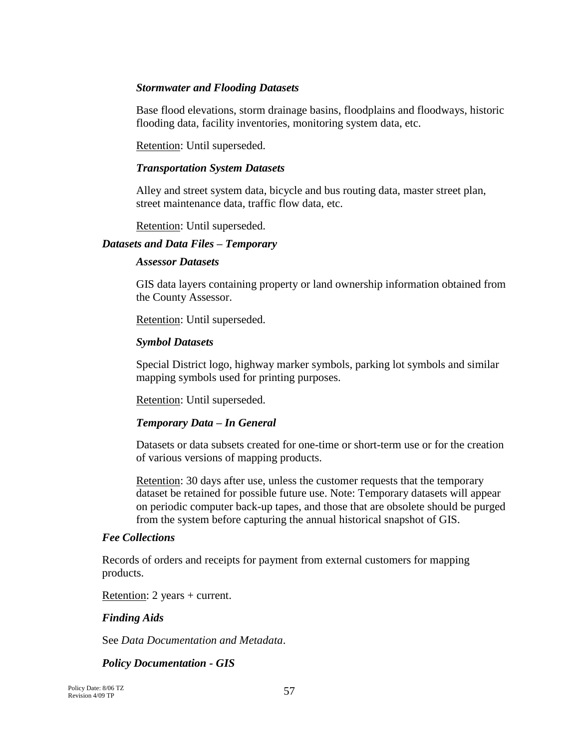#### *Stormwater and Flooding Datasets*

Base flood elevations, storm drainage basins, floodplains and floodways, historic flooding data, facility inventories, monitoring system data, etc.

Retention: Until superseded.

#### *Transportation System Datasets*

Alley and street system data, bicycle and bus routing data, master street plan, street maintenance data, traffic flow data, etc.

Retention: Until superseded.

### *Datasets and Data Files – Temporary*

#### *Assessor Datasets*

GIS data layers containing property or land ownership information obtained from the County Assessor.

Retention: Until superseded.

#### *Symbol Datasets*

Special District logo, highway marker symbols, parking lot symbols and similar mapping symbols used for printing purposes.

Retention: Until superseded.

#### *Temporary Data – In General*

Datasets or data subsets created for one-time or short-term use or for the creation of various versions of mapping products.

Retention: 30 days after use, unless the customer requests that the temporary dataset be retained for possible future use. Note: Temporary datasets will appear on periodic computer back-up tapes, and those that are obsolete should be purged from the system before capturing the annual historical snapshot of GIS.

### *Fee Collections*

Records of orders and receipts for payment from external customers for mapping products.

Retention: 2 years + current.

### *Finding Aids*

See *Data Documentation and Metadata*.

### *Policy Documentation - GIS*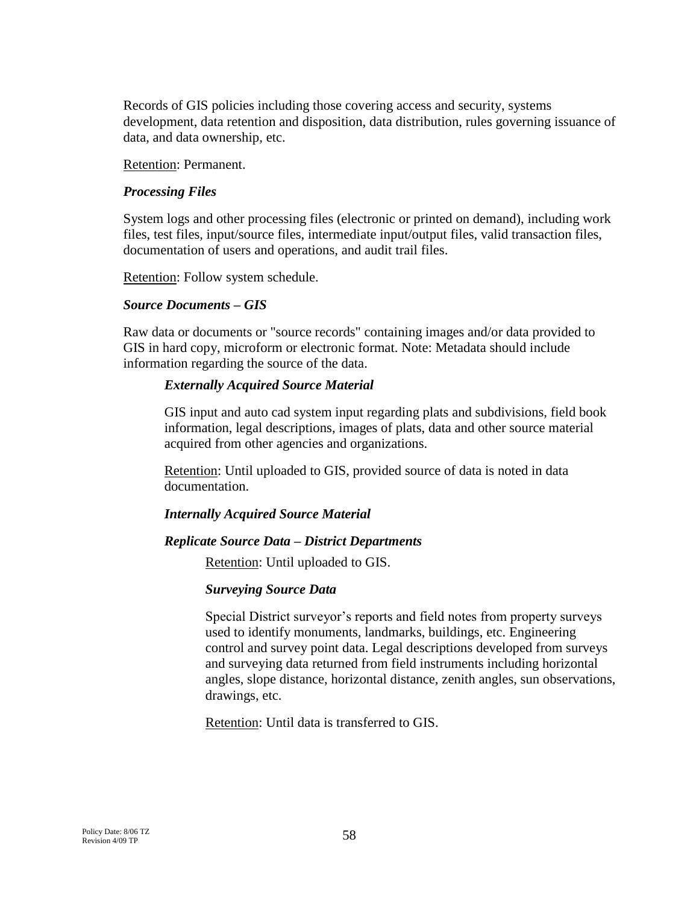Records of GIS policies including those covering access and security, systems development, data retention and disposition, data distribution, rules governing issuance of data, and data ownership, etc.

Retention: Permanent.

***Processing Files***

System logs and other processing files (electronic or printed on demand), including work files, test files, input/source files, intermediate input/output files, valid transaction files, documentation of users and operations, and audit trail files.

Retention: Follow system schedule.

***Source Documents – GIS***

Raw data or documents or "source records" containing images and/or data provided to GIS in hard copy, microform or electronic format. Note: Metadata should include information regarding the source of the data.

***Externally Acquired Source Material***

GIS input and auto cad system input regarding plats and subdivisions, field book information, legal descriptions, images of plats, data and other source material acquired from other agencies and organizations.

Retention: Until uploaded to GIS, provided source of data is noted in data documentation.

***Internally Acquired Source Material***

***Replicate Source Data – District Departments***

Retention: Until uploaded to GIS.

***Surveying Source Data***

Special District surveyor's reports and field notes from property surveys used to identify monuments, landmarks, buildings, etc. Engineering control and survey point data. Legal descriptions developed from surveys and surveying data returned from field instruments including horizontal angles, slope distance, horizontal distance, zenith angles, sun observations, drawings, etc.

Retention: Until data is transferred to GIS.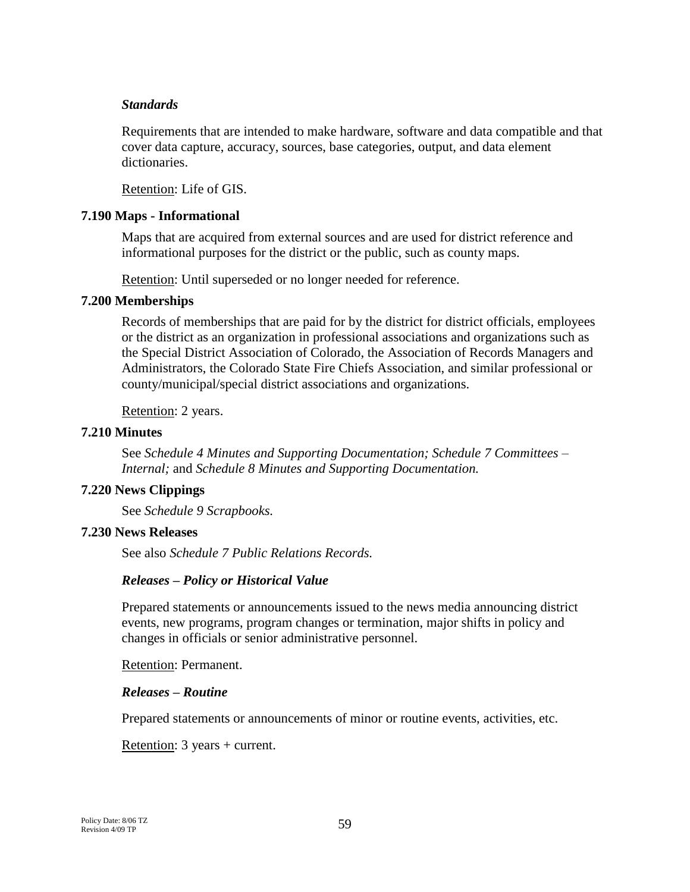***Standards***

Requirements that are intended to make hardware, software and data compatible and that cover data capture, accuracy, sources, base categories, output, and data element dictionaries.

Retention: Life of GIS.

### 7.190 Maps - Informational

Maps that are acquired from external sources and are used for district reference and informational purposes for the district or the public, such as county maps.

Retention: Until superseded or no longer needed for reference.

### 7.200 Memberships

Records of memberships that are paid for by the district for district officials, employees or the district as an organization in professional associations and organizations such as the Special District Association of Colorado, the Association of Records Managers and Administrators, the Colorado State Fire Chiefs Association, and similar professional or county/municipal/special district associations and organizations.

Retention: 2 years.

### 7.210 Minutes

See *Schedule 4 Minutes and Supporting Documentation; Schedule 7 Committees – Internal;* and *Schedule 8 Minutes and Supporting Documentation.*

### 7.220 News Clippings

See *Schedule 9 Scrapbooks.*

### 7.230 News Releases

See also *Schedule 7 Public Relations Records.*

***Releases – Policy or Historical Value***

Prepared statements or announcements issued to the news media announcing district events, new programs, program changes or termination, major shifts in policy and changes in officials or senior administrative personnel.

Retention: Permanent.

***Releases – Routine***

Prepared statements or announcements of minor or routine events, activities, etc.

Retention: 3 years + current.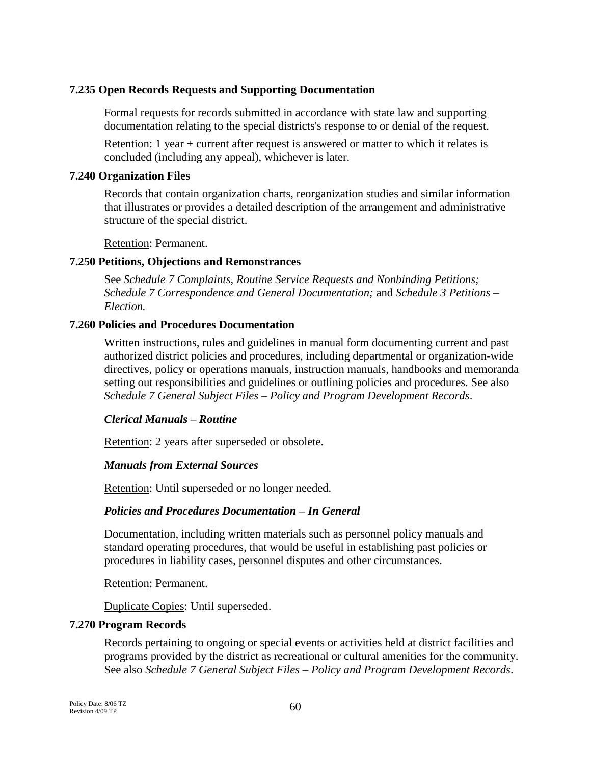### 7.235 Open Records Requests and Supporting Documentation

Formal requests for records submitted in accordance with state law and supporting documentation relating to the special districts's response to or denial of the request.

Retention: 1 year + current after request is answered or matter to which it relates is concluded (including any appeal), whichever is later.

### 7.240 Organization Files

Records that contain organization charts, reorganization studies and similar information that illustrates or provides a detailed description of the arrangement and administrative structure of the special district.

Retention: Permanent.

### 7.250 Petitions, Objections and Remonstrances

See *Schedule 7 Complaints, Routine Service Requests and Nonbinding Petitions; Schedule 7 Correspondence and General Documentation;* and *Schedule 3 Petitions – Election.*

### 7.260 Policies and Procedures Documentation

Written instructions, rules and guidelines in manual form documenting current and past authorized district policies and procedures, including departmental or organization-wide directives, policy or operations manuals, instruction manuals, handbooks and memoranda setting out responsibilities and guidelines or outlining policies and procedures. See also *Schedule 7 General Subject Files – Policy and Program Development Records*.

***Clerical Manuals – Routine***

Retention: 2 years after superseded or obsolete.

***Manuals from External Sources***

Retention: Until superseded or no longer needed.

***Policies and Procedures Documentation – In General***

Documentation, including written materials such as personnel policy manuals and standard operating procedures, that would be useful in establishing past policies or procedures in liability cases, personnel disputes and other circumstances.

Retention: Permanent.

Duplicate Copies: Until superseded.

### 7.270 Program Records

Records pertaining to ongoing or special events or activities held at district facilities and programs provided by the district as recreational or cultural amenities for the community. See also *Schedule 7 General Subject Files – Policy and Program Development Records*.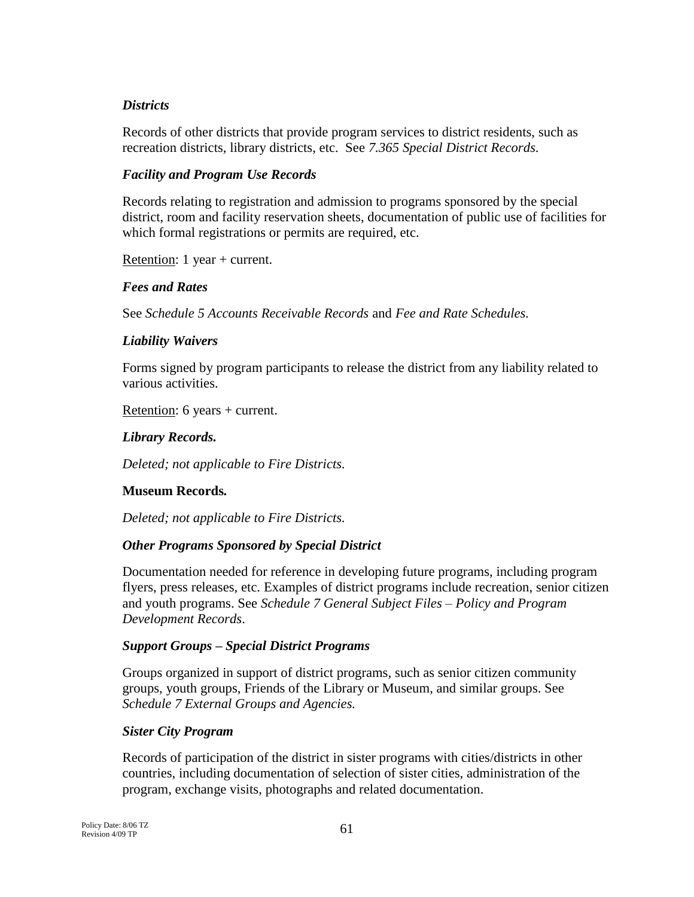### *Districts*

Records of other districts that provide program services to district residents, such as recreation districts, library districts, etc. See *7.365 Special District Records*.

### *Facility and Program Use Records*

Records relating to registration and admission to programs sponsored by the special district, room and facility reservation sheets, documentation of public use of facilities for which formal registrations or permits are required, etc.

<u>Retention</u>: 1 year + current.

### *Fees and Rates*

See *Schedule 5 Accounts Receivable Records* and *Fee and Rate Schedules.*

### *Liability Waivers*

Forms signed by program participants to release the district from any liability related to various activities.

<u>Retention</u>: 6 years + current.

### *Library Records.*

*Deleted; not applicable to Fire Districts.*

### **Museum Records.**

*Deleted; not applicable to Fire Districts.*

### *Other Programs Sponsored by Special District*

Documentation needed for reference in developing future programs, including program flyers, press releases, etc. Examples of district programs include recreation, senior citizen and youth programs. See *Schedule 7 General Subject Files – Policy and Program Development Records*.

### *Support Groups – Special District Programs*

Groups organized in support of district programs, such as senior citizen community groups, youth groups, Friends of the Library or Museum, and similar groups. See *Schedule 7 External Groups and Agencies.*

### *Sister City Program*

Records of participation of the district in sister programs with cities/districts in other countries, including documentation of selection of sister cities, administration of the program, exchange visits, photographs and related documentation.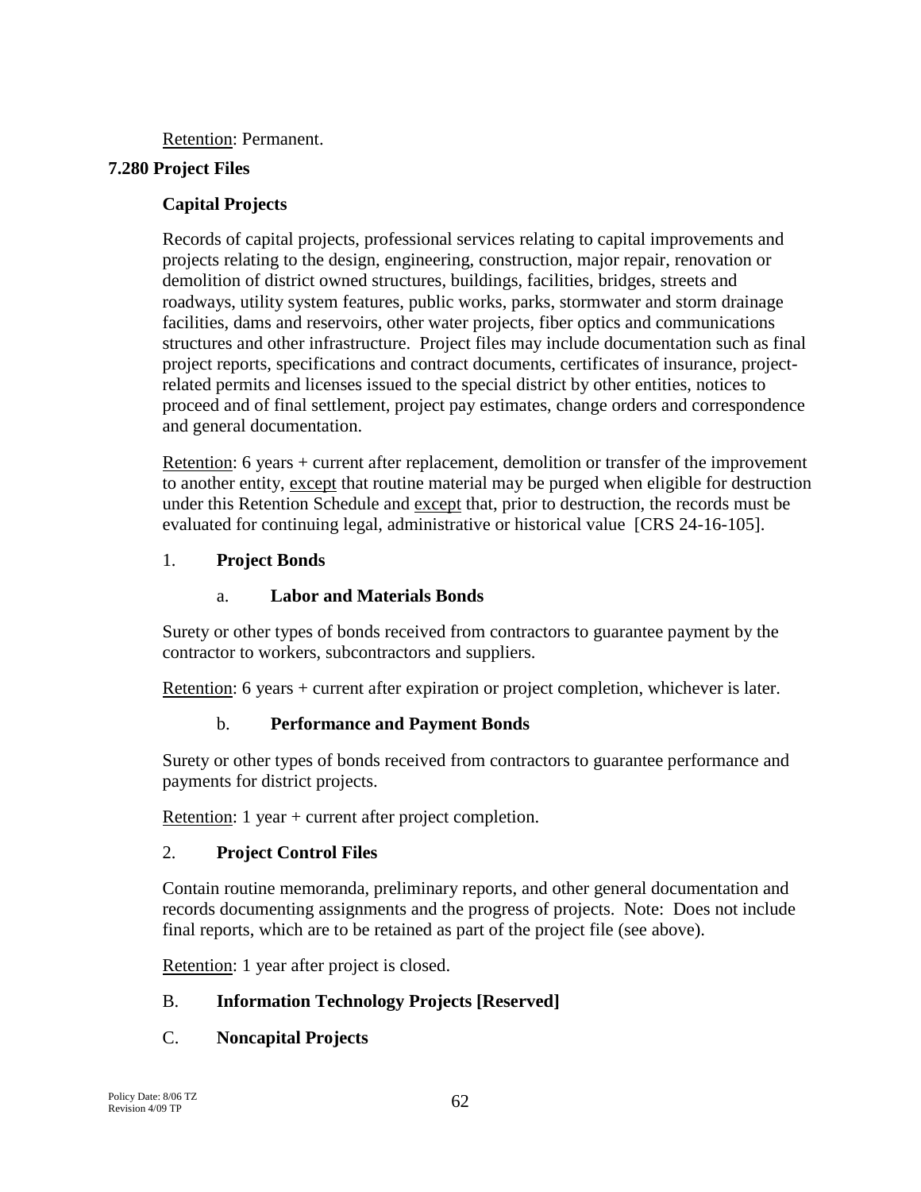Retention: Permanent.

## 7.280 Project Files

### Capital Projects

Records of capital projects, professional services relating to capital improvements and projects relating to the design, engineering, construction, major repair, renovation or demolition of district owned structures, buildings, facilities, bridges, streets and roadways, utility system features, public works, parks, stormwater and storm drainage facilities, dams and reservoirs, other water projects, fiber optics and communications structures and other infrastructure. Project files may include documentation such as final project reports, specifications and contract documents, certificates of insurance, project-related permits and licenses issued to the special district by other entities, notices to proceed and of final settlement, project pay estimates, change orders and correspondence and general documentation.

Retention: 6 years + current after replacement, demolition or transfer of the improvement to another entity, except that routine material may be purged when eligible for destruction under this Retention Schedule and except that, prior to destruction, the records must be evaluated for continuing legal, administrative or historical value [CRS 24-16-105].

1. **Project Bonds**

   a. **Labor and Materials Bonds**

Surety or other types of bonds received from contractors to guarantee payment by the contractor to workers, subcontractors and suppliers.

Retention: 6 years + current after expiration or project completion, whichever is later.

   b. **Performance and Payment Bonds**

Surety or other types of bonds received from contractors to guarantee performance and payments for district projects.

Retention: 1 year + current after project completion.

2. **Project Control Files**

Contain routine memoranda, preliminary reports, and other general documentation and records documenting assignments and the progress of projects. Note: Does not include final reports, which are to be retained as part of the project file (see above).

Retention: 1 year after project is closed.

B. **Information Technology Projects [Reserved]**

C. **Noncapital Projects**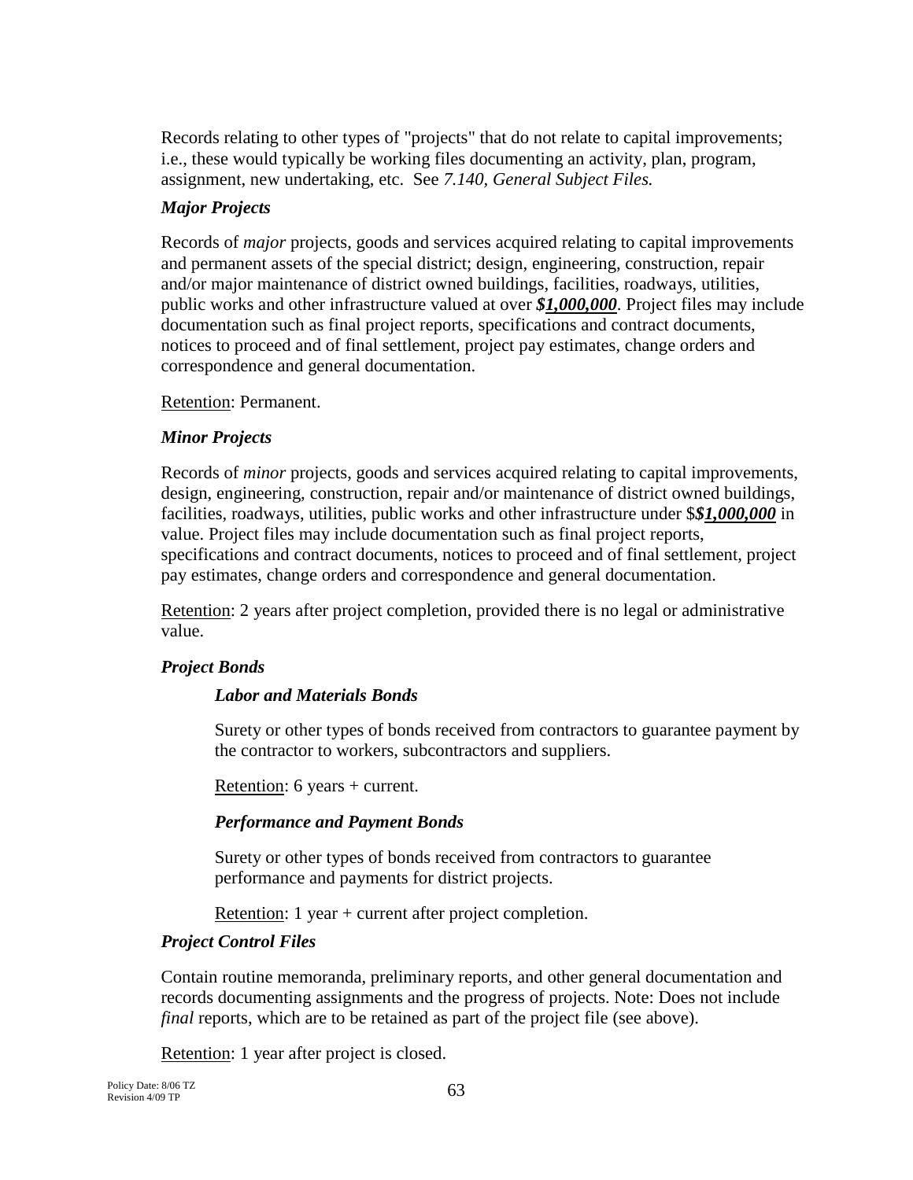Records relating to other types of "projects" that do not relate to capital improvements; i.e., these would typically be working files documenting an activity, plan, program, assignment, new undertaking, etc. See *7.140, General Subject Files.*

***Major Projects***

Records of *major* projects, goods and services acquired relating to capital improvements and permanent assets of the special district; design, engineering, construction, repair and/or major maintenance of district owned buildings, facilities, roadways, utilities, public works and other infrastructure valued at over ***$1,000,000***. Project files may include documentation such as final project reports, specifications and contract documents, notices to proceed and of final settlement, project pay estimates, change orders and correspondence and general documentation.

Retention: Permanent.

***Minor Projects***

Records of *minor* projects, goods and services acquired relating to capital improvements, design, engineering, construction, repair and/or maintenance of district owned buildings, facilities, roadways, utilities, public works and other infrastructure under $***$1,000,000*** in value. Project files may include documentation such as final project reports, specifications and contract documents, notices to proceed and of final settlement, project pay estimates, change orders and correspondence and general documentation.

Retention: 2 years after project completion, provided there is no legal or administrative value.

***Project Bonds***

***Labor and Materials Bonds***

Surety or other types of bonds received from contractors to guarantee payment by the contractor to workers, subcontractors and suppliers.

Retention: 6 years + current.

***Performance and Payment Bonds***

Surety or other types of bonds received from contractors to guarantee performance and payments for district projects.

Retention: 1 year + current after project completion.

***Project Control Files***

Contain routine memoranda, preliminary reports, and other general documentation and records documenting assignments and the progress of projects. Note: Does not include *final* reports, which are to be retained as part of the project file (see above).

Retention: 1 year after project is closed.

Policy Date: 8/06 TZ
Revision 4/09 TP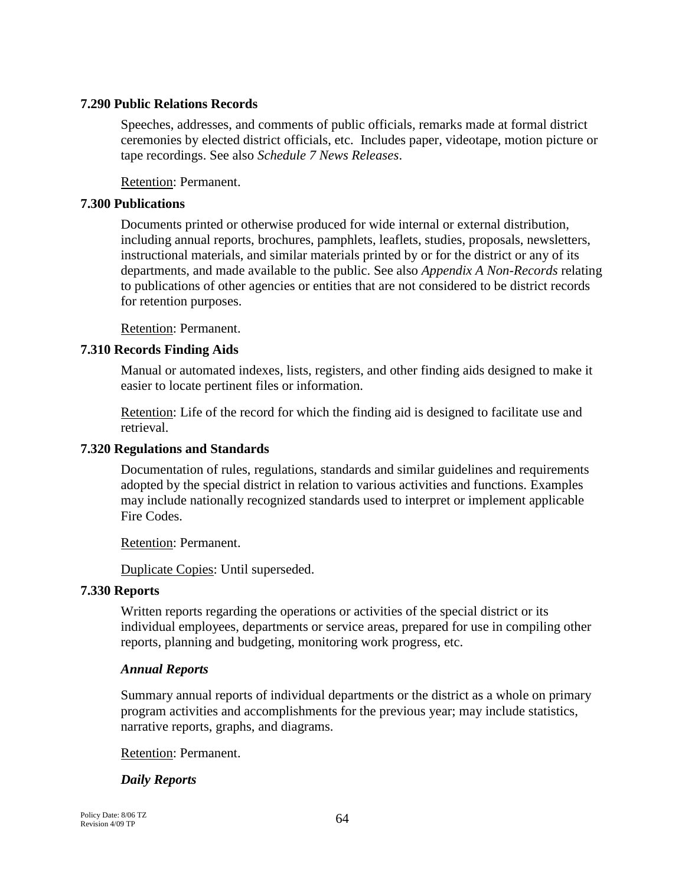### 7.290 Public Relations Records

Speeches, addresses, and comments of public officials, remarks made at formal district ceremonies by elected district officials, etc. Includes paper, videotape, motion picture or tape recordings. See also *Schedule 7 News Releases*.

Retention: Permanent.

### 7.300 Publications

Documents printed or otherwise produced for wide internal or external distribution, including annual reports, brochures, pamphlets, leaflets, studies, proposals, newsletters, instructional materials, and similar materials printed by or for the district or any of its departments, and made available to the public. See also *Appendix A Non-Records* relating to publications of other agencies or entities that are not considered to be district records for retention purposes.

Retention: Permanent.

### 7.310 Records Finding Aids

Manual or automated indexes, lists, registers, and other finding aids designed to make it easier to locate pertinent files or information.

Retention: Life of the record for which the finding aid is designed to facilitate use and retrieval.

### 7.320 Regulations and Standards

Documentation of rules, regulations, standards and similar guidelines and requirements adopted by the special district in relation to various activities and functions. Examples may include nationally recognized standards used to interpret or implement applicable Fire Codes.

Retention: Permanent.

Duplicate Copies: Until superseded.

### 7.330 Reports

Written reports regarding the operations or activities of the special district or its individual employees, departments or service areas, prepared for use in compiling other reports, planning and budgeting, monitoring work progress, etc.

***Annual Reports***

Summary annual reports of individual departments or the district as a whole on primary program activities and accomplishments for the previous year; may include statistics, narrative reports, graphs, and diagrams.

Retention: Permanent.

***Daily Reports***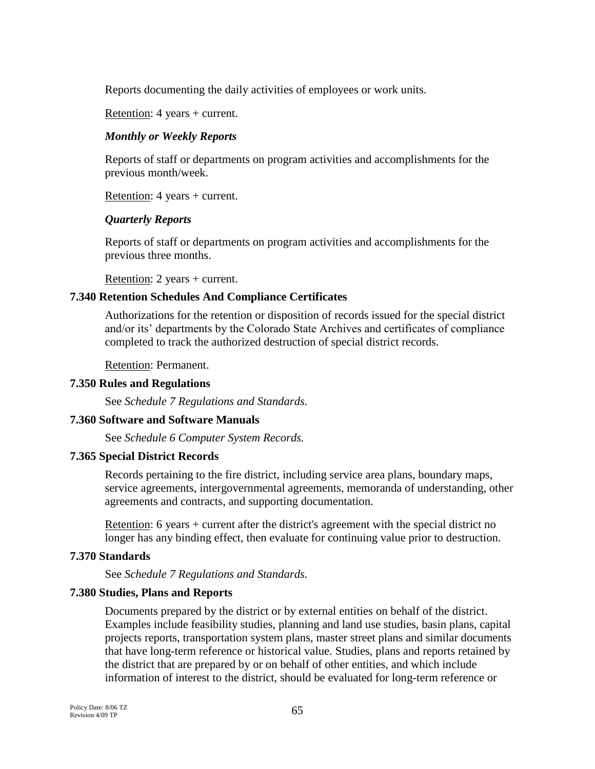Reports documenting the daily activities of employees or work units.

Retention: 4 years + current.

***Monthly or Weekly Reports***

Reports of staff or departments on program activities and accomplishments for the previous month/week.

Retention: 4 years + current.

***Quarterly Reports***

Reports of staff or departments on program activities and accomplishments for the previous three months.

Retention: 2 years + current.

**7.340 Retention Schedules And Compliance Certificates**

Authorizations for the retention or disposition of records issued for the special district and/or its' departments by the Colorado State Archives and certificates of compliance completed to track the authorized destruction of special district records.

Retention: Permanent.

**7.350 Rules and Regulations**

See *Schedule 7 Regulations and Standards.*

**7.360 Software and Software Manuals**

See *Schedule 6 Computer System Records.*

**7.365 Special District Records**

Records pertaining to the fire district, including service area plans, boundary maps, service agreements, intergovernmental agreements, memoranda of understanding, other agreements and contracts, and supporting documentation.

Retention: 6 years + current after the district's agreement with the special district no longer has any binding effect, then evaluate for continuing value prior to destruction.

**7.370 Standards**

See *Schedule 7 Regulations and Standards.*

**7.380 Studies, Plans and Reports**

Documents prepared by the district or by external entities on behalf of the district. Examples include feasibility studies, planning and land use studies, basin plans, capital projects reports, transportation system plans, master street plans and similar documents that have long-term reference or historical value. Studies, plans and reports retained by the district that are prepared by or on behalf of other entities, and which include information of interest to the district, should be evaluated for long-term reference or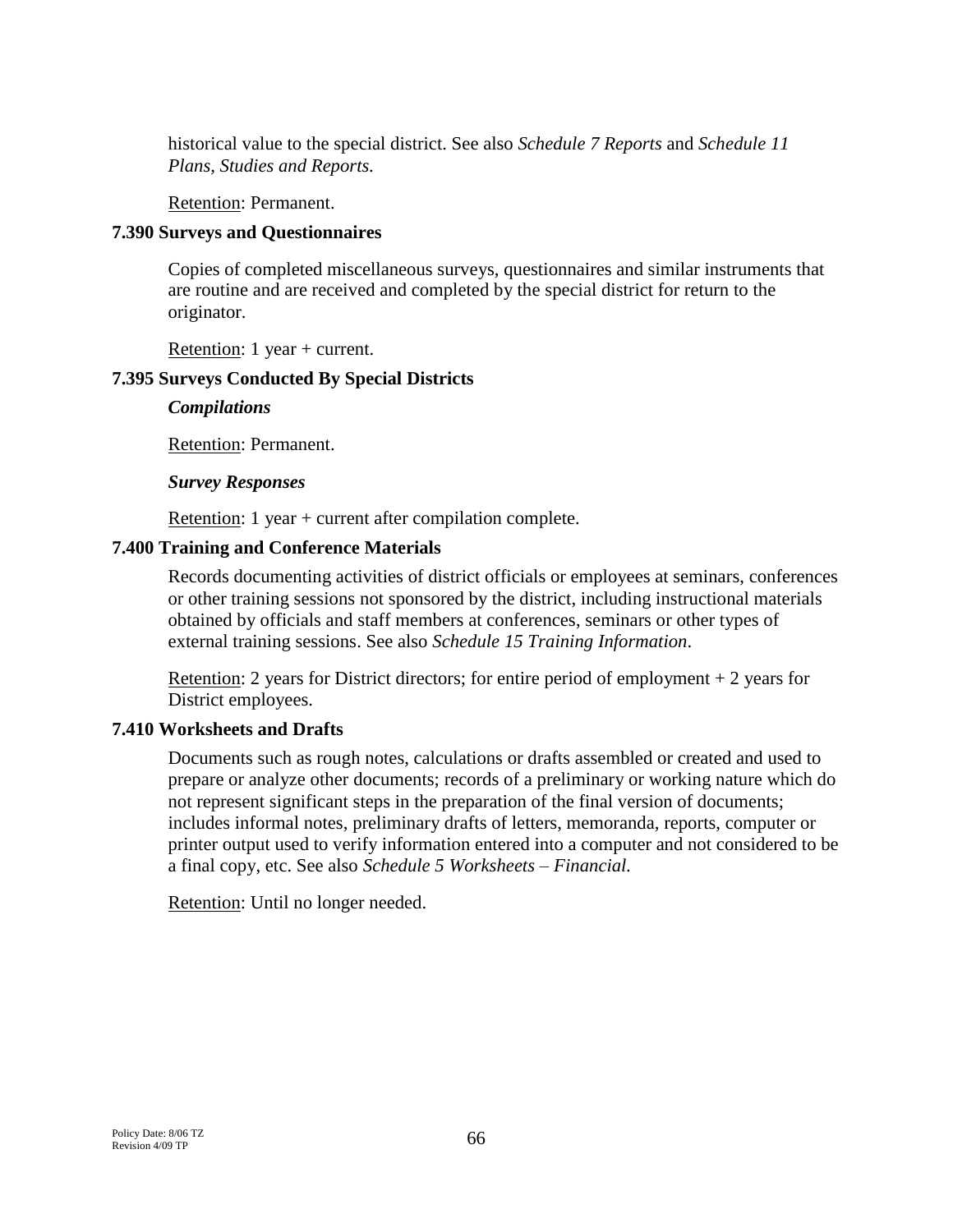historical value to the special district. See also *Schedule 7 Reports* and *Schedule 11 Plans, Studies and Reports.*

Retention: Permanent.

### 7.390 Surveys and Questionnaires

Copies of completed miscellaneous surveys, questionnaires and similar instruments that are routine and are received and completed by the special district for return to the originator.

Retention: 1 year + current.

### 7.395 Surveys Conducted By Special Districts

***Compilations***

Retention: Permanent.

***Survey Responses***

Retention: 1 year + current after compilation complete.

### 7.400 Training and Conference Materials

Records documenting activities of district officials or employees at seminars, conferences or other training sessions not sponsored by the district, including instructional materials obtained by officials and staff members at conferences, seminars or other types of external training sessions. See also *Schedule 15 Training Information*.

Retention: 2 years for District directors; for entire period of employment + 2 years for District employees.

### 7.410 Worksheets and Drafts

Documents such as rough notes, calculations or drafts assembled or created and used to prepare or analyze other documents; records of a preliminary or working nature which do not represent significant steps in the preparation of the final version of documents; includes informal notes, preliminary drafts of letters, memoranda, reports, computer or printer output used to verify information entered into a computer and not considered to be a final copy, etc. See also *Schedule 5 Worksheets – Financial.*

Retention: Until no longer needed.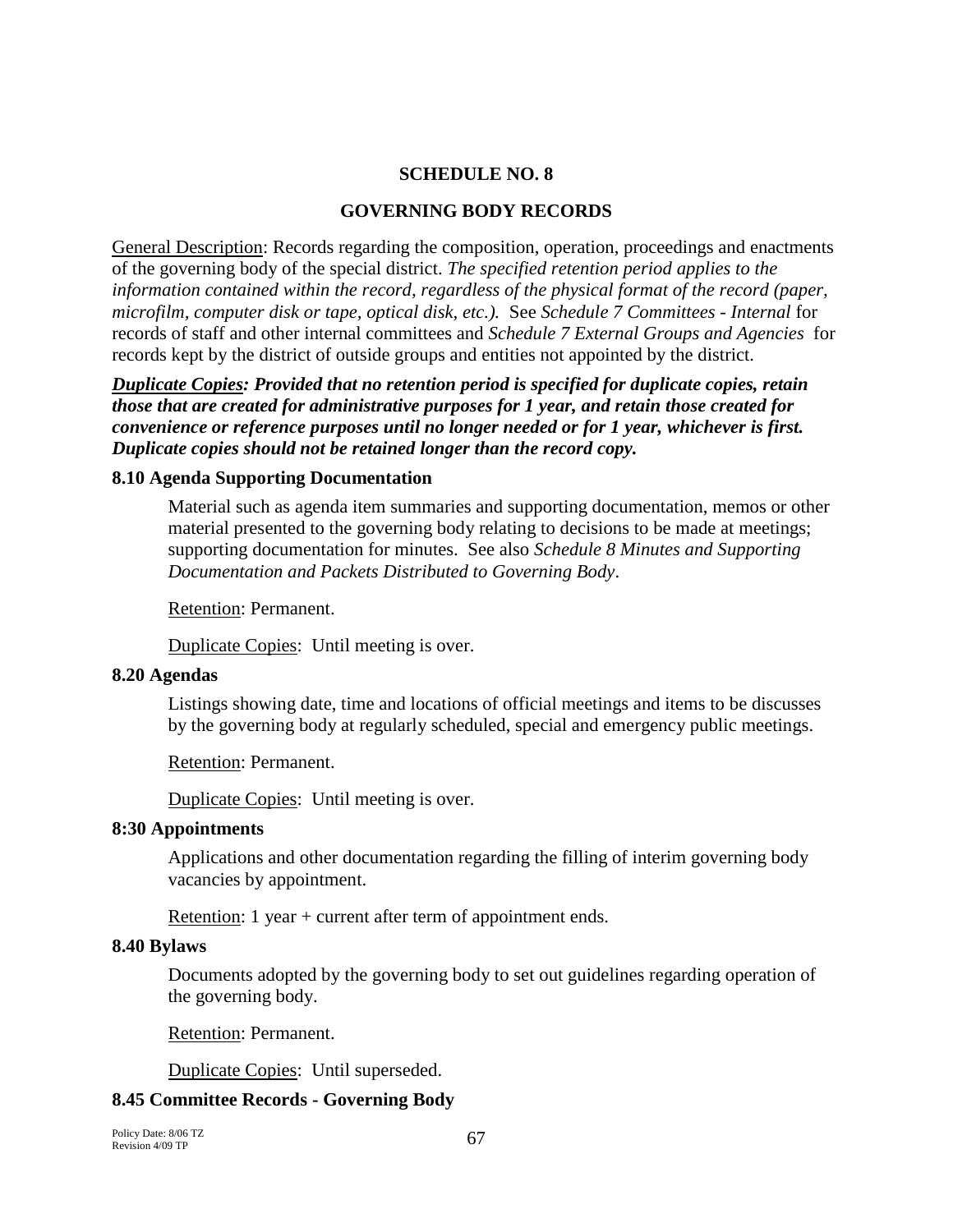## SCHEDULE NO. 8

## GOVERNING BODY RECORDS

General Description: Records regarding the composition, operation, proceedings and enactments of the governing body of the special district. *The specified retention period applies to the information contained within the record, regardless of the physical format of the record (paper, microfilm, computer disk or tape, optical disk, etc.).* See *Schedule 7 Committees - Internal* for records of staff and other internal committees and *Schedule 7 External Groups and Agencies* for records kept by the district of outside groups and entities not appointed by the district.

***Duplicate Copies: Provided that no retention period is specified for duplicate copies, retain those that are created for administrative purposes for 1 year, and retain those created for convenience or reference purposes until no longer needed or for 1 year, whichever is first. Duplicate copies should not be retained longer than the record copy.***

### 8.10 Agenda Supporting Documentation

Material such as agenda item summaries and supporting documentation, memos or other material presented to the governing body relating to decisions to be made at meetings; supporting documentation for minutes. See also *Schedule 8 Minutes and Supporting Documentation and Packets Distributed to Governing Body*.

Retention: Permanent.

Duplicate Copies: Until meeting is over.

### 8.20 Agendas

Listings showing date, time and locations of official meetings and items to be discusses by the governing body at regularly scheduled, special and emergency public meetings.

Retention: Permanent.

Duplicate Copies: Until meeting is over.

### 8:30 Appointments

Applications and other documentation regarding the filling of interim governing body vacancies by appointment.

Retention: 1 year + current after term of appointment ends.

### 8.40 Bylaws

Documents adopted by the governing body to set out guidelines regarding operation of the governing body.

Retention: Permanent.

Duplicate Copies: Until superseded.

### 8.45 Committee Records - Governing Body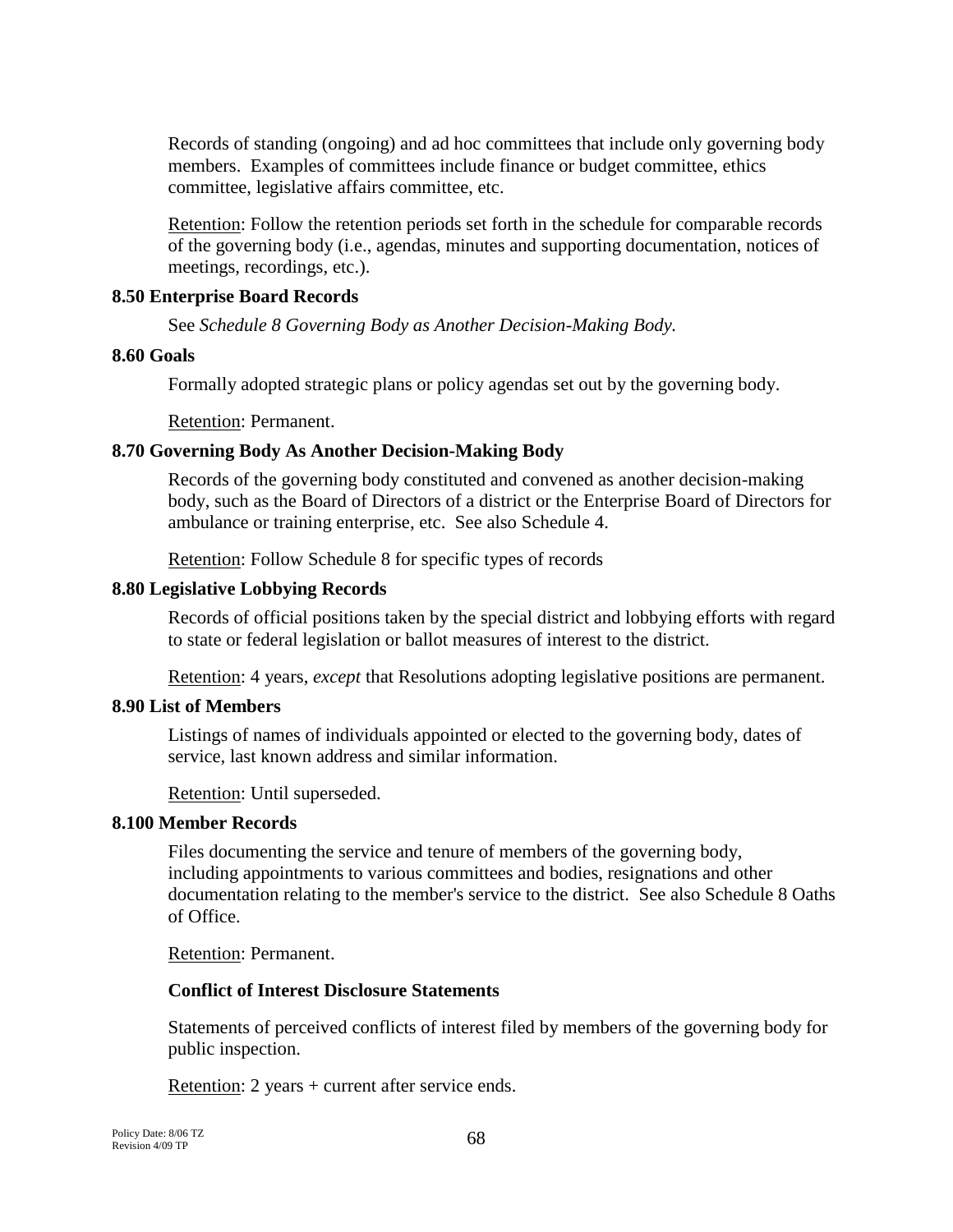Records of standing (ongoing) and ad hoc committees that include only governing body members. Examples of committees include finance or budget committee, ethics committee, legislative affairs committee, etc.

Retention: Follow the retention periods set forth in the schedule for comparable records of the governing body (i.e., agendas, minutes and supporting documentation, notices of meetings, recordings, etc.).

**8.50 Enterprise Board Records**

See *Schedule 8 Governing Body as Another Decision-Making Body.*

**8.60 Goals**

Formally adopted strategic plans or policy agendas set out by the governing body.

Retention: Permanent.

**8.70 Governing Body As Another Decision-Making Body**

Records of the governing body constituted and convened as another decision-making body, such as the Board of Directors of a district or the Enterprise Board of Directors for ambulance or training enterprise, etc. See also Schedule 4.

Retention: Follow Schedule 8 for specific types of records

**8.80 Legislative Lobbying Records**

Records of official positions taken by the special district and lobbying efforts with regard to state or federal legislation or ballot measures of interest to the district.

Retention: 4 years, *except* that Resolutions adopting legislative positions are permanent.

**8.90 List of Members**

Listings of names of individuals appointed or elected to the governing body, dates of service, last known address and similar information.

Retention: Until superseded.

**8.100 Member Records**

Files documenting the service and tenure of members of the governing body, including appointments to various committees and bodies, resignations and other documentation relating to the member's service to the district. See also Schedule 8 Oaths of Office.

Retention: Permanent.

**Conflict of Interest Disclosure Statements**

Statements of perceived conflicts of interest filed by members of the governing body for public inspection.

Retention: 2 years + current after service ends.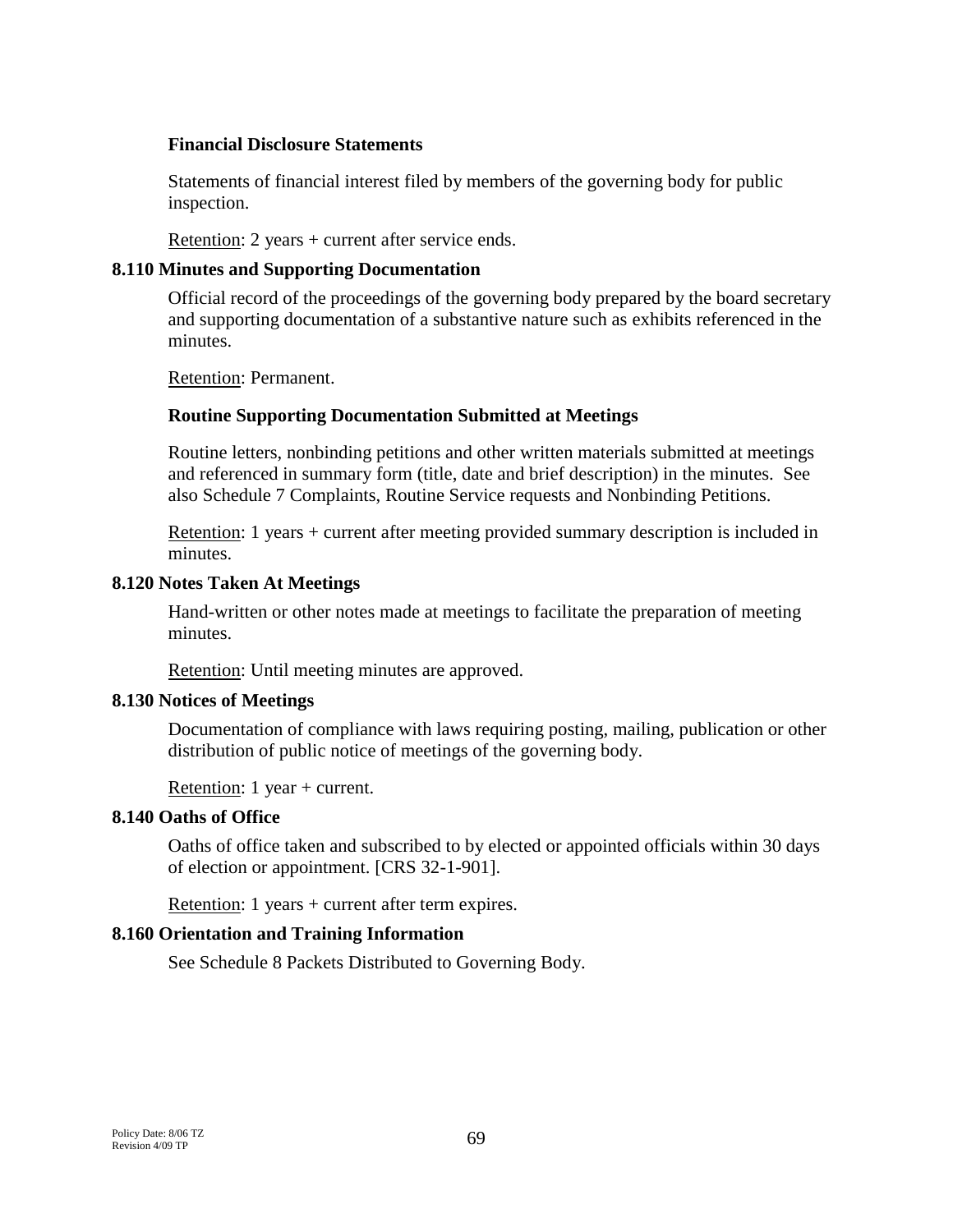**Financial Disclosure Statements**

Statements of financial interest filed by members of the governing body for public inspection.

Retention: 2 years + current after service ends.

### 8.110 Minutes and Supporting Documentation

Official record of the proceedings of the governing body prepared by the board secretary and supporting documentation of a substantive nature such as exhibits referenced in the minutes.

Retention: Permanent.

**Routine Supporting Documentation Submitted at Meetings**

Routine letters, nonbinding petitions and other written materials submitted at meetings and referenced in summary form (title, date and brief description) in the minutes. See also Schedule 7 Complaints, Routine Service requests and Nonbinding Petitions.

Retention: 1 years + current after meeting provided summary description is included in minutes.

### 8.120 Notes Taken At Meetings

Hand-written or other notes made at meetings to facilitate the preparation of meeting minutes.

Retention: Until meeting minutes are approved.

### 8.130 Notices of Meetings

Documentation of compliance with laws requiring posting, mailing, publication or other distribution of public notice of meetings of the governing body.

Retention: 1 year + current.

### 8.140 Oaths of Office

Oaths of office taken and subscribed to by elected or appointed officials within 30 days of election or appointment. [CRS 32-1-901].

Retention: 1 years + current after term expires.

### 8.160 Orientation and Training Information

See Schedule 8 Packets Distributed to Governing Body.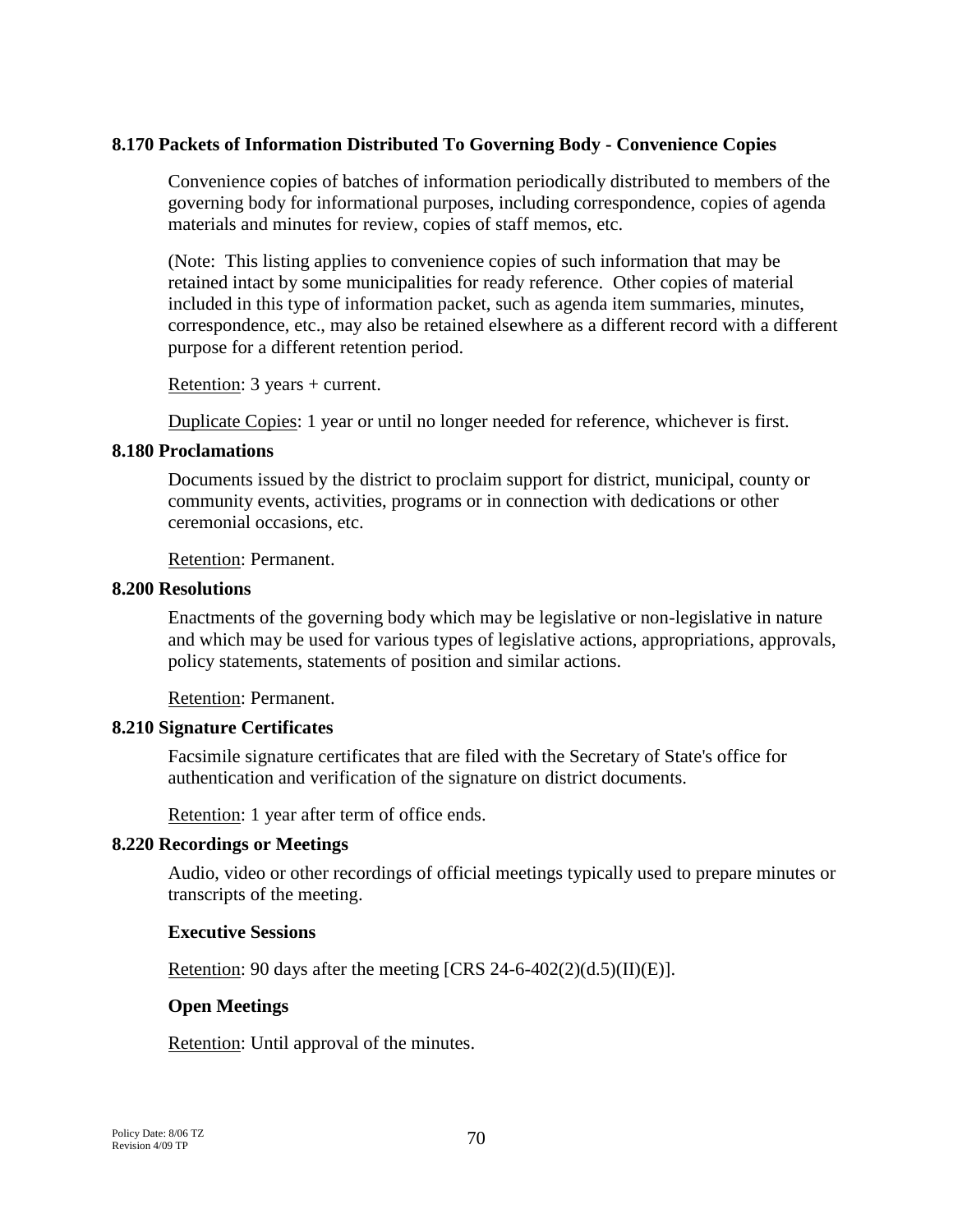### 8.170 Packets of Information Distributed To Governing Body - Convenience Copies

Convenience copies of batches of information periodically distributed to members of the governing body for informational purposes, including correspondence, copies of agenda materials and minutes for review, copies of staff memos, etc.

(Note: This listing applies to convenience copies of such information that may be retained intact by some municipalities for ready reference. Other copies of material included in this type of information packet, such as agenda item summaries, minutes, correspondence, etc., may also be retained elsewhere as a different record with a different purpose for a different retention period.

Retention: 3 years + current.

Duplicate Copies: 1 year or until no longer needed for reference, whichever is first.

### 8.180 Proclamations

Documents issued by the district to proclaim support for district, municipal, county or community events, activities, programs or in connection with dedications or other ceremonial occasions, etc.

Retention: Permanent.

### 8.200 Resolutions

Enactments of the governing body which may be legislative or non-legislative in nature and which may be used for various types of legislative actions, appropriations, approvals, policy statements, statements of position and similar actions.

Retention: Permanent.

### 8.210 Signature Certificates

Facsimile signature certificates that are filed with the Secretary of State's office for authentication and verification of the signature on district documents.

Retention: 1 year after term of office ends.

### 8.220 Recordings or Meetings

Audio, video or other recordings of official meetings typically used to prepare minutes or transcripts of the meeting.

**Executive Sessions**

Retention: 90 days after the meeting [CRS 24-6-402(2)(d.5)(II)(E)].

**Open Meetings**

Retention: Until approval of the minutes.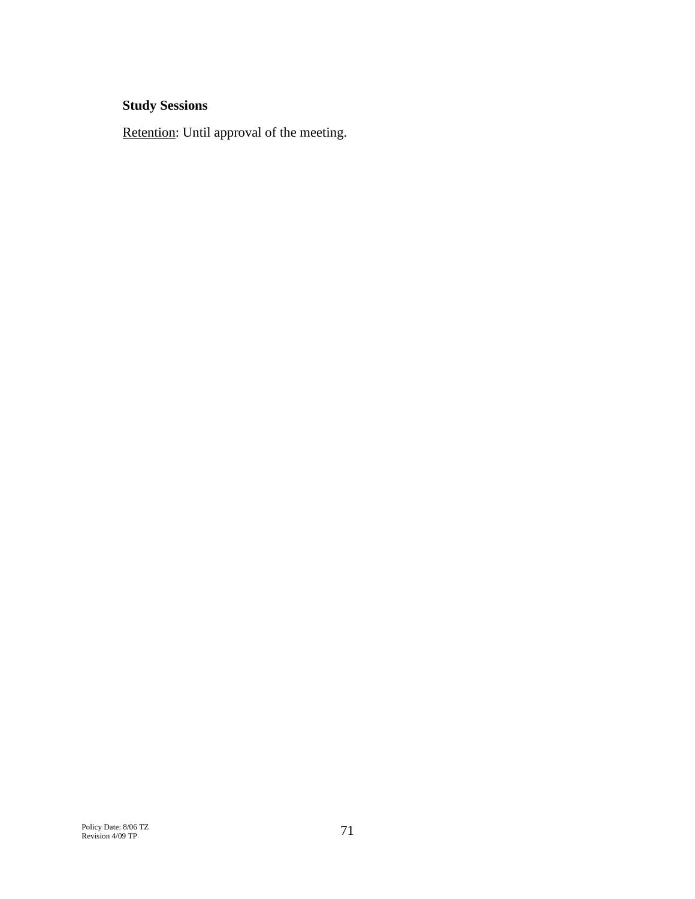**Study Sessions**

Retention: Until approval of the meeting.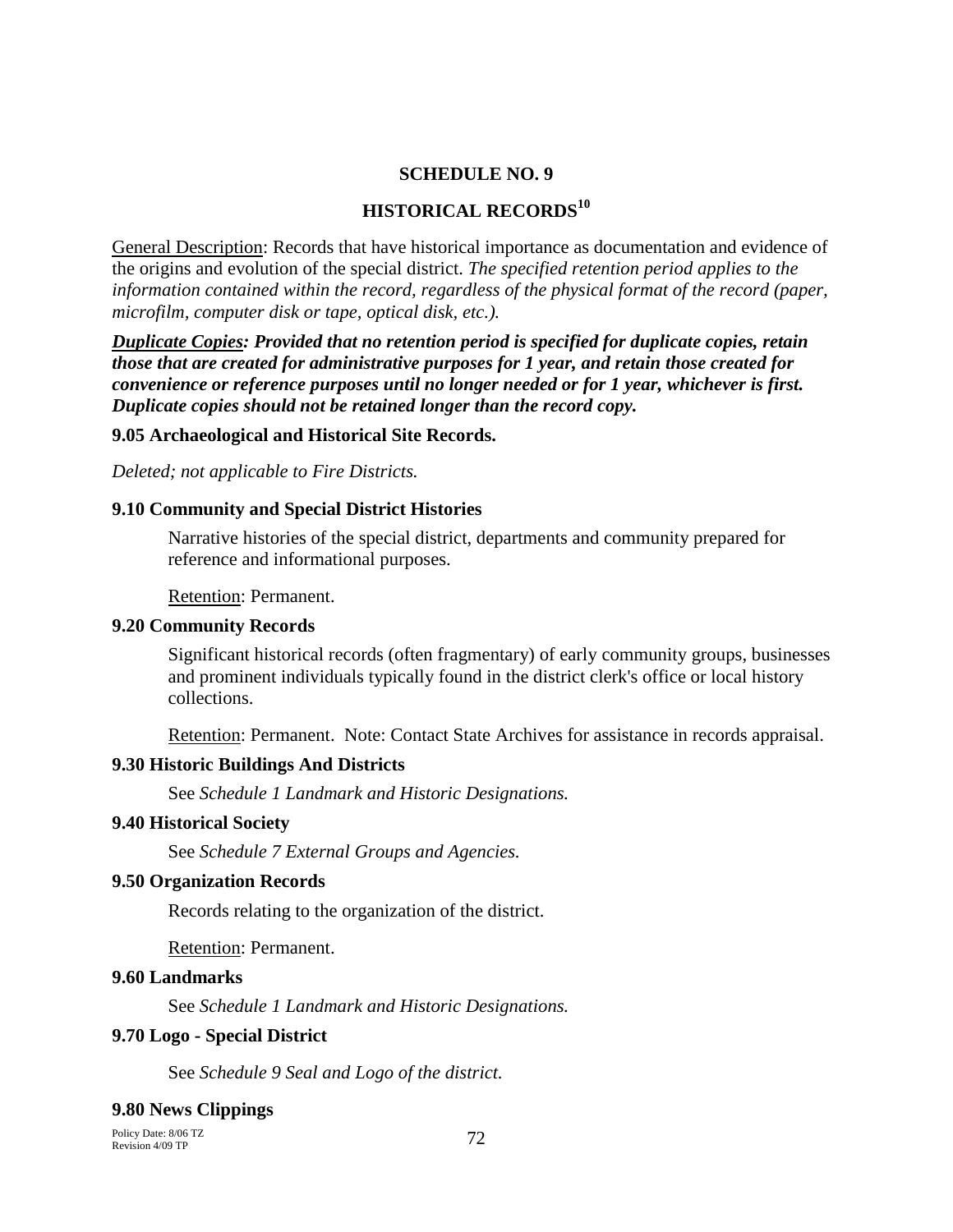# SCHEDULE NO. 9

## HISTORICAL RECORDS[10]

General Description: Records that have historical importance as documentation and evidence of the origins and evolution of the special district. *The specified retention period applies to the information contained within the record, regardless of the physical format of the record (paper, microfilm, computer disk or tape, optical disk, etc.).*

***Duplicate Copies: Provided that no retention period is specified for duplicate copies, retain those that are created for administrative purposes for 1 year, and retain those created for convenience or reference purposes until no longer needed or for 1 year, whichever is first. Duplicate copies should not be retained longer than the record copy.***

### 9.05 Archaeological and Historical Site Records.

*Deleted; not applicable to Fire Districts.*

### 9.10 Community and Special District Histories

Narrative histories of the special district, departments and community prepared for reference and informational purposes.

Retention: Permanent.

### 9.20 Community Records

Significant historical records (often fragmentary) of early community groups, businesses and prominent individuals typically found in the district clerk's office or local history collections.

Retention: Permanent. Note: Contact State Archives for assistance in records appraisal.

### 9.30 Historic Buildings And Districts

See *Schedule 1 Landmark and Historic Designations.*

### 9.40 Historical Society

See *Schedule 7 External Groups and Agencies.*

### 9.50 Organization Records

Records relating to the organization of the district.

Retention: Permanent.

### 9.60 Landmarks

See *Schedule 1 Landmark and Historic Designations.*

### 9.70 Logo - Special District

See *Schedule 9 Seal and Logo of the district.*

### 9.80 News Clippings

Policy Date: 8/06 TZ
Revision 4/09 TP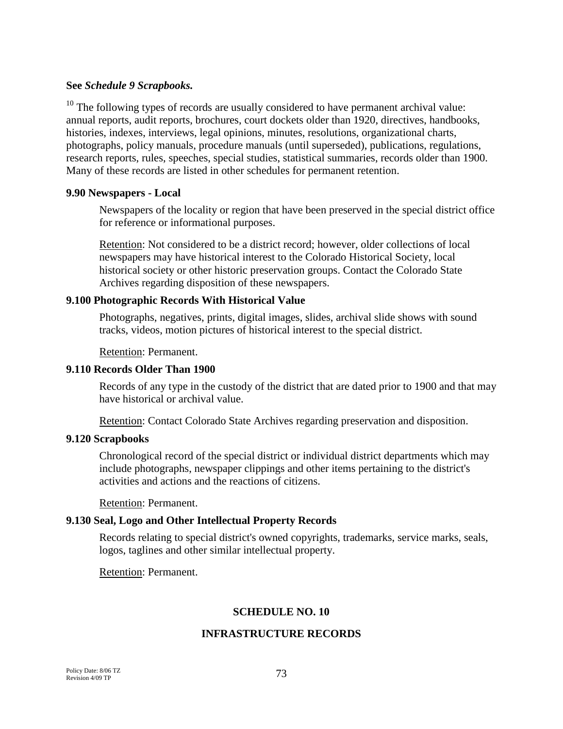**See** ***Schedule 9 Scrapbooks.***

[10] The following types of records are usually considered to have permanent archival value: annual reports, audit reports, brochures, court dockets older than 1920, directives, handbooks, histories, indexes, interviews, legal opinions, minutes, resolutions, organizational charts, photographs, policy manuals, procedure manuals (until superseded), publications, regulations, research reports, rules, speeches, special studies, statistical summaries, records older than 1900. Many of these records are listed in other schedules for permanent retention.

### 9.90 Newspapers - Local

Newspapers of the locality or region that have been preserved in the special district office for reference or informational purposes.

Retention: Not considered to be a district record; however, older collections of local newspapers may have historical interest to the Colorado Historical Society, local historical society or other historic preservation groups. Contact the Colorado State Archives regarding disposition of these newspapers.

### 9.100 Photographic Records With Historical Value

Photographs, negatives, prints, digital images, slides, archival slide shows with sound tracks, videos, motion pictures of historical interest to the special district.

Retention: Permanent.

### 9.110 Records Older Than 1900

Records of any type in the custody of the district that are dated prior to 1900 and that may have historical or archival value.

Retention: Contact Colorado State Archives regarding preservation and disposition.

### 9.120 Scrapbooks

Chronological record of the special district or individual district departments which may include photographs, newspaper clippings and other items pertaining to the district's activities and actions and the reactions of citizens.

Retention: Permanent.

### 9.130 Seal, Logo and Other Intellectual Property Records

Records relating to special district's owned copyrights, trademarks, service marks, seals, logos, taglines and other similar intellectual property.

Retention: Permanent.

## SCHEDULE NO. 10

## INFRASTRUCTURE RECORDS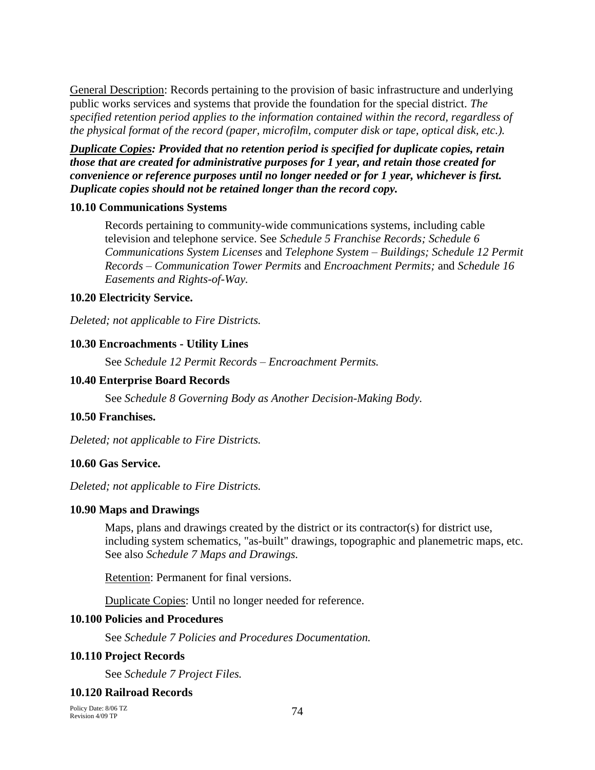<u>General Description</u>: Records pertaining to the provision of basic infrastructure and underlying public works services and systems that provide the foundation for the special district. *The specified retention period applies to the information contained within the record, regardless of the physical format of the record (paper, microfilm, computer disk or tape, optical disk, etc.).*

***<u>Duplicate Copies</u>: Provided that no retention period is specified for duplicate copies, retain those that are created for administrative purposes for 1 year, and retain those created for convenience or reference purposes until no longer needed or for 1 year, whichever is first. Duplicate copies should not be retained longer than the record copy.***

**10.10 Communications Systems**

Records pertaining to community-wide communications systems, including cable television and telephone service. See *Schedule 5 Franchise Records; Schedule 6 Communications System Licenses* and *Telephone System – Buildings; Schedule 12 Permit Records – Communication Tower Permits* and *Encroachment Permits;* and *Schedule 16 Easements and Rights-of-Way.*

**10.20 Electricity Service.**

*Deleted; not applicable to Fire Districts.*

**10.30 Encroachments - Utility Lines**

See *Schedule 12 Permit Records – Encroachment Permits.*

**10.40 Enterprise Board Records**

See *Schedule 8 Governing Body as Another Decision-Making Body.*

**10.50 Franchises.**

*Deleted; not applicable to Fire Districts.*

**10.60 Gas Service.**

*Deleted; not applicable to Fire Districts.*

**10.90 Maps and Drawings**

Maps, plans and drawings created by the district or its contractor(s) for district use, including system schematics, "as-built" drawings, topographic and planemetric maps, etc. See also *Schedule 7 Maps and Drawings.*

<u>Retention</u>: Permanent for final versions.

<u>Duplicate Copies</u>: Until no longer needed for reference.

**10.100 Policies and Procedures**

See *Schedule 7 Policies and Procedures Documentation.*

**10.110 Project Records**

See *Schedule 7 Project Files.*

**10.120 Railroad Records**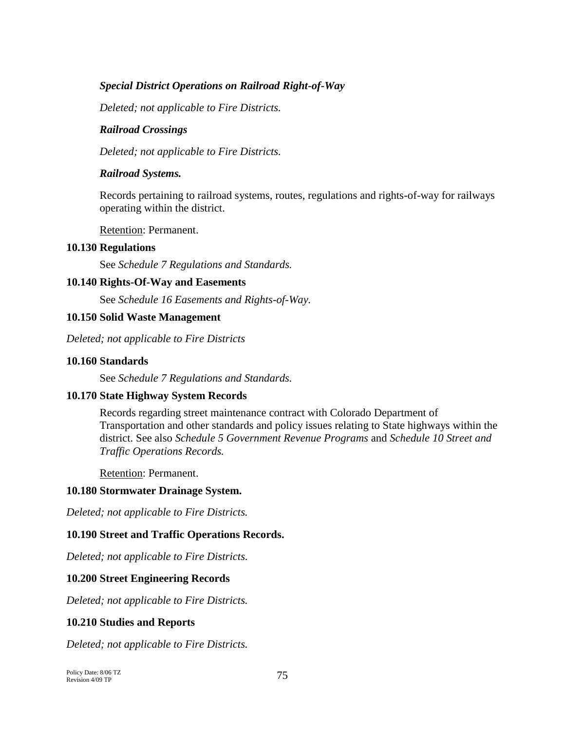***Special District Operations on Railroad Right-of-Way***

*Deleted; not applicable to Fire Districts.*

***Railroad Crossings***

*Deleted; not applicable to Fire Districts.*

***Railroad Systems.***

Records pertaining to railroad systems, routes, regulations and rights-of-way for railways operating within the district.

Retention: Permanent.

### 10.130 Regulations

See *Schedule 7 Regulations and Standards.*

### 10.140 Rights-Of-Way and Easements

See *Schedule 16 Easements and Rights-of-Way.*

### 10.150 Solid Waste Management

*Deleted; not applicable to Fire Districts*

### 10.160 Standards

See *Schedule 7 Regulations and Standards.*

### 10.170 State Highway System Records

Records regarding street maintenance contract with Colorado Department of Transportation and other standards and policy issues relating to State highways within the district. See also *Schedule 5 Government Revenue Programs* and *Schedule 10 Street and Traffic Operations Records.*

Retention: Permanent.

### 10.180 Stormwater Drainage System.

*Deleted; not applicable to Fire Districts.*

### 10.190 Street and Traffic Operations Records.

*Deleted; not applicable to Fire Districts.*

### 10.200 Street Engineering Records

*Deleted; not applicable to Fire Districts.*

### 10.210 Studies and Reports

*Deleted; not applicable to Fire Districts.*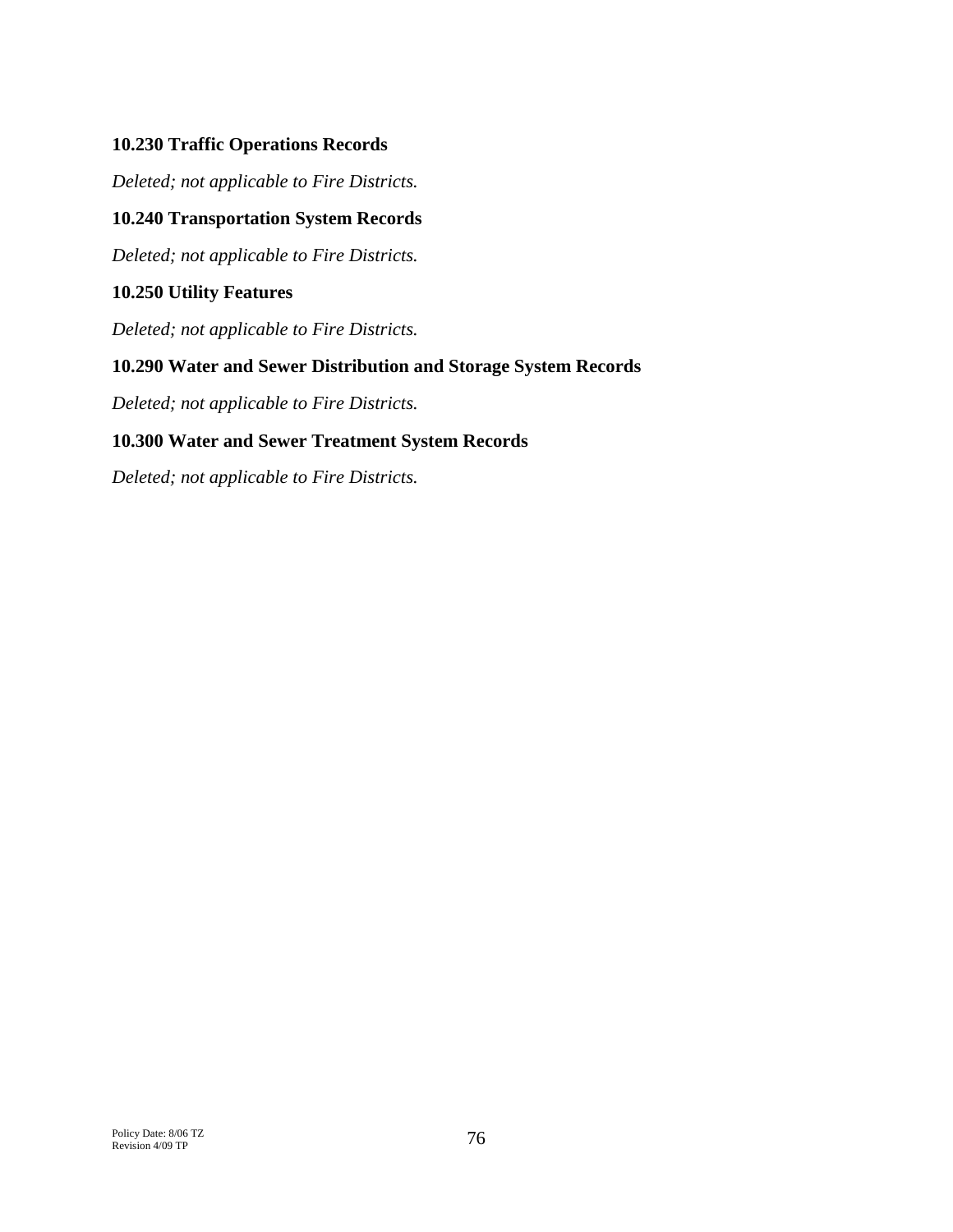### 10.230 Traffic Operations Records

*Deleted; not applicable to Fire Districts.*

### 10.240 Transportation System Records

*Deleted; not applicable to Fire Districts.*

### 10.250 Utility Features

*Deleted; not applicable to Fire Districts.*

### 10.290 Water and Sewer Distribution and Storage System Records

*Deleted; not applicable to Fire Districts.*

### 10.300 Water and Sewer Treatment System Records

*Deleted; not applicable to Fire Districts.*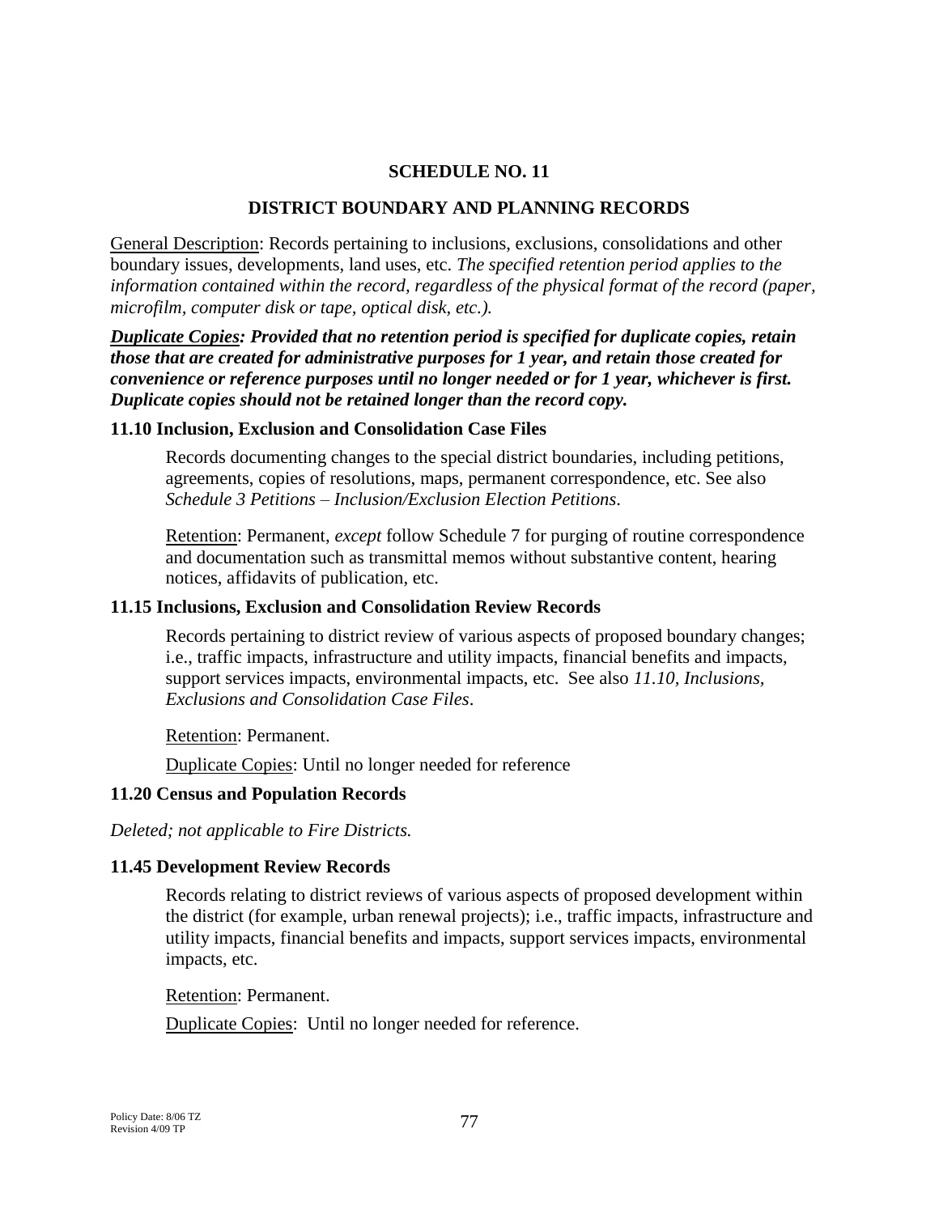# SCHEDULE NO. 11

## DISTRICT BOUNDARY AND PLANNING RECORDS

General Description: Records pertaining to inclusions, exclusions, consolidations and other boundary issues, developments, land uses, etc. *The specified retention period applies to the information contained within the record, regardless of the physical format of the record (paper, microfilm, computer disk or tape, optical disk, etc.).*

***Duplicate Copies*: Provided that no retention period is specified for duplicate copies, retain those that are created for administrative purposes for 1 year, and retain those created for convenience or reference purposes until no longer needed or for 1 year, whichever is first. Duplicate copies should not be retained longer than the record copy.**

### 11.10 Inclusion, Exclusion and Consolidation Case Files

Records documenting changes to the special district boundaries, including petitions, agreements, copies of resolutions, maps, permanent correspondence, etc. See also *Schedule 3 Petitions – Inclusion/Exclusion Election Petitions*.

Retention: Permanent, *except* follow Schedule 7 for purging of routine correspondence and documentation such as transmittal memos without substantive content, hearing notices, affidavits of publication, etc.

### 11.15 Inclusions, Exclusion and Consolidation Review Records

Records pertaining to district review of various aspects of proposed boundary changes; i.e., traffic impacts, infrastructure and utility impacts, financial benefits and impacts, support services impacts, environmental impacts, etc. See also *11.10, Inclusions, Exclusions and Consolidation Case Files*.

Retention: Permanent.

Duplicate Copies: Until no longer needed for reference

### 11.20 Census and Population Records

*Deleted; not applicable to Fire Districts.*

### 11.45 Development Review Records

Records relating to district reviews of various aspects of proposed development within the district (for example, urban renewal projects); i.e., traffic impacts, infrastructure and utility impacts, financial benefits and impacts, support services impacts, environmental impacts, etc.

Retention: Permanent.

Duplicate Copies: Until no longer needed for reference.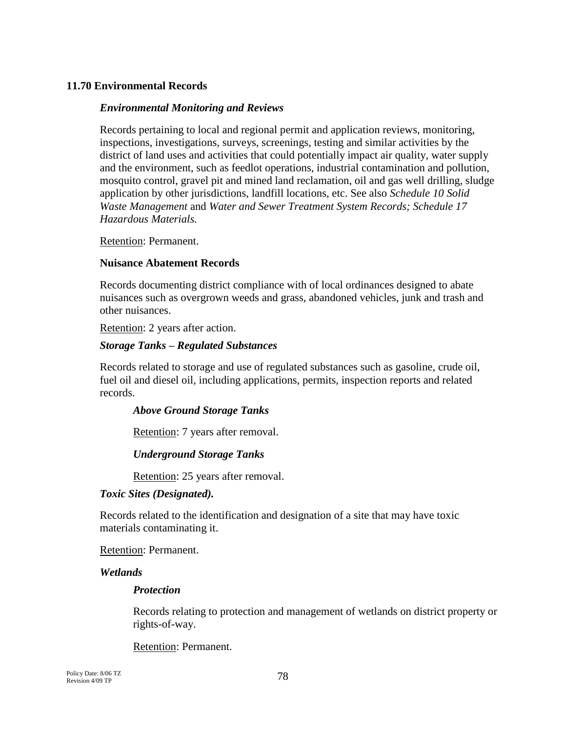## 11.70 Environmental Records

### *Environmental Monitoring and Reviews*

Records pertaining to local and regional permit and application reviews, monitoring, inspections, investigations, surveys, screenings, testing and similar activities by the district of land uses and activities that could potentially impact air quality, water supply and the environment, such as feedlot operations, industrial contamination and pollution, mosquito control, gravel pit and mined land reclamation, oil and gas well drilling, sludge application by other jurisdictions, landfill locations, etc. See also *Schedule 10 Solid Waste Management* and *Water and Sewer Treatment System Records; Schedule 17 Hazardous Materials.*

<u>Retention</u>: Permanent.

### Nuisance Abatement Records

Records documenting district compliance with of local ordinances designed to abate nuisances such as overgrown weeds and grass, abandoned vehicles, junk and trash and other nuisances.

<u>Retention</u>: 2 years after action.

### *Storage Tanks – Regulated Substances*

Records related to storage and use of regulated substances such as gasoline, crude oil, fuel oil and diesel oil, including applications, permits, inspection reports and related records.

#### *Above Ground Storage Tanks*

<u>Retention</u>: 7 years after removal.

#### *Underground Storage Tanks*

<u>Retention</u>: 25 years after removal.

### *Toxic Sites (Designated).*

Records related to the identification and designation of a site that may have toxic materials contaminating it.

<u>Retention</u>: Permanent.

### *Wetlands*

#### *Protection*

Records relating to protection and management of wetlands on district property or rights-of-way.

<u>Retention</u>: Permanent.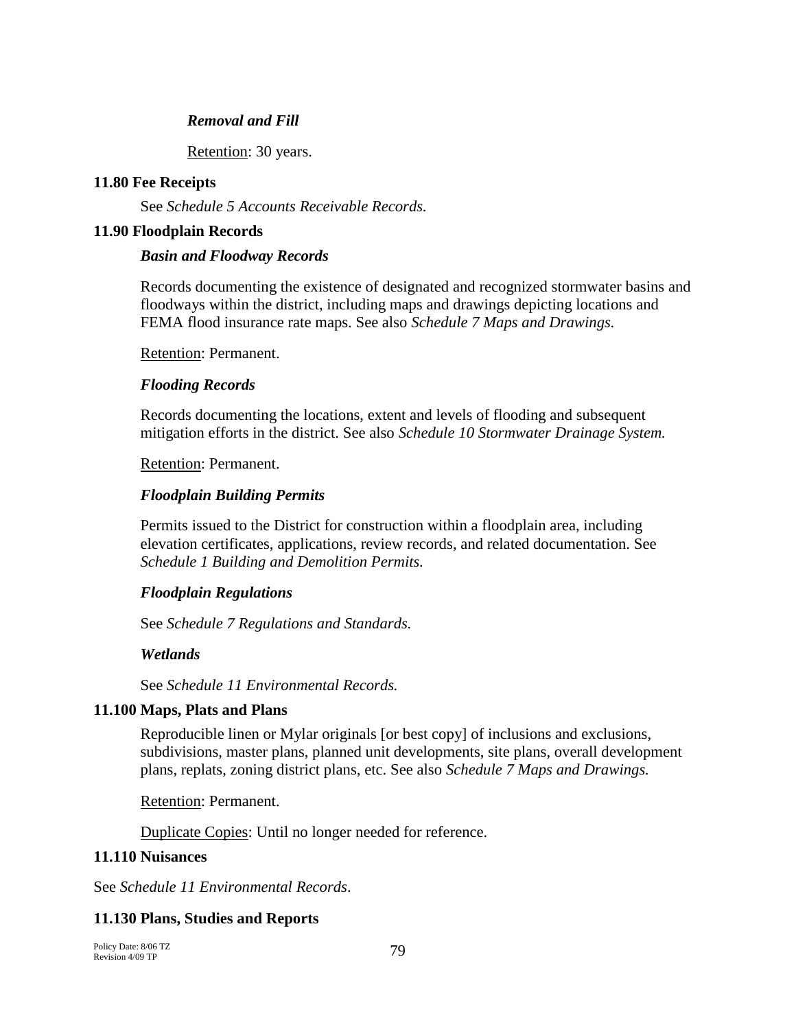***Removal and Fill***

Retention: 30 years.

### 11.80 Fee Receipts

See *Schedule 5 Accounts Receivable Records.*

### 11.90 Floodplain Records

***Basin and Floodway Records***

Records documenting the existence of designated and recognized stormwater basins and floodways within the district, including maps and drawings depicting locations and FEMA flood insurance rate maps. See also *Schedule 7 Maps and Drawings.*

Retention: Permanent.

***Flooding Records***

Records documenting the locations, extent and levels of flooding and subsequent mitigation efforts in the district. See also *Schedule 10 Stormwater Drainage System.*

Retention: Permanent.

***Floodplain Building Permits***

Permits issued to the District for construction within a floodplain area, including elevation certificates, applications, review records, and related documentation. See *Schedule 1 Building and Demolition Permits.*

***Floodplain Regulations***

See *Schedule 7 Regulations and Standards.*

***Wetlands***

See *Schedule 11 Environmental Records.*

### 11.100 Maps, Plats and Plans

Reproducible linen or Mylar originals [or best copy] of inclusions and exclusions, subdivisions, master plans, planned unit developments, site plans, overall development plans, replats, zoning district plans, etc. See also *Schedule 7 Maps and Drawings.*

Retention: Permanent.

Duplicate Copies: Until no longer needed for reference.

### 11.110 Nuisances

See *Schedule 11 Environmental Records*.

### 11.130 Plans, Studies and Reports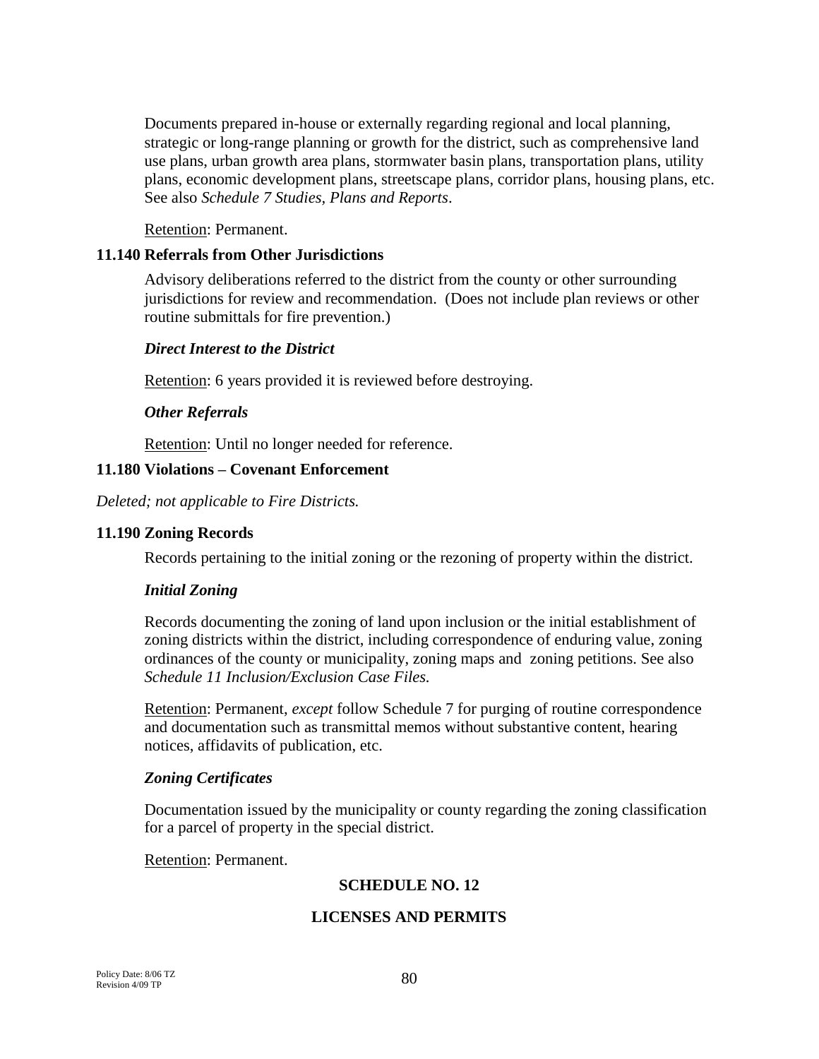Documents prepared in-house or externally regarding regional and local planning, strategic or long-range planning or growth for the district, such as comprehensive land use plans, urban growth area plans, stormwater basin plans, transportation plans, utility plans, economic development plans, streetscape plans, corridor plans, housing plans, etc. See also *Schedule 7 Studies, Plans and Reports*.

Retention: Permanent.

### 11.140 Referrals from Other Jurisdictions

Advisory deliberations referred to the district from the county or other surrounding jurisdictions for review and recommendation. (Does not include plan reviews or other routine submittals for fire prevention.)

***Direct Interest to the District***

Retention: 6 years provided it is reviewed before destroying.

***Other Referrals***

Retention: Until no longer needed for reference.

### 11.180 Violations – Covenant Enforcement

*Deleted; not applicable to Fire Districts.*

### 11.190 Zoning Records

Records pertaining to the initial zoning or the rezoning of property within the district.

***Initial Zoning***

Records documenting the zoning of land upon inclusion or the initial establishment of zoning districts within the district, including correspondence of enduring value, zoning ordinances of the county or municipality, zoning maps and zoning petitions. See also *Schedule 11 Inclusion/Exclusion Case Files.*

Retention: Permanent, *except* follow Schedule 7 for purging of routine correspondence and documentation such as transmittal memos without substantive content, hearing notices, affidavits of publication, etc.

***Zoning Certificates***

Documentation issued by the municipality or county regarding the zoning classification for a parcel of property in the special district.

Retention: Permanent.

## SCHEDULE NO. 12

## LICENSES AND PERMITS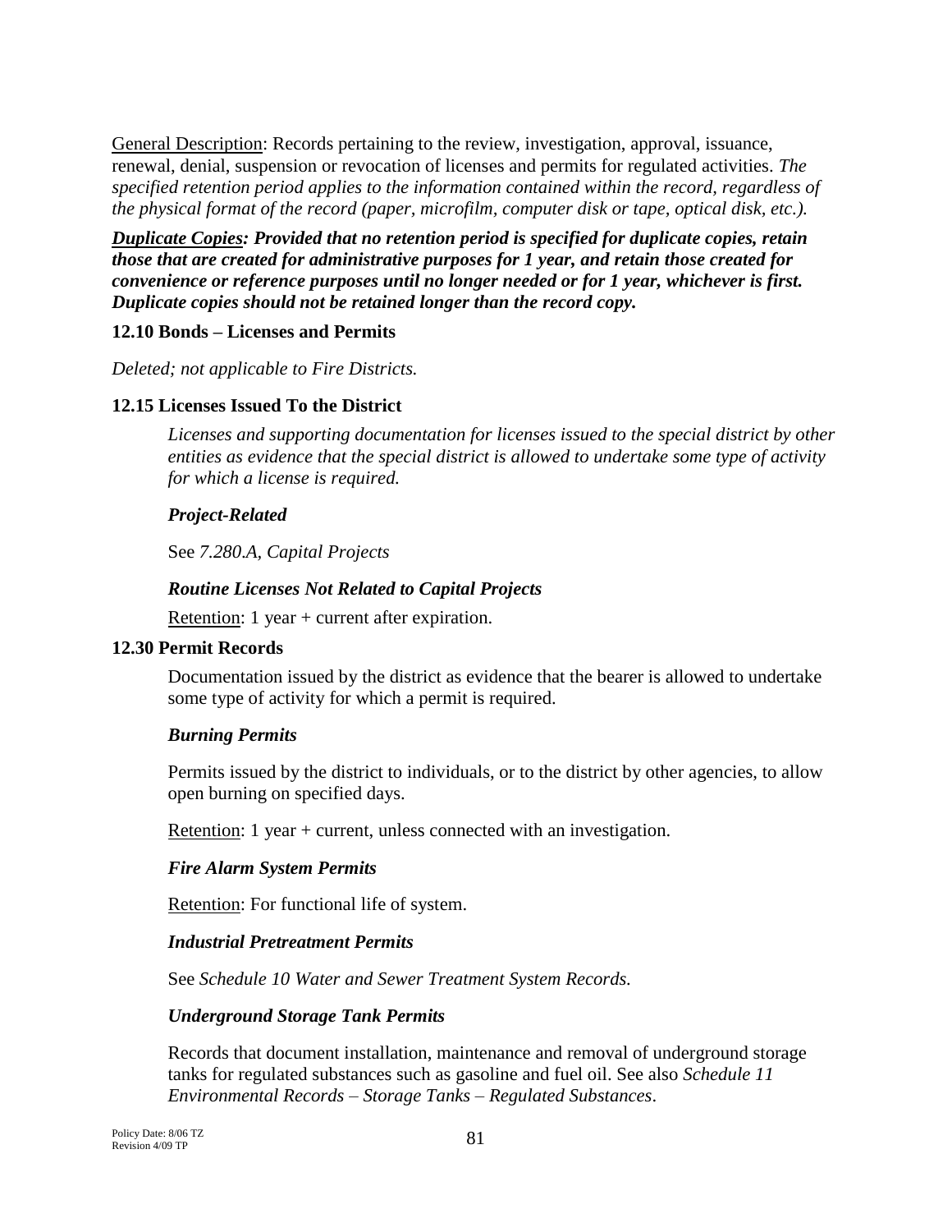General Description: Records pertaining to the review, investigation, approval, issuance, renewal, denial, suspension or revocation of licenses and permits for regulated activities. *The specified retention period applies to the information contained within the record, regardless of the physical format of the record (paper, microfilm, computer disk or tape, optical disk, etc.).*

***Duplicate Copies*: Provided that no retention period is specified for duplicate copies, retain those that are created for administrative purposes for 1 year, and retain those created for convenience or reference purposes until no longer needed or for 1 year, whichever is first. Duplicate copies should not be retained longer than the record copy.**

### 12.10 Bonds – Licenses and Permits

*Deleted; not applicable to Fire Districts.*

### 12.15 Licenses Issued To the District

*Licenses and supporting documentation for licenses issued to the special district by other entities as evidence that the special district is allowed to undertake some type of activity for which a license is required.*

***Project-Related***

See *7.280.A, Capital Projects*

***Routine Licenses Not Related to Capital Projects***

Retention: 1 year + current after expiration.

### 12.30 Permit Records

Documentation issued by the district as evidence that the bearer is allowed to undertake some type of activity for which a permit is required.

***Burning Permits***

Permits issued by the district to individuals, or to the district by other agencies, to allow open burning on specified days.

Retention: 1 year + current, unless connected with an investigation.

***Fire Alarm System Permits***

Retention: For functional life of system.

***Industrial Pretreatment Permits***

See *Schedule 10 Water and Sewer Treatment System Records.*

***Underground Storage Tank Permits***

Records that document installation, maintenance and removal of underground storage tanks for regulated substances such as gasoline and fuel oil. See also *Schedule 11 Environmental Records – Storage Tanks – Regulated Substances*.

Policy Date: 8/06 TZ
Revision 4/09 TP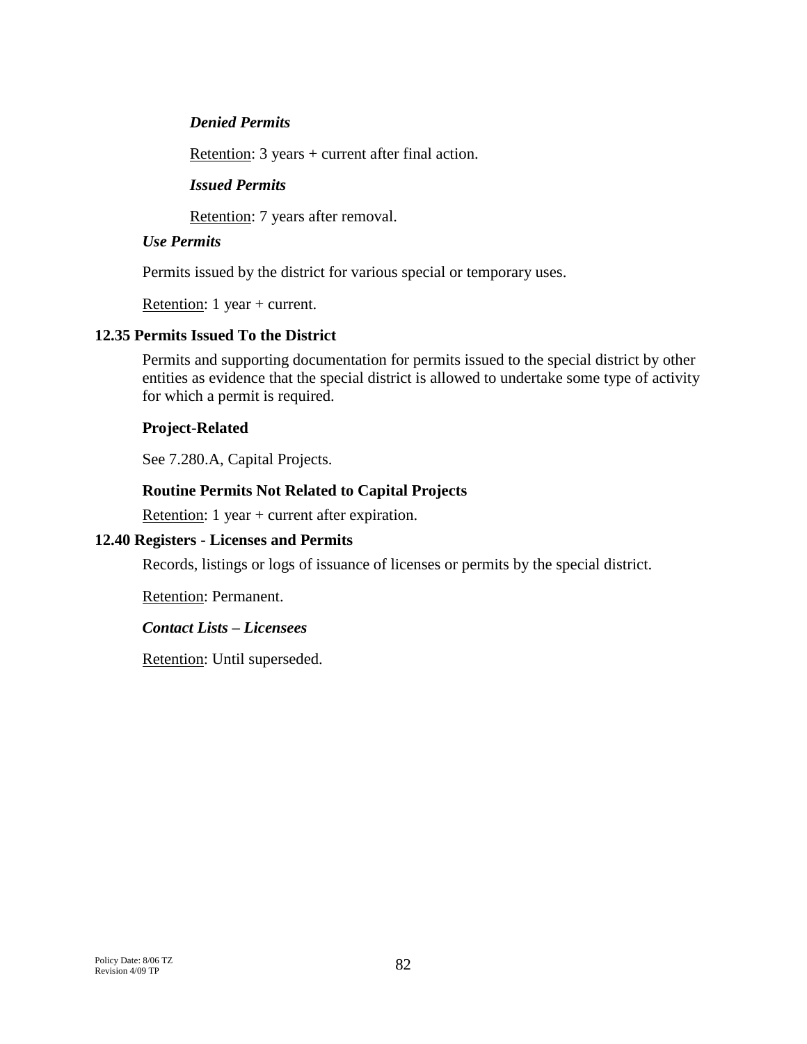***Denied Permits***

Retention: 3 years + current after final action.

***Issued Permits***

Retention: 7 years after removal.

***Use Permits***

Permits issued by the district for various special or temporary uses.

Retention: 1 year + current.

**12.35 Permits Issued To the District**

Permits and supporting documentation for permits issued to the special district by other entities as evidence that the special district is allowed to undertake some type of activity for which a permit is required.

**Project-Related**

See 7.280.A, Capital Projects.

**Routine Permits Not Related to Capital Projects**

Retention: 1 year + current after expiration.

**12.40 Registers - Licenses and Permits**

Records, listings or logs of issuance of licenses or permits by the special district.

Retention: Permanent.

***Contact Lists – Licensees***

Retention: Until superseded.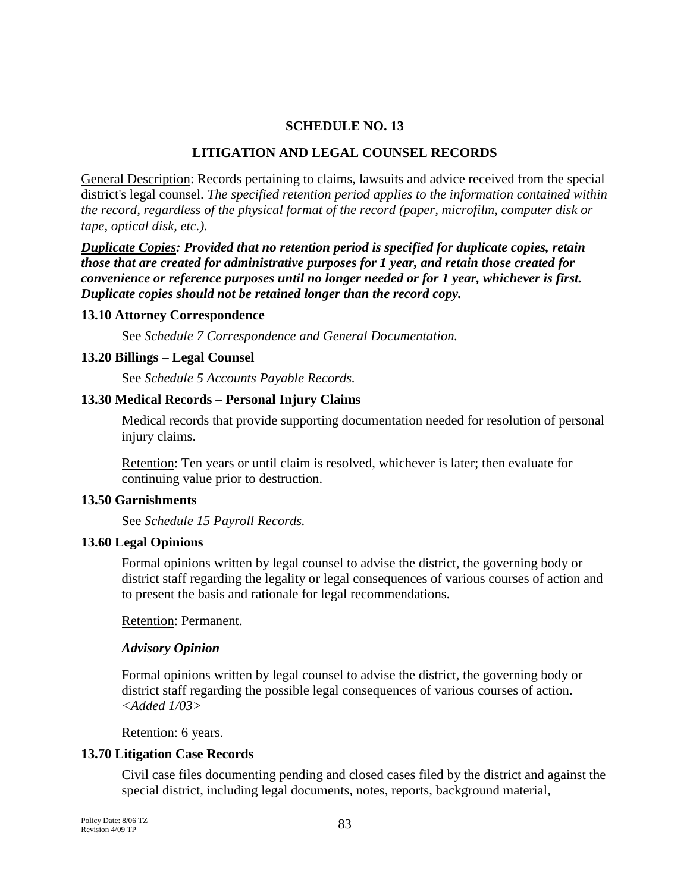# SCHEDULE NO. 13

## LITIGATION AND LEGAL COUNSEL RECORDS

General Description: Records pertaining to claims, lawsuits and advice received from the special district's legal counsel. *The specified retention period applies to the information contained within the record, regardless of the physical format of the record (paper, microfilm, computer disk or tape, optical disk, etc.).*

***Duplicate Copies: Provided that no retention period is specified for duplicate copies, retain those that are created for administrative purposes for 1 year, and retain those created for convenience or reference purposes until no longer needed or for 1 year, whichever is first. Duplicate copies should not be retained longer than the record copy.***

### 13.10 Attorney Correspondence

See *Schedule 7 Correspondence and General Documentation.*

### 13.20 Billings – Legal Counsel

See *Schedule 5 Accounts Payable Records.*

### 13.30 Medical Records – Personal Injury Claims

Medical records that provide supporting documentation needed for resolution of personal injury claims.

Retention: Ten years or until claim is resolved, whichever is later; then evaluate for continuing value prior to destruction.

### 13.50 Garnishments

See *Schedule 15 Payroll Records.*

### 13.60 Legal Opinions

Formal opinions written by legal counsel to advise the district, the governing body or district staff regarding the legality or legal consequences of various courses of action and to present the basis and rationale for legal recommendations.

Retention: Permanent.

***Advisory Opinion***

Formal opinions written by legal counsel to advise the district, the governing body or district staff regarding the possible legal consequences of various courses of action. *<Added 1/03>*

Retention: 6 years.

### 13.70 Litigation Case Records

Civil case files documenting pending and closed cases filed by the district and against the special district, including legal documents, notes, reports, background material,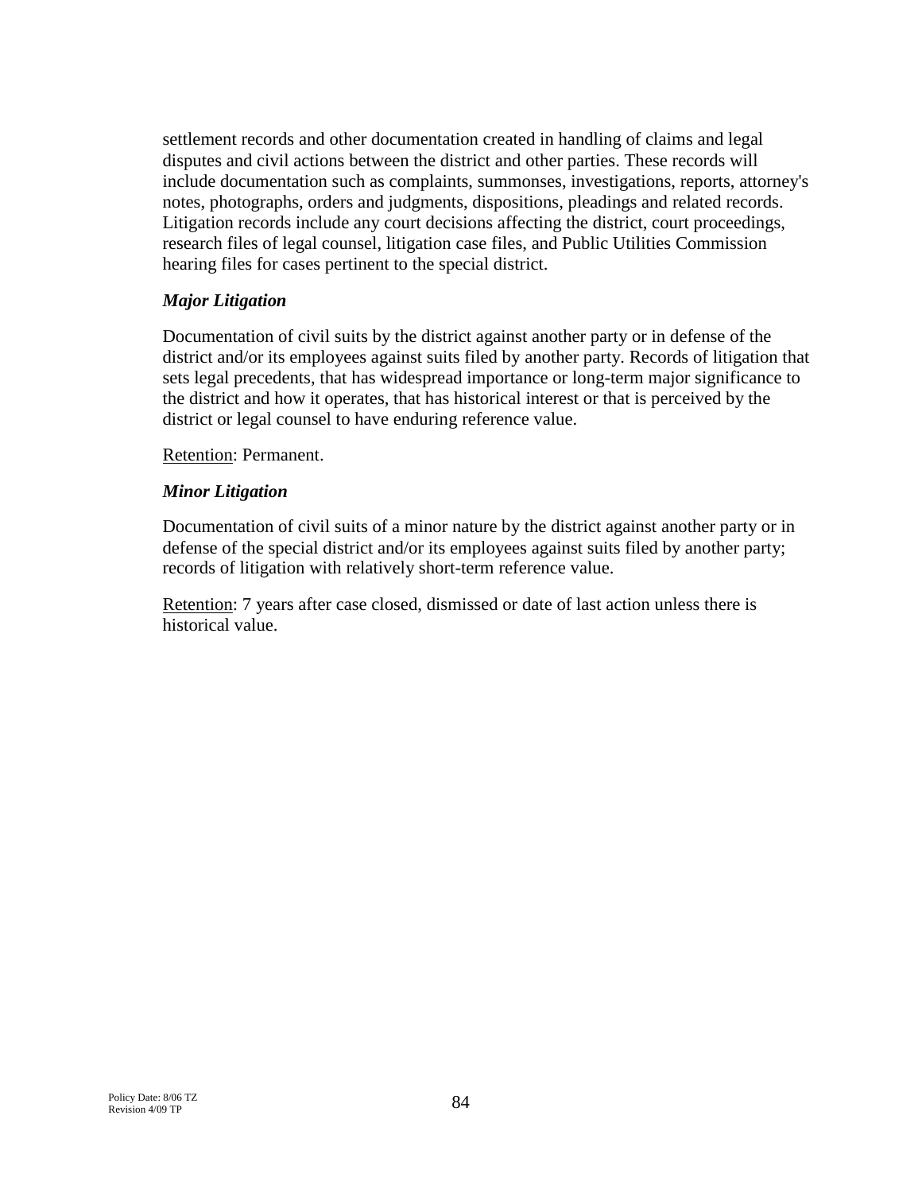settlement records and other documentation created in handling of claims and legal disputes and civil actions between the district and other parties. These records will include documentation such as complaints, summonses, investigations, reports, attorney's notes, photographs, orders and judgments, dispositions, pleadings and related records. Litigation records include any court decisions affecting the district, court proceedings, research files of legal counsel, litigation case files, and Public Utilities Commission hearing files for cases pertinent to the special district.

***Major Litigation***

Documentation of civil suits by the district against another party or in defense of the district and/or its employees against suits filed by another party. Records of litigation that sets legal precedents, that has widespread importance or long-term major significance to the district and how it operates, that has historical interest or that is perceived by the district or legal counsel to have enduring reference value.

Retention: Permanent.

***Minor Litigation***

Documentation of civil suits of a minor nature by the district against another party or in defense of the special district and/or its employees against suits filed by another party; records of litigation with relatively short-term reference value.

Retention: 7 years after case closed, dismissed or date of last action unless there is historical value.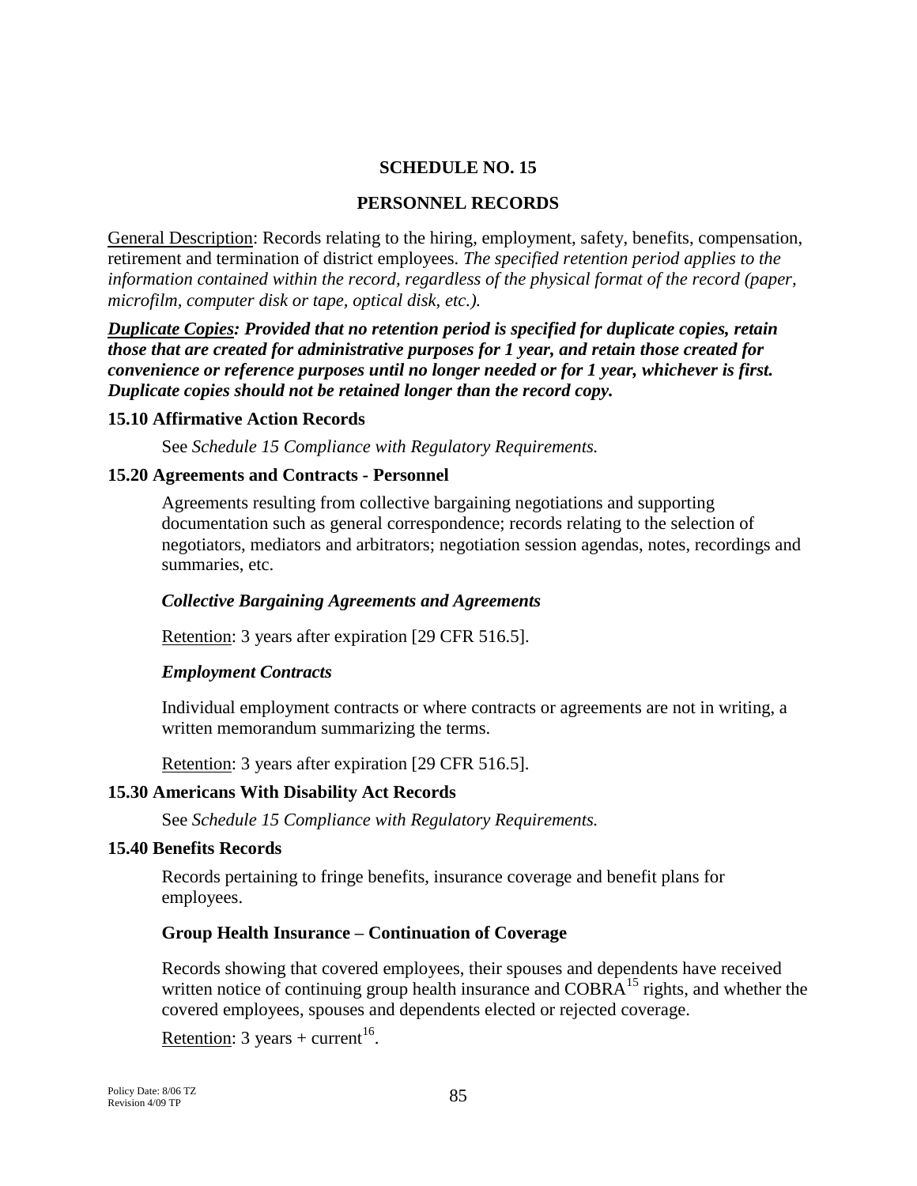# SCHEDULE NO. 15

## PERSONNEL RECORDS

General Description: Records relating to the hiring, employment, safety, benefits, compensation, retirement and termination of district employees. *The specified retention period applies to the information contained within the record, regardless of the physical format of the record (paper, microfilm, computer disk or tape, optical disk, etc.).*

***Duplicate Copies:* Provided that no retention period is specified for duplicate copies, retain those that are created for administrative purposes for 1 year, and retain those created for convenience or reference purposes until no longer needed or for 1 year, whichever is first. Duplicate copies should not be retained longer than the record copy.**

### 15.10 Affirmative Action Records

See *Schedule 15 Compliance with Regulatory Requirements.*

### 15.20 Agreements and Contracts - Personnel

Agreements resulting from collective bargaining negotiations and supporting documentation such as general correspondence; records relating to the selection of negotiators, mediators and arbitrators; negotiation session agendas, notes, recordings and summaries, etc.

***Collective Bargaining Agreements and Agreements***

Retention: 3 years after expiration [29 CFR 516.5].

***Employment Contracts***

Individual employment contracts or where contracts or agreements are not in writing, a written memorandum summarizing the terms.

Retention: 3 years after expiration [29 CFR 516.5].

### 15.30 Americans With Disability Act Records

See *Schedule 15 Compliance with Regulatory Requirements.*

### 15.40 Benefits Records

Records pertaining to fringe benefits, insurance coverage and benefit plans for employees.

**Group Health Insurance – Continuation of Coverage**

Records showing that covered employees, their spouses and dependents have received written notice of continuing group health insurance and COBRA[15] rights, and whether the covered employees, spouses and dependents elected or rejected coverage.

Retention: 3 years + current[16].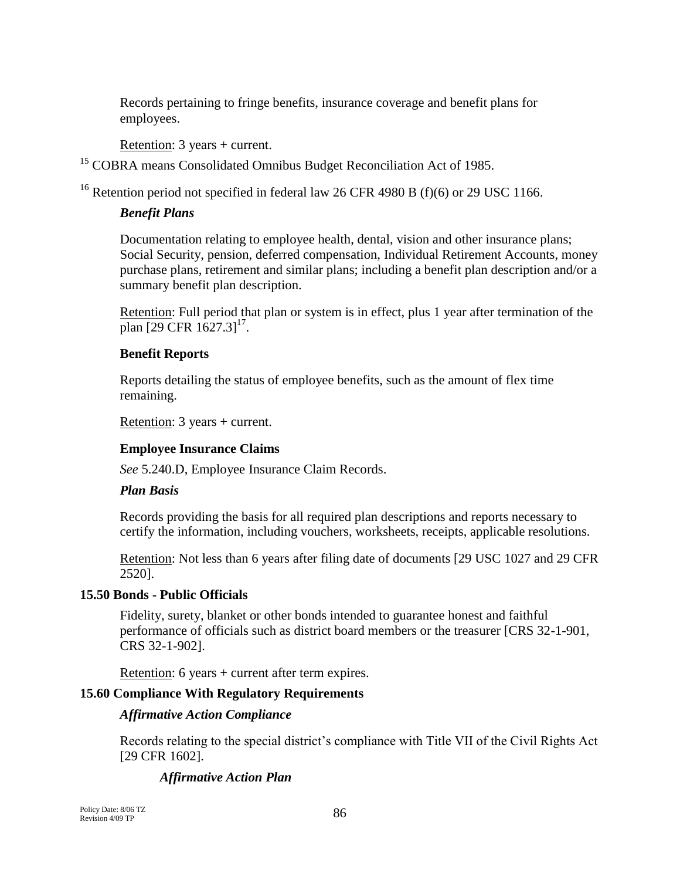Records pertaining to fringe benefits, insurance coverage and benefit plans for employees.

Retention: 3 years + current.

[15] COBRA means Consolidated Omnibus Budget Reconciliation Act of 1985.

[16] Retention period not specified in federal law 26 CFR 4980 B (f)(6) or 29 USC 1166.

***Benefit Plans***

Documentation relating to employee health, dental, vision and other insurance plans; Social Security, pension, deferred compensation, Individual Retirement Accounts, money purchase plans, retirement and similar plans; including a benefit plan description and/or a summary benefit plan description.

Retention: Full period that plan or system is in effect, plus 1 year after termination of the plan [29 CFR 1627.3][17].

**Benefit Reports**

Reports detailing the status of employee benefits, such as the amount of flex time remaining.

Retention: 3 years + current.

**Employee Insurance Claims**

*See* 5.240.D, Employee Insurance Claim Records.

***Plan Basis***

Records providing the basis for all required plan descriptions and reports necessary to certify the information, including vouchers, worksheets, receipts, applicable resolutions.

Retention: Not less than 6 years after filing date of documents [29 USC 1027 and 29 CFR 2520].

### 15.50 Bonds - Public Officials

Fidelity, surety, blanket or other bonds intended to guarantee honest and faithful performance of officials such as district board members or the treasurer [CRS 32-1-901, CRS 32-1-902].

Retention: 6 years + current after term expires.

### 15.60 Compliance With Regulatory Requirements

***Affirmative Action Compliance***

Records relating to the special district's compliance with Title VII of the Civil Rights Act [29 CFR 1602].

***Affirmative Action Plan***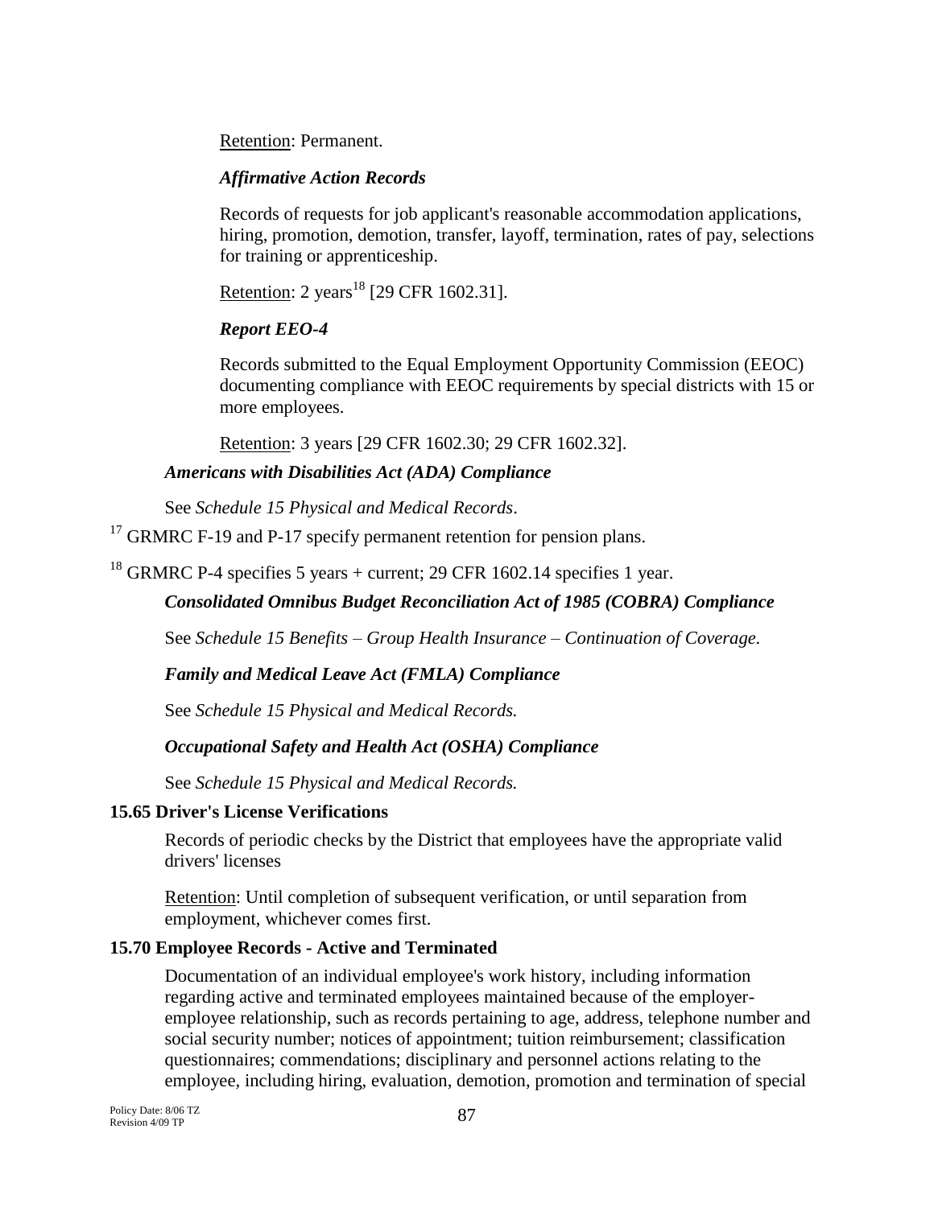Retention: Permanent.

*Affirmative Action Records*

Records of requests for job applicant's reasonable accommodation applications, hiring, promotion, demotion, transfer, layoff, termination, rates of pay, selections for training or apprenticeship.

Retention: 2 years[18] [29 CFR 1602.31].

*Report EEO-4*

Records submitted to the Equal Employment Opportunity Commission (EEOC) documenting compliance with EEOC requirements by special districts with 15 or more employees.

Retention: 3 years [29 CFR 1602.30; 29 CFR 1602.32].

*Americans with Disabilities Act (ADA) Compliance*

See *Schedule 15 Physical and Medical Records*.

[17] GRMRC F-19 and P-17 specify permanent retention for pension plans.

[18] GRMRC P-4 specifies 5 years + current; 29 CFR 1602.14 specifies 1 year.

*Consolidated Omnibus Budget Reconciliation Act of 1985 (COBRA) Compliance*

See *Schedule 15 Benefits – Group Health Insurance – Continuation of Coverage.*

*Family and Medical Leave Act (FMLA) Compliance*

See *Schedule 15 Physical and Medical Records.*

*Occupational Safety and Health Act (OSHA) Compliance*

See *Schedule 15 Physical and Medical Records.*

**15.65 Driver's License Verifications**

Records of periodic checks by the District that employees have the appropriate valid drivers' licenses

Retention: Until completion of subsequent verification, or until separation from employment, whichever comes first.

**15.70 Employee Records - Active and Terminated**

Documentation of an individual employee's work history, including information regarding active and terminated employees maintained because of the employer-employee relationship, such as records pertaining to age, address, telephone number and social security number; notices of appointment; tuition reimbursement; classification questionnaires; commendations; disciplinary and personnel actions relating to the employee, including hiring, evaluation, demotion, promotion and termination of special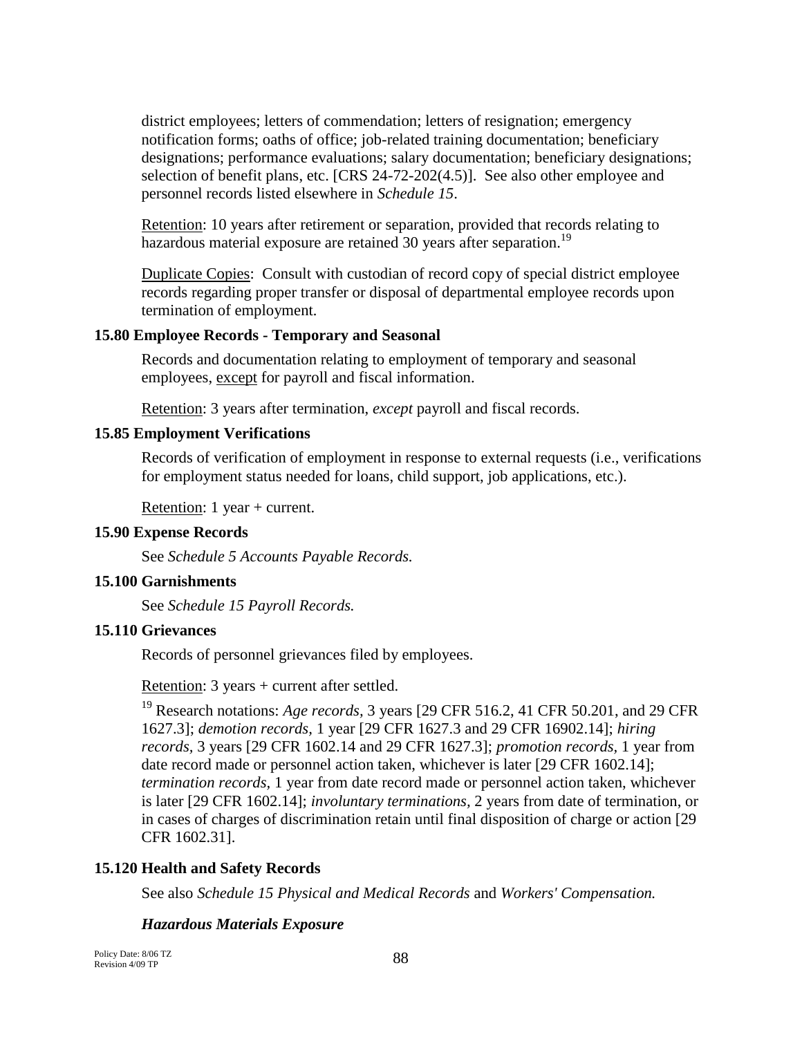district employees; letters of commendation; letters of resignation; emergency notification forms; oaths of office; job-related training documentation; beneficiary designations; performance evaluations; salary documentation; beneficiary designations; selection of benefit plans, etc. [CRS 24-72-202(4.5)]. See also other employee and personnel records listed elsewhere in *Schedule 15*.

Retention: 10 years after retirement or separation, provided that records relating to hazardous material exposure are retained 30 years after separation.[19]

Duplicate Copies: Consult with custodian of record copy of special district employee records regarding proper transfer or disposal of departmental employee records upon termination of employment.

### 15.80 Employee Records - Temporary and Seasonal

Records and documentation relating to employment of temporary and seasonal employees, except for payroll and fiscal information.

Retention: 3 years after termination, *except* payroll and fiscal records.

### 15.85 Employment Verifications

Records of verification of employment in response to external requests (i.e., verifications for employment status needed for loans, child support, job applications, etc.).

Retention: 1 year + current.

### 15.90 Expense Records

See *Schedule 5 Accounts Payable Records.*

### 15.100 Garnishments

See *Schedule 15 Payroll Records.*

### 15.110 Grievances

Records of personnel grievances filed by employees.

Retention: 3 years + current after settled.

[19] Research notations: *Age records,* 3 years [29 CFR 516.2, 41 CFR 50.201, and 29 CFR 1627.3]; *demotion records,* 1 year [29 CFR 1627.3 and 29 CFR 16902.14]; *hiring records,* 3 years [29 CFR 1602.14 and 29 CFR 1627.3]; *promotion records,* 1 year from date record made or personnel action taken, whichever is later [29 CFR 1602.14]; *termination records,* 1 year from date record made or personnel action taken, whichever is later [29 CFR 1602.14]; *involuntary terminations,* 2 years from date of termination, or in cases of charges of discrimination retain until final disposition of charge or action [29 CFR 1602.31].

### 15.120 Health and Safety Records

See also *Schedule 15 Physical and Medical Records* and *Workers' Compensation.*

#### *Hazardous Materials Exposure*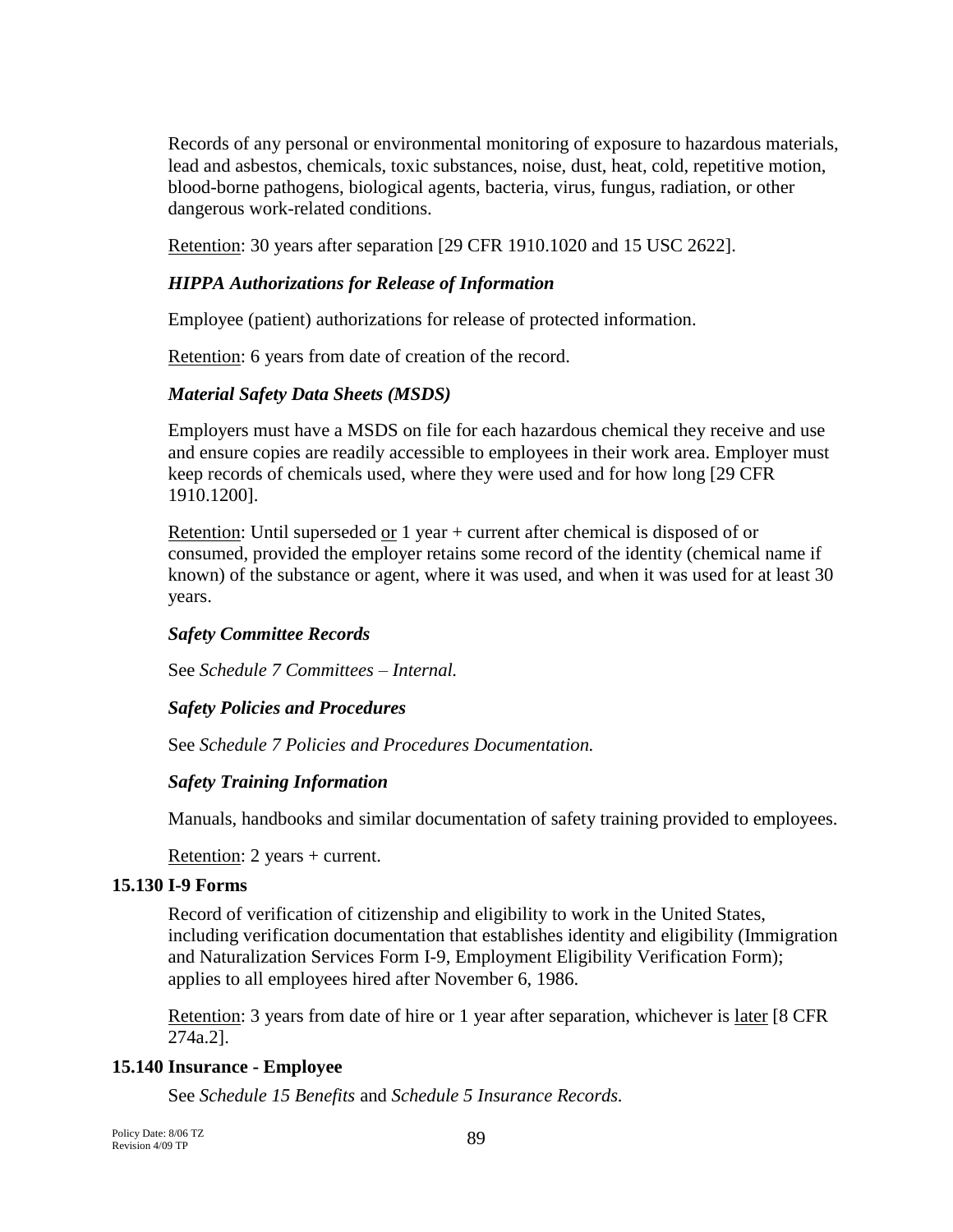Records of any personal or environmental monitoring of exposure to hazardous materials, lead and asbestos, chemicals, toxic substances, noise, dust, heat, cold, repetitive motion, blood-borne pathogens, biological agents, bacteria, virus, fungus, radiation, or other dangerous work-related conditions.

Retention: 30 years after separation [29 CFR 1910.1020 and 15 USC 2622].

***HIPPA Authorizations for Release of Information***

Employee (patient) authorizations for release of protected information.

Retention: 6 years from date of creation of the record.

***Material Safety Data Sheets (MSDS)***

Employers must have a MSDS on file for each hazardous chemical they receive and use and ensure copies are readily accessible to employees in their work area. Employer must keep records of chemicals used, where they were used and for how long [29 CFR 1910.1200].

Retention: Until superseded or 1 year + current after chemical is disposed of or consumed, provided the employer retains some record of the identity (chemical name if known) of the substance or agent, where it was used, and when it was used for at least 30 years.

***Safety Committee Records***

See *Schedule 7 Committees – Internal.*

***Safety Policies and Procedures***

See *Schedule 7 Policies and Procedures Documentation.*

***Safety Training Information***

Manuals, handbooks and similar documentation of safety training provided to employees.

Retention: 2 years + current.

**15.130 I-9 Forms**

Record of verification of citizenship and eligibility to work in the United States, including verification documentation that establishes identity and eligibility (Immigration and Naturalization Services Form I-9, Employment Eligibility Verification Form); applies to all employees hired after November 6, 1986.

Retention: 3 years from date of hire or 1 year after separation, whichever is later [8 CFR 274a.2].

**15.140 Insurance - Employee**

See *Schedule 15 Benefits* and *Schedule 5 Insurance Records.*

Policy Date: 8/06 TZ
Revision 4/09 TP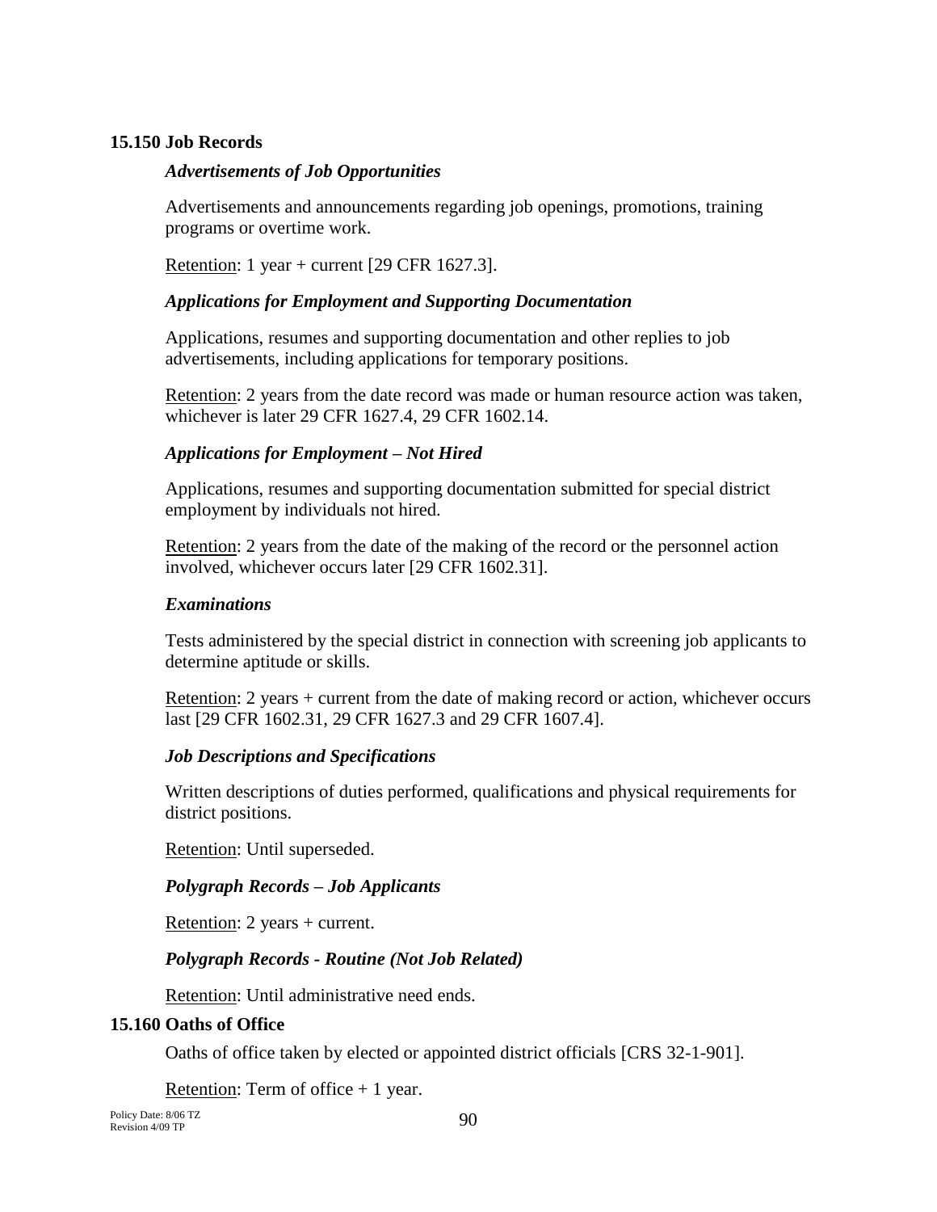## 15.150 Job Records

### *Advertisements of Job Opportunities*

Advertisements and announcements regarding job openings, promotions, training programs or overtime work.

Retention: 1 year + current [29 CFR 1627.3].

### *Applications for Employment and Supporting Documentation*

Applications, resumes and supporting documentation and other replies to job advertisements, including applications for temporary positions.

Retention: 2 years from the date record was made or human resource action was taken, whichever is later 29 CFR 1627.4, 29 CFR 1602.14.

### *Applications for Employment – Not Hired*

Applications, resumes and supporting documentation submitted for special district employment by individuals not hired.

Retention: 2 years from the date of the making of the record or the personnel action involved, whichever occurs later [29 CFR 1602.31].

### *Examinations*

Tests administered by the special district in connection with screening job applicants to determine aptitude or skills.

Retention: 2 years + current from the date of making record or action, whichever occurs last [29 CFR 1602.31, 29 CFR 1627.3 and 29 CFR 1607.4].

### *Job Descriptions and Specifications*

Written descriptions of duties performed, qualifications and physical requirements for district positions.

Retention: Until superseded.

### *Polygraph Records – Job Applicants*

Retention: 2 years + current.

### *Polygraph Records - Routine (Not Job Related)*

Retention: Until administrative need ends.

## 15.160 Oaths of Office

Oaths of office taken by elected or appointed district officials [CRS 32-1-901].

Retention: Term of office + 1 year.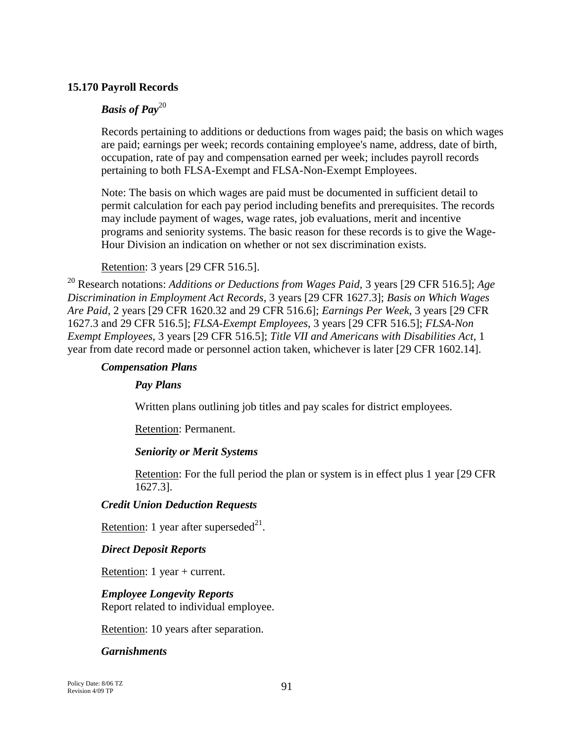## 15.170 Payroll Records

### *Basis of Pay*[20]

Records pertaining to additions or deductions from wages paid; the basis on which wages are paid; earnings per week; records containing employee's name, address, date of birth, occupation, rate of pay and compensation earned per week; includes payroll records pertaining to both FLSA-Exempt and FLSA-Non-Exempt Employees.

Note: The basis on which wages are paid must be documented in sufficient detail to permit calculation for each pay period including benefits and prerequisites. The records may include payment of wages, wage rates, job evaluations, merit and incentive programs and seniority systems. The basic reason for these records is to give the Wage-Hour Division an indication on whether or not sex discrimination exists.

Retention: 3 years [29 CFR 516.5].

[20] Research notations: *Additions or Deductions from Wages Paid*, 3 years [29 CFR 516.5]; *Age Discrimination in Employment Act Records*, 3 years [29 CFR 1627.3]; *Basis on Which Wages Are Paid*, 2 years [29 CFR 1620.32 and 29 CFR 516.6]; *Earnings Per Week*, 3 years [29 CFR 1627.3 and 29 CFR 516.5]; *FLSA-Exempt Employees*, 3 years [29 CFR 516.5]; *FLSA-Non Exempt Employees*, 3 years [29 CFR 516.5]; *Title VII and Americans with Disabilities Act*, 1 year from date record made or personnel action taken, whichever is later [29 CFR 1602.14].

### *Compensation Plans*

#### *Pay Plans*

Written plans outlining job titles and pay scales for district employees.

Retention: Permanent.

#### *Seniority or Merit Systems*

Retention: For the full period the plan or system is in effect plus 1 year [29 CFR 1627.3].

### *Credit Union Deduction Requests*

Retention: 1 year after superseded[21].

### *Direct Deposit Reports*

Retention: 1 year + current.

### *Employee Longevity Reports*

Report related to individual employee.

Retention: 10 years after separation.

### *Garnishments*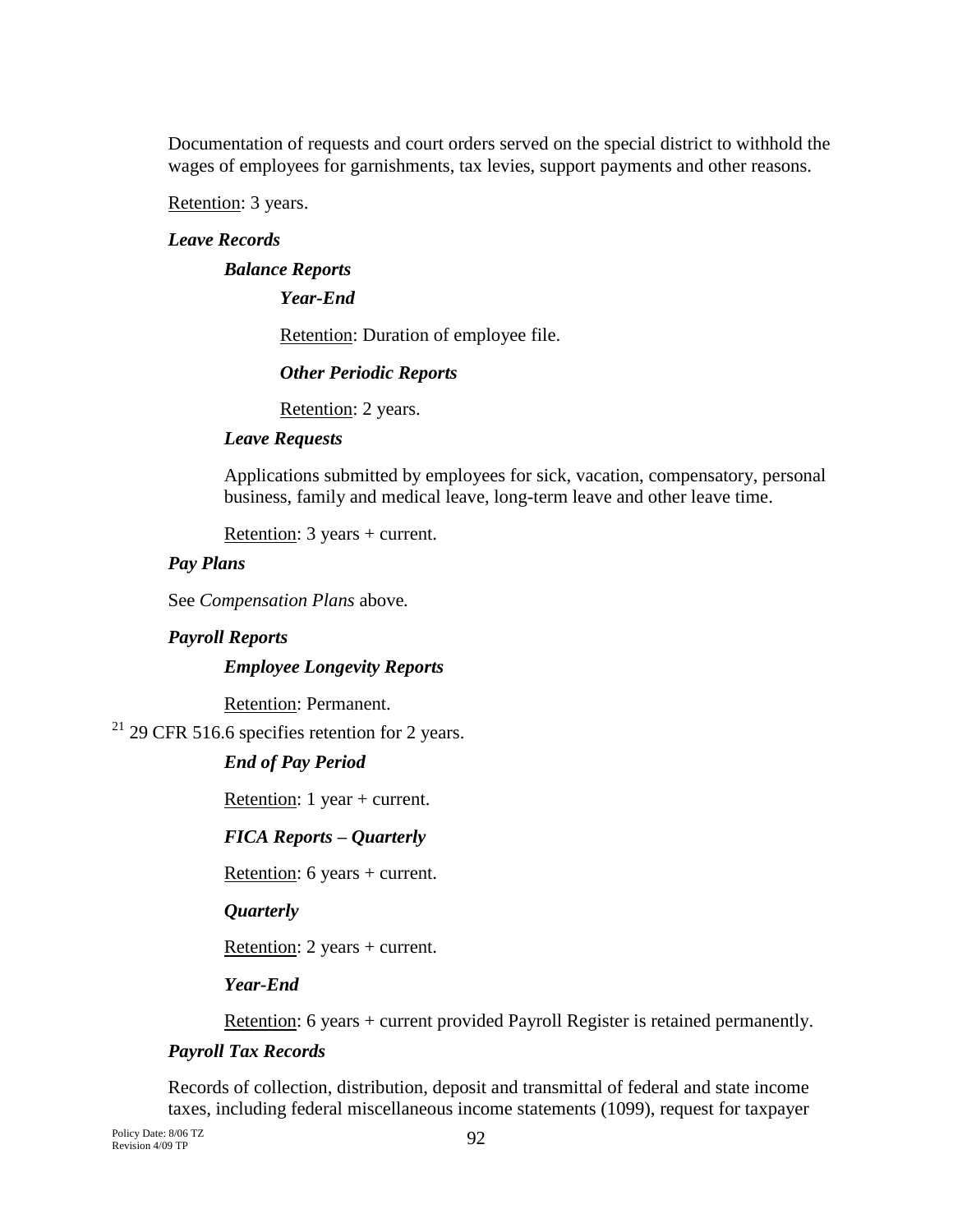Documentation of requests and court orders served on the special district to withhold the wages of employees for garnishments, tax levies, support payments and other reasons.

Retention: 3 years.

***Leave Records***

***Balance Reports***

***Year-End***

Retention: Duration of employee file.

***Other Periodic Reports***

Retention: 2 years.

***Leave Requests***

Applications submitted by employees for sick, vacation, compensatory, personal business, family and medical leave, long-term leave and other leave time.

Retention: 3 years + current.

***Pay Plans***

See *Compensation Plans* above.

***Payroll Reports***

***Employee Longevity Reports***

Retention: Permanent.

[21] 29 CFR 516.6 specifies retention for 2 years.

***End of Pay Period***

Retention: 1 year + current.

***FICA Reports – Quarterly***

Retention: 6 years + current.

***Quarterly***

Retention: 2 years + current.

***Year-End***

Retention: 6 years + current provided Payroll Register is retained permanently.

***Payroll Tax Records***

Records of collection, distribution, deposit and transmittal of federal and state income taxes, including federal miscellaneous income statements (1099), request for taxpayer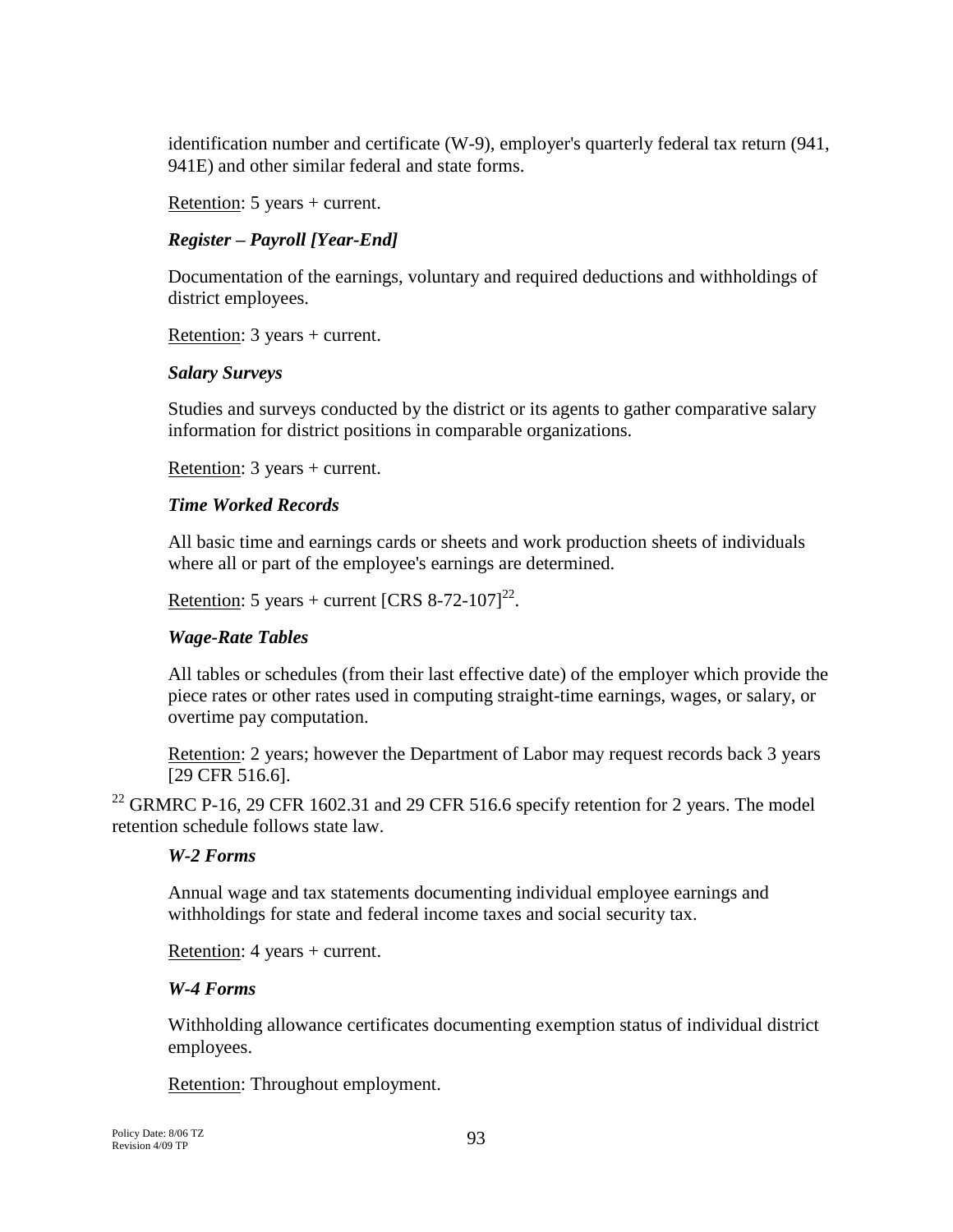identification number and certificate (W-9), employer's quarterly federal tax return (941, 941E) and other similar federal and state forms.

Retention: 5 years + current.

***Register – Payroll [Year-End]***

Documentation of the earnings, voluntary and required deductions and withholdings of district employees.

Retention: 3 years + current.

***Salary Surveys***

Studies and surveys conducted by the district or its agents to gather comparative salary information for district positions in comparable organizations.

Retention: 3 years + current.

***Time Worked Records***

All basic time and earnings cards or sheets and work production sheets of individuals where all or part of the employee's earnings are determined.

Retention: 5 years + current [CRS 8-72-107][22].

***Wage-Rate Tables***

All tables or schedules (from their last effective date) of the employer which provide the piece rates or other rates used in computing straight-time earnings, wages, or salary, or overtime pay computation.

Retention: 2 years; however the Department of Labor may request records back 3 years [29 CFR 516.6].

[22] GRMRC P-16, 29 CFR 1602.31 and 29 CFR 516.6 specify retention for 2 years. The model retention schedule follows state law.

***W-2 Forms***

Annual wage and tax statements documenting individual employee earnings and withholdings for state and federal income taxes and social security tax.

Retention: 4 years + current.

***W-4 Forms***

Withholding allowance certificates documenting exemption status of individual district employees.

Retention: Throughout employment.

Policy Date: 8/06 TZ
Revision 4/09 TP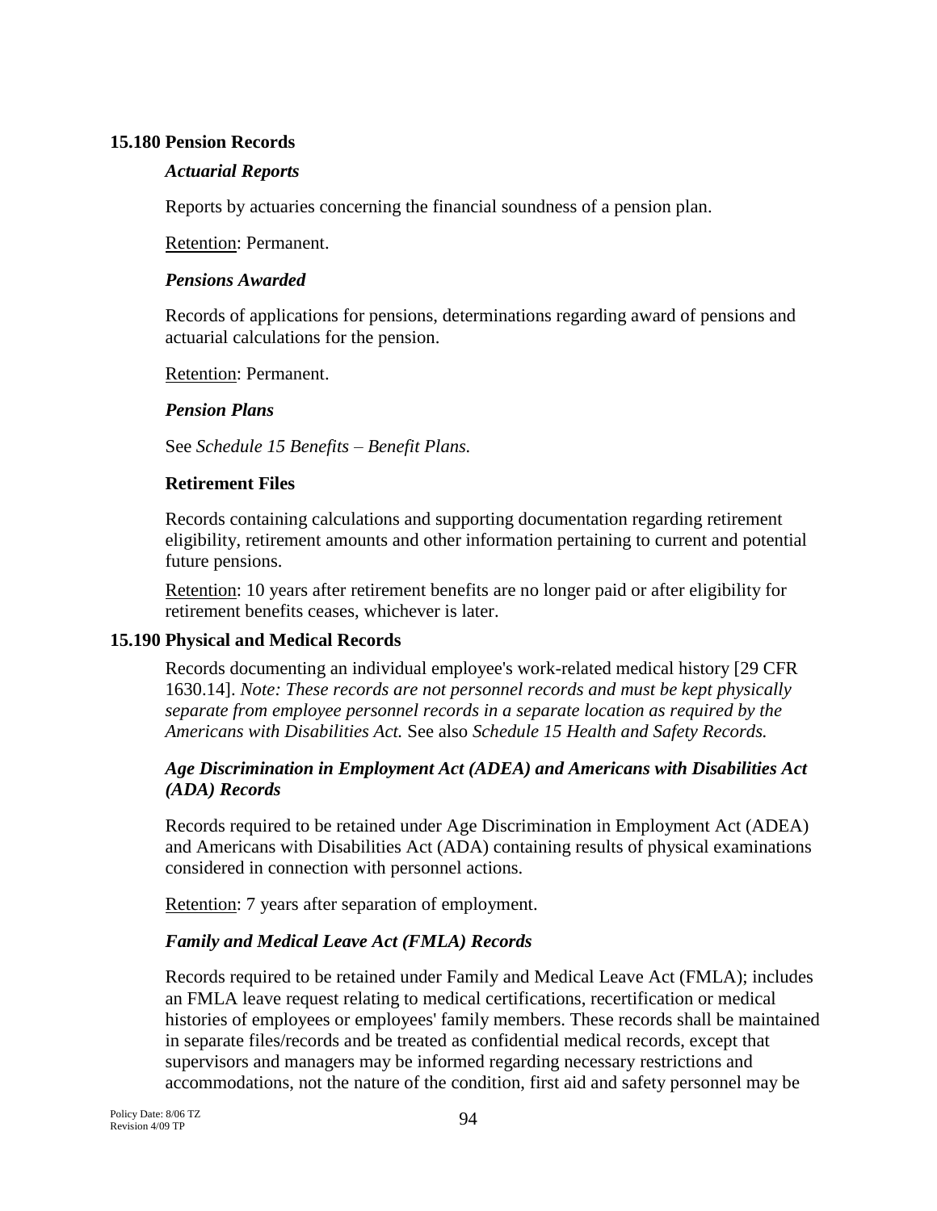## 15.180 Pension Records

### *Actuarial Reports*

Reports by actuaries concerning the financial soundness of a pension plan.

Retention: Permanent.

### *Pensions Awarded*

Records of applications for pensions, determinations regarding award of pensions and actuarial calculations for the pension.

Retention: Permanent.

### *Pension Plans*

See *Schedule 15 Benefits – Benefit Plans.*

### **Retirement Files**

Records containing calculations and supporting documentation regarding retirement eligibility, retirement amounts and other information pertaining to current and potential future pensions.

Retention: 10 years after retirement benefits are no longer paid or after eligibility for retirement benefits ceases, whichever is later.

## 15.190 Physical and Medical Records

Records documenting an individual employee's work-related medical history [29 CFR 1630.14]. *Note: These records are not personnel records and must be kept physically separate from employee personnel records in a separate location as required by the Americans with Disabilities Act.* See also *Schedule 15 Health and Safety Records.*

### *Age Discrimination in Employment Act (ADEA) and Americans with Disabilities Act (ADA) Records*

Records required to be retained under Age Discrimination in Employment Act (ADEA) and Americans with Disabilities Act (ADA) containing results of physical examinations considered in connection with personnel actions.

Retention: 7 years after separation of employment.

### *Family and Medical Leave Act (FMLA) Records*

Records required to be retained under Family and Medical Leave Act (FMLA); includes an FMLA leave request relating to medical certifications, recertification or medical histories of employees or employees' family members. These records shall be maintained in separate files/records and be treated as confidential medical records, except that supervisors and managers may be informed regarding necessary restrictions and accommodations, not the nature of the condition, first aid and safety personnel may be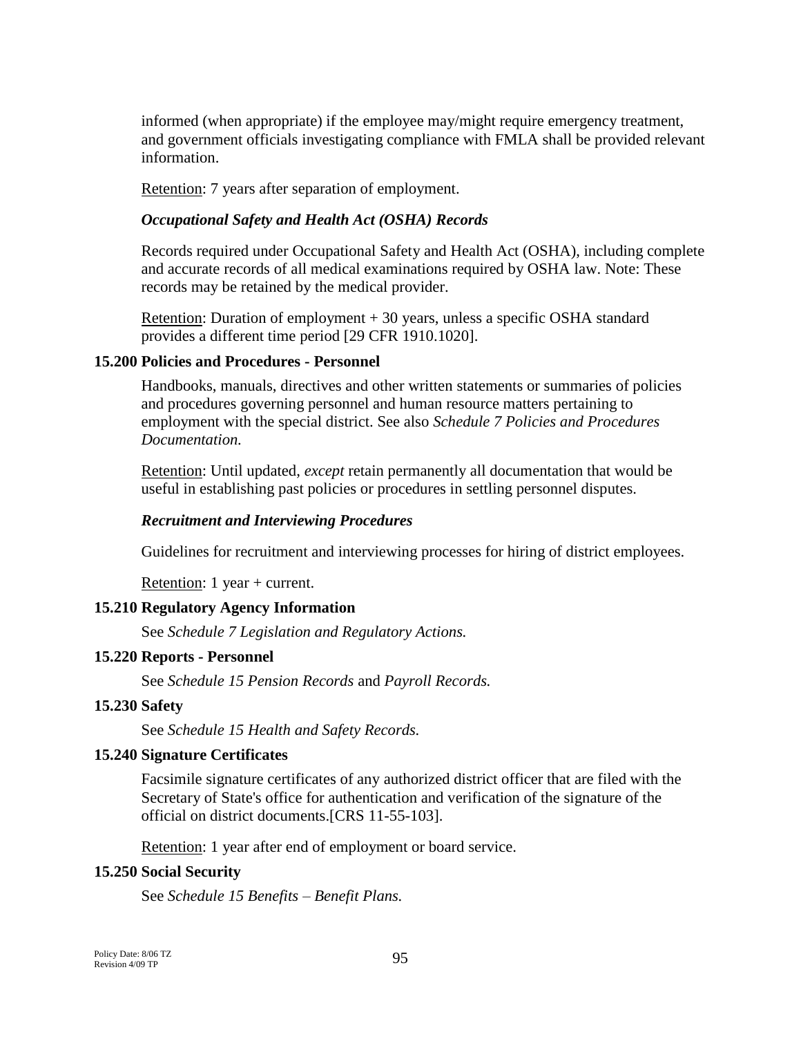informed (when appropriate) if the employee may/might require emergency treatment, and government officials investigating compliance with FMLA shall be provided relevant information.

Retention: 7 years after separation of employment.

***Occupational Safety and Health Act (OSHA) Records***

Records required under Occupational Safety and Health Act (OSHA), including complete and accurate records of all medical examinations required by OSHA law. Note: These records may be retained by the medical provider.

Retention: Duration of employment + 30 years, unless a specific OSHA standard provides a different time period [29 CFR 1910.1020].

### 15.200 Policies and Procedures - Personnel

Handbooks, manuals, directives and other written statements or summaries of policies and procedures governing personnel and human resource matters pertaining to employment with the special district. See also *Schedule 7 Policies and Procedures Documentation.*

Retention: Until updated, *except* retain permanently all documentation that would be useful in establishing past policies or procedures in settling personnel disputes.

***Recruitment and Interviewing Procedures***

Guidelines for recruitment and interviewing processes for hiring of district employees.

Retention: 1 year + current.

### 15.210 Regulatory Agency Information

See *Schedule 7 Legislation and Regulatory Actions.*

### 15.220 Reports - Personnel

See *Schedule 15 Pension Records* and *Payroll Records.*

### 15.230 Safety

See *Schedule 15 Health and Safety Records.*

### 15.240 Signature Certificates

Facsimile signature certificates of any authorized district officer that are filed with the Secretary of State's office for authentication and verification of the signature of the official on district documents.[CRS 11-55-103].

Retention: 1 year after end of employment or board service.

### 15.250 Social Security

See *Schedule 15 Benefits – Benefit Plans.*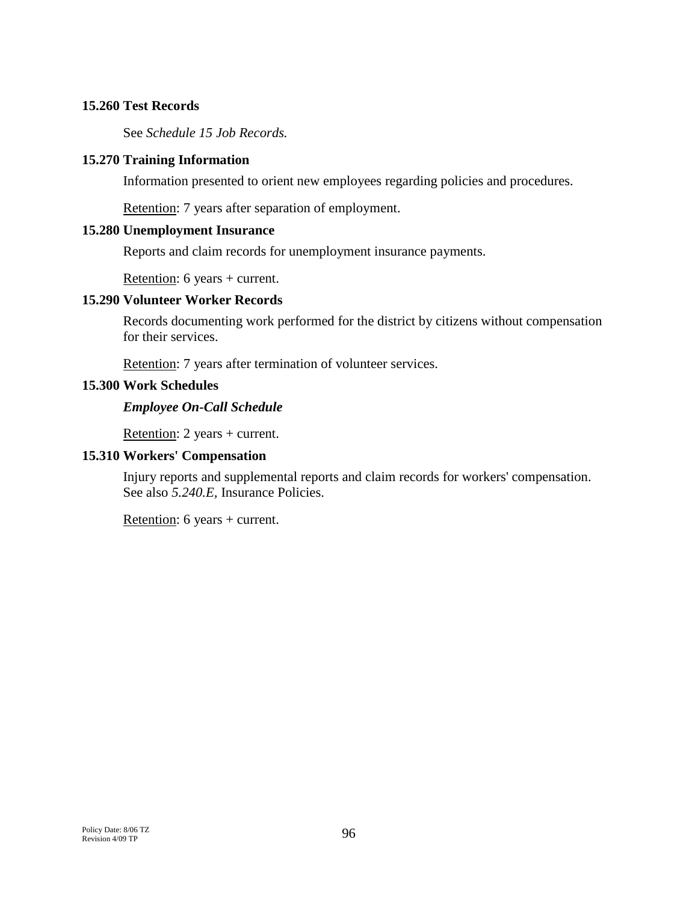### 15.260 Test Records

See *Schedule 15 Job Records.*

### 15.270 Training Information

Information presented to orient new employees regarding policies and procedures.

Retention: 7 years after separation of employment.

### 15.280 Unemployment Insurance

Reports and claim records for unemployment insurance payments.

Retention: 6 years + current.

### 15.290 Volunteer Worker Records

Records documenting work performed for the district by citizens without compensation for their services.

Retention: 7 years after termination of volunteer services.

### 15.300 Work Schedules

***Employee On-Call Schedule***

Retention: 2 years + current.

### 15.310 Workers' Compensation

Injury reports and supplemental reports and claim records for workers' compensation. See also *5.240.E,* Insurance Policies.

Retention: 6 years + current.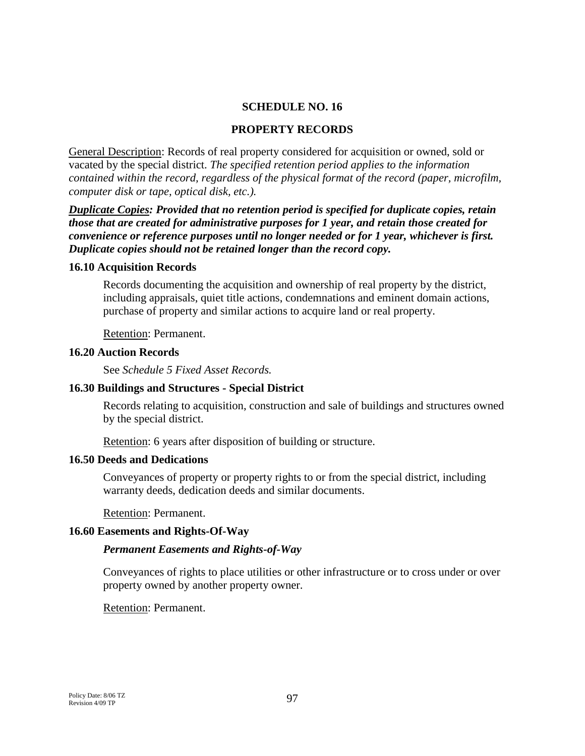## SCHEDULE NO. 16

## PROPERTY RECORDS

General Description: Records of real property considered for acquisition or owned, sold or vacated by the special district. *The specified retention period applies to the information contained within the record, regardless of the physical format of the record (paper, microfilm, computer disk or tape, optical disk, etc.).*

***Duplicate Copies: Provided that no retention period is specified for duplicate copies, retain those that are created for administrative purposes for 1 year, and retain those created for convenience or reference purposes until no longer needed or for 1 year, whichever is first. Duplicate copies should not be retained longer than the record copy.***

### 16.10 Acquisition Records

Records documenting the acquisition and ownership of real property by the district, including appraisals, quiet title actions, condemnations and eminent domain actions, purchase of property and similar actions to acquire land or real property.

Retention: Permanent.

### 16.20 Auction Records

See *Schedule 5 Fixed Asset Records.*

### 16.30 Buildings and Structures - Special District

Records relating to acquisition, construction and sale of buildings and structures owned by the special district.

Retention: 6 years after disposition of building or structure.

### 16.50 Deeds and Dedications

Conveyances of property or property rights to or from the special district, including warranty deeds, dedication deeds and similar documents.

Retention: Permanent.

### 16.60 Easements and Rights-Of-Way

***Permanent Easements and Rights-of-Way***

Conveyances of rights to place utilities or other infrastructure or to cross under or over property owned by another property owner.

Retention: Permanent.

Policy Date: 8/06 TZ
Revision 4/09 TP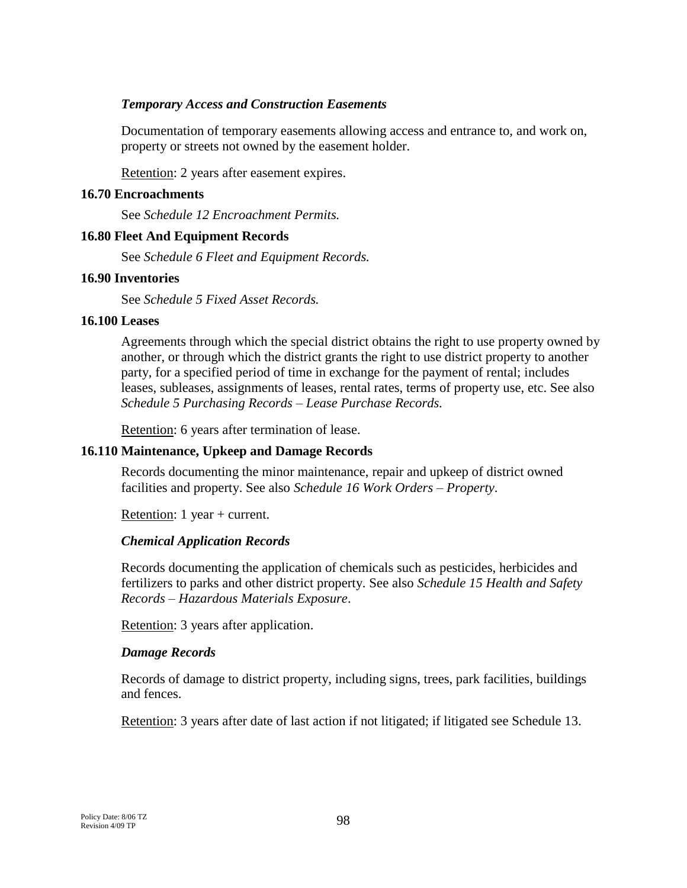### *Temporary Access and Construction Easements*

Documentation of temporary easements allowing access and entrance to, and work on, property or streets not owned by the easement holder.

Retention: 2 years after easement expires.

## 16.70 Encroachments

See *Schedule 12 Encroachment Permits.*

## 16.80 Fleet And Equipment Records

See *Schedule 6 Fleet and Equipment Records.*

## 16.90 Inventories

See *Schedule 5 Fixed Asset Records.*

## 16.100 Leases

Agreements through which the special district obtains the right to use property owned by another, or through which the district grants the right to use district property to another party, for a specified period of time in exchange for the payment of rental; includes leases, subleases, assignments of leases, rental rates, terms of property use, etc. See also *Schedule 5 Purchasing Records – Lease Purchase Records.*

Retention: 6 years after termination of lease.

## 16.110 Maintenance, Upkeep and Damage Records

Records documenting the minor maintenance, repair and upkeep of district owned facilities and property. See also *Schedule 16 Work Orders – Property*.

Retention: 1 year + current.

### *Chemical Application Records*

Records documenting the application of chemicals such as pesticides, herbicides and fertilizers to parks and other district property. See also *Schedule 15 Health and Safety Records – Hazardous Materials Exposure*.

Retention: 3 years after application.

### *Damage Records*

Records of damage to district property, including signs, trees, park facilities, buildings and fences.

Retention: 3 years after date of last action if not litigated; if litigated see Schedule 13.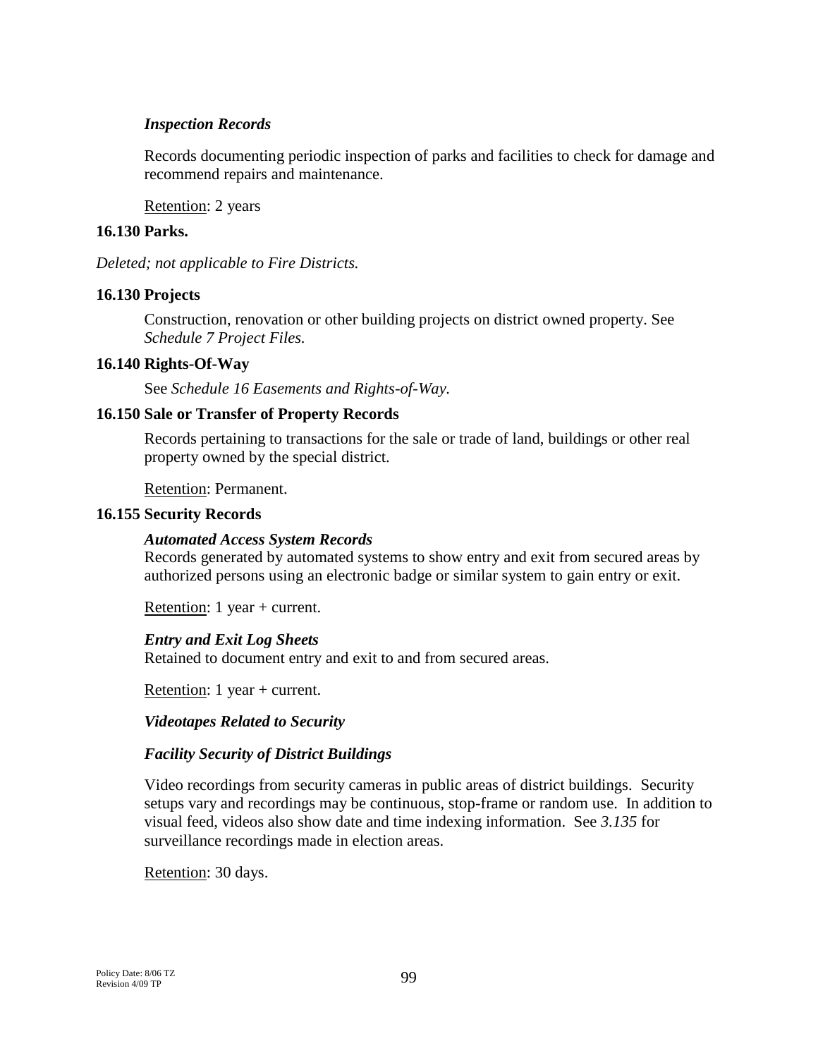***Inspection Records***

Records documenting periodic inspection of parks and facilities to check for damage and recommend repairs and maintenance.

Retention: 2 years

**16.130 Parks.**

*Deleted; not applicable to Fire Districts.*

**16.130 Projects**

Construction, renovation or other building projects on district owned property. See *Schedule 7 Project Files.*

**16.140 Rights-Of-Way**

See *Schedule 16 Easements and Rights-of-Way.*

**16.150 Sale or Transfer of Property Records**

Records pertaining to transactions for the sale or trade of land, buildings or other real property owned by the special district.

Retention: Permanent.

**16.155 Security Records**

***Automated Access System Records***
Records generated by automated systems to show entry and exit from secured areas by authorized persons using an electronic badge or similar system to gain entry or exit.

Retention: 1 year + current.

***Entry and Exit Log Sheets***
Retained to document entry and exit to and from secured areas.

Retention: 1 year + current.

***Videotapes Related to Security***

***Facility Security of District Buildings***

Video recordings from security cameras in public areas of district buildings. Security setups vary and recordings may be continuous, stop-frame or random use. In addition to visual feed, videos also show date and time indexing information. See *3.135* for surveillance recordings made in election areas.

Retention: 30 days.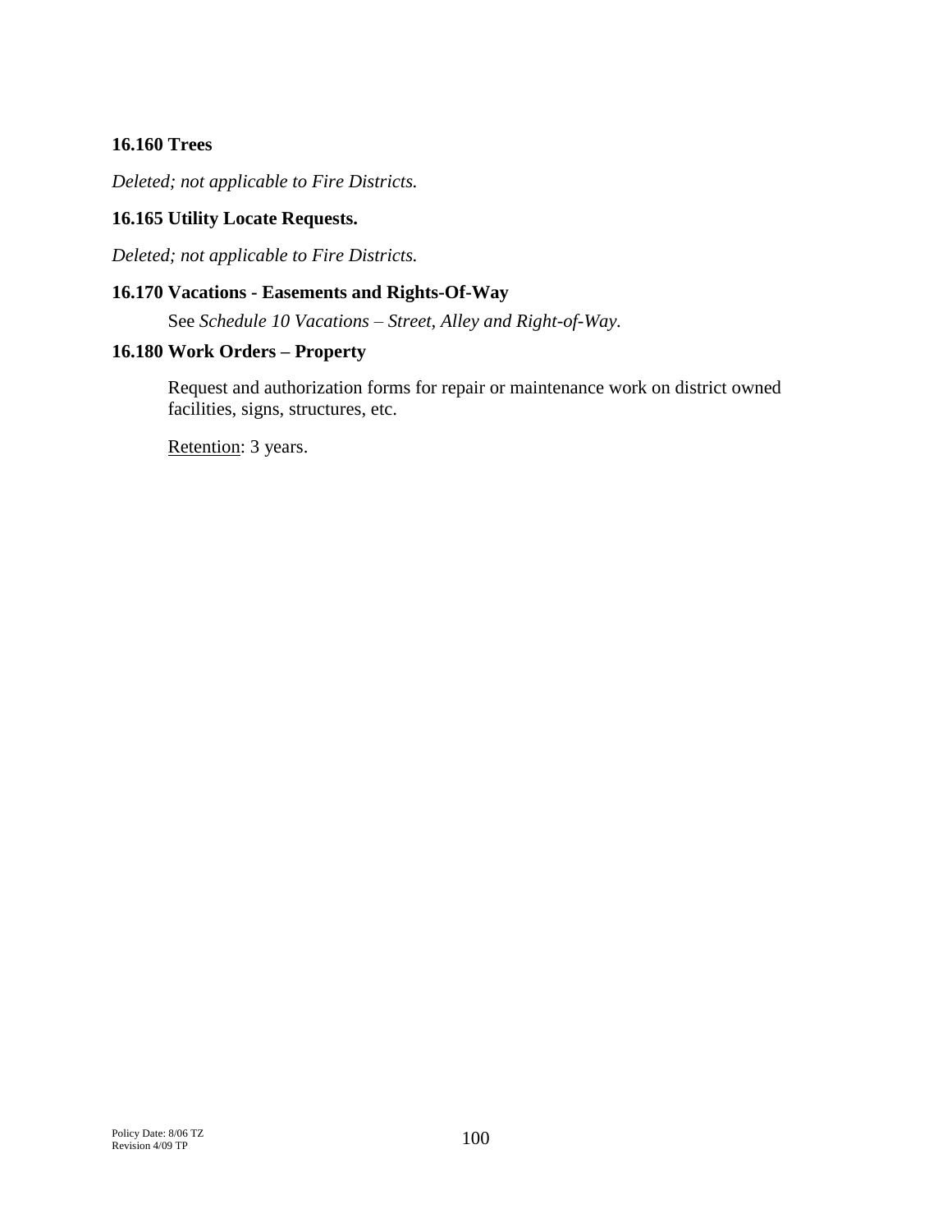### 16.160 Trees

*Deleted; not applicable to Fire Districts.*

### 16.165 Utility Locate Requests.

*Deleted; not applicable to Fire Districts.*

### 16.170 Vacations - Easements and Rights-Of-Way

See *Schedule 10 Vacations – Street, Alley and Right-of-Way.*

### 16.180 Work Orders – Property

Request and authorization forms for repair or maintenance work on district owned facilities, signs, structures, etc.

Retention: 3 years.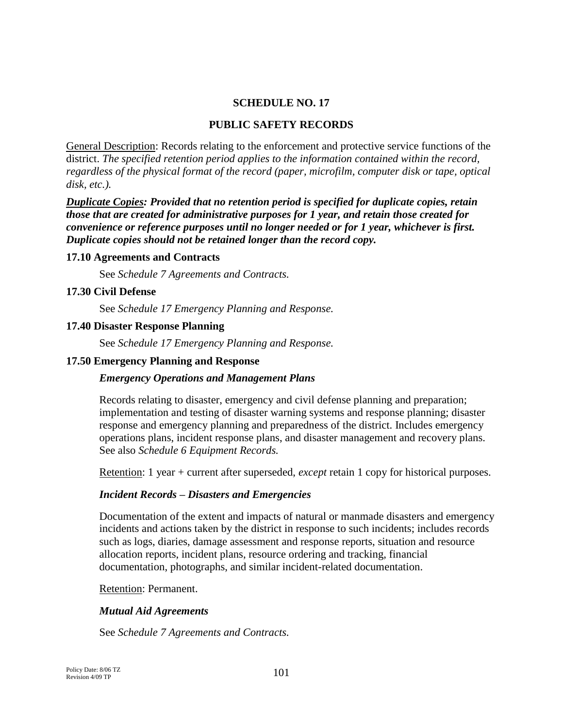# SCHEDULE NO. 17

## PUBLIC SAFETY RECORDS

General Description: Records relating to the enforcement and protective service functions of the district. *The specified retention period applies to the information contained within the record, regardless of the physical format of the record (paper, microfilm, computer disk or tape, optical disk, etc.).*

***Duplicate Copies: Provided that no retention period is specified for duplicate copies, retain those that are created for administrative purposes for 1 year, and retain those created for convenience or reference purposes until no longer needed or for 1 year, whichever is first. Duplicate copies should not be retained longer than the record copy.***

### 17.10 Agreements and Contracts

See *Schedule 7 Agreements and Contracts.*

### 17.30 Civil Defense

See *Schedule 17 Emergency Planning and Response.*

### 17.40 Disaster Response Planning

See *Schedule 17 Emergency Planning and Response.*

### 17.50 Emergency Planning and Response

***Emergency Operations and Management Plans***

Records relating to disaster, emergency and civil defense planning and preparation; implementation and testing of disaster warning systems and response planning; disaster response and emergency planning and preparedness of the district. Includes emergency operations plans, incident response plans, and disaster management and recovery plans. See also *Schedule 6 Equipment Records.*

Retention: 1 year + current after superseded, *except* retain 1 copy for historical purposes.

***Incident Records – Disasters and Emergencies***

Documentation of the extent and impacts of natural or manmade disasters and emergency incidents and actions taken by the district in response to such incidents; includes records such as logs, diaries, damage assessment and response reports, situation and resource allocation reports, incident plans, resource ordering and tracking, financial documentation, photographs, and similar incident-related documentation.

Retention: Permanent.

***Mutual Aid Agreements***

See *Schedule 7 Agreements and Contracts.*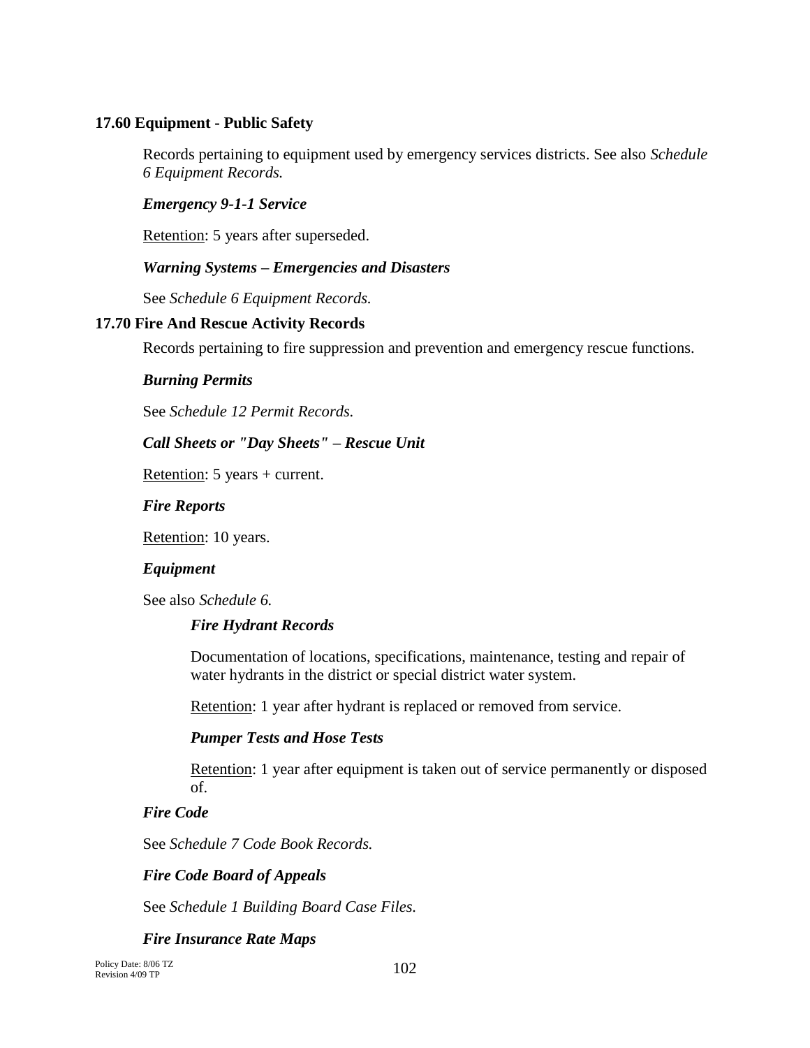### 17.60 Equipment - Public Safety

Records pertaining to equipment used by emergency services districts. See also *Schedule 6 Equipment Records.*

***Emergency 9-1-1 Service***

Retention: 5 years after superseded.

***Warning Systems – Emergencies and Disasters***

See *Schedule 6 Equipment Records.*

### 17.70 Fire And Rescue Activity Records

Records pertaining to fire suppression and prevention and emergency rescue functions.

***Burning Permits***

See *Schedule 12 Permit Records.*

***Call Sheets or "Day Sheets" – Rescue Unit***

Retention: 5 years + current.

***Fire Reports***

Retention: 10 years.

***Equipment***

See also *Schedule 6.*

***Fire Hydrant Records***

Documentation of locations, specifications, maintenance, testing and repair of water hydrants in the district or special district water system.

Retention: 1 year after hydrant is replaced or removed from service.

***Pumper Tests and Hose Tests***

Retention: 1 year after equipment is taken out of service permanently or disposed of.

***Fire Code***

See *Schedule 7 Code Book Records.*

***Fire Code Board of Appeals***

See *Schedule 1 Building Board Case Files.*

***Fire Insurance Rate Maps***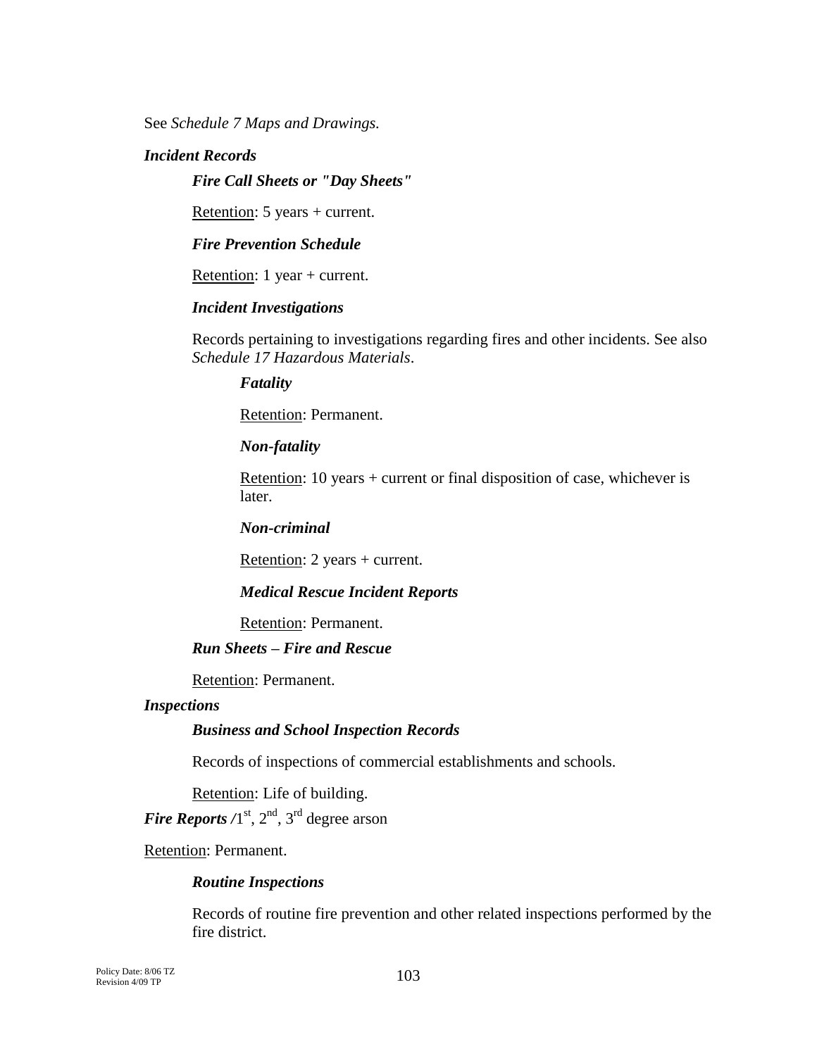See *Schedule 7 Maps and Drawings.*

***Incident Records***

***Fire Call Sheets or "Day Sheets"***

Retention: 5 years + current.

***Fire Prevention Schedule***

Retention: 1 year + current.

***Incident Investigations***

Records pertaining to investigations regarding fires and other incidents. See also *Schedule 17 Hazardous Materials*.

***Fatality***

Retention: Permanent.

***Non-fatality***

Retention: 10 years + current or final disposition of case, whichever is later.

***Non-criminal***

Retention: 2 years + current.

***Medical Rescue Incident Reports***

Retention: Permanent.

***Run Sheets – Fire and Rescue***

Retention: Permanent.

***Inspections***

***Business and School Inspection Records***

Records of inspections of commercial establishments and schools.

Retention: Life of building.

***Fire Reports /***1st, 2nd, 3rd degree arson

Retention: Permanent.

***Routine Inspections***

Records of routine fire prevention and other related inspections performed by the fire district.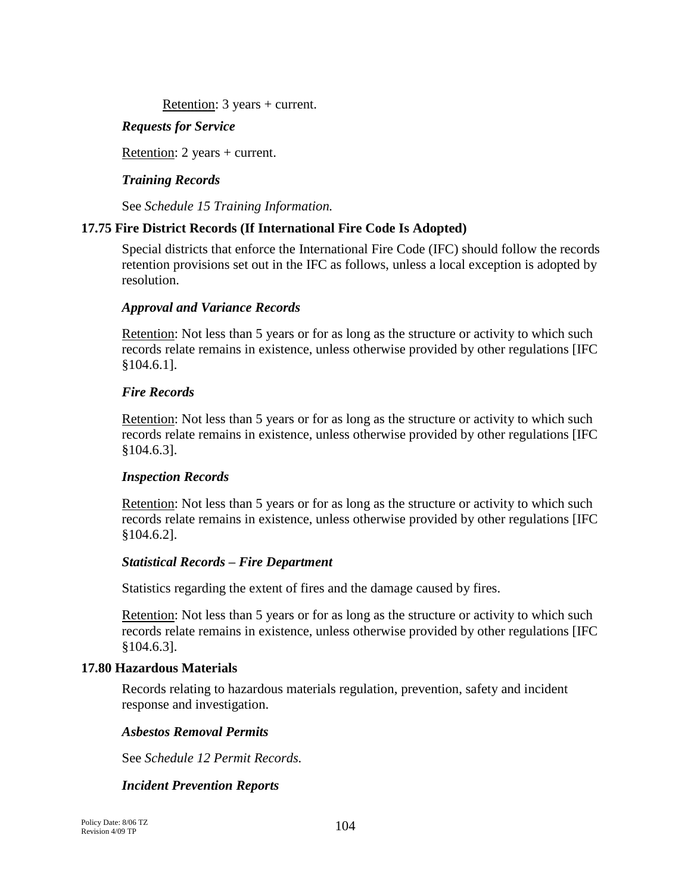Retention: 3 years + current.

*Requests for Service*

Retention: 2 years + current.

*Training Records*

See *Schedule 15 Training Information.*

### 17.75 Fire District Records (If International Fire Code Is Adopted)

Special districts that enforce the International Fire Code (IFC) should follow the records retention provisions set out in the IFC as follows, unless a local exception is adopted by resolution.

*Approval and Variance Records*

Retention: Not less than 5 years or for as long as the structure or activity to which such records relate remains in existence, unless otherwise provided by other regulations [IFC §104.6.1].

*Fire Records*

Retention: Not less than 5 years or for as long as the structure or activity to which such records relate remains in existence, unless otherwise provided by other regulations [IFC §104.6.3].

*Inspection Records*

Retention: Not less than 5 years or for as long as the structure or activity to which such records relate remains in existence, unless otherwise provided by other regulations [IFC §104.6.2].

*Statistical Records – Fire Department*

Statistics regarding the extent of fires and the damage caused by fires.

Retention: Not less than 5 years or for as long as the structure or activity to which such records relate remains in existence, unless otherwise provided by other regulations [IFC §104.6.3].

### 17.80 Hazardous Materials

Records relating to hazardous materials regulation, prevention, safety and incident response and investigation.

*Asbestos Removal Permits*

See *Schedule 12 Permit Records.*

*Incident Prevention Reports*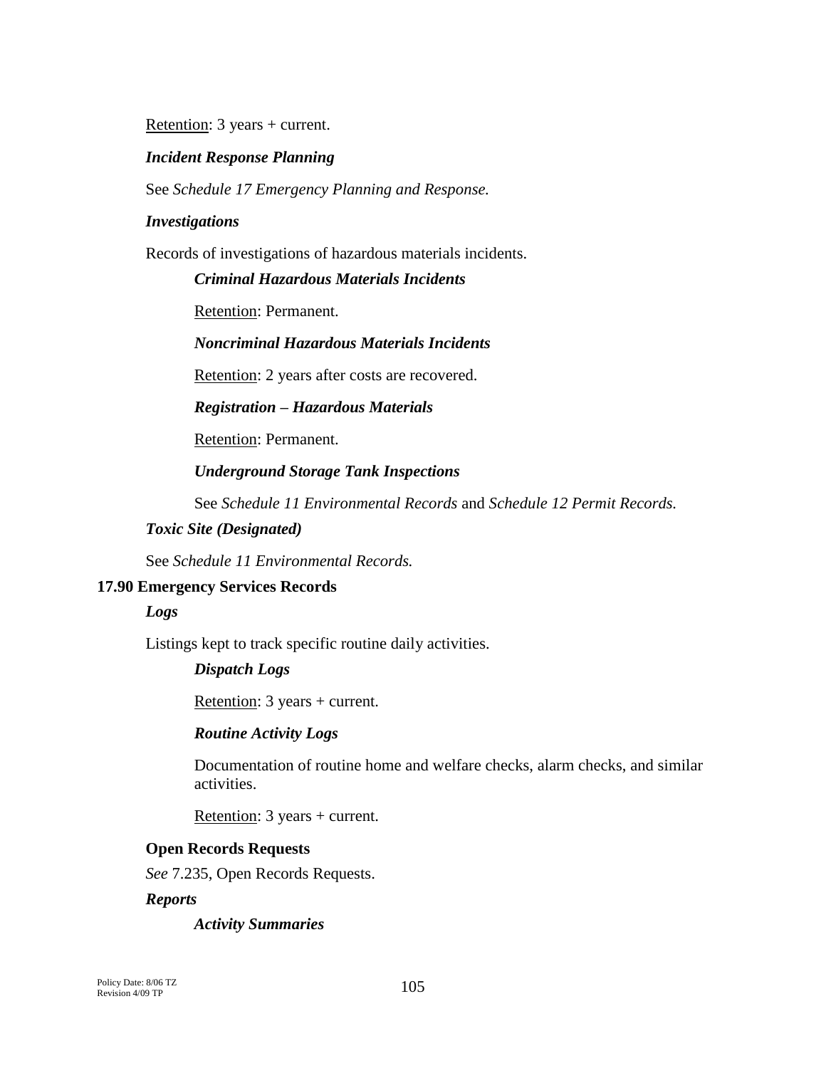Retention: 3 years + current.

***Incident Response Planning***

See *Schedule 17 Emergency Planning and Response.*

***Investigations***

Records of investigations of hazardous materials incidents.

***Criminal Hazardous Materials Incidents***

Retention: Permanent.

***Noncriminal Hazardous Materials Incidents***

Retention: 2 years after costs are recovered.

***Registration – Hazardous Materials***

Retention: Permanent.

***Underground Storage Tank Inspections***

See *Schedule 11 Environmental Records* and *Schedule 12 Permit Records.*

***Toxic Site (Designated)***

See *Schedule 11 Environmental Records.*

## 17.90 Emergency Services Records

***Logs***

Listings kept to track specific routine daily activities.

***Dispatch Logs***

Retention: 3 years + current.

***Routine Activity Logs***

Documentation of routine home and welfare checks, alarm checks, and similar activities.

Retention: 3 years + current.

**Open Records Requests**

*See* 7.235, Open Records Requests.

***Reports***

***Activity Summaries***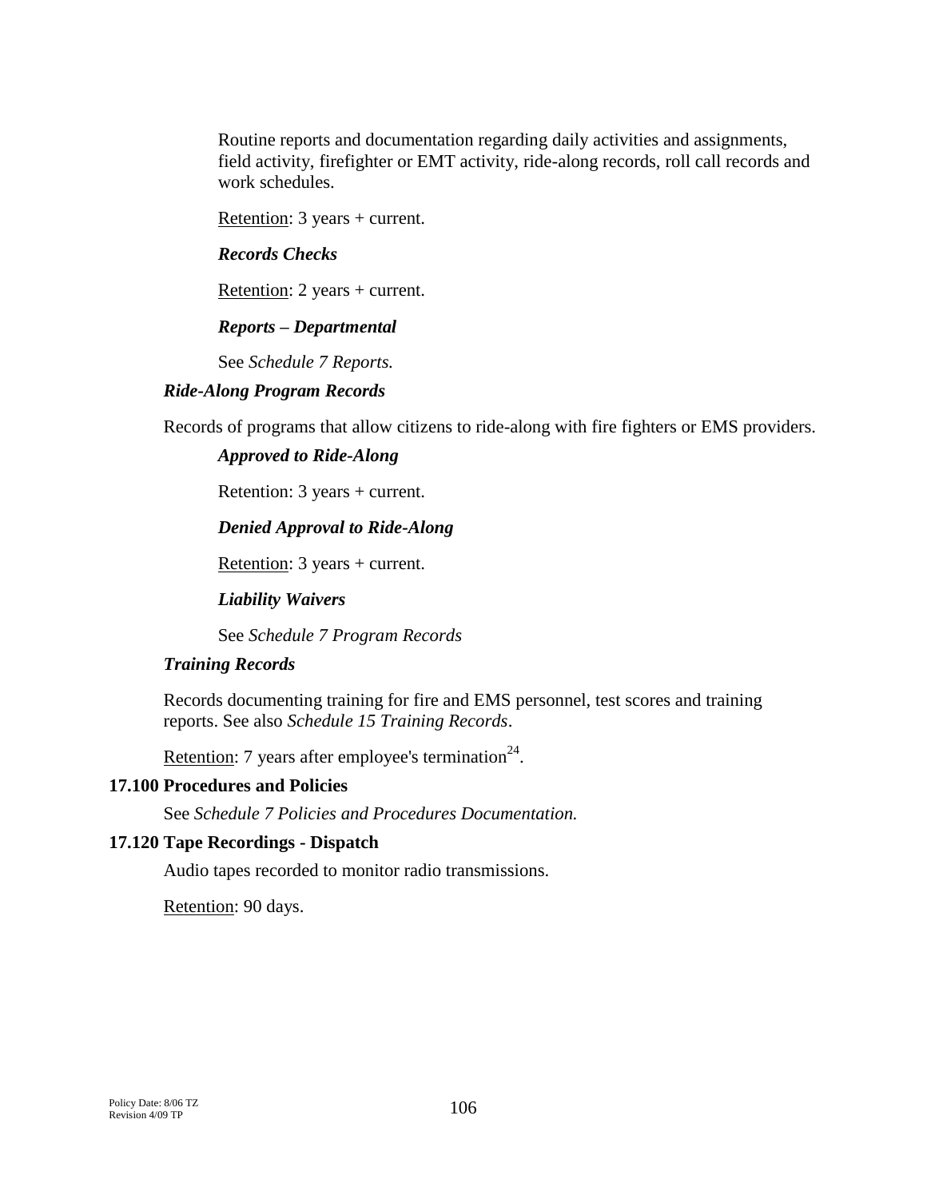Routine reports and documentation regarding daily activities and assignments, field activity, firefighter or EMT activity, ride-along records, roll call records and work schedules.

Retention: 3 years + current.

***Records Checks***

Retention: 2 years + current.

***Reports – Departmental***

See *Schedule 7 Reports.*

***Ride-Along Program Records***

Records of programs that allow citizens to ride-along with fire fighters or EMS providers.

***Approved to Ride-Along***

Retention: 3 years + current.

***Denied Approval to Ride-Along***

Retention: 3 years + current.

***Liability Waivers***

See *Schedule 7 Program Records*

***Training Records***

Records documenting training for fire and EMS personnel, test scores and training reports. See also *Schedule 15 Training Records*.

Retention: 7 years after employee's termination[24].

**17.100 Procedures and Policies**

See *Schedule 7 Policies and Procedures Documentation.*

**17.120 Tape Recordings - Dispatch**

Audio tapes recorded to monitor radio transmissions.

Retention: 90 days.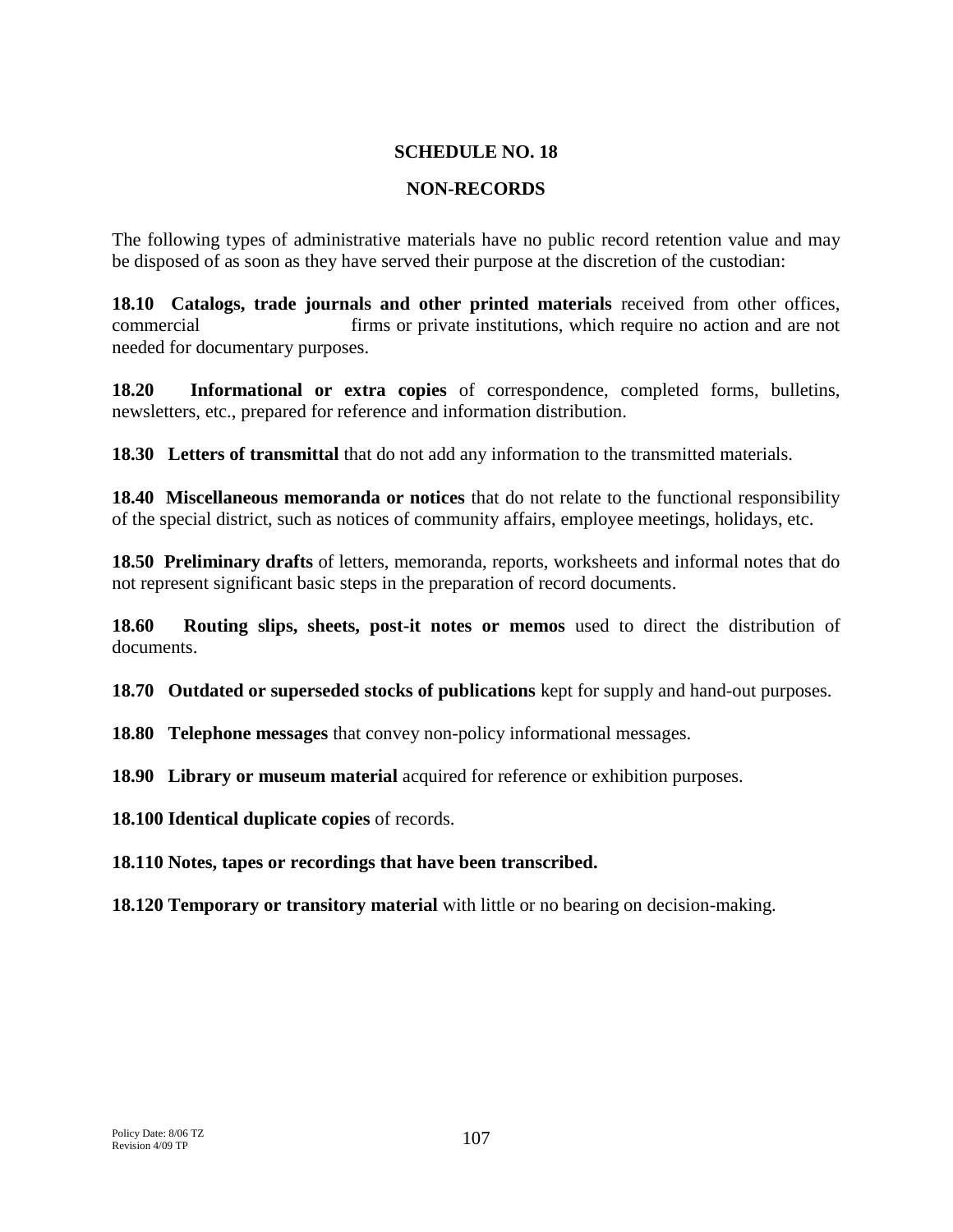# SCHEDULE NO. 18

## NON-RECORDS

The following types of administrative materials have no public record retention value and may be disposed of as soon as they have served their purpose at the discretion of the custodian:

**18.10 Catalogs, trade journals and other printed materials** received from other offices, commercial firms or private institutions, which require no action and are not needed for documentary purposes.

**18.20 Informational or extra copies** of correspondence, completed forms, bulletins, newsletters, etc., prepared for reference and information distribution.

**18.30 Letters of transmittal** that do not add any information to the transmitted materials.

**18.40 Miscellaneous memoranda or notices** that do not relate to the functional responsibility of the special district, such as notices of community affairs, employee meetings, holidays, etc.

**18.50 Preliminary drafts** of letters, memoranda, reports, worksheets and informal notes that do not represent significant basic steps in the preparation of record documents.

**18.60 Routing slips, sheets, post-it notes or memos** used to direct the distribution of documents.

**18.70 Outdated or superseded stocks of publications** kept for supply and hand-out purposes.

**18.80 Telephone messages** that convey non-policy informational messages.

**18.90 Library or museum material** acquired for reference or exhibition purposes.

**18.100 Identical duplicate copies** of records.

**18.110 Notes, tapes or recordings that have been transcribed.**

**18.120 Temporary or transitory material** with little or no bearing on decision-making.

Policy Date: 8/06 TZ
Revision 4/09 TP